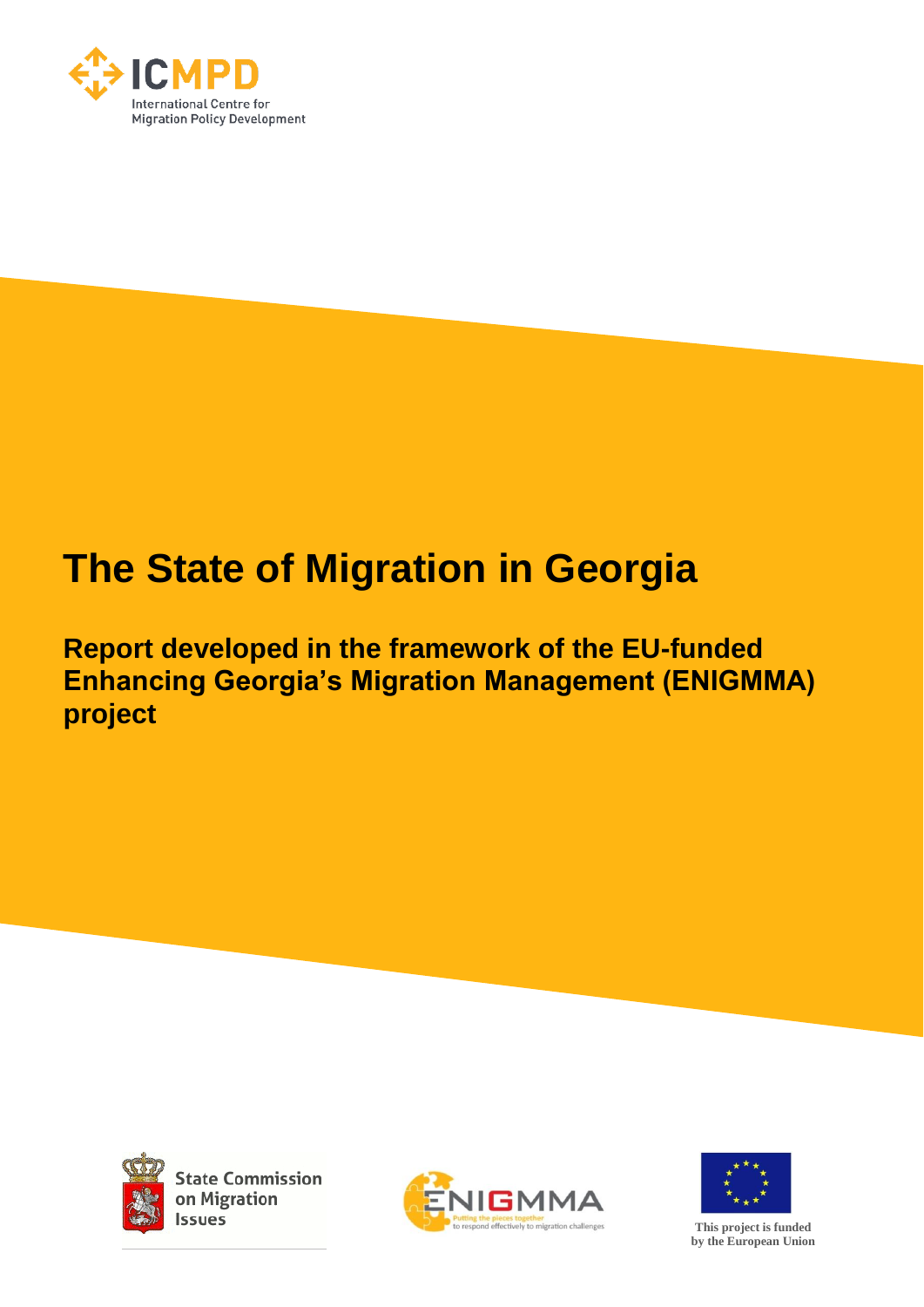ICMPD

International Centre for Migration Policy Development

# The State of Migration in Georgia

## Report developed in the framework of the EU-funded Enhancing Georgia's Migration Management (ENIGMMA) project

State Commission on Migration Issues

ENIGMMA

Putting the pieces together to respond effectively to migration challenges

This project is funded by the European Union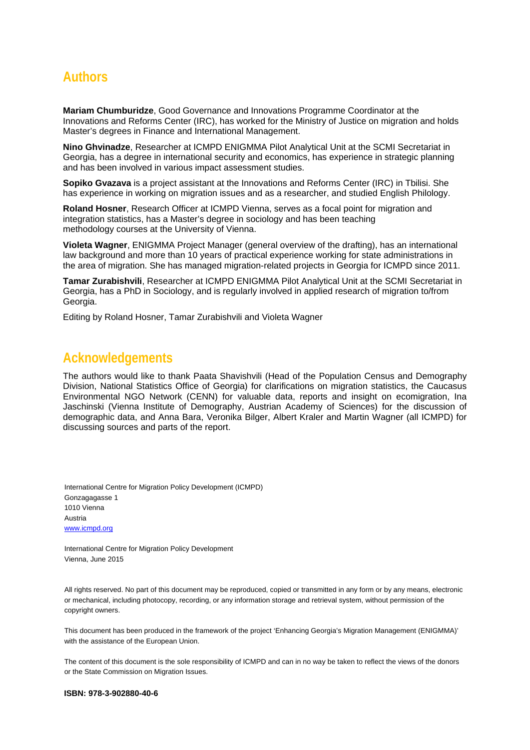## Authors

**Mariam Chumburidze**, Good Governance and Innovations Programme Coordinator at the Innovations and Reforms Center (IRC), has worked for the Ministry of Justice on migration and holds Master's degrees in Finance and International Management.

**Nino Ghvinadze**, Researcher at ICMPD ENIGMMA Pilot Analytical Unit at the SCMI Secretariat in Georgia, has a degree in international security and economics, has experience in strategic planning and has been involved in various impact assessment studies.

**Sopiko Gvazava** is a project assistant at the Innovations and Reforms Center (IRC) in Tbilisi. She has experience in working on migration issues and as a researcher, and studied English Philology.

**Roland Hosner**, Research Officer at ICMPD Vienna, serves as a focal point for migration and integration statistics, has a Master's degree in sociology and has been teaching methodology courses at the University of Vienna.

**Violeta Wagner**, ENIGMMA Project Manager (general overview of the drafting), has an international law background and more than 10 years of practical experience working for state administrations in the area of migration. She has managed migration-related projects in Georgia for ICMPD since 2011.

**Tamar Zurabishvili**, Researcher at ICMPD ENIGMMA Pilot Analytical Unit at the SCMI Secretariat in Georgia, has a PhD in Sociology, and is regularly involved in applied research of migration to/from Georgia.

Editing by Roland Hosner, Tamar Zurabishvili and Violeta Wagner

## Acknowledgements

The authors would like to thank Paata Shavishvili (Head of the Population Census and Demography Division, National Statistics Office of Georgia) for clarifications on migration statistics, the Caucasus Environmental NGO Network (CENN) for valuable data, reports and insight on ecomigration, Ina Jaschinski (Vienna Institute of Demography, Austrian Academy of Sciences) for the discussion of demographic data, and Anna Bara, Veronika Bilger, Albert Kraler and Martin Wagner (all ICMPD) for discussing sources and parts of the report.

International Centre for Migration Policy Development (ICMPD)
Gonzagagasse 1
1010 Vienna
Austria
www.icmpd.org

International Centre for Migration Policy Development
Vienna, June 2015

All rights reserved. No part of this document may be reproduced, copied or transmitted in any form or by any means, electronic or mechanical, including photocopy, recording, or any information storage and retrieval system, without permission of the copyright owners.

This document has been produced in the framework of the project 'Enhancing Georgia's Migration Management (ENIGMMA)' with the assistance of the European Union.

The content of this document is the sole responsibility of ICMPD and can in no way be taken to reflect the views of the donors or the State Commission on Migration Issues.

**ISBN: 978-3-902880-40-6**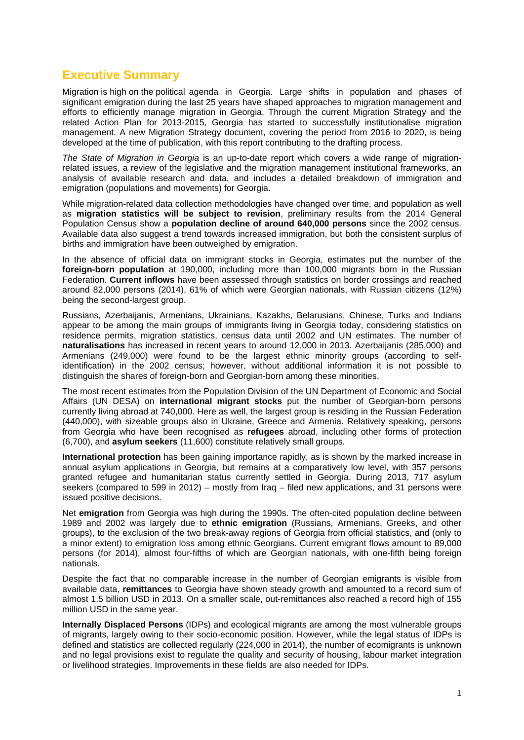## Executive Summary

Migration is high on the political agenda in Georgia. Large shifts in population and phases of significant emigration during the last 25 years have shaped approaches to migration management and efforts to efficiently manage migration in Georgia. Through the current Migration Strategy and the related Action Plan for 2013-2015, Georgia has started to successfully institutionalise migration management. A new Migration Strategy document, covering the period from 2016 to 2020, is being developed at the time of publication, with this report contributing to the drafting process.

*The State of Migration in Georgia* is an up-to-date report which covers a wide range of migration-related issues, a review of the legislative and the migration management institutional frameworks, an analysis of available research and data, and includes a detailed breakdown of immigration and emigration (populations and movements) for Georgia.

While migration-related data collection methodologies have changed over time, and population as well as **migration statistics will be subject to revision**, preliminary results from the 2014 General Population Census show a **population decline of around 640,000 persons** since the 2002 census. Available data also suggest a trend towards increased immigration, but both the consistent surplus of births and immigration have been outweighed by emigration.

In the absence of official data on immigrant stocks in Georgia, estimates put the number of the **foreign-born population** at 190,000, including more than 100,000 migrants born in the Russian Federation. **Current inflows** have been assessed through statistics on border crossings and reached around 82,000 persons (2014), 61% of which were Georgian nationals, with Russian citizens (12%) being the second-largest group.

Russians, Azerbaijanis, Armenians, Ukrainians, Kazakhs, Belarusians, Chinese, Turks and Indians appear to be among the main groups of immigrants living in Georgia today, considering statistics on residence permits, migration statistics, census data until 2002 and UN estimates. The number of **naturalisations** has increased in recent years to around 12,000 in 2013. Azerbaijanis (285,000) and Armenians (249,000) were found to be the largest ethnic minority groups (according to self-identification) in the 2002 census; however, without additional information it is not possible to distinguish the shares of foreign-born and Georgian-born among these minorities.

The most recent estimates from the Population Division of the UN Department of Economic and Social Affairs (UN DESA) on **international migrant stocks** put the number of Georgian-born persons currently living abroad at 740,000. Here as well, the largest group is residing in the Russian Federation (440,000), with sizeable groups also in Ukraine, Greece and Armenia. Relatively speaking, persons from Georgia who have been recognised as **refugees** abroad, including other forms of protection (6,700), and **asylum seekers** (11,600) constitute relatively small groups.

**International protection** has been gaining importance rapidly, as is shown by the marked increase in annual asylum applications in Georgia, but remains at a comparatively low level, with 357 persons granted refugee and humanitarian status currently settled in Georgia. During 2013, 717 asylum seekers (compared to 599 in 2012) – mostly from Iraq – filed new applications, and 31 persons were issued positive decisions.

Net **emigration** from Georgia was high during the 1990s. The often-cited population decline between 1989 and 2002 was largely due to **ethnic emigration** (Russians, Armenians, Greeks, and other groups), to the exclusion of the two break-away regions of Georgia from official statistics, and (only to a minor extent) to emigration loss among ethnic Georgians. Current emigrant flows amount to 89,000 persons (for 2014), almost four-fifths of which are Georgian nationals, with one-fifth being foreign nationals.

Despite the fact that no comparable increase in the number of Georgian emigrants is visible from available data, **remittances** to Georgia have shown steady growth and amounted to a record sum of almost 1.5 billion USD in 2013. On a smaller scale, out-remittances also reached a record high of 155 million USD in the same year.

**Internally Displaced Persons** (IDPs) and ecological migrants are among the most vulnerable groups of migrants, largely owing to their socio-economic position. However, while the legal status of IDPs is defined and statistics are collected regularly (224,000 in 2014), the number of ecomigrants is unknown and no legal provisions exist to regulate the quality and security of housing, labour market integration or livelihood strategies. Improvements in these fields are also needed for IDPs.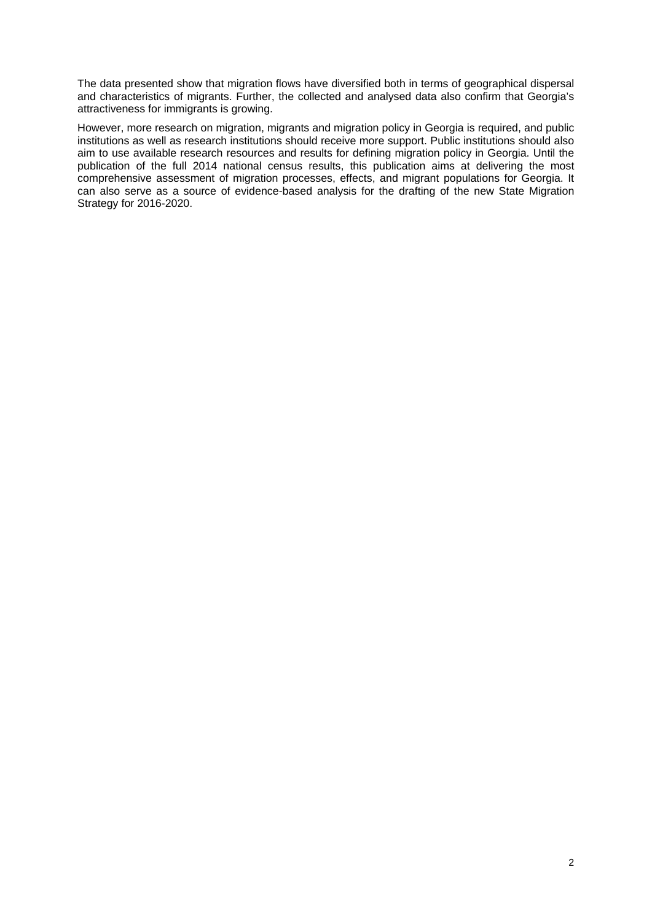The data presented show that migration flows have diversified both in terms of geographical dispersal and characteristics of migrants. Further, the collected and analysed data also confirm that Georgia's attractiveness for immigrants is growing.

However, more research on migration, migrants and migration policy in Georgia is required, and public institutions as well as research institutions should receive more support. Public institutions should also aim to use available research resources and results for defining migration policy in Georgia. Until the publication of the full 2014 national census results, this publication aims at delivering the most comprehensive assessment of migration processes, effects, and migrant populations for Georgia. It can also serve as a source of evidence-based analysis for the drafting of the new State Migration Strategy for 2016-2020.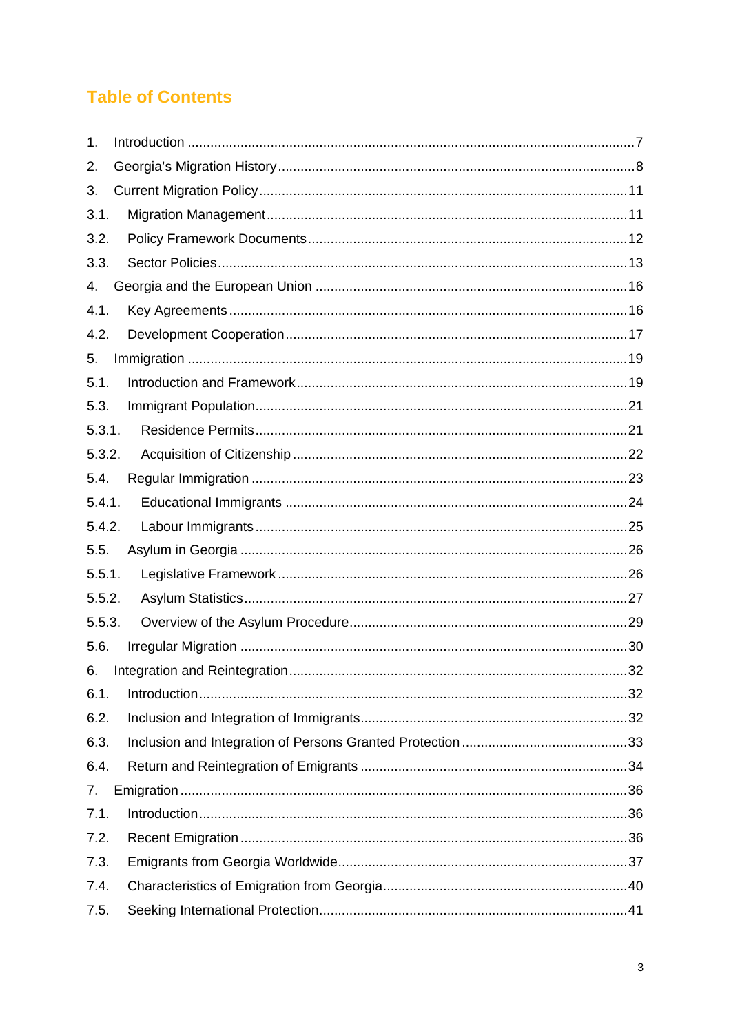# Table of Contents

1. Introduction ... 7
2. Georgia's Migration History ... 8
3. Current Migration Policy ... 11
   - 3.1. Migration Management ... 11
   - 3.2. Policy Framework Documents ... 12
   - 3.3. Sector Policies ... 13
4. Georgia and the European Union ... 16
   - 4.1. Key Agreements ... 16
   - 4.2. Development Cooperation ... 17
5. Immigration ... 19
   - 5.1. Introduction and Framework ... 19
   - 5.3. Immigrant Population ... 21
     - 5.3.1. Residence Permits ... 21
     - 5.3.2. Acquisition of Citizenship ... 22
   - 5.4. Regular Immigration ... 23
     - 5.4.1. Educational Immigrants ... 24
     - 5.4.2. Labour Immigrants ... 25
   - 5.5. Asylum in Georgia ... 26
     - 5.5.1. Legislative Framework ... 26
     - 5.5.2. Asylum Statistics ... 27
     - 5.5.3. Overview of the Asylum Procedure ... 29
   - 5.6. Irregular Migration ... 30
6. Integration and Reintegration ... 32
   - 6.1. Introduction ... 32
   - 6.2. Inclusion and Integration of Immigrants ... 32
   - 6.3. Inclusion and Integration of Persons Granted Protection ... 33
   - 6.4. Return and Reintegration of Emigrants ... 34
7. Emigration ... 36
   - 7.1. Introduction ... 36
   - 7.2. Recent Emigration ... 36
   - 7.3. Emigrants from Georgia Worldwide ... 37
   - 7.4. Characteristics of Emigration from Georgia ... 40
   - 7.5. Seeking International Protection ... 41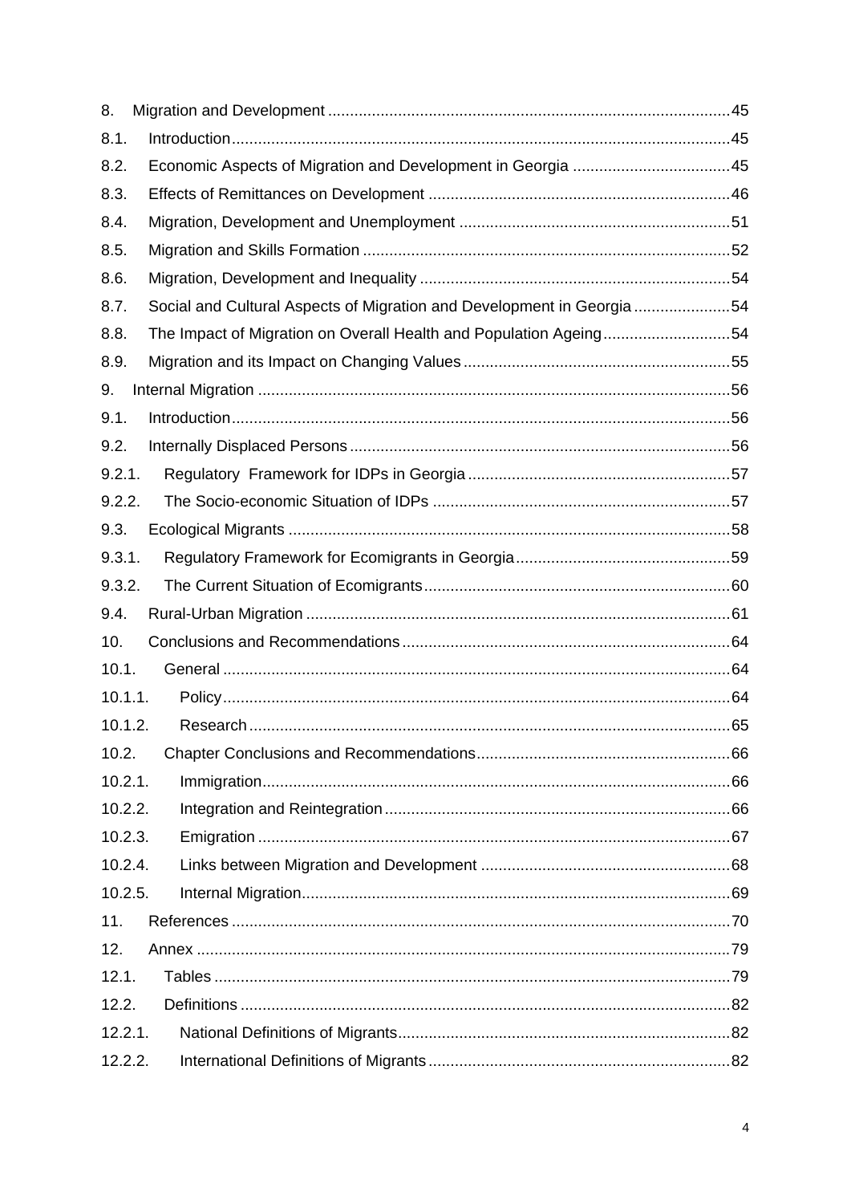8. Migration and Development ....... 45
8.1. Introduction ....... 45
8.2. Economic Aspects of Migration and Development in Georgia ....... 45
8.3. Effects of Remittances on Development ....... 46
8.4. Migration, Development and Unemployment ....... 51
8.5. Migration and Skills Formation ....... 52
8.6. Migration, Development and Inequality ....... 54
8.7. Social and Cultural Aspects of Migration and Development in Georgia ....... 54
8.8. The Impact of Migration on Overall Health and Population Ageing ....... 54
8.9. Migration and its Impact on Changing Values ....... 55
9. Internal Migration ....... 56
9.1. Introduction ....... 56
9.2. Internally Displaced Persons ....... 56
9.2.1. Regulatory Framework for IDPs in Georgia ....... 57
9.2.2. The Socio-economic Situation of IDPs ....... 57
9.3. Ecological Migrants ....... 58
9.3.1. Regulatory Framework for Ecomigrants in Georgia ....... 59
9.3.2. The Current Situation of Ecomigrants ....... 60
9.4. Rural-Urban Migration ....... 61
10. Conclusions and Recommendations ....... 64
10.1. General ....... 64
10.1.1. Policy ....... 64
10.1.2. Research ....... 65
10.2. Chapter Conclusions and Recommendations ....... 66
10.2.1. Immigration ....... 66
10.2.2. Integration and Reintegration ....... 66
10.2.3. Emigration ....... 67
10.2.4. Links between Migration and Development ....... 68
10.2.5. Internal Migration ....... 69
11. References ....... 70
12. Annex ....... 79
12.1. Tables ....... 79
12.2. Definitions ....... 82
12.2.1. National Definitions of Migrants ....... 82
12.2.2. International Definitions of Migrants ....... 82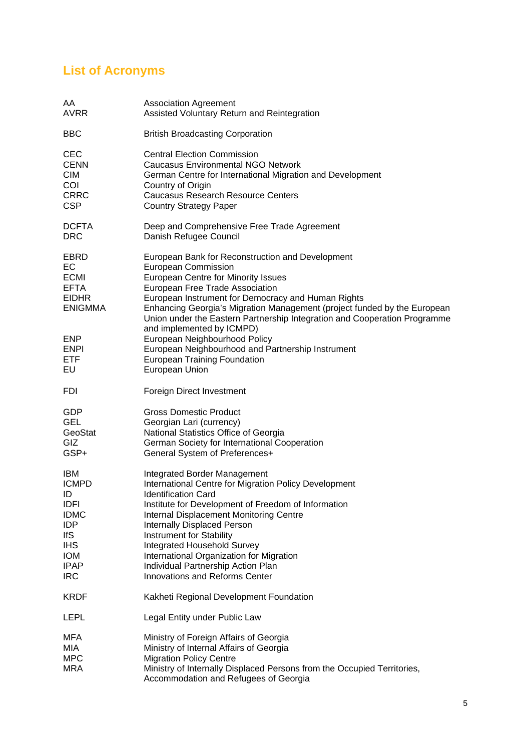## List of Acronyms

| | |
|---|---|
| AA | Association Agreement |
| AVRR | Assisted Voluntary Return and Reintegration |
| BBC | British Broadcasting Corporation |
| CEC | Central Election Commission |
| CENN | Caucasus Environmental NGO Network |
| CIM | German Centre for International Migration and Development |
| COI | Country of Origin |
| CRRC | Caucasus Research Resource Centers |
| CSP | Country Strategy Paper |
| DCFTA | Deep and Comprehensive Free Trade Agreement |
| DRC | Danish Refugee Council |
| EBRD | European Bank for Reconstruction and Development |
| EC | European Commission |
| ECMI | European Centre for Minority Issues |
| EFTA | European Free Trade Association |
| EIDHR | European Instrument for Democracy and Human Rights |
| ENIGMMA | Enhancing Georgia's Migration Management (project funded by the European Union under the Eastern Partnership Integration and Cooperation Programme and implemented by ICMPD) |
| ENP | European Neighbourhood Policy |
| ENPI | European Neighbourhood and Partnership Instrument |
| ETF | European Training Foundation |
| EU | European Union |
| FDI | Foreign Direct Investment |
| GDP | Gross Domestic Product |
| GEL | Georgian Lari (currency) |
| GeoStat | National Statistics Office of Georgia |
| GIZ | German Society for International Cooperation |
| GSP+ | General System of Preferences+ |
| IBM | Integrated Border Management |
| ICMPD | International Centre for Migration Policy Development |
| ID | Identification Card |
| IDFI | Institute for Development of Freedom of Information |
| IDMC | Internal Displacement Monitoring Centre |
| IDP | Internally Displaced Person |
| IfS | Instrument for Stability |
| IHS | Integrated Household Survey |
| IOM | International Organization for Migration |
| IPAP | Individual Partnership Action Plan |
| IRC | Innovations and Reforms Center |
| KRDF | Kakheti Regional Development Foundation |
| LEPL | Legal Entity under Public Law |
| MFA | Ministry of Foreign Affairs of Georgia |
| MIA | Ministry of Internal Affairs of Georgia |
| MPC | Migration Policy Centre |
| MRA | Ministry of Internally Displaced Persons from the Occupied Territories, Accommodation and Refugees of Georgia |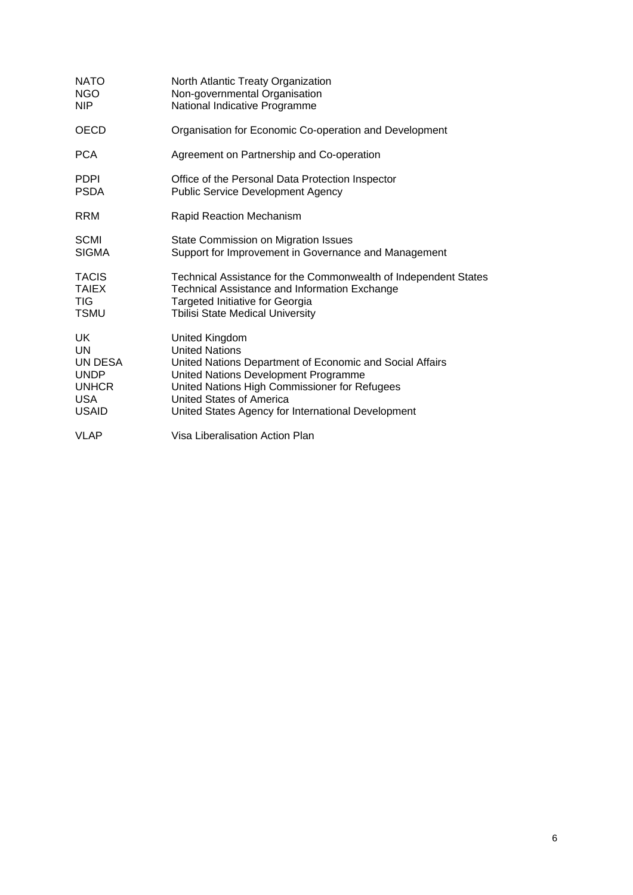| | |
|---|---|
| NATO | North Atlantic Treaty Organization |
| NGO | Non-governmental Organisation |
| NIP | National Indicative Programme |
| OECD | Organisation for Economic Co-operation and Development |
| PCA | Agreement on Partnership and Co-operation |
| PDPI | Office of the Personal Data Protection Inspector |
| PSDA | Public Service Development Agency |
| RRM | Rapid Reaction Mechanism |
| SCMI | State Commission on Migration Issues |
| SIGMA | Support for Improvement in Governance and Management |
| TACIS | Technical Assistance for the Commonwealth of Independent States |
| TAIEX | Technical Assistance and Information Exchange |
| TIG | Targeted Initiative for Georgia |
| TSMU | Tbilisi State Medical University |
| UK | United Kingdom |
| UN | United Nations |
| UN DESA | United Nations Department of Economic and Social Affairs |
| UNDP | United Nations Development Programme |
| UNHCR | United Nations High Commissioner for Refugees |
| USA | United States of America |
| USAID | United States Agency for International Development |
| VLAP | Visa Liberalisation Action Plan |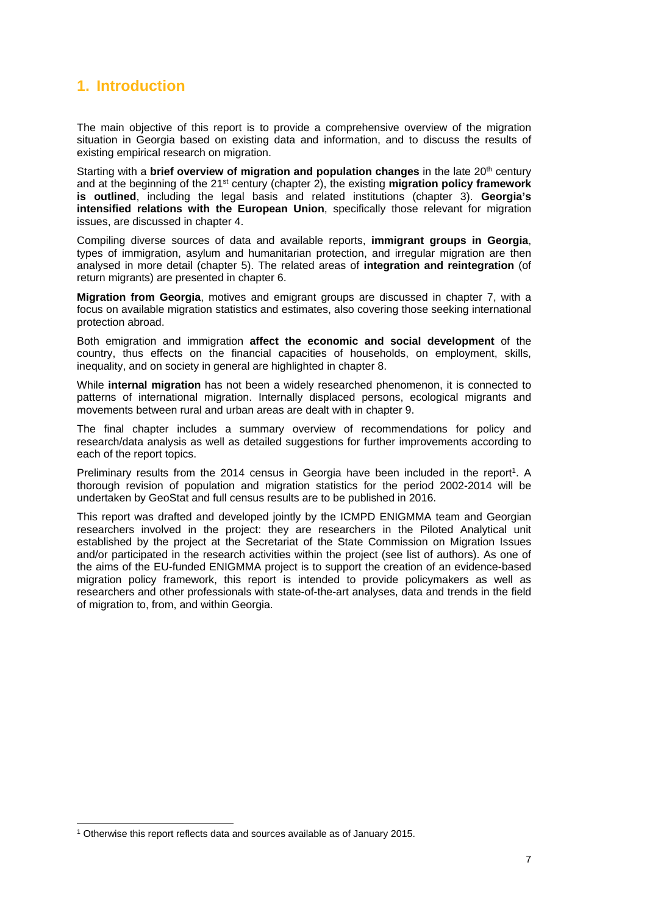# 1. Introduction

The main objective of this report is to provide a comprehensive overview of the migration situation in Georgia based on existing data and information, and to discuss the results of existing empirical research on migration.

Starting with a **brief overview of migration and population changes** in the late 20th century and at the beginning of the 21st century (chapter 2), the existing **migration policy framework is outlined**, including the legal basis and related institutions (chapter 3). **Georgia's intensified relations with the European Union**, specifically those relevant for migration issues, are discussed in chapter 4.

Compiling diverse sources of data and available reports, **immigrant groups in Georgia**, types of immigration, asylum and humanitarian protection, and irregular migration are then analysed in more detail (chapter 5). The related areas of **integration and reintegration** (of return migrants) are presented in chapter 6.

**Migration from Georgia**, motives and emigrant groups are discussed in chapter 7, with a focus on available migration statistics and estimates, also covering those seeking international protection abroad.

Both emigration and immigration **affect the economic and social development** of the country, thus effects on the financial capacities of households, on employment, skills, inequality, and on society in general are highlighted in chapter 8.

While **internal migration** has not been a widely researched phenomenon, it is connected to patterns of international migration. Internally displaced persons, ecological migrants and movements between rural and urban areas are dealt with in chapter 9.

The final chapter includes a summary overview of recommendations for policy and research/data analysis as well as detailed suggestions for further improvements according to each of the report topics.

Preliminary results from the 2014 census in Georgia have been included in the report[1]. A thorough revision of population and migration statistics for the period 2002-2014 will be undertaken by GeoStat and full census results are to be published in 2016.

This report was drafted and developed jointly by the ICMPD ENIGMMA team and Georgian researchers involved in the project: they are researchers in the Piloted Analytical unit established by the project at the Secretariat of the State Commission on Migration Issues and/or participated in the research activities within the project (see list of authors). As one of the aims of the EU-funded ENIGMMA project is to support the creation of an evidence-based migration policy framework, this report is intended to provide policymakers as well as researchers and other professionals with state-of-the-art analyses, data and trends in the field of migration to, from, and within Georgia.

[1] Otherwise this report reflects data and sources available as of January 2015.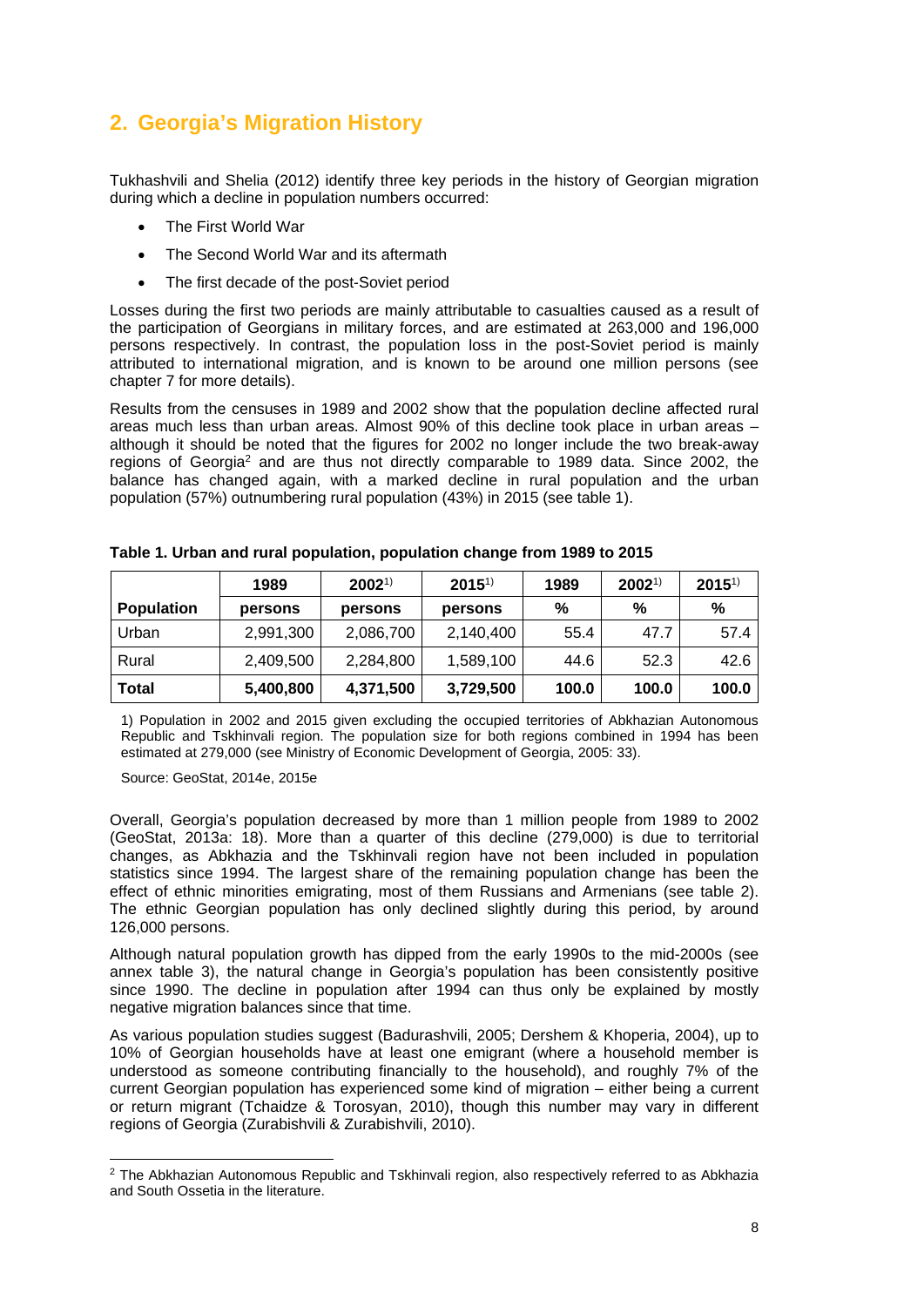## 2. Georgia's Migration History

Tukhashvili and Shelia (2012) identify three key periods in the history of Georgian migration during which a decline in population numbers occurred:

- The First World War
- The Second World War and its aftermath
- The first decade of the post-Soviet period

Losses during the first two periods are mainly attributable to casualties caused as a result of the participation of Georgians in military forces, and are estimated at 263,000 and 196,000 persons respectively. In contrast, the population loss in the post-Soviet period is mainly attributed to international migration, and is known to be around one million persons (see chapter 7 for more details).

Results from the censuses in 1989 and 2002 show that the population decline affected rural areas much less than urban areas. Almost 90% of this decline took place in urban areas – although it should be noted that the figures for 2002 no longer include the two break-away regions of Georgia[2] and are thus not directly comparable to 1989 data. Since 2002, the balance has changed again, with a marked decline in rural population and the urban population (57%) outnumbering rural population (43%) in 2015 (see table 1).

**Table 1. Urban and rural population, population change from 1989 to 2015**

| | 1989 | 2002[1)] | 2015[1)] | 1989 | 2002[1)] | 2015[1)] |
|---|---|---|---|---|---|---|
| **Population** | **persons** | **persons** | **persons** | **%** | **%** | **%** |
| Urban | 2,991,300 | 2,086,700 | 2,140,400 | 55.4 | 47.7 | 57.4 |
| Rural | 2,409,500 | 2,284,800 | 1,589,100 | 44.6 | 52.3 | 42.6 |
| **Total** | **5,400,800** | **4,371,500** | **3,729,500** | **100.0** | **100.0** | **100.0** |

1) Population in 2002 and 2015 given excluding the occupied territories of Abkhazian Autonomous Republic and Tskhinvali region. The population size for both regions combined in 1994 has been estimated at 279,000 (see Ministry of Economic Development of Georgia, 2005: 33).

Source: GeoStat, 2014e, 2015e

Overall, Georgia's population decreased by more than 1 million people from 1989 to 2002 (GeoStat, 2013a: 18). More than a quarter of this decline (279,000) is due to territorial changes, as Abkhazia and the Tskhinvali region have not been included in population statistics since 1994. The largest share of the remaining population change has been the effect of ethnic minorities emigrating, most of them Russians and Armenians (see table 2). The ethnic Georgian population has only declined slightly during this period, by around 126,000 persons.

Although natural population growth has dipped from the early 1990s to the mid-2000s (see annex table 3), the natural change in Georgia's population has been consistently positive since 1990. The decline in population after 1994 can thus only be explained by mostly negative migration balances since that time.

As various population studies suggest (Badurashvili, 2005; Dershem & Khoperia, 2004), up to 10% of Georgian households have at least one emigrant (where a household member is understood as someone contributing financially to the household), and roughly 7% of the current Georgian population has experienced some kind of migration – either being a current or return migrant (Tchaidze & Torosyan, 2010), though this number may vary in different regions of Georgia (Zurabishvili & Zurabishvili, 2010).

[2] The Abkhazian Autonomous Republic and Tskhinvali region, also respectively referred to as Abkhazia and South Ossetia in the literature.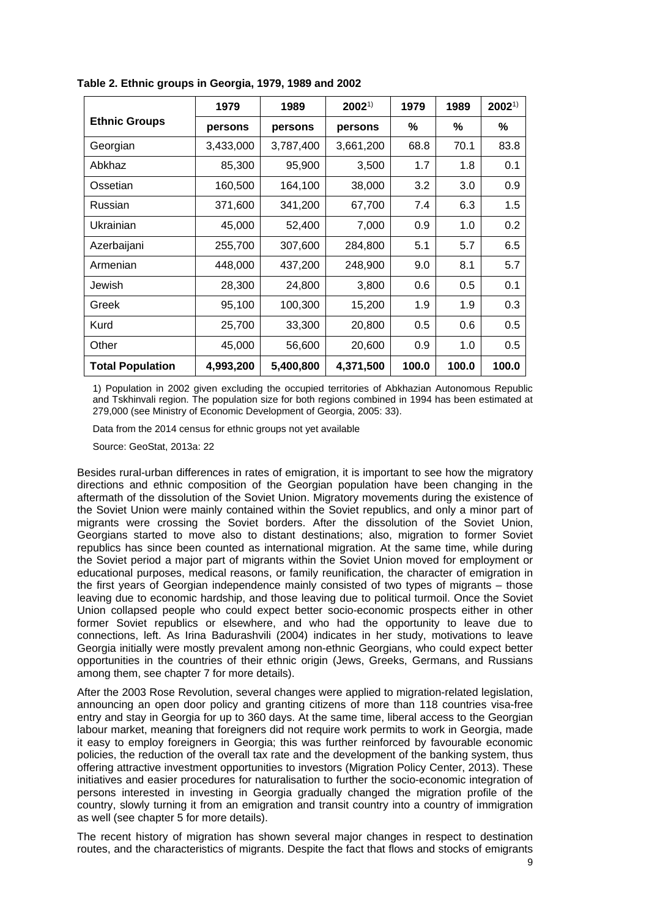**Table 2. Ethnic groups in Georgia, 1979, 1989 and 2002**

| Ethnic Groups | 1979 | 1989 | 2002[1)] | 1979 | 1989 | 2002[1)] |
|---|---|---|---|---|---|---|
| | persons | persons | persons | % | % | % |
| Georgian | 3,433,000 | 3,787,400 | 3,661,200 | 68.8 | 70.1 | 83.8 |
| Abkhaz | 85,300 | 95,900 | 3,500 | 1.7 | 1.8 | 0.1 |
| Ossetian | 160,500 | 164,100 | 38,000 | 3.2 | 3.0 | 0.9 |
| Russian | 371,600 | 341,200 | 67,700 | 7.4 | 6.3 | 1.5 |
| Ukrainian | 45,000 | 52,400 | 7,000 | 0.9 | 1.0 | 0.2 |
| Azerbaijani | 255,700 | 307,600 | 284,800 | 5.1 | 5.7 | 6.5 |
| Armenian | 448,000 | 437,200 | 248,900 | 9.0 | 8.1 | 5.7 |
| Jewish | 28,300 | 24,800 | 3,800 | 0.6 | 0.5 | 0.1 |
| Greek | 95,100 | 100,300 | 15,200 | 1.9 | 1.9 | 0.3 |
| Kurd | 25,700 | 33,300 | 20,800 | 0.5 | 0.6 | 0.5 |
| Other | 45,000 | 56,600 | 20,600 | 0.9 | 1.0 | 0.5 |
| **Total Population** | **4,993,200** | **5,400,800** | **4,371,500** | **100.0** | **100.0** | **100.0** |

1) Population in 2002 given excluding the occupied territories of Abkhazian Autonomous Republic and Tskhinvali region. The population size for both regions combined in 1994 has been estimated at 279,000 (see Ministry of Economic Development of Georgia, 2005: 33).

Data from the 2014 census for ethnic groups not yet available

Source: GeoStat, 2013a: 22

Besides rural-urban differences in rates of emigration, it is important to see how the migratory directions and ethnic composition of the Georgian population have been changing in the aftermath of the dissolution of the Soviet Union. Migratory movements during the existence of the Soviet Union were mainly contained within the Soviet republics, and only a minor part of migrants were crossing the Soviet borders. After the dissolution of the Soviet Union, Georgians started to move also to distant destinations; also, migration to former Soviet republics has since been counted as international migration. At the same time, while during the Soviet period a major part of migrants within the Soviet Union moved for employment or educational purposes, medical reasons, or family reunification, the character of emigration in the first years of Georgian independence mainly consisted of two types of migrants – those leaving due to economic hardship, and those leaving due to political turmoil. Once the Soviet Union collapsed people who could expect better socio-economic prospects either in other former Soviet republics or elsewhere, and who had the opportunity to leave due to connections, left. As Irina Badurashvili (2004) indicates in her study, motivations to leave Georgia initially were mostly prevalent among non-ethnic Georgians, who could expect better opportunities in the countries of their ethnic origin (Jews, Greeks, Germans, and Russians among them, see chapter 7 for more details).

After the 2003 Rose Revolution, several changes were applied to migration-related legislation, announcing an open door policy and granting citizens of more than 118 countries visa-free entry and stay in Georgia for up to 360 days. At the same time, liberal access to the Georgian labour market, meaning that foreigners did not require work permits to work in Georgia, made it easy to employ foreigners in Georgia; this was further reinforced by favourable economic policies, the reduction of the overall tax rate and the development of the banking system, thus offering attractive investment opportunities to investors (Migration Policy Center, 2013). These initiatives and easier procedures for naturalisation to further the socio-economic integration of persons interested in investing in Georgia gradually changed the migration profile of the country, slowly turning it from an emigration and transit country into a country of immigration as well (see chapter 5 for more details).

The recent history of migration has shown several major changes in respect to destination routes, and the characteristics of migrants. Despite the fact that flows and stocks of emigrants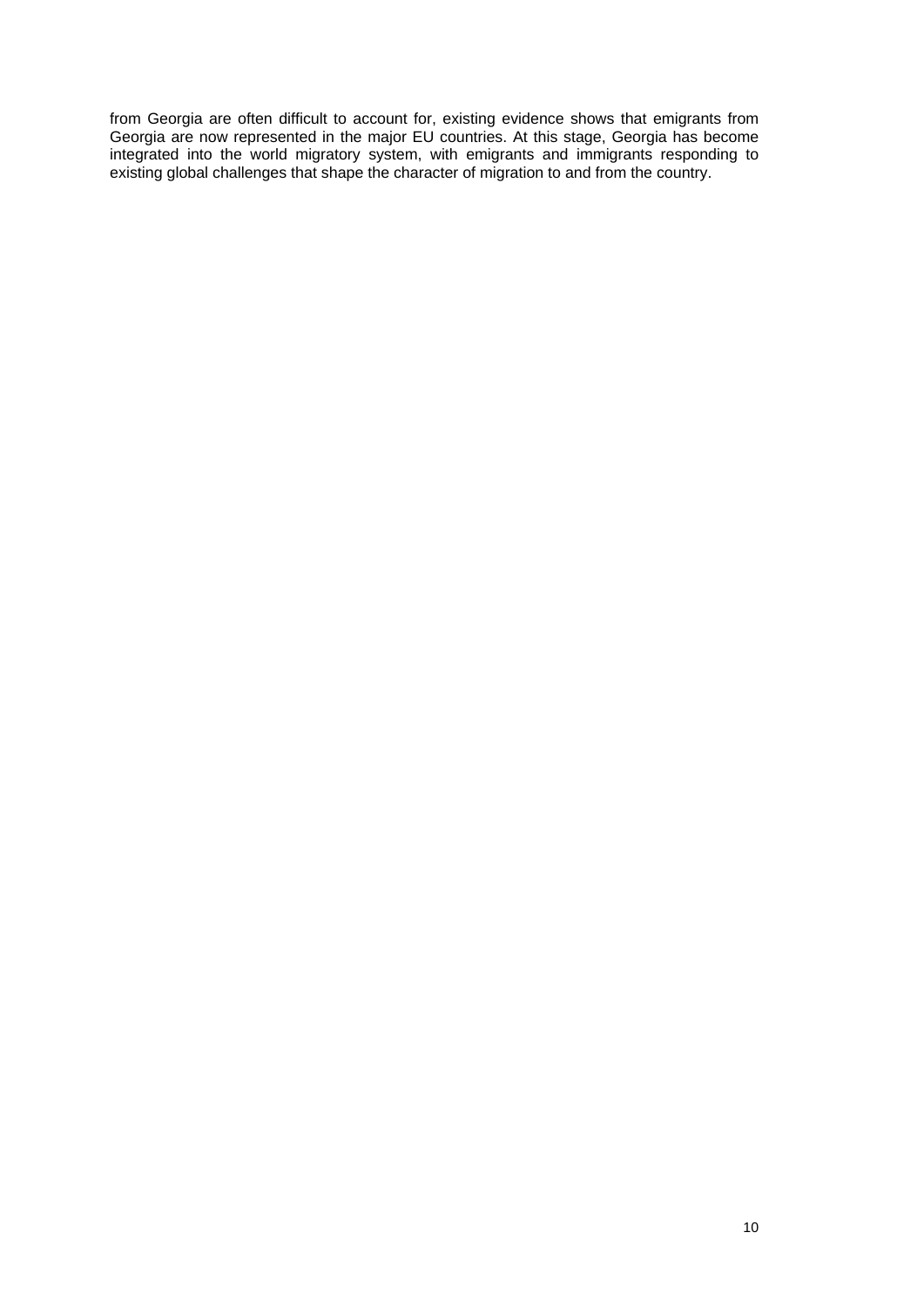from Georgia are often difficult to account for, existing evidence shows that emigrants from Georgia are now represented in the major EU countries. At this stage, Georgia has become integrated into the world migratory system, with emigrants and immigrants responding to existing global challenges that shape the character of migration to and from the country.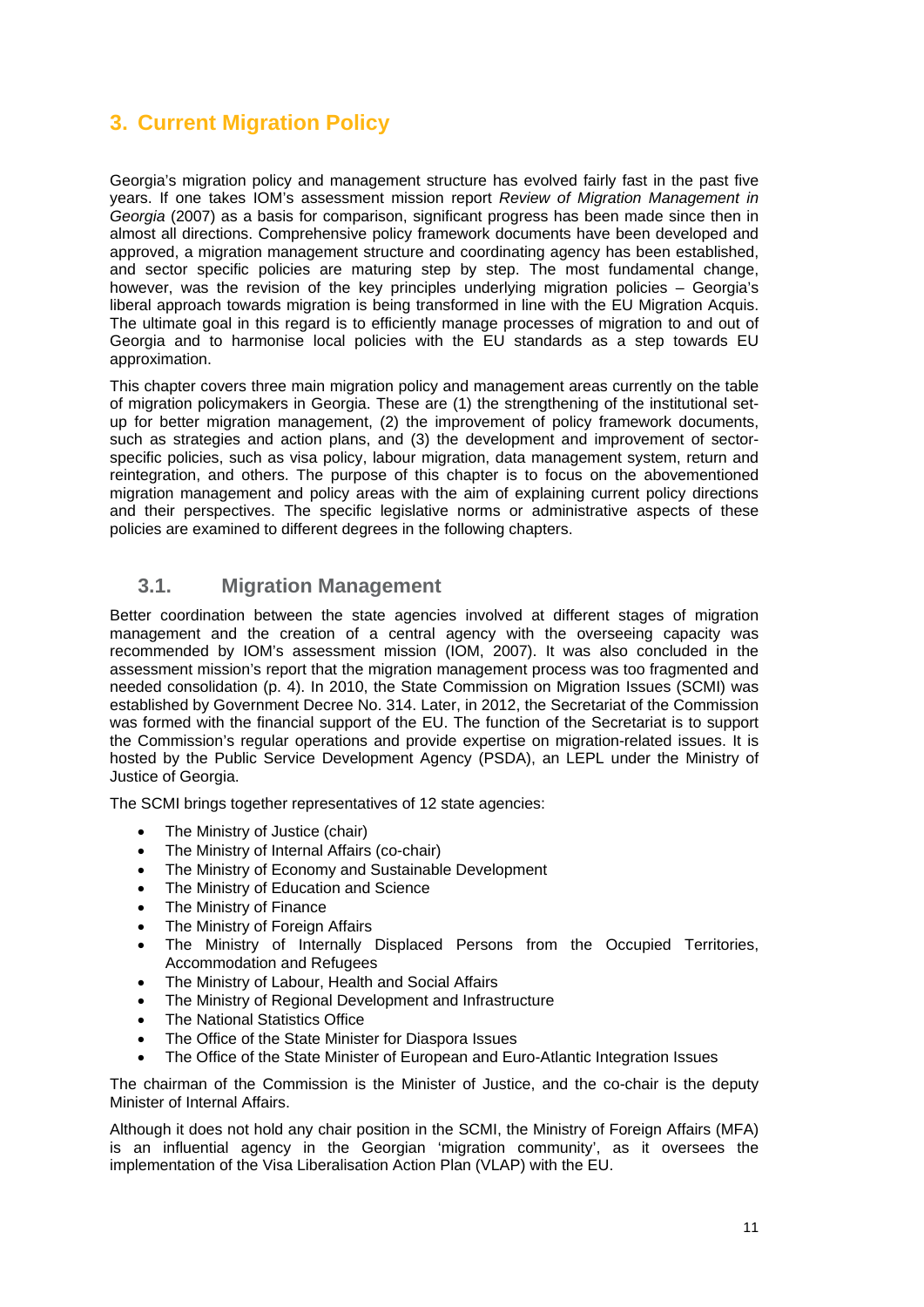# 3. Current Migration Policy

Georgia's migration policy and management structure has evolved fairly fast in the past five years. If one takes IOM's assessment mission report *Review of Migration Management in Georgia* (2007) as a basis for comparison, significant progress has been made since then in almost all directions. Comprehensive policy framework documents have been developed and approved, a migration management structure and coordinating agency has been established, and sector specific policies are maturing step by step. The most fundamental change, however, was the revision of the key principles underlying migration policies – Georgia's liberal approach towards migration is being transformed in line with the EU Migration Acquis. The ultimate goal in this regard is to efficiently manage processes of migration to and out of Georgia and to harmonise local policies with the EU standards as a step towards EU approximation.

This chapter covers three main migration policy and management areas currently on the table of migration policymakers in Georgia. These are (1) the strengthening of the institutional set-up for better migration management, (2) the improvement of policy framework documents, such as strategies and action plans, and (3) the development and improvement of sector-specific policies, such as visa policy, labour migration, data management system, return and reintegration, and others. The purpose of this chapter is to focus on the abovementioned migration management and policy areas with the aim of explaining current policy directions and their perspectives. The specific legislative norms or administrative aspects of these policies are examined to different degrees in the following chapters.

## 3.1. Migration Management

Better coordination between the state agencies involved at different stages of migration management and the creation of a central agency with the overseeing capacity was recommended by IOM's assessment mission (IOM, 2007). It was also concluded in the assessment mission's report that the migration management process was too fragmented and needed consolidation (p. 4). In 2010, the State Commission on Migration Issues (SCMI) was established by Government Decree No. 314. Later, in 2012, the Secretariat of the Commission was formed with the financial support of the EU. The function of the Secretariat is to support the Commission's regular operations and provide expertise on migration-related issues. It is hosted by the Public Service Development Agency (PSDA), an LEPL under the Ministry of Justice of Georgia.

The SCMI brings together representatives of 12 state agencies:

- The Ministry of Justice (chair)
- The Ministry of Internal Affairs (co-chair)
- The Ministry of Economy and Sustainable Development
- The Ministry of Education and Science
- The Ministry of Finance
- The Ministry of Foreign Affairs
- The Ministry of Internally Displaced Persons from the Occupied Territories, Accommodation and Refugees
- The Ministry of Labour, Health and Social Affairs
- The Ministry of Regional Development and Infrastructure
- The National Statistics Office
- The Office of the State Minister for Diaspora Issues
- The Office of the State Minister of European and Euro-Atlantic Integration Issues

The chairman of the Commission is the Minister of Justice, and the co-chair is the deputy Minister of Internal Affairs.

Although it does not hold any chair position in the SCMI, the Ministry of Foreign Affairs (MFA) is an influential agency in the Georgian 'migration community', as it oversees the implementation of the Visa Liberalisation Action Plan (VLAP) with the EU.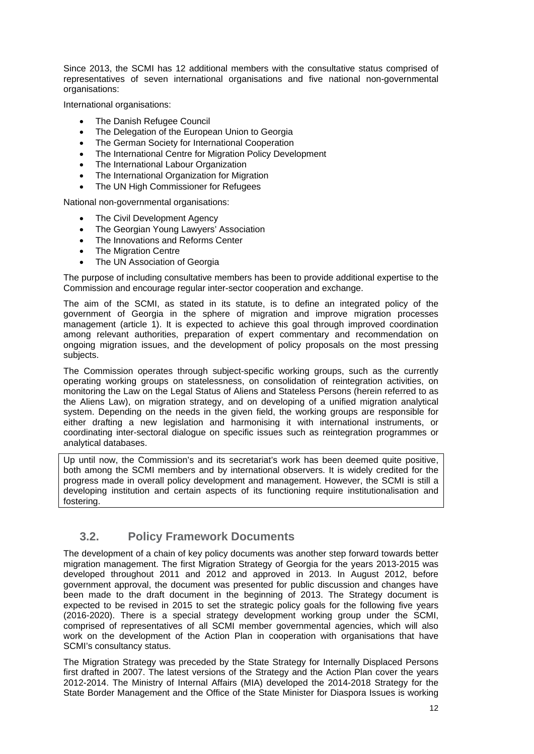Since 2013, the SCMI has 12 additional members with the consultative status comprised of representatives of seven international organisations and five national non-governmental organisations:

International organisations:

- The Danish Refugee Council
- The Delegation of the European Union to Georgia
- The German Society for International Cooperation
- The International Centre for Migration Policy Development
- The International Labour Organization
- The International Organization for Migration
- The UN High Commissioner for Refugees

National non-governmental organisations:

- The Civil Development Agency
- The Georgian Young Lawyers' Association
- The Innovations and Reforms Center
- The Migration Centre
- The UN Association of Georgia

The purpose of including consultative members has been to provide additional expertise to the Commission and encourage regular inter-sector cooperation and exchange.

The aim of the SCMI, as stated in its statute, is to define an integrated policy of the government of Georgia in the sphere of migration and improve migration processes management (article 1). It is expected to achieve this goal through improved coordination among relevant authorities, preparation of expert commentary and recommendation on ongoing migration issues, and the development of policy proposals on the most pressing subjects.

The Commission operates through subject-specific working groups, such as the currently operating working groups on statelessness, on consolidation of reintegration activities, on monitoring the Law on the Legal Status of Aliens and Stateless Persons (herein referred to as the Aliens Law), on migration strategy, and on developing of a unified migration analytical system. Depending on the needs in the given field, the working groups are responsible for either drafting a new legislation and harmonising it with international instruments, or coordinating inter-sectoral dialogue on specific issues such as reintegration programmes or analytical databases.

Up until now, the Commission's and its secretariat's work has been deemed quite positive, both among the SCMI members and by international observers. It is widely credited for the progress made in overall policy development and management. However, the SCMI is still a developing institution and certain aspects of its functioning require institutionalisation and fostering.

## 3.2. Policy Framework Documents

The development of a chain of key policy documents was another step forward towards better migration management. The first Migration Strategy of Georgia for the years 2013-2015 was developed throughout 2011 and 2012 and approved in 2013. In August 2012, before government approval, the document was presented for public discussion and changes have been made to the draft document in the beginning of 2013. The Strategy document is expected to be revised in 2015 to set the strategic policy goals for the following five years (2016-2020). There is a special strategy development working group under the SCMI, comprised of representatives of all SCMI member governmental agencies, which will also work on the development of the Action Plan in cooperation with organisations that have SCMI's consultancy status.

The Migration Strategy was preceded by the State Strategy for Internally Displaced Persons first drafted in 2007. The latest versions of the Strategy and the Action Plan cover the years 2012-2014. The Ministry of Internal Affairs (MIA) developed the 2014-2018 Strategy for the State Border Management and the Office of the State Minister for Diaspora Issues is working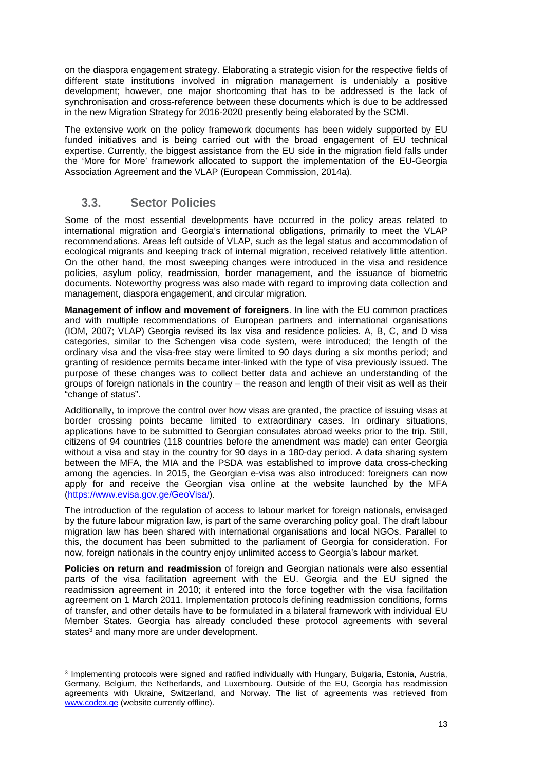on the diaspora engagement strategy. Elaborating a strategic vision for the respective fields of different state institutions involved in migration management is undeniably a positive development; however, one major shortcoming that has to be addressed is the lack of synchronisation and cross-reference between these documents which is due to be addressed in the new Migration Strategy for 2016-2020 presently being elaborated by the SCMI.

The extensive work on the policy framework documents has been widely supported by EU funded initiatives and is being carried out with the broad engagement of EU technical expertise. Currently, the biggest assistance from the EU side in the migration field falls under the 'More for More' framework allocated to support the implementation of the EU-Georgia Association Agreement and the VLAP (European Commission, 2014a).

## 3.3. Sector Policies

Some of the most essential developments have occurred in the policy areas related to international migration and Georgia's international obligations, primarily to meet the VLAP recommendations. Areas left outside of VLAP, such as the legal status and accommodation of ecological migrants and keeping track of internal migration, received relatively little attention. On the other hand, the most sweeping changes were introduced in the visa and residence policies, asylum policy, readmission, border management, and the issuance of biometric documents. Noteworthy progress was also made with regard to improving data collection and management, diaspora engagement, and circular migration.

**Management of inflow and movement of foreigners**. In line with the EU common practices and with multiple recommendations of European partners and international organisations (IOM, 2007; VLAP) Georgia revised its lax visa and residence policies. A, B, C, and D visa categories, similar to the Schengen visa code system, were introduced; the length of the ordinary visa and the visa-free stay were limited to 90 days during a six months period; and granting of residence permits became inter-linked with the type of visa previously issued. The purpose of these changes was to collect better data and achieve an understanding of the groups of foreign nationals in the country – the reason and length of their visit as well as their "change of status".

Additionally, to improve the control over how visas are granted, the practice of issuing visas at border crossing points became limited to extraordinary cases. In ordinary situations, applications have to be submitted to Georgian consulates abroad weeks prior to the trip. Still, citizens of 94 countries (118 countries before the amendment was made) can enter Georgia without a visa and stay in the country for 90 days in a 180-day period. A data sharing system between the MFA, the MIA and the PSDA was established to improve data cross-checking among the agencies. In 2015, the Georgian e-visa was also introduced: foreigners can now apply for and receive the Georgian visa online at the website launched by the MFA (https://www.evisa.gov.ge/GeoVisa/).

The introduction of the regulation of access to labour market for foreign nationals, envisaged by the future labour migration law, is part of the same overarching policy goal. The draft labour migration law has been shared with international organisations and local NGOs. Parallel to this, the document has been submitted to the parliament of Georgia for consideration. For now, foreign nationals in the country enjoy unlimited access to Georgia's labour market.

**Policies on return and readmission** of foreign and Georgian nationals were also essential parts of the visa facilitation agreement with the EU. Georgia and the EU signed the readmission agreement in 2010; it entered into the force together with the visa facilitation agreement on 1 March 2011. Implementation protocols defining readmission conditions, forms of transfer, and other details have to be formulated in a bilateral framework with individual EU Member States. Georgia has already concluded these protocol agreements with several states[3] and many more are under development.

[3] Implementing protocols were signed and ratified individually with Hungary, Bulgaria, Estonia, Austria, Germany, Belgium, the Netherlands, and Luxembourg. Outside of the EU, Georgia has readmission agreements with Ukraine, Switzerland, and Norway. The list of agreements was retrieved from www.codex.ge (website currently offline).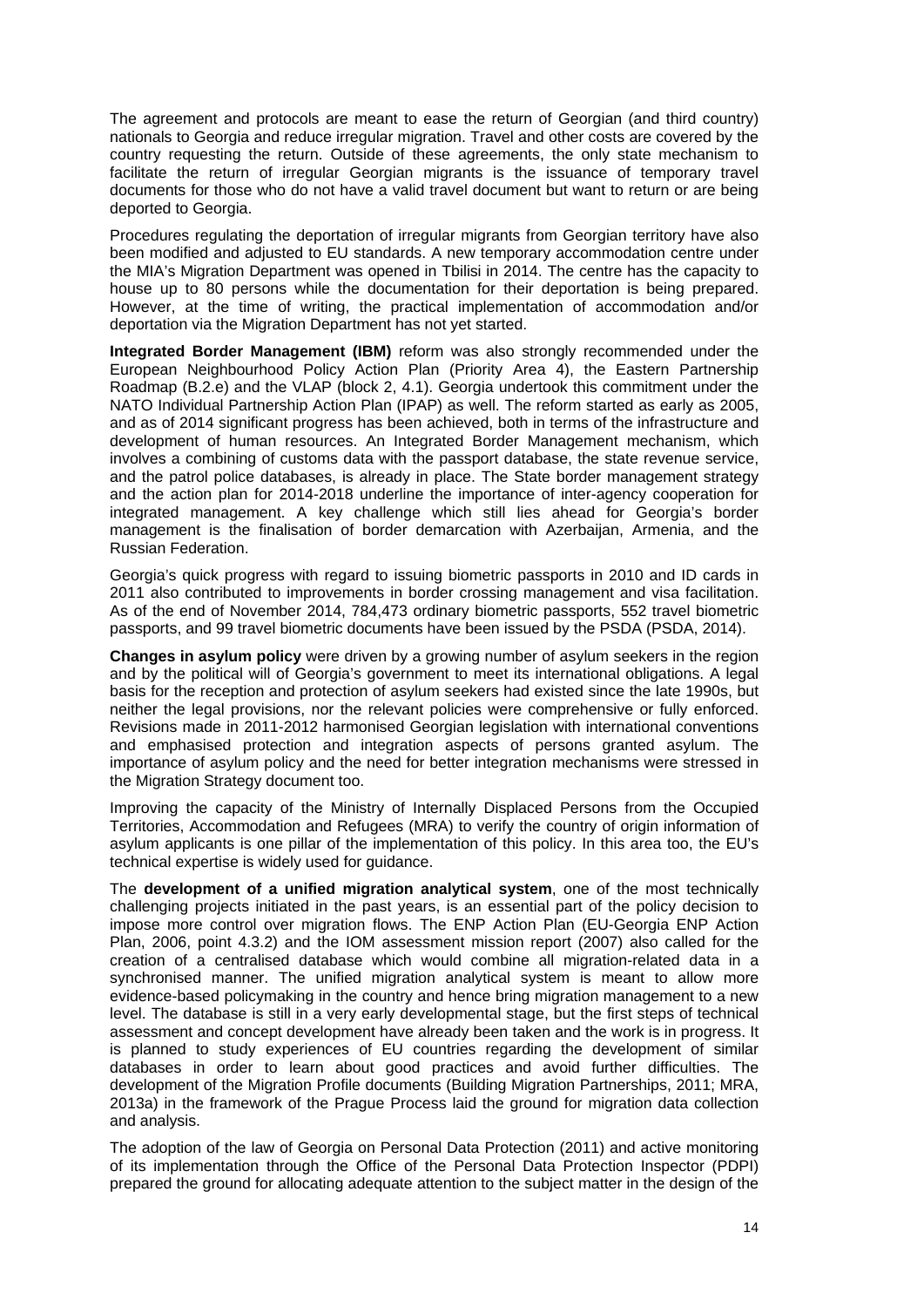The agreement and protocols are meant to ease the return of Georgian (and third country) nationals to Georgia and reduce irregular migration. Travel and other costs are covered by the country requesting the return. Outside of these agreements, the only state mechanism to facilitate the return of irregular Georgian migrants is the issuance of temporary travel documents for those who do not have a valid travel document but want to return or are being deported to Georgia.

Procedures regulating the deportation of irregular migrants from Georgian territory have also been modified and adjusted to EU standards. A new temporary accommodation centre under the MIA's Migration Department was opened in Tbilisi in 2014. The centre has the capacity to house up to 80 persons while the documentation for their deportation is being prepared. However, at the time of writing, the practical implementation of accommodation and/or deportation via the Migration Department has not yet started.

**Integrated Border Management (IBM)** reform was also strongly recommended under the European Neighbourhood Policy Action Plan (Priority Area 4), the Eastern Partnership Roadmap (B.2.e) and the VLAP (block 2, 4.1). Georgia undertook this commitment under the NATO Individual Partnership Action Plan (IPAP) as well. The reform started as early as 2005, and as of 2014 significant progress has been achieved, both in terms of the infrastructure and development of human resources. An Integrated Border Management mechanism, which involves a combining of customs data with the passport database, the state revenue service, and the patrol police databases, is already in place. The State border management strategy and the action plan for 2014-2018 underline the importance of inter-agency cooperation for integrated management. A key challenge which still lies ahead for Georgia's border management is the finalisation of border demarcation with Azerbaijan, Armenia, and the Russian Federation.

Georgia's quick progress with regard to issuing biometric passports in 2010 and ID cards in 2011 also contributed to improvements in border crossing management and visa facilitation. As of the end of November 2014, 784,473 ordinary biometric passports, 552 travel biometric passports, and 99 travel biometric documents have been issued by the PSDA (PSDA, 2014).

**Changes in asylum policy** were driven by a growing number of asylum seekers in the region and by the political will of Georgia's government to meet its international obligations. A legal basis for the reception and protection of asylum seekers had existed since the late 1990s, but neither the legal provisions, nor the relevant policies were comprehensive or fully enforced. Revisions made in 2011-2012 harmonised Georgian legislation with international conventions and emphasised protection and integration aspects of persons granted asylum. The importance of asylum policy and the need for better integration mechanisms were stressed in the Migration Strategy document too.

Improving the capacity of the Ministry of Internally Displaced Persons from the Occupied Territories, Accommodation and Refugees (MRA) to verify the country of origin information of asylum applicants is one pillar of the implementation of this policy. In this area too, the EU's technical expertise is widely used for guidance.

The **development of a unified migration analytical system**, one of the most technically challenging projects initiated in the past years, is an essential part of the policy decision to impose more control over migration flows. The ENP Action Plan (EU-Georgia ENP Action Plan, 2006, point 4.3.2) and the IOM assessment mission report (2007) also called for the creation of a centralised database which would combine all migration-related data in a synchronised manner. The unified migration analytical system is meant to allow more evidence-based policymaking in the country and hence bring migration management to a new level. The database is still in a very early developmental stage, but the first steps of technical assessment and concept development have already been taken and the work is in progress. It is planned to study experiences of EU countries regarding the development of similar databases in order to learn about good practices and avoid further difficulties. The development of the Migration Profile documents (Building Migration Partnerships, 2011; MRA, 2013a) in the framework of the Prague Process laid the ground for migration data collection and analysis.

The adoption of the law of Georgia on Personal Data Protection (2011) and active monitoring of its implementation through the Office of the Personal Data Protection Inspector (PDPI) prepared the ground for allocating adequate attention to the subject matter in the design of the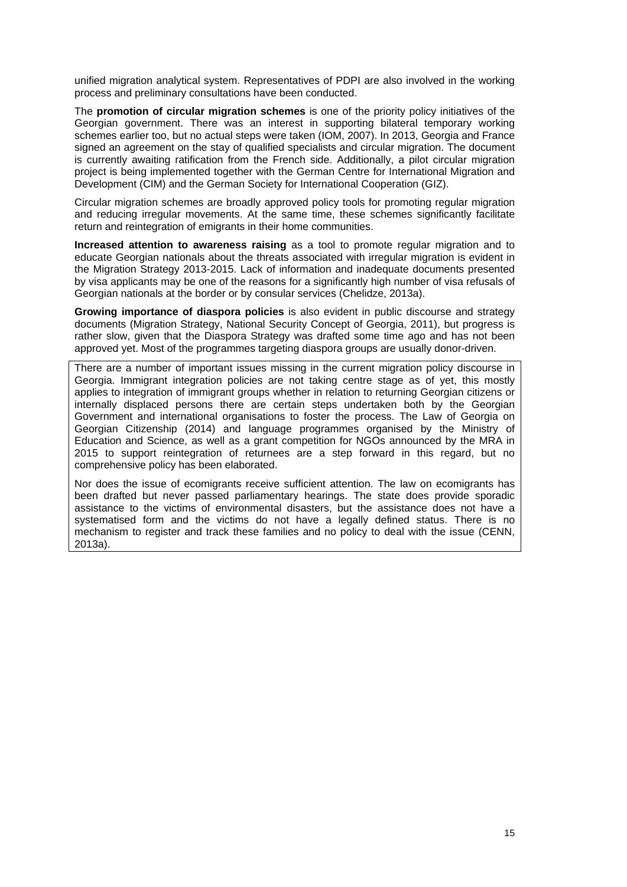unified migration analytical system. Representatives of PDPI are also involved in the working process and preliminary consultations have been conducted.

The **promotion of circular migration schemes** is one of the priority policy initiatives of the Georgian government. There was an interest in supporting bilateral temporary working schemes earlier too, but no actual steps were taken (IOM, 2007). In 2013, Georgia and France signed an agreement on the stay of qualified specialists and circular migration. The document is currently awaiting ratification from the French side. Additionally, a pilot circular migration project is being implemented together with the German Centre for International Migration and Development (CIM) and the German Society for International Cooperation (GIZ).

Circular migration schemes are broadly approved policy tools for promoting regular migration and reducing irregular movements. At the same time, these schemes significantly facilitate return and reintegration of emigrants in their home communities.

**Increased attention to awareness raising** as a tool to promote regular migration and to educate Georgian nationals about the threats associated with irregular migration is evident in the Migration Strategy 2013-2015. Lack of information and inadequate documents presented by visa applicants may be one of the reasons for a significantly high number of visa refusals of Georgian nationals at the border or by consular services (Chelidze, 2013a).

**Growing importance of diaspora policies** is also evident in public discourse and strategy documents (Migration Strategy, National Security Concept of Georgia, 2011), but progress is rather slow, given that the Diaspora Strategy was drafted some time ago and has not been approved yet. Most of the programmes targeting diaspora groups are usually donor-driven.

There are a number of important issues missing in the current migration policy discourse in Georgia. Immigrant integration policies are not taking centre stage as of yet, this mostly applies to integration of immigrant groups whether in relation to returning Georgian citizens or internally displaced persons there are certain steps undertaken both by the Georgian Government and international organisations to foster the process. The Law of Georgia on Georgian Citizenship (2014) and language programmes organised by the Ministry of Education and Science, as well as a grant competition for NGOs announced by the MRA in 2015 to support reintegration of returnees are a step forward in this regard, but no comprehensive policy has been elaborated.

Nor does the issue of ecomigrants receive sufficient attention. The law on ecomigrants has been drafted but never passed parliamentary hearings. The state does provide sporadic assistance to the victims of environmental disasters, but the assistance does not have a systematised form and the victims do not have a legally defined status. There is no mechanism to register and track these families and no policy to deal with the issue (CENN, 2013a).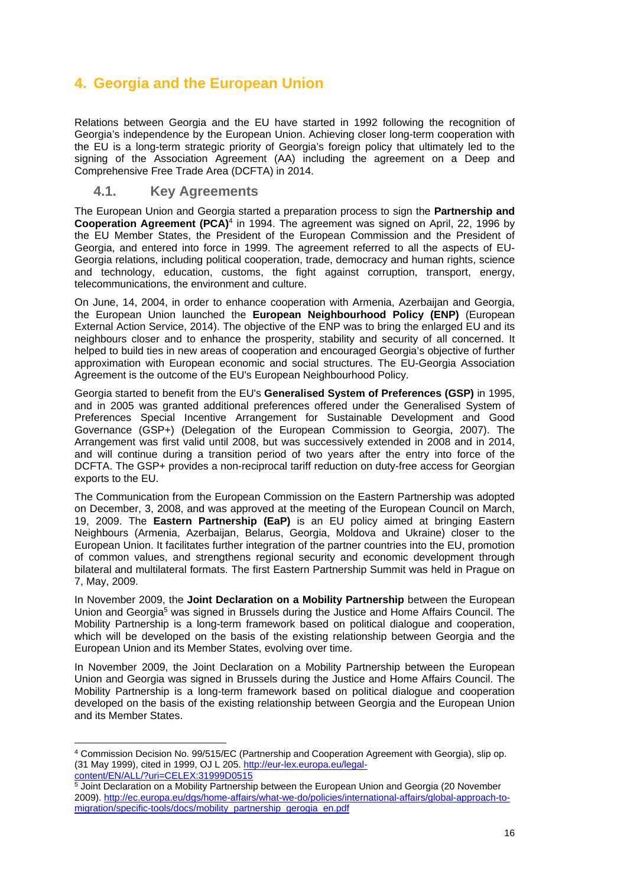# 4. Georgia and the European Union

Relations between Georgia and the EU have started in 1992 following the recognition of Georgia's independence by the European Union. Achieving closer long-term cooperation with the EU is a long-term strategic priority of Georgia's foreign policy that ultimately led to the signing of the Association Agreement (AA) including the agreement on a Deep and Comprehensive Free Trade Area (DCFTA) in 2014.

## 4.1. Key Agreements

The European Union and Georgia started a preparation process to sign the **Partnership and Cooperation Agreement (PCA)**[4] in 1994. The agreement was signed on April, 22, 1996 by the EU Member States, the President of the European Commission and the President of Georgia, and entered into force in 1999. The agreement referred to all the aspects of EU-Georgia relations, including political cooperation, trade, democracy and human rights, science and technology, education, customs, the fight against corruption, transport, energy, telecommunications, the environment and culture.

On June, 14, 2004, in order to enhance cooperation with Armenia, Azerbaijan and Georgia, the European Union launched the **European Neighbourhood Policy (ENP)** (European External Action Service, 2014). The objective of the ENP was to bring the enlarged EU and its neighbours closer and to enhance the prosperity, stability and security of all concerned. It helped to build ties in new areas of cooperation and encouraged Georgia's objective of further approximation with European economic and social structures. The EU-Georgia Association Agreement is the outcome of the EU's European Neighbourhood Policy.

Georgia started to benefit from the EU's **Generalised System of Preferences (GSP)** in 1995, and in 2005 was granted additional preferences offered under the Generalised System of Preferences Special Incentive Arrangement for Sustainable Development and Good Governance (GSP+) (Delegation of the European Commission to Georgia, 2007). The Arrangement was first valid until 2008, but was successively extended in 2008 and in 2014, and will continue during a transition period of two years after the entry into force of the DCFTA. The GSP+ provides a non-reciprocal tariff reduction on duty-free access for Georgian exports to the EU.

The Communication from the European Commission on the Eastern Partnership was adopted on December, 3, 2008, and was approved at the meeting of the European Council on March, 19, 2009. The **Eastern Partnership (EaP)** is an EU policy aimed at bringing Eastern Neighbours (Armenia, Azerbaijan, Belarus, Georgia, Moldova and Ukraine) closer to the European Union. It facilitates further integration of the partner countries into the EU, promotion of common values, and strengthens regional security and economic development through bilateral and multilateral formats. The first Eastern Partnership Summit was held in Prague on 7, May, 2009.

In November 2009, the **Joint Declaration on a Mobility Partnership** between the European Union and Georgia[5] was signed in Brussels during the Justice and Home Affairs Council. The Mobility Partnership is a long-term framework based on political dialogue and cooperation, which will be developed on the basis of the existing relationship between Georgia and the European Union and its Member States, evolving over time.

In November 2009, the Joint Declaration on a Mobility Partnership between the European Union and Georgia was signed in Brussels during the Justice and Home Affairs Council. The Mobility Partnership is a long-term framework based on political dialogue and cooperation developed on the basis of the existing relationship between Georgia and the European Union and its Member States.

---

[4] Commission Decision No. 99/515/EC (Partnership and Cooperation Agreement with Georgia), slip op. (31 May 1999), cited in 1999, OJ L 205. http://eur-lex.europa.eu/legal-content/EN/ALL/?uri=CELEX:31999D0515

[5] Joint Declaration on a Mobility Partnership between the European Union and Georgia (20 November 2009). http://ec.europa.eu/dgs/home-affairs/what-we-do/policies/international-affairs/global-approach-to-migration/specific-tools/docs/mobility_partnership_gerogia_en.pdf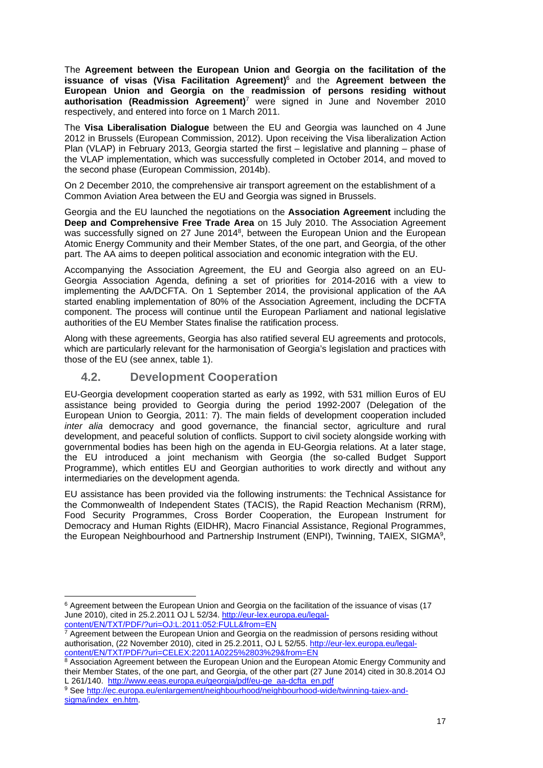The **Agreement between the European Union and Georgia on the facilitation of the issuance of visas (Visa Facilitation Agreement)**[6] and the **Agreement between the European Union and Georgia on the readmission of persons residing without authorisation (Readmission Agreement)**[7] were signed in June and November 2010 respectively, and entered into force on 1 March 2011.

The **Visa Liberalisation Dialogue** between the EU and Georgia was launched on 4 June 2012 in Brussels (European Commission, 2012). Upon receiving the Visa liberalization Action Plan (VLAP) in February 2013, Georgia started the first – legislative and planning – phase of the VLAP implementation, which was successfully completed in October 2014, and moved to the second phase (European Commission, 2014b).

On 2 December 2010, the comprehensive air transport agreement on the establishment of a Common Aviation Area between the EU and Georgia was signed in Brussels.

Georgia and the EU launched the negotiations on the **Association Agreement** including the **Deep and Comprehensive Free Trade Area** on 15 July 2010. The Association Agreement was successfully signed on 27 June 2014[8], between the European Union and the European Atomic Energy Community and their Member States, of the one part, and Georgia, of the other part. The AA aims to deepen political association and economic integration with the EU.

Accompanying the Association Agreement, the EU and Georgia also agreed on an EU-Georgia Association Agenda, defining a set of priorities for 2014-2016 with a view to implementing the AA/DCFTA. On 1 September 2014, the provisional application of the AA started enabling implementation of 80% of the Association Agreement, including the DCFTA component. The process will continue until the European Parliament and national legislative authorities of the EU Member States finalise the ratification process.

Along with these agreements, Georgia has also ratified several EU agreements and protocols, which are particularly relevant for the harmonisation of Georgia's legislation and practices with those of the EU (see annex, table 1).

## 4.2. Development Cooperation

EU-Georgia development cooperation started as early as 1992, with 531 million Euros of EU assistance being provided to Georgia during the period 1992-2007 (Delegation of the European Union to Georgia, 2011: 7). The main fields of development cooperation included *inter alia* democracy and good governance, the financial sector, agriculture and rural development, and peaceful solution of conflicts. Support to civil society alongside working with governmental bodies has been high on the agenda in EU-Georgia relations. At a later stage, the EU introduced a joint mechanism with Georgia (the so-called Budget Support Programme), which entitles EU and Georgian authorities to work directly and without any intermediaries on the development agenda.

EU assistance has been provided via the following instruments: the Technical Assistance for the Commonwealth of Independent States (TACIS), the Rapid Reaction Mechanism (RRM), Food Security Programmes, Cross Border Cooperation, the European Instrument for Democracy and Human Rights (EIDHR), Macro Financial Assistance, Regional Programmes, the European Neighbourhood and Partnership Instrument (ENPI), Twinning, TAIEX, SIGMA[9],

---

[6] Agreement between the European Union and Georgia on the facilitation of the issuance of visas (17 June 2010), cited in 25.2.2011 OJ L 52/34. http://eur-lex.europa.eu/legal-content/EN/TXT/PDF/?uri=OJ:L:2011:052:FULL&from=EN

[7] Agreement between the European Union and Georgia on the readmission of persons residing without authorisation, (22 November 2010), cited in 25.2.2011, OJ L 52/55. http://eur-lex.europa.eu/legal-content/EN/TXT/PDF/?uri=CELEX:22011A0225%2803%29&from=EN

[8] Association Agreement between the European Union and the European Atomic Energy Community and their Member States, of the one part, and Georgia, of the other part (27 June 2014) cited in 30.8.2014 OJ L 261/140. http://www.eeas.europa.eu/georgia/pdf/eu-ge_aa-dcfta_en.pdf

[9] See http://ec.europa.eu/enlargement/neighbourhood/neighbourhood-wide/twinning-taiex-and-sigma/index_en.htm.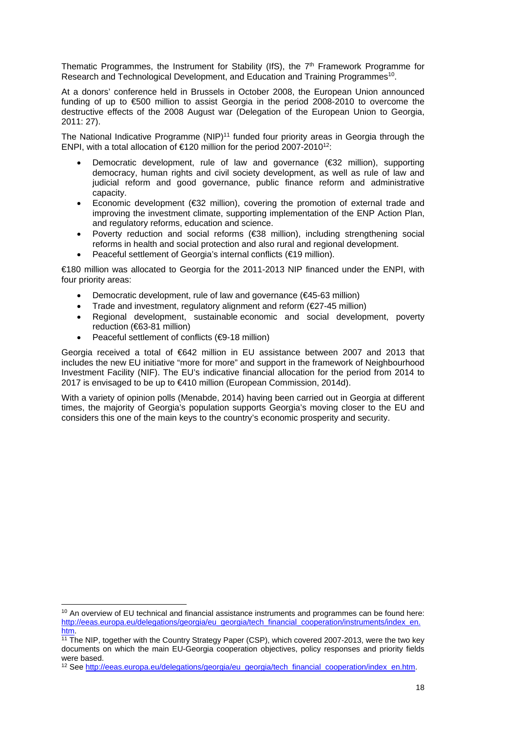Thematic Programmes, the Instrument for Stability (IfS), the 7th Framework Programme for Research and Technological Development, and Education and Training Programmes[10].

At a donors' conference held in Brussels in October 2008, the European Union announced funding of up to €500 million to assist Georgia in the period 2008-2010 to overcome the destructive effects of the 2008 August war (Delegation of the European Union to Georgia, 2011: 27).

The National Indicative Programme (NIP)[11] funded four priority areas in Georgia through the ENPI, with a total allocation of €120 million for the period 2007-2010[12]:

- Democratic development, rule of law and governance (€32 million), supporting democracy, human rights and civil society development, as well as rule of law and judicial reform and good governance, public finance reform and administrative capacity.
- Economic development (€32 million), covering the promotion of external trade and improving the investment climate, supporting implementation of the ENP Action Plan, and regulatory reforms, education and science.
- Poverty reduction and social reforms (€38 million), including strengthening social reforms in health and social protection and also rural and regional development.
- Peaceful settlement of Georgia's internal conflicts (€19 million).

€180 million was allocated to Georgia for the 2011-2013 NIP financed under the ENPI, with four priority areas:

- Democratic development, rule of law and governance (€45-63 million)
- Trade and investment, regulatory alignment and reform (€27-45 million)
- Regional development, sustainable economic and social development, poverty reduction (€63-81 million)
- Peaceful settlement of conflicts (€9-18 million)

Georgia received a total of €642 million in EU assistance between 2007 and 2013 that includes the new EU initiative "more for more" and support in the framework of Neighbourhood Investment Facility (NIF). The EU's indicative financial allocation for the period from 2014 to 2017 is envisaged to be up to €410 million (European Commission, 2014d).

With a variety of opinion polls (Menabde, 2014) having been carried out in Georgia at different times, the majority of Georgia's population supports Georgia's moving closer to the EU and considers this one of the main keys to the country's economic prosperity and security.

---

[10] An overview of EU technical and financial assistance instruments and programmes can be found here: http://eeas.europa.eu/delegations/georgia/eu_georgia/tech_financial_cooperation/instruments/index_en.htm.

[11] The NIP, together with the Country Strategy Paper (CSP), which covered 2007-2013, were the two key documents on which the main EU-Georgia cooperation objectives, policy responses and priority fields were based.

[12] See http://eeas.europa.eu/delegations/georgia/eu_georgia/tech_financial_cooperation/index_en.htm.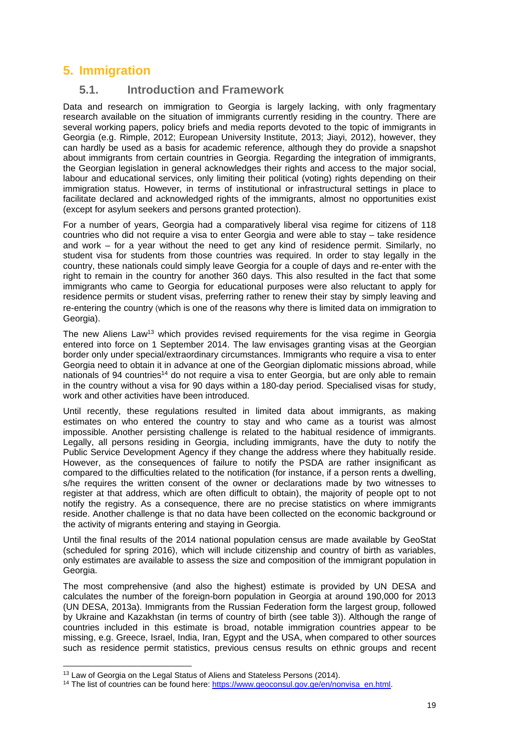# 5. Immigration

## 5.1. Introduction and Framework

Data and research on immigration to Georgia is largely lacking, with only fragmentary research available on the situation of immigrants currently residing in the country. There are several working papers, policy briefs and media reports devoted to the topic of immigrants in Georgia (e.g. Rimple, 2012; European University Institute, 2013; Jiayi, 2012), however, they can hardly be used as a basis for academic reference, although they do provide a snapshot about immigrants from certain countries in Georgia. Regarding the integration of immigrants, the Georgian legislation in general acknowledges their rights and access to the major social, labour and educational services, only limiting their political (voting) rights depending on their immigration status. However, in terms of institutional or infrastructural settings in place to facilitate declared and acknowledged rights of the immigrants, almost no opportunities exist (except for asylum seekers and persons granted protection).

For a number of years, Georgia had a comparatively liberal visa regime for citizens of 118 countries who did not require a visa to enter Georgia and were able to stay – take residence and work – for a year without the need to get any kind of residence permit. Similarly, no student visa for students from those countries was required. In order to stay legally in the country, these nationals could simply leave Georgia for a couple of days and re-enter with the right to remain in the country for another 360 days. This also resulted in the fact that some immigrants who came to Georgia for educational purposes were also reluctant to apply for residence permits or student visas, preferring rather to renew their stay by simply leaving and re-entering the country (which is one of the reasons why there is limited data on immigration to Georgia).

The new Aliens Law[13] which provides revised requirements for the visa regime in Georgia entered into force on 1 September 2014. The law envisages granting visas at the Georgian border only under special/extraordinary circumstances. Immigrants who require a visa to enter Georgia need to obtain it in advance at one of the Georgian diplomatic missions abroad, while nationals of 94 countries[14] do not require a visa to enter Georgia, but are only able to remain in the country without a visa for 90 days within a 180-day period. Specialised visas for study, work and other activities have been introduced.

Until recently, these regulations resulted in limited data about immigrants, as making estimates on who entered the country to stay and who came as a tourist was almost impossible. Another persisting challenge is related to the habitual residence of immigrants. Legally, all persons residing in Georgia, including immigrants, have the duty to notify the Public Service Development Agency if they change the address where they habitually reside. However, as the consequences of failure to notify the PSDA are rather insignificant as compared to the difficulties related to the notification (for instance, if a person rents a dwelling, s/he requires the written consent of the owner or declarations made by two witnesses to register at that address, which are often difficult to obtain), the majority of people opt to not notify the registry. As a consequence, there are no precise statistics on where immigrants reside. Another challenge is that no data have been collected on the economic background or the activity of migrants entering and staying in Georgia.

Until the final results of the 2014 national population census are made available by GeoStat (scheduled for spring 2016), which will include citizenship and country of birth as variables, only estimates are available to assess the size and composition of the immigrant population in Georgia.

The most comprehensive (and also the highest) estimate is provided by UN DESA and calculates the number of the foreign-born population in Georgia at around 190,000 for 2013 (UN DESA, 2013a). Immigrants from the Russian Federation form the largest group, followed by Ukraine and Kazakhstan (in terms of country of birth (see table 3)). Although the range of countries included in this estimate is broad, notable immigration countries appear to be missing, e.g. Greece, Israel, India, Iran, Egypt and the USA, when compared to other sources such as residence permit statistics, previous census results on ethnic groups and recent

---

[13] Law of Georgia on the Legal Status of Aliens and Stateless Persons (2014).

[14] The list of countries can be found here: https://www.geoconsul.gov.ge/en/nonvisa_en.html.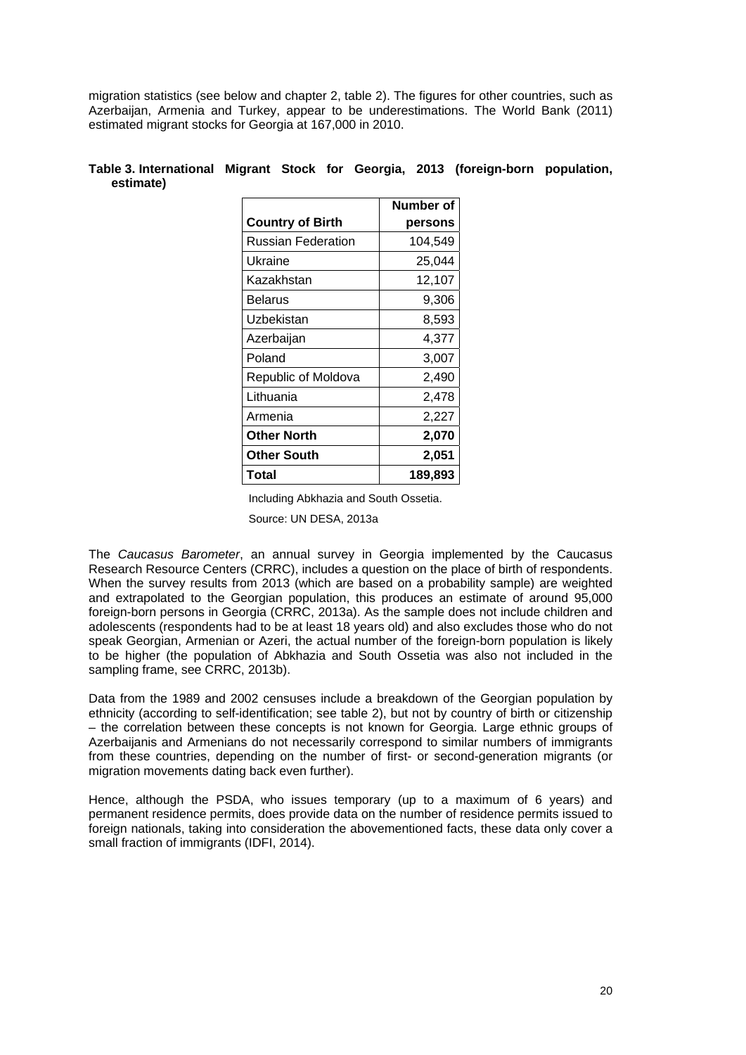migration statistics (see below and chapter 2, table 2). The figures for other countries, such as Azerbaijan, Armenia and Turkey, appear to be underestimations. The World Bank (2011) estimated migrant stocks for Georgia at 167,000 in 2010.

**Table 3. International Migrant Stock for Georgia, 2013 (foreign-born population, estimate)**

| Country of Birth | Number of persons |
|---|---|
| Russian Federation | 104,549 |
| Ukraine | 25,044 |
| Kazakhstan | 12,107 |
| Belarus | 9,306 |
| Uzbekistan | 8,593 |
| Azerbaijan | 4,377 |
| Poland | 3,007 |
| Republic of Moldova | 2,490 |
| Lithuania | 2,478 |
| Armenia | 2,227 |
| **Other North** | **2,070** |
| **Other South** | **2,051** |
| **Total** | **189,893** |

Including Abkhazia and South Ossetia.

Source: UN DESA, 2013a

The *Caucasus Barometer*, an annual survey in Georgia implemented by the Caucasus Research Resource Centers (CRRC), includes a question on the place of birth of respondents. When the survey results from 2013 (which are based on a probability sample) are weighted and extrapolated to the Georgian population, this produces an estimate of around 95,000 foreign-born persons in Georgia (CRRC, 2013a). As the sample does not include children and adolescents (respondents had to be at least 18 years old) and also excludes those who do not speak Georgian, Armenian or Azeri, the actual number of the foreign-born population is likely to be higher (the population of Abkhazia and South Ossetia was also not included in the sampling frame, see CRRC, 2013b).

Data from the 1989 and 2002 censuses include a breakdown of the Georgian population by ethnicity (according to self-identification; see table 2), but not by country of birth or citizenship – the correlation between these concepts is not known for Georgia. Large ethnic groups of Azerbaijanis and Armenians do not necessarily correspond to similar numbers of immigrants from these countries, depending on the number of first- or second-generation migrants (or migration movements dating back even further).

Hence, although the PSDA, who issues temporary (up to a maximum of 6 years) and permanent residence permits, does provide data on the number of residence permits issued to foreign nationals, taking into consideration the abovementioned facts, these data only cover a small fraction of immigrants (IDFI, 2014).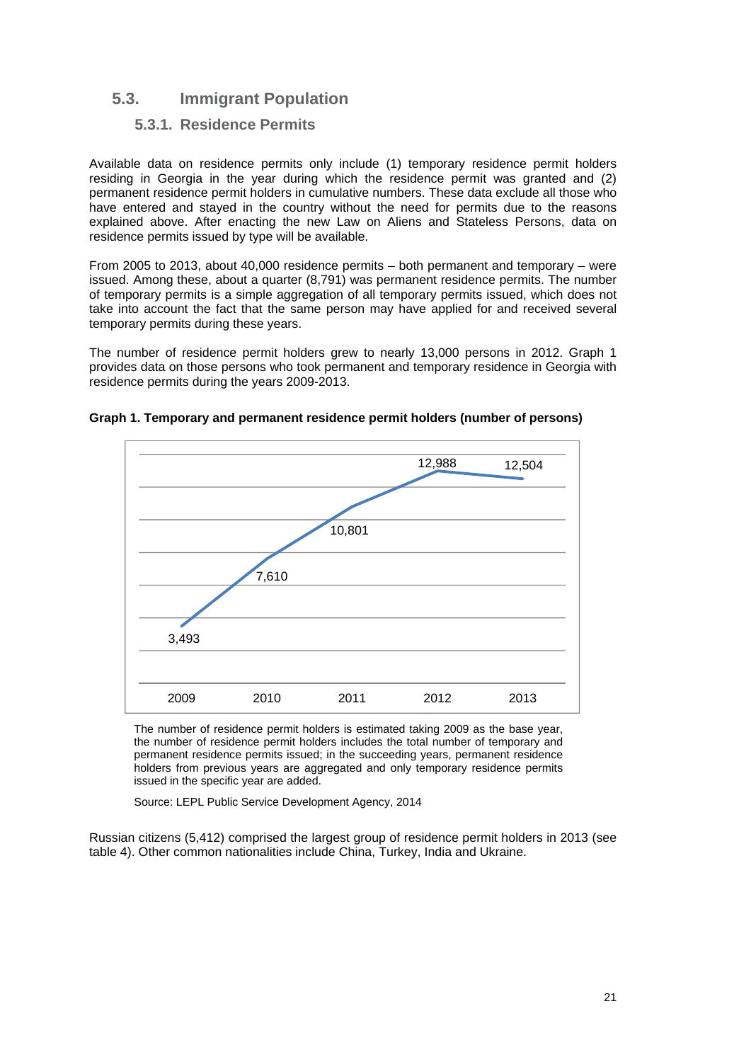## 5.3. Immigrant Population

### 5.3.1. Residence Permits

Available data on residence permits only include (1) temporary residence permit holders residing in Georgia in the year during which the residence permit was granted and (2) permanent residence permit holders in cumulative numbers. These data exclude all those who have entered and stayed in the country without the need for permits due to the reasons explained above. After enacting the new Law on Aliens and Stateless Persons, data on residence permits issued by type will be available.

From 2005 to 2013, about 40,000 residence permits – both permanent and temporary – were issued. Among these, about a quarter (8,791) was permanent residence permits. The number of temporary permits is a simple aggregation of all temporary permits issued, which does not take into account the fact that the same person may have applied for and received several temporary permits during these years.

The number of residence permit holders grew to nearly 13,000 persons in 2012. Graph 1 provides data on those persons who took permanent and temporary residence in Georgia with residence permits during the years 2009-2013.

**Graph 1. Temporary and permanent residence permit holders (number of persons)**

| 2009 | 2010 | 2011 | 2012 | 2013 |
|---|---|---|---|---|
| 3,493 | 7,610 | 10,801 | 12,988 | 12,504 |

The number of residence permit holders is estimated taking 2009 as the base year, the number of residence permit holders includes the total number of temporary and permanent residence permits issued; in the succeeding years, permanent residence holders from previous years are aggregated and only temporary residence permits issued in the specific year are added.

Source: LEPL Public Service Development Agency, 2014

Russian citizens (5,412) comprised the largest group of residence permit holders in 2013 (see table 4). Other common nationalities include China, Turkey, India and Ukraine.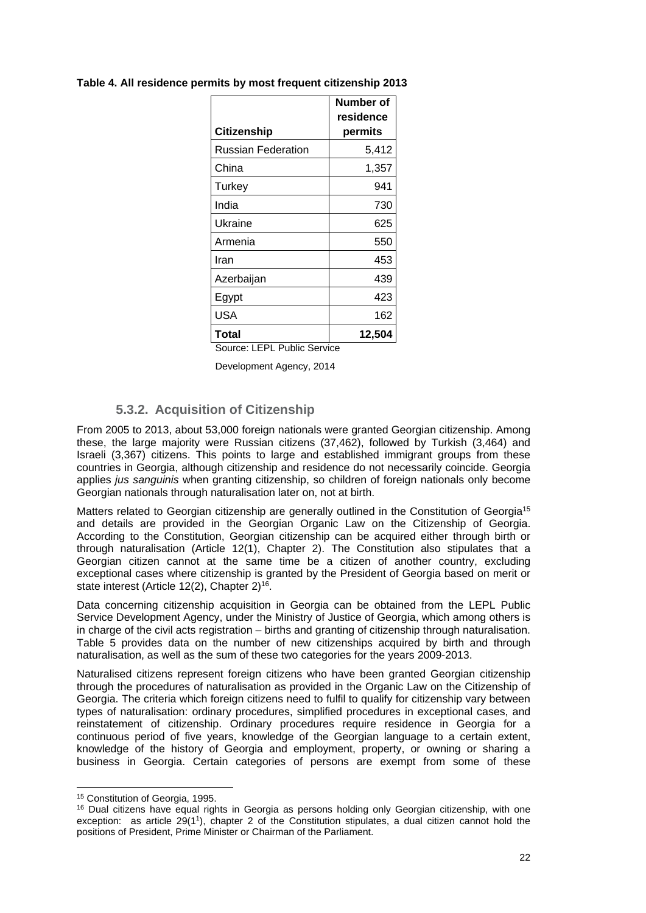**Table 4. All residence permits by most frequent citizenship 2013**

| Citizenship | Number of residence permits |
|---|---|
| Russian Federation | 5,412 |
| China | 1,357 |
| Turkey | 941 |
| India | 730 |
| Ukraine | 625 |
| Armenia | 550 |
| Iran | 453 |
| Azerbaijan | 439 |
| Egypt | 423 |
| USA | 162 |
| **Total** | **12,504** |

Source: LEPL Public Service Development Agency, 2014

### 5.3.2. Acquisition of Citizenship

From 2005 to 2013, about 53,000 foreign nationals were granted Georgian citizenship. Among these, the large majority were Russian citizens (37,462), followed by Turkish (3,464) and Israeli (3,367) citizens. This points to large and established immigrant groups from these countries in Georgia, although citizenship and residence do not necessarily coincide. Georgia applies *jus sanguinis* when granting citizenship, so children of foreign nationals only become Georgian nationals through naturalisation later on, not at birth.

Matters related to Georgian citizenship are generally outlined in the Constitution of Georgia[15] and details are provided in the Georgian Organic Law on the Citizenship of Georgia. According to the Constitution, Georgian citizenship can be acquired either through birth or through naturalisation (Article 12(1), Chapter 2). The Constitution also stipulates that a Georgian citizen cannot at the same time be a citizen of another country, excluding exceptional cases where citizenship is granted by the President of Georgia based on merit or state interest (Article 12(2), Chapter 2)[16].

Data concerning citizenship acquisition in Georgia can be obtained from the LEPL Public Service Development Agency, under the Ministry of Justice of Georgia, which among others is in charge of the civil acts registration – births and granting of citizenship through naturalisation. Table 5 provides data on the number of new citizenships acquired by birth and through naturalisation, as well as the sum of these two categories for the years 2009-2013.

Naturalised citizens represent foreign citizens who have been granted Georgian citizenship through the procedures of naturalisation as provided in the Organic Law on the Citizenship of Georgia. The criteria which foreign citizens need to fulfil to qualify for citizenship vary between types of naturalisation: ordinary procedures, simplified procedures in exceptional cases, and reinstatement of citizenship. Ordinary procedures require residence in Georgia for a continuous period of five years, knowledge of the Georgian language to a certain extent, knowledge of the history of Georgia and employment, property, or owning or sharing a business in Georgia. Certain categories of persons are exempt from some of these

---

[15] Constitution of Georgia, 1995.

[16] Dual citizens have equal rights in Georgia as persons holding only Georgian citizenship, with one exception: as article 29(1[1]), chapter 2 of the Constitution stipulates, a dual citizen cannot hold the positions of President, Prime Minister or Chairman of the Parliament.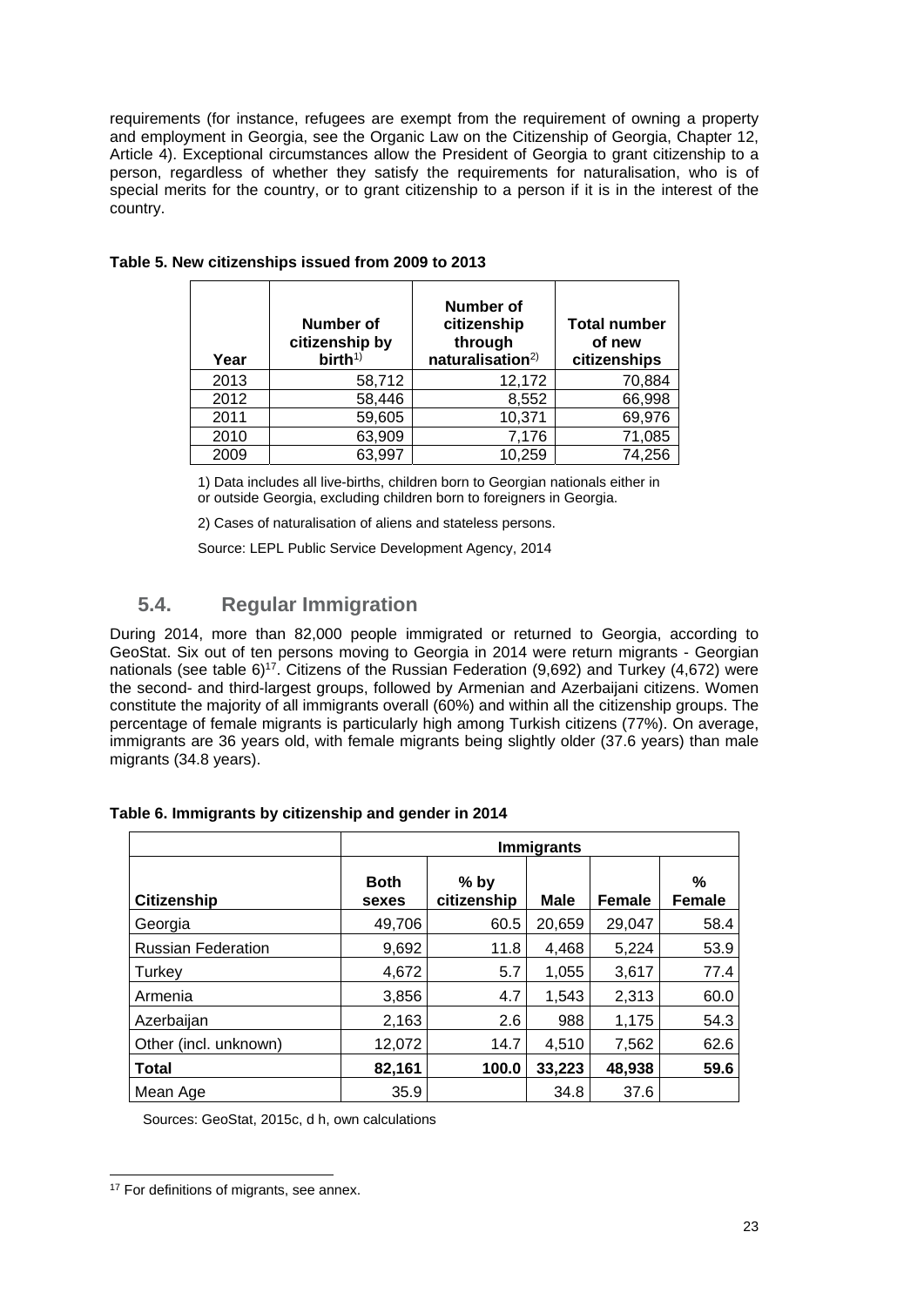requirements (for instance, refugees are exempt from the requirement of owning a property and employment in Georgia, see the Organic Law on the Citizenship of Georgia, Chapter 12, Article 4). Exceptional circumstances allow the President of Georgia to grant citizenship to a person, regardless of whether they satisfy the requirements for naturalisation, who is of special merits for the country, or to grant citizenship to a person if it is in the interest of the country.

**Table 5. New citizenships issued from 2009 to 2013**

| Year | Number of citizenship by birth[1)] | Number of citizenship through naturalisation[2)] | Total number of new citizenships |
|---|---|---|---|
| 2013 | 58,712 | 12,172 | 70,884 |
| 2012 | 58,446 | 8,552 | 66,998 |
| 2011 | 59,605 | 10,371 | 69,976 |
| 2010 | 63,909 | 7,176 | 71,085 |
| 2009 | 63,997 | 10,259 | 74,256 |

1) Data includes all live-births, children born to Georgian nationals either in or outside Georgia, excluding children born to foreigners in Georgia.

2) Cases of naturalisation of aliens and stateless persons.

Source: LEPL Public Service Development Agency, 2014

## 5.4. Regular Immigration

During 2014, more than 82,000 people immigrated or returned to Georgia, according to GeoStat. Six out of ten persons moving to Georgia in 2014 were return migrants - Georgian nationals (see table 6)[17]. Citizens of the Russian Federation (9,692) and Turkey (4,672) were the second- and third-largest groups, followed by Armenian and Azerbaijani citizens. Women constitute the majority of all immigrants overall (60%) and within all the citizenship groups. The percentage of female migrants is particularly high among Turkish citizens (77%). On average, immigrants are 36 years old, with female migrants being slightly older (37.6 years) than male migrants (34.8 years).

**Table 6. Immigrants by citizenship and gender in 2014**

| | Immigrants | | | | |
|---|---|---|---|---|---|
| **Citizenship** | **Both sexes** | **% by citizenship** | **Male** | **Female** | **% Female** |
| Georgia | 49,706 | 60.5 | 20,659 | 29,047 | 58.4 |
| Russian Federation | 9,692 | 11.8 | 4,468 | 5,224 | 53.9 |
| Turkey | 4,672 | 5.7 | 1,055 | 3,617 | 77.4 |
| Armenia | 3,856 | 4.7 | 1,543 | 2,313 | 60.0 |
| Azerbaijan | 2,163 | 2.6 | 988 | 1,175 | 54.3 |
| Other (incl. unknown) | 12,072 | 14.7 | 4,510 | 7,562 | 62.6 |
| **Total** | **82,161** | **100.0** | **33,223** | **48,938** | **59.6** |
| Mean Age | 35.9 | | 34.8 | 37.6 | |

Sources: GeoStat, 2015c, d h, own calculations

[17] For definitions of migrants, see annex.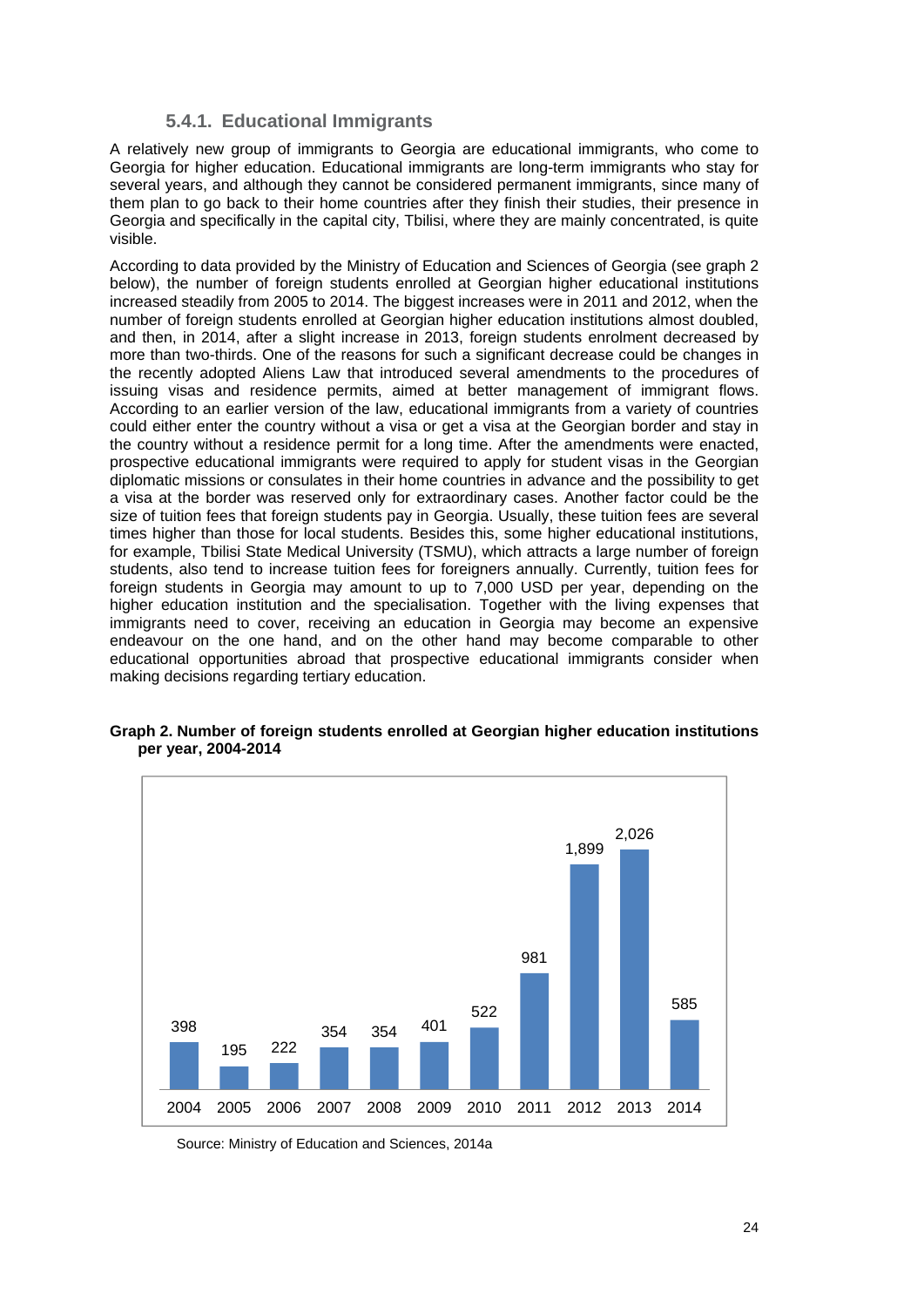### 5.4.1. Educational Immigrants

A relatively new group of immigrants to Georgia are educational immigrants, who come to Georgia for higher education. Educational immigrants are long-term immigrants who stay for several years, and although they cannot be considered permanent immigrants, since many of them plan to go back to their home countries after they finish their studies, their presence in Georgia and specifically in the capital city, Tbilisi, where they are mainly concentrated, is quite visible.

According to data provided by the Ministry of Education and Sciences of Georgia (see graph 2 below), the number of foreign students enrolled at Georgian higher educational institutions increased steadily from 2005 to 2014. The biggest increases were in 2011 and 2012, when the number of foreign students enrolled at Georgian higher education institutions almost doubled, and then, in 2014, after a slight increase in 2013, foreign students enrolment decreased by more than two-thirds. One of the reasons for such a significant decrease could be changes in the recently adopted Aliens Law that introduced several amendments to the procedures of issuing visas and residence permits, aimed at better management of immigrant flows. According to an earlier version of the law, educational immigrants from a variety of countries could either enter the country without a visa or get a visa at the Georgian border and stay in the country without a residence permit for a long time. After the amendments were enacted, prospective educational immigrants were required to apply for student visas in the Georgian diplomatic missions or consulates in their home countries in advance and the possibility to get a visa at the border was reserved only for extraordinary cases. Another factor could be the size of tuition fees that foreign students pay in Georgia. Usually, these tuition fees are several times higher than those for local students. Besides this, some higher educational institutions, for example, Tbilisi State Medical University (TSMU), which attracts a large number of foreign students, also tend to increase tuition fees for foreigners annually. Currently, tuition fees for foreign students in Georgia may amount to up to 7,000 USD per year, depending on the higher education institution and the specialisation. Together with the living expenses that immigrants need to cover, receiving an education in Georgia may become an expensive endeavour on the one hand, and on the other hand may become comparable to other educational opportunities abroad that prospective educational immigrants consider when making decisions regarding tertiary education.

**Graph 2. Number of foreign students enrolled at Georgian higher education institutions per year, 2004-2014**

| Year | Number of foreign students |
|---|---|
| 2004 | 398 |
| 2005 | 195 |
| 2006 | 222 |
| 2007 | 354 |
| 2008 | 354 |
| 2009 | 401 |
| 2010 | 522 |
| 2011 | 981 |
| 2012 | 1,899 |
| 2013 | 2,026 |
| 2014 | 585 |

Source: Ministry of Education and Sciences, 2014a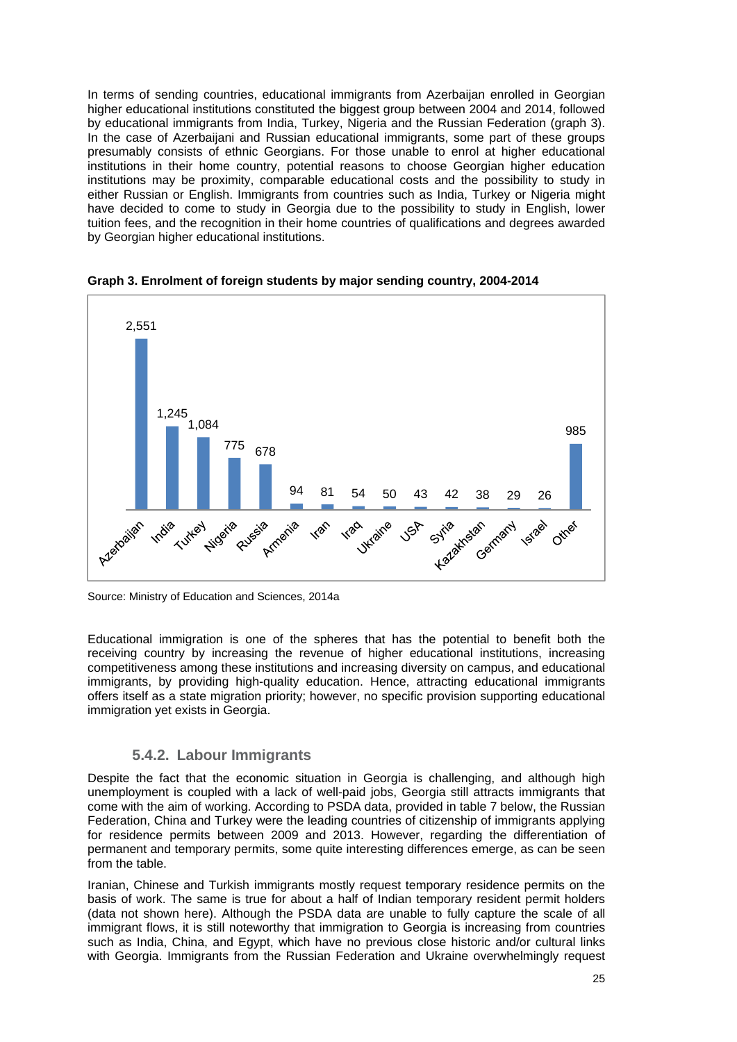In terms of sending countries, educational immigrants from Azerbaijan enrolled in Georgian higher educational institutions constituted the biggest group between 2004 and 2014, followed by educational immigrants from India, Turkey, Nigeria and the Russian Federation (graph 3). In the case of Azerbaijani and Russian educational immigrants, some part of these groups presumably consists of ethnic Georgians. For those unable to enrol at higher educational institutions in their home country, potential reasons to choose Georgian higher education institutions may be proximity, comparable educational costs and the possibility to study in either Russian or English. Immigrants from countries such as India, Turkey or Nigeria might have decided to come to study in Georgia due to the possibility to study in English, lower tuition fees, and the recognition in their home countries of qualifications and degrees awarded by Georgian higher educational institutions.

**Graph 3. Enrolment of foreign students by major sending country, 2004-2014**

| Country | Students |
|---|---|
| Azerbaijan | 2,551 |
| India | 1,245 |
| Turkey | 1,084 |
| Nigeria | 775 |
| Russia | 678 |
| Armenia | 94 |
| Iran | 81 |
| Iraq | 54 |
| Ukraine | 50 |
| USA | 43 |
| Syria | 42 |
| Kazakhstan | 38 |
| Germany | 29 |
| Israel | 26 |
| Other | 985 |

Source: Ministry of Education and Sciences, 2014a

Educational immigration is one of the spheres that has the potential to benefit both the receiving country by increasing the revenue of higher educational institutions, increasing competitiveness among these institutions and increasing diversity on campus, and educational immigrants, by providing high-quality education. Hence, attracting educational immigrants offers itself as a state migration priority; however, no specific provision supporting educational immigration yet exists in Georgia.

### 5.4.2. Labour Immigrants

Despite the fact that the economic situation in Georgia is challenging, and although high unemployment is coupled with a lack of well-paid jobs, Georgia still attracts immigrants that come with the aim of working. According to PSDA data, provided in table 7 below, the Russian Federation, China and Turkey were the leading countries of citizenship of immigrants applying for residence permits between 2009 and 2013. However, regarding the differentiation of permanent and temporary permits, some quite interesting differences emerge, as can be seen from the table.

Iranian, Chinese and Turkish immigrants mostly request temporary residence permits on the basis of work. The same is true for about a half of Indian temporary resident permit holders (data not shown here). Although the PSDA data are unable to fully capture the scale of all immigrant flows, it is still noteworthy that immigration to Georgia is increasing from countries such as India, China, and Egypt, which have no previous close historic and/or cultural links with Georgia. Immigrants from the Russian Federation and Ukraine overwhelmingly request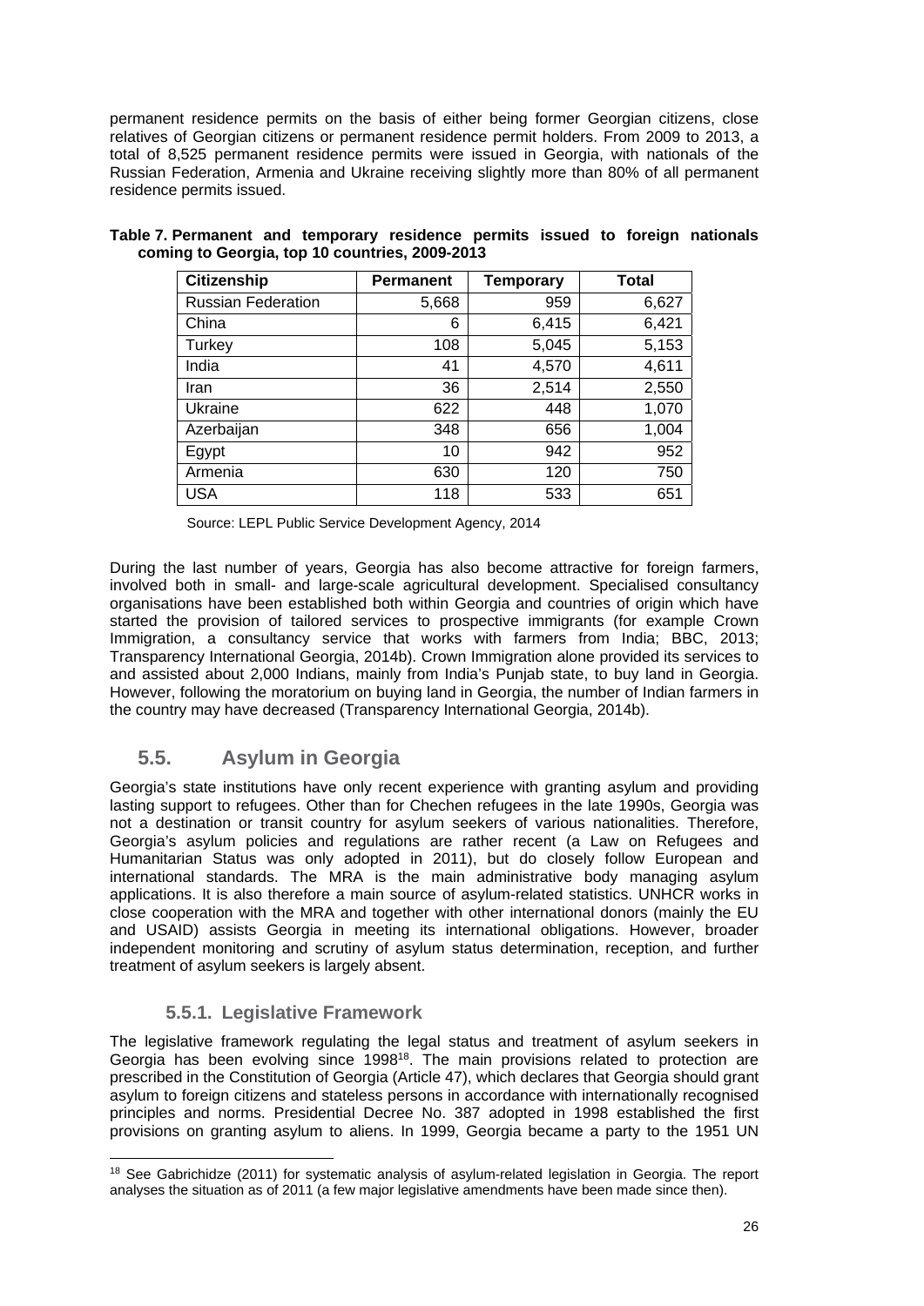permanent residence permits on the basis of either being former Georgian citizens, close relatives of Georgian citizens or permanent residence permit holders. From 2009 to 2013, a total of 8,525 permanent residence permits were issued in Georgia, with nationals of the Russian Federation, Armenia and Ukraine receiving slightly more than 80% of all permanent residence permits issued.

**Table 7. Permanent and temporary residence permits issued to foreign nationals coming to Georgia, top 10 countries, 2009-2013**

| Citizenship | Permanent | Temporary | Total |
|---|---|---|---|
| Russian Federation | 5,668 | 959 | 6,627 |
| China | 6 | 6,415 | 6,421 |
| Turkey | 108 | 5,045 | 5,153 |
| India | 41 | 4,570 | 4,611 |
| Iran | 36 | 2,514 | 2,550 |
| Ukraine | 622 | 448 | 1,070 |
| Azerbaijan | 348 | 656 | 1,004 |
| Egypt | 10 | 942 | 952 |
| Armenia | 630 | 120 | 750 |
| USA | 118 | 533 | 651 |

Source: LEPL Public Service Development Agency, 2014

During the last number of years, Georgia has also become attractive for foreign farmers, involved both in small- and large-scale agricultural development. Specialised consultancy organisations have been established both within Georgia and countries of origin which have started the provision of tailored services to prospective immigrants (for example Crown Immigration, a consultancy service that works with farmers from India; BBC, 2013; Transparency International Georgia, 2014b). Crown Immigration alone provided its services to and assisted about 2,000 Indians, mainly from India's Punjab state, to buy land in Georgia. However, following the moratorium on buying land in Georgia, the number of Indian farmers in the country may have decreased (Transparency International Georgia, 2014b).

## 5.5. Asylum in Georgia

Georgia's state institutions have only recent experience with granting asylum and providing lasting support to refugees. Other than for Chechen refugees in the late 1990s, Georgia was not a destination or transit country for asylum seekers of various nationalities. Therefore, Georgia's asylum policies and regulations are rather recent (a Law on Refugees and Humanitarian Status was only adopted in 2011), but do closely follow European and international standards. The MRA is the main administrative body managing asylum applications. It is also therefore a main source of asylum-related statistics. UNHCR works in close cooperation with the MRA and together with other international donors (mainly the EU and USAID) assists Georgia in meeting its international obligations. However, broader independent monitoring and scrutiny of asylum status determination, reception, and further treatment of asylum seekers is largely absent.

### 5.5.1. Legislative Framework

The legislative framework regulating the legal status and treatment of asylum seekers in Georgia has been evolving since 1998[18]. The main provisions related to protection are prescribed in the Constitution of Georgia (Article 47), which declares that Georgia should grant asylum to foreign citizens and stateless persons in accordance with internationally recognised principles and norms. Presidential Decree No. 387 adopted in 1998 established the first provisions on granting asylum to aliens. In 1999, Georgia became a party to the 1951 UN

[18] See Gabrichidze (2011) for systematic analysis of asylum-related legislation in Georgia. The report analyses the situation as of 2011 (a few major legislative amendments have been made since then).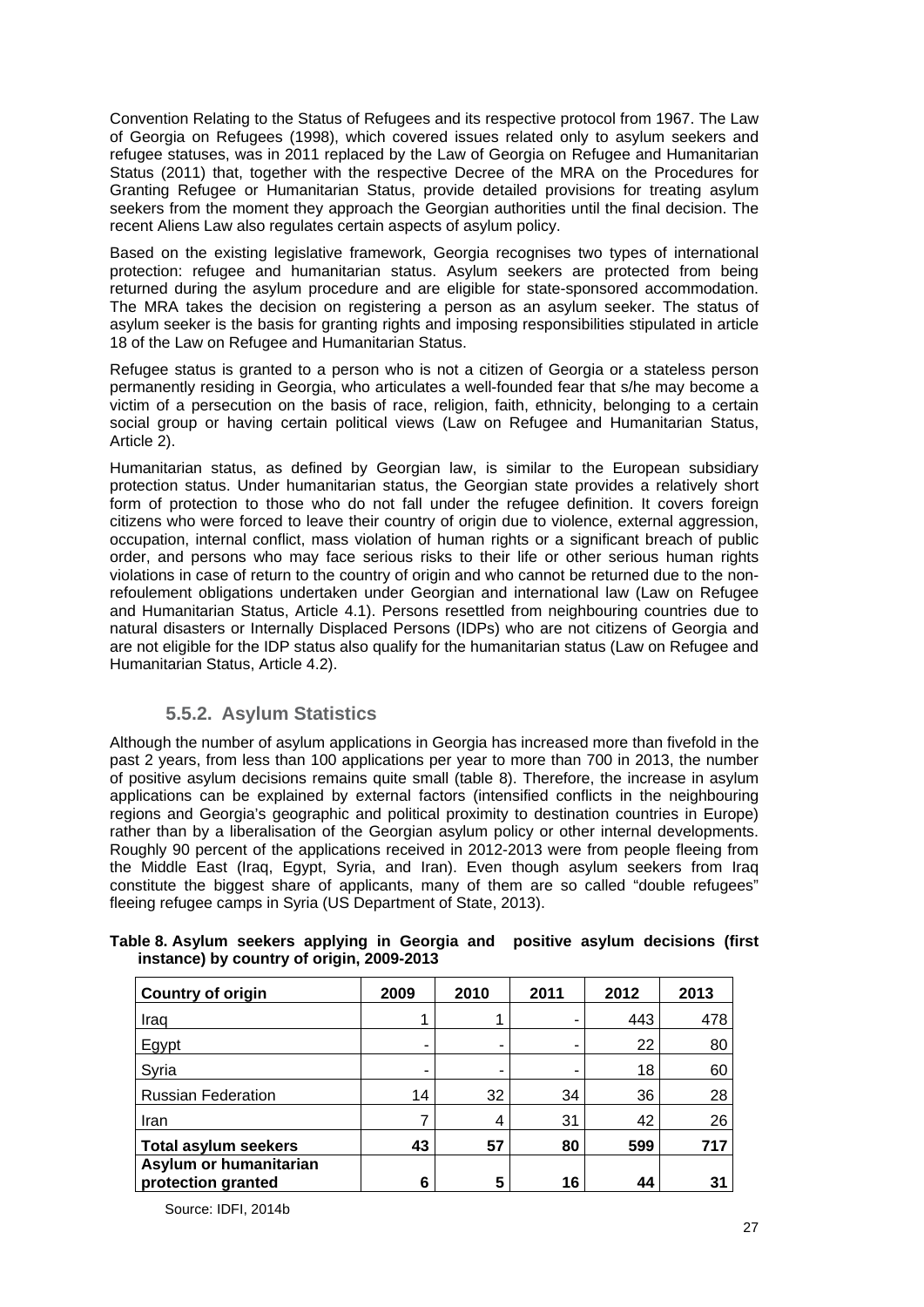Convention Relating to the Status of Refugees and its respective protocol from 1967. The Law of Georgia on Refugees (1998), which covered issues related only to asylum seekers and refugee statuses, was in 2011 replaced by the Law of Georgia on Refugee and Humanitarian Status (2011) that, together with the respective Decree of the MRA on the Procedures for Granting Refugee or Humanitarian Status, provide detailed provisions for treating asylum seekers from the moment they approach the Georgian authorities until the final decision. The recent Aliens Law also regulates certain aspects of asylum policy.

Based on the existing legislative framework, Georgia recognises two types of international protection: refugee and humanitarian status. Asylum seekers are protected from being returned during the asylum procedure and are eligible for state-sponsored accommodation. The MRA takes the decision on registering a person as an asylum seeker. The status of asylum seeker is the basis for granting rights and imposing responsibilities stipulated in article 18 of the Law on Refugee and Humanitarian Status.

Refugee status is granted to a person who is not a citizen of Georgia or a stateless person permanently residing in Georgia, who articulates a well-founded fear that s/he may become a victim of a persecution on the basis of race, religion, faith, ethnicity, belonging to a certain social group or having certain political views (Law on Refugee and Humanitarian Status, Article 2).

Humanitarian status, as defined by Georgian law, is similar to the European subsidiary protection status. Under humanitarian status, the Georgian state provides a relatively short form of protection to those who do not fall under the refugee definition. It covers foreign citizens who were forced to leave their country of origin due to violence, external aggression, occupation, internal conflict, mass violation of human rights or a significant breach of public order, and persons who may face serious risks to their life or other serious human rights violations in case of return to the country of origin and who cannot be returned due to the non-refoulement obligations undertaken under Georgian and international law (Law on Refugee and Humanitarian Status, Article 4.1). Persons resettled from neighbouring countries due to natural disasters or Internally Displaced Persons (IDPs) who are not citizens of Georgia and are not eligible for the IDP status also qualify for the humanitarian status (Law on Refugee and Humanitarian Status, Article 4.2).

### 5.5.2. Asylum Statistics

Although the number of asylum applications in Georgia has increased more than fivefold in the past 2 years, from less than 100 applications per year to more than 700 in 2013, the number of positive asylum decisions remains quite small (table 8). Therefore, the increase in asylum applications can be explained by external factors (intensified conflicts in the neighbouring regions and Georgia's geographic and political proximity to destination countries in Europe) rather than by a liberalisation of the Georgian asylum policy or other internal developments. Roughly 90 percent of the applications received in 2012-2013 were from people fleeing from the Middle East (Iraq, Egypt, Syria, and Iran). Even though asylum seekers from Iraq constitute the biggest share of applicants, many of them are so called "double refugees" fleeing refugee camps in Syria (US Department of State, 2013).

**Table 8. Asylum seekers applying in Georgia and positive asylum decisions (first instance) by country of origin, 2009-2013**

| Country of origin | 2009 | 2010 | 2011 | 2012 | 2013 |
|---|---|---|---|---|---|
| Iraq | 1 | 1 | - | 443 | 478 |
| Egypt | - | - | - | 22 | 80 |
| Syria | - | - | - | 18 | 60 |
| Russian Federation | 14 | 32 | 34 | 36 | 28 |
| Iran | 7 | 4 | 31 | 42 | 26 |
| **Total asylum seekers** | **43** | **57** | **80** | **599** | **717** |
| **Asylum or humanitarian protection granted** | **6** | **5** | **16** | **44** | **31** |

Source: IDFI, 2014b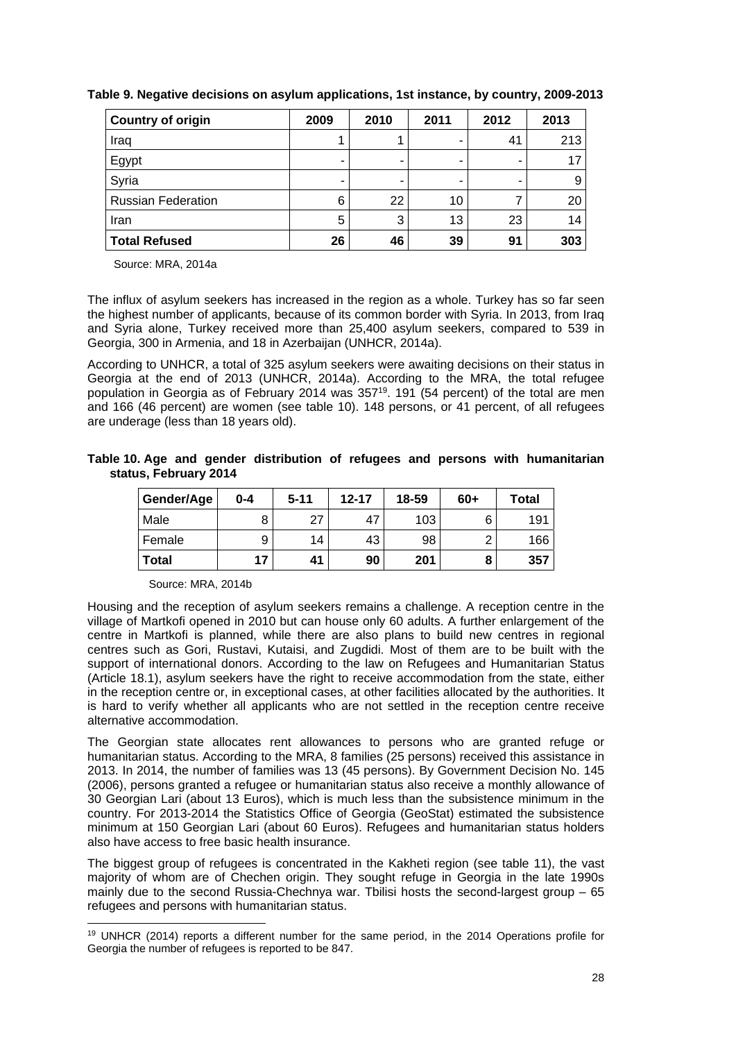**Table 9. Negative decisions on asylum applications, 1st instance, by country, 2009-2013**

| Country of origin | 2009 | 2010 | 2011 | 2012 | 2013 |
|---|---|---|---|---|---|
| Iraq | 1 | 1 | - | 41 | 213 |
| Egypt | - | - | - | - | 17 |
| Syria | - | - | - | - | 9 |
| Russian Federation | 6 | 22 | 10 | 7 | 20 |
| Iran | 5 | 3 | 13 | 23 | 14 |
| **Total Refused** | **26** | **46** | **39** | **91** | **303** |

Source: MRA, 2014a

The influx of asylum seekers has increased in the region as a whole. Turkey has so far seen the highest number of applicants, because of its common border with Syria. In 2013, from Iraq and Syria alone, Turkey received more than 25,400 asylum seekers, compared to 539 in Georgia, 300 in Armenia, and 18 in Azerbaijan (UNHCR, 2014a).

According to UNHCR, a total of 325 asylum seekers were awaiting decisions on their status in Georgia at the end of 2013 (UNHCR, 2014a). According to the MRA, the total refugee population in Georgia as of February 2014 was 357[19]. 191 (54 percent) of the total are men and 166 (46 percent) are women (see table 10). 148 persons, or 41 percent, of all refugees are underage (less than 18 years old).

**Table 10. Age and gender distribution of refugees and persons with humanitarian status, February 2014**

| Gender/Age | 0-4 | 5-11 | 12-17 | 18-59 | 60+ | Total |
|---|---|---|---|---|---|---|
| Male | 8 | 27 | 47 | 103 | 6 | 191 |
| Female | 9 | 14 | 43 | 98 | 2 | 166 |
| **Total** | **17** | **41** | **90** | **201** | **8** | **357** |

Source: MRA, 2014b

Housing and the reception of asylum seekers remains a challenge. A reception centre in the village of Martkofi opened in 2010 but can house only 60 adults. A further enlargement of the centre in Martkofi is planned, while there are also plans to build new centres in regional centres such as Gori, Rustavi, Kutaisi, and Zugdidi. Most of them are to be built with the support of international donors. According to the law on Refugees and Humanitarian Status (Article 18.1), asylum seekers have the right to receive accommodation from the state, either in the reception centre or, in exceptional cases, at other facilities allocated by the authorities. It is hard to verify whether all applicants who are not settled in the reception centre receive alternative accommodation.

The Georgian state allocates rent allowances to persons who are granted refuge or humanitarian status. According to the MRA, 8 families (25 persons) received this assistance in 2013. In 2014, the number of families was 13 (45 persons). By Government Decision No. 145 (2006), persons granted a refugee or humanitarian status also receive a monthly allowance of 30 Georgian Lari (about 13 Euros), which is much less than the subsistence minimum in the country. For 2013-2014 the Statistics Office of Georgia (GeoStat) estimated the subsistence minimum at 150 Georgian Lari (about 60 Euros). Refugees and humanitarian status holders also have access to free basic health insurance.

The biggest group of refugees is concentrated in the Kakheti region (see table 11), the vast majority of whom are of Chechen origin. They sought refuge in Georgia in the late 1990s mainly due to the second Russia-Chechnya war. Tbilisi hosts the second-largest group – 65 refugees and persons with humanitarian status.

[19] UNHCR (2014) reports a different number for the same period, in the 2014 Operations profile for Georgia the number of refugees is reported to be 847.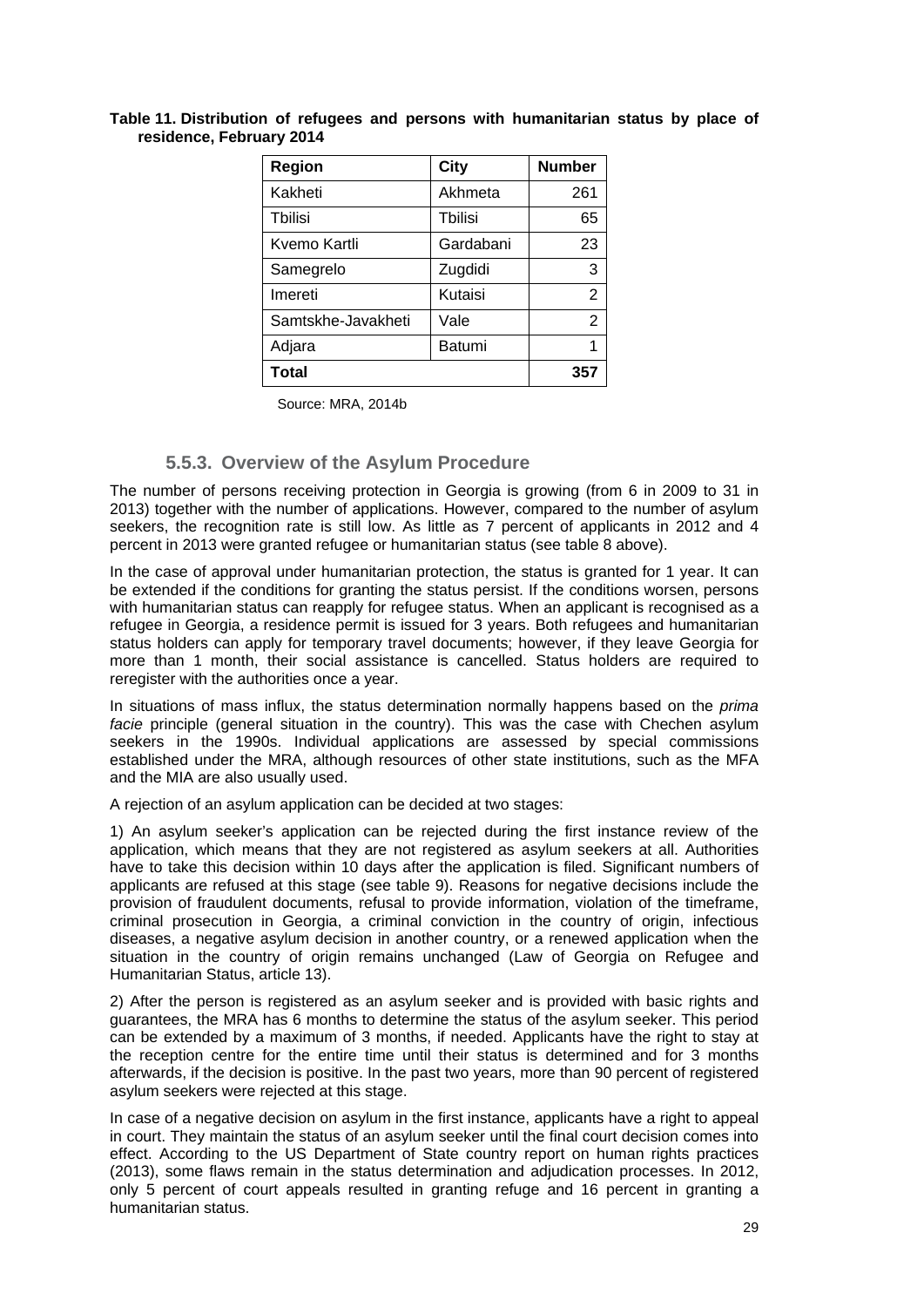**Table 11. Distribution of refugees and persons with humanitarian status by place of residence, February 2014**

| Region | City | Number |
|---|---|---|
| Kakheti | Akhmeta | 261 |
| Tbilisi | Tbilisi | 65 |
| Kvemo Kartli | Gardabani | 23 |
| Samegrelo | Zugdidi | 3 |
| Imereti | Kutaisi | 2 |
| Samtskhe-Javakheti | Vale | 2 |
| Adjara | Batumi | 1 |
| **Total** | | **357** |

Source: MRA, 2014b

### 5.5.3. Overview of the Asylum Procedure

The number of persons receiving protection in Georgia is growing (from 6 in 2009 to 31 in 2013) together with the number of applications. However, compared to the number of asylum seekers, the recognition rate is still low. As little as 7 percent of applicants in 2012 and 4 percent in 2013 were granted refugee or humanitarian status (see table 8 above).

In the case of approval under humanitarian protection, the status is granted for 1 year. It can be extended if the conditions for granting the status persist. If the conditions worsen, persons with humanitarian status can reapply for refugee status. When an applicant is recognised as a refugee in Georgia, a residence permit is issued for 3 years. Both refugees and humanitarian status holders can apply for temporary travel documents; however, if they leave Georgia for more than 1 month, their social assistance is cancelled. Status holders are required to reregister with the authorities once a year.

In situations of mass influx, the status determination normally happens based on the *prima facie* principle (general situation in the country). This was the case with Chechen asylum seekers in the 1990s. Individual applications are assessed by special commissions established under the MRA, although resources of other state institutions, such as the MFA and the MIA are also usually used.

A rejection of an asylum application can be decided at two stages:

1) An asylum seeker's application can be rejected during the first instance review of the application, which means that they are not registered as asylum seekers at all. Authorities have to take this decision within 10 days after the application is filed. Significant numbers of applicants are refused at this stage (see table 9). Reasons for negative decisions include the provision of fraudulent documents, refusal to provide information, violation of the timeframe, criminal prosecution in Georgia, a criminal conviction in the country of origin, infectious diseases, a negative asylum decision in another country, or a renewed application when the situation in the country of origin remains unchanged (Law of Georgia on Refugee and Humanitarian Status, article 13).

2) After the person is registered as an asylum seeker and is provided with basic rights and guarantees, the MRA has 6 months to determine the status of the asylum seeker. This period can be extended by a maximum of 3 months, if needed. Applicants have the right to stay at the reception centre for the entire time until their status is determined and for 3 months afterwards, if the decision is positive. In the past two years, more than 90 percent of registered asylum seekers were rejected at this stage.

In case of a negative decision on asylum in the first instance, applicants have a right to appeal in court. They maintain the status of an asylum seeker until the final court decision comes into effect. According to the US Department of State country report on human rights practices (2013), some flaws remain in the status determination and adjudication processes. In 2012, only 5 percent of court appeals resulted in granting refuge and 16 percent in granting a humanitarian status.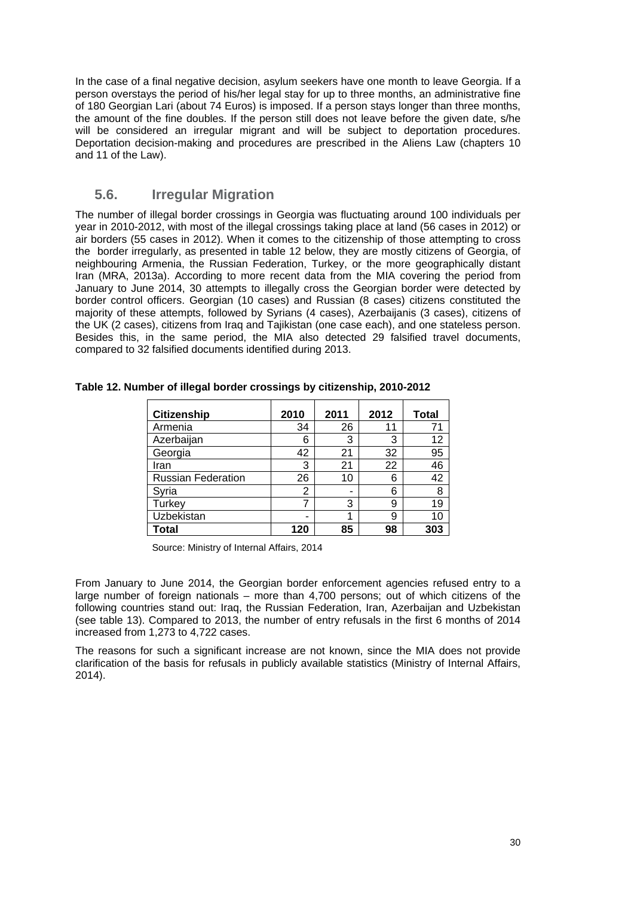In the case of a final negative decision, asylum seekers have one month to leave Georgia. If a person overstays the period of his/her legal stay for up to three months, an administrative fine of 180 Georgian Lari (about 74 Euros) is imposed. If a person stays longer than three months, the amount of the fine doubles. If the person still does not leave before the given date, s/he will be considered an irregular migrant and will be subject to deportation procedures. Deportation decision-making and procedures are prescribed in the Aliens Law (chapters 10 and 11 of the Law).

## 5.6. Irregular Migration

The number of illegal border crossings in Georgia was fluctuating around 100 individuals per year in 2010-2012, with most of the illegal crossings taking place at land (56 cases in 2012) or air borders (55 cases in 2012). When it comes to the citizenship of those attempting to cross the border irregularly, as presented in table 12 below, they are mostly citizens of Georgia, of neighbouring Armenia, the Russian Federation, Turkey, or the more geographically distant Iran (MRA, 2013a). According to more recent data from the MIA covering the period from January to June 2014, 30 attempts to illegally cross the Georgian border were detected by border control officers. Georgian (10 cases) and Russian (8 cases) citizens constituted the majority of these attempts, followed by Syrians (4 cases), Azerbaijanis (3 cases), citizens of the UK (2 cases), citizens from Iraq and Tajikistan (one case each), and one stateless person. Besides this, in the same period, the MIA also detected 29 falsified travel documents, compared to 32 falsified documents identified during 2013.

**Table 12. Number of illegal border crossings by citizenship, 2010-2012**

| Citizenship | 2010 | 2011 | 2012 | Total |
|---|---|---|---|---|
| Armenia | 34 | 26 | 11 | 71 |
| Azerbaijan | 6 | 3 | 3 | 12 |
| Georgia | 42 | 21 | 32 | 95 |
| Iran | 3 | 21 | 22 | 46 |
| Russian Federation | 26 | 10 | 6 | 42 |
| Syria | 2 | - | 6 | 8 |
| Turkey | 7 | 3 | 9 | 19 |
| Uzbekistan | - | 1 | 9 | 10 |
| **Total** | **120** | **85** | **98** | **303** |

Source: Ministry of Internal Affairs, 2014

From January to June 2014, the Georgian border enforcement agencies refused entry to a large number of foreign nationals – more than 4,700 persons; out of which citizens of the following countries stand out: Iraq, the Russian Federation, Iran, Azerbaijan and Uzbekistan (see table 13). Compared to 2013, the number of entry refusals in the first 6 months of 2014 increased from 1,273 to 4,722 cases.

The reasons for such a significant increase are not known, since the MIA does not provide clarification of the basis for refusals in publicly available statistics (Ministry of Internal Affairs, 2014).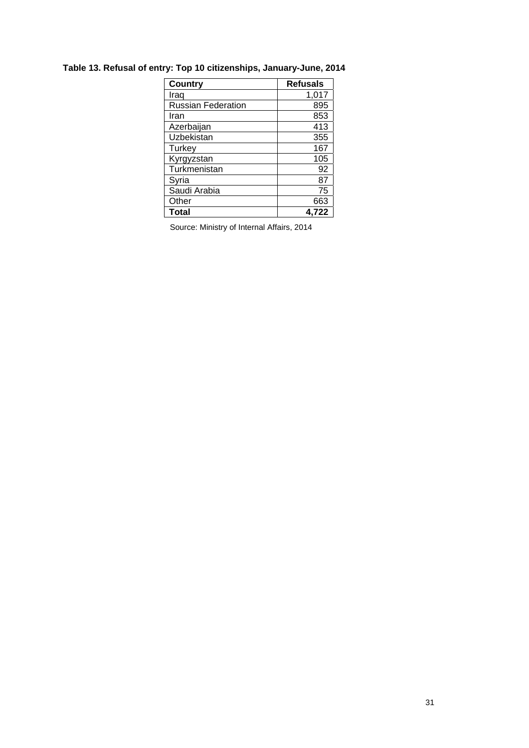**Table 13. Refusal of entry: Top 10 citizenships, January-June, 2014**

| Country | Refusals |
| --- | --- |
| Iraq | 1,017 |
| Russian Federation | 895 |
| Iran | 853 |
| Azerbaijan | 413 |
| Uzbekistan | 355 |
| Turkey | 167 |
| Kyrgyzstan | 105 |
| Turkmenistan | 92 |
| Syria | 87 |
| Saudi Arabia | 75 |
| Other | 663 |
| **Total** | **4,722** |

Source: Ministry of Internal Affairs, 2014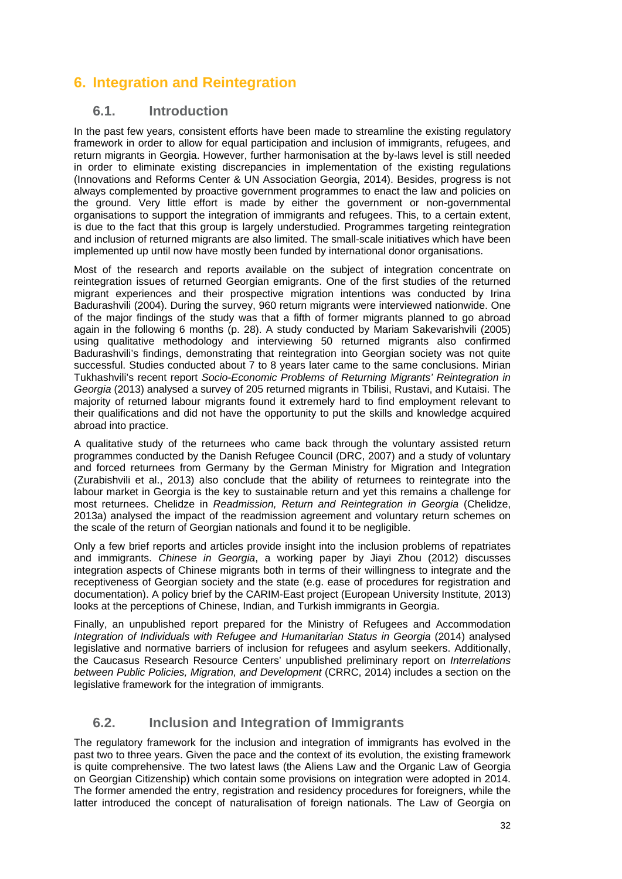## 6. Integration and Reintegration

### 6.1. Introduction

In the past few years, consistent efforts have been made to streamline the existing regulatory framework in order to allow for equal participation and inclusion of immigrants, refugees, and return migrants in Georgia. However, further harmonisation at the by-laws level is still needed in order to eliminate existing discrepancies in implementation of the existing regulations (Innovations and Reforms Center & UN Association Georgia, 2014). Besides, progress is not always complemented by proactive government programmes to enact the law and policies on the ground. Very little effort is made by either the government or non-governmental organisations to support the integration of immigrants and refugees. This, to a certain extent, is due to the fact that this group is largely understudied. Programmes targeting reintegration and inclusion of returned migrants are also limited. The small-scale initiatives which have been implemented up until now have mostly been funded by international donor organisations.

Most of the research and reports available on the subject of integration concentrate on reintegration issues of returned Georgian emigrants. One of the first studies of the returned migrant experiences and their prospective migration intentions was conducted by Irina Badurashvili (2004). During the survey, 960 return migrants were interviewed nationwide. One of the major findings of the study was that a fifth of former migrants planned to go abroad again in the following 6 months (p. 28). A study conducted by Mariam Sakevarishvili (2005) using qualitative methodology and interviewing 50 returned migrants also confirmed Badurashvili's findings, demonstrating that reintegration into Georgian society was not quite successful. Studies conducted about 7 to 8 years later came to the same conclusions. Mirian Tukhashvili's recent report *Socio-Economic Problems of Returning Migrants' Reintegration in Georgia* (2013) analysed a survey of 205 returned migrants in Tbilisi, Rustavi, and Kutaisi. The majority of returned labour migrants found it extremely hard to find employment relevant to their qualifications and did not have the opportunity to put the skills and knowledge acquired abroad into practice.

A qualitative study of the returnees who came back through the voluntary assisted return programmes conducted by the Danish Refugee Council (DRC, 2007) and a study of voluntary and forced returnees from Germany by the German Ministry for Migration and Integration (Zurabishvili et al., 2013) also conclude that the ability of returnees to reintegrate into the labour market in Georgia is the key to sustainable return and yet this remains a challenge for most returnees. Chelidze in *Readmission, Return and Reintegration in Georgia* (Chelidze, 2013a) analysed the impact of the readmission agreement and voluntary return schemes on the scale of the return of Georgian nationals and found it to be negligible.

Only a few brief reports and articles provide insight into the inclusion problems of repatriates and immigrants. *Chinese in Georgia*, a working paper by Jiayi Zhou (2012) discusses integration aspects of Chinese migrants both in terms of their willingness to integrate and the receptiveness of Georgian society and the state (e.g. ease of procedures for registration and documentation). A policy brief by the CARIM-East project (European University Institute, 2013) looks at the perceptions of Chinese, Indian, and Turkish immigrants in Georgia.

Finally, an unpublished report prepared for the Ministry of Refugees and Accommodation *Integration of Individuals with Refugee and Humanitarian Status in Georgia* (2014) analysed legislative and normative barriers of inclusion for refugees and asylum seekers. Additionally, the Caucasus Research Resource Centers' unpublished preliminary report on *Interrelations between Public Policies, Migration, and Development* (CRRC, 2014) includes a section on the legislative framework for the integration of immigrants.

### 6.2. Inclusion and Integration of Immigrants

The regulatory framework for the inclusion and integration of immigrants has evolved in the past two to three years. Given the pace and the context of its evolution, the existing framework is quite comprehensive. The two latest laws (the Aliens Law and the Organic Law of Georgia on Georgian Citizenship) which contain some provisions on integration were adopted in 2014. The former amended the entry, registration and residency procedures for foreigners, while the latter introduced the concept of naturalisation of foreign nationals. The Law of Georgia on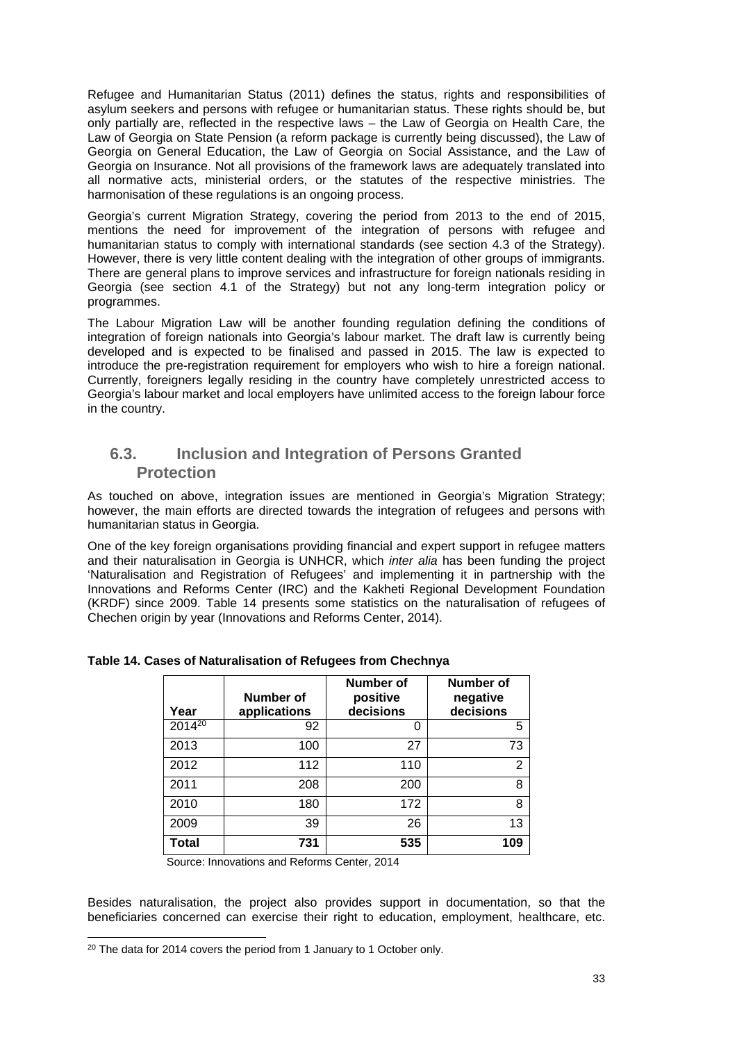Refugee and Humanitarian Status (2011) defines the status, rights and responsibilities of asylum seekers and persons with refugee or humanitarian status. These rights should be, but only partially are, reflected in the respective laws – the Law of Georgia on Health Care, the Law of Georgia on State Pension (a reform package is currently being discussed), the Law of Georgia on General Education, the Law of Georgia on Social Assistance, and the Law of Georgia on Insurance. Not all provisions of the framework laws are adequately translated into all normative acts, ministerial orders, or the statutes of the respective ministries. The harmonisation of these regulations is an ongoing process.

Georgia's current Migration Strategy, covering the period from 2013 to the end of 2015, mentions the need for improvement of the integration of persons with refugee and humanitarian status to comply with international standards (see section 4.3 of the Strategy). However, there is very little content dealing with the integration of other groups of immigrants. There are general plans to improve services and infrastructure for foreign nationals residing in Georgia (see section 4.1 of the Strategy) but not any long-term integration policy or programmes.

The Labour Migration Law will be another founding regulation defining the conditions of integration of foreign nationals into Georgia's labour market. The draft law is currently being developed and is expected to be finalised and passed in 2015. The law is expected to introduce the pre-registration requirement for employers who wish to hire a foreign national. Currently, foreigners legally residing in the country have completely unrestricted access to Georgia's labour market and local employers have unlimited access to the foreign labour force in the country.

## 6.3. Inclusion and Integration of Persons Granted Protection

As touched on above, integration issues are mentioned in Georgia's Migration Strategy; however, the main efforts are directed towards the integration of refugees and persons with humanitarian status in Georgia.

One of the key foreign organisations providing financial and expert support in refugee matters and their naturalisation in Georgia is UNHCR, which *inter alia* has been funding the project 'Naturalisation and Registration of Refugees' and implementing it in partnership with the Innovations and Reforms Center (IRC) and the Kakheti Regional Development Foundation (KRDF) since 2009. Table 14 presents some statistics on the naturalisation of refugees of Chechen origin by year (Innovations and Reforms Center, 2014).

**Table 14. Cases of Naturalisation of Refugees from Chechnya**

| Year | Number of applications | Number of positive decisions | Number of negative decisions |
|---|---|---|---|
| 2014[20] | 92 | 0 | 5 |
| 2013 | 100 | 27 | 73 |
| 2012 | 112 | 110 | 2 |
| 2011 | 208 | 200 | 8 |
| 2010 | 180 | 172 | 8 |
| 2009 | 39 | 26 | 13 |
| **Total** | **731** | **535** | **109** |

Source: Innovations and Reforms Center, 2014

Besides naturalisation, the project also provides support in documentation, so that the beneficiaries concerned can exercise their right to education, employment, healthcare, etc.

[20] The data for 2014 covers the period from 1 January to 1 October only.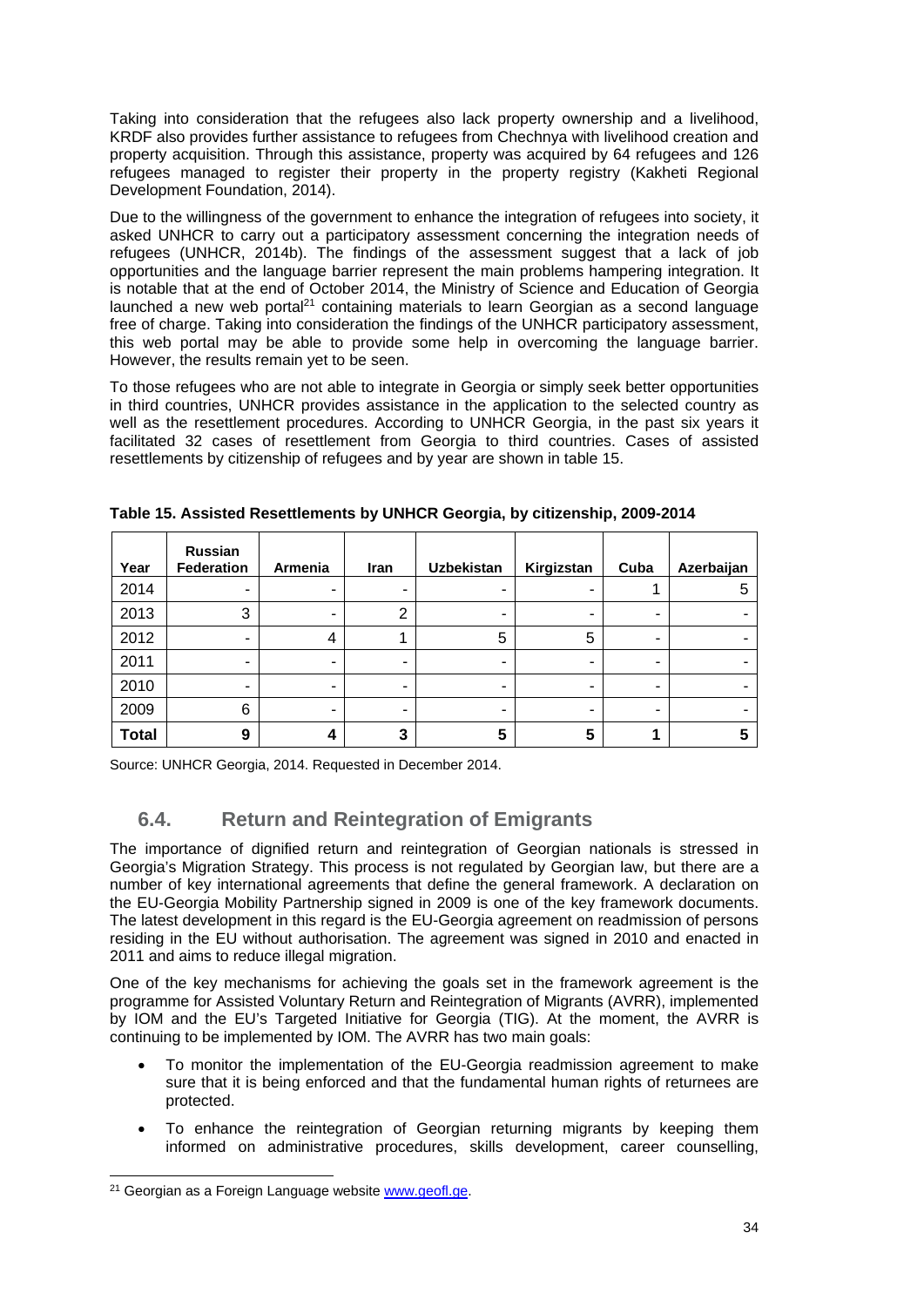Taking into consideration that the refugees also lack property ownership and a livelihood, KRDF also provides further assistance to refugees from Chechnya with livelihood creation and property acquisition. Through this assistance, property was acquired by 64 refugees and 126 refugees managed to register their property in the property registry (Kakheti Regional Development Foundation, 2014).

Due to the willingness of the government to enhance the integration of refugees into society, it asked UNHCR to carry out a participatory assessment concerning the integration needs of refugees (UNHCR, 2014b). The findings of the assessment suggest that a lack of job opportunities and the language barrier represent the main problems hampering integration. It is notable that at the end of October 2014, the Ministry of Science and Education of Georgia launched a new web portal[21] containing materials to learn Georgian as a second language free of charge. Taking into consideration the findings of the UNHCR participatory assessment, this web portal may be able to provide some help in overcoming the language barrier. However, the results remain yet to be seen.

To those refugees who are not able to integrate in Georgia or simply seek better opportunities in third countries, UNHCR provides assistance in the application to the selected country as well as the resettlement procedures. According to UNHCR Georgia, in the past six years it facilitated 32 cases of resettlement from Georgia to third countries. Cases of assisted resettlements by citizenship of refugees and by year are shown in table 15.

**Table 15. Assisted Resettlements by UNHCR Georgia, by citizenship, 2009-2014**

| Year | Russian Federation | Armenia | Iran | Uzbekistan | Kirgizstan | Cuba | Azerbaijan |
|---|---|---|---|---|---|---|---|
| 2014 | - | - | - | - | - | 1 | 5 |
| 2013 | 3 | - | 2 | - | - | - | - |
| 2012 | - | 4 | 1 | 5 | 5 | - | - |
| 2011 | - | - | - | - | - | - | - |
| 2010 | - | - | - | - | - | - | - |
| 2009 | 6 | - | - | - | - | - | - |
| **Total** | **9** | **4** | **3** | **5** | **5** | **1** | **5** |

Source: UNHCR Georgia, 2014. Requested in December 2014.

## 6.4. Return and Reintegration of Emigrants

The importance of dignified return and reintegration of Georgian nationals is stressed in Georgia's Migration Strategy. This process is not regulated by Georgian law, but there are a number of key international agreements that define the general framework. A declaration on the EU-Georgia Mobility Partnership signed in 2009 is one of the key framework documents. The latest development in this regard is the EU-Georgia agreement on readmission of persons residing in the EU without authorisation. The agreement was signed in 2010 and enacted in 2011 and aims to reduce illegal migration.

One of the key mechanisms for achieving the goals set in the framework agreement is the programme for Assisted Voluntary Return and Reintegration of Migrants (AVRR), implemented by IOM and the EU's Targeted Initiative for Georgia (TIG). At the moment, the AVRR is continuing to be implemented by IOM. The AVRR has two main goals:

- To monitor the implementation of the EU-Georgia readmission agreement to make sure that it is being enforced and that the fundamental human rights of returnees are protected.
- To enhance the reintegration of Georgian returning migrants by keeping them informed on administrative procedures, skills development, career counselling,

[21] Georgian as a Foreign Language website www.geofl.ge.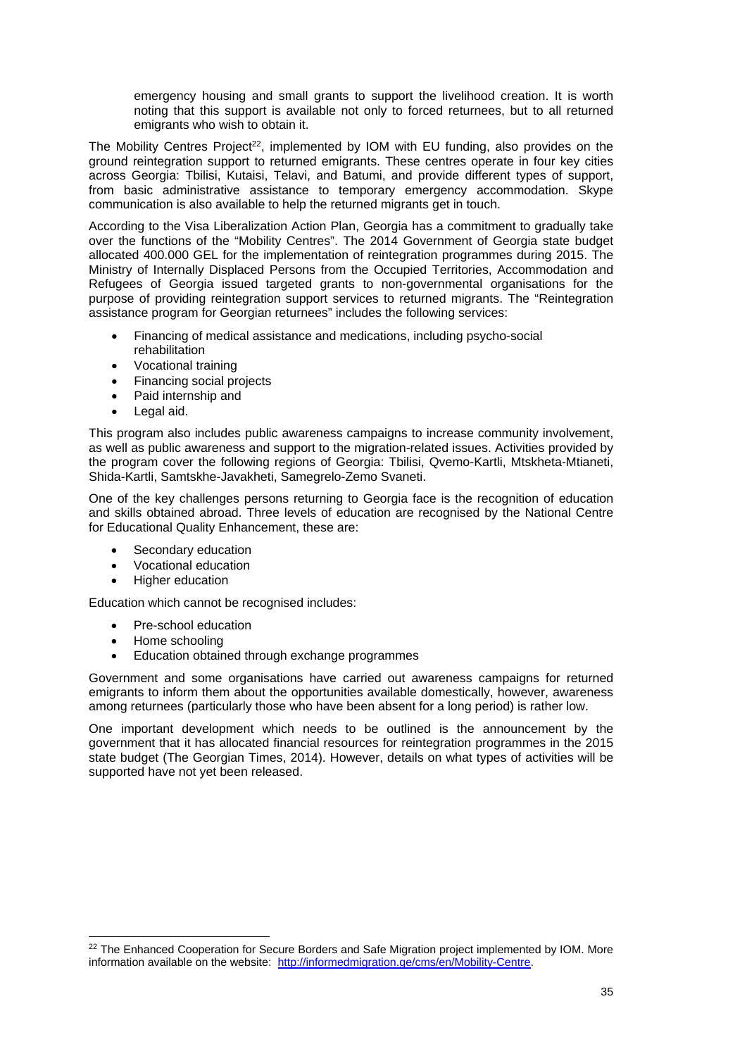emergency housing and small grants to support the livelihood creation. It is worth noting that this support is available not only to forced returnees, but to all returned emigrants who wish to obtain it.

The Mobility Centres Project[22], implemented by IOM with EU funding, also provides on the ground reintegration support to returned emigrants. These centres operate in four key cities across Georgia: Tbilisi, Kutaisi, Telavi, and Batumi, and provide different types of support, from basic administrative assistance to temporary emergency accommodation. Skype communication is also available to help the returned migrants get in touch.

According to the Visa Liberalization Action Plan, Georgia has a commitment to gradually take over the functions of the "Mobility Centres". The 2014 Government of Georgia state budget allocated 400.000 GEL for the implementation of reintegration programmes during 2015. The Ministry of Internally Displaced Persons from the Occupied Territories, Accommodation and Refugees of Georgia issued targeted grants to non-governmental organisations for the purpose of providing reintegration support services to returned migrants. The "Reintegration assistance program for Georgian returnees" includes the following services:

- Financing of medical assistance and medications, including psycho-social rehabilitation
- Vocational training
- Financing social projects
- Paid internship and
- Legal aid.

This program also includes public awareness campaigns to increase community involvement, as well as public awareness and support to the migration-related issues. Activities provided by the program cover the following regions of Georgia: Tbilisi, Qvemo-Kartli, Mtskheta-Mtianeti, Shida-Kartli, Samtskhe-Javakheti, Samegrelo-Zemo Svaneti.

One of the key challenges persons returning to Georgia face is the recognition of education and skills obtained abroad. Three levels of education are recognised by the National Centre for Educational Quality Enhancement, these are:

- Secondary education
- Vocational education
- Higher education

Education which cannot be recognised includes:

- Pre-school education
- Home schooling
- Education obtained through exchange programmes

Government and some organisations have carried out awareness campaigns for returned emigrants to inform them about the opportunities available domestically, however, awareness among returnees (particularly those who have been absent for a long period) is rather low.

One important development which needs to be outlined is the announcement by the government that it has allocated financial resources for reintegration programmes in the 2015 state budget (The Georgian Times, 2014). However, details on what types of activities will be supported have not yet been released.

[22] The Enhanced Cooperation for Secure Borders and Safe Migration project implemented by IOM. More information available on the website: http://informedmigration.ge/cms/en/Mobility-Centre.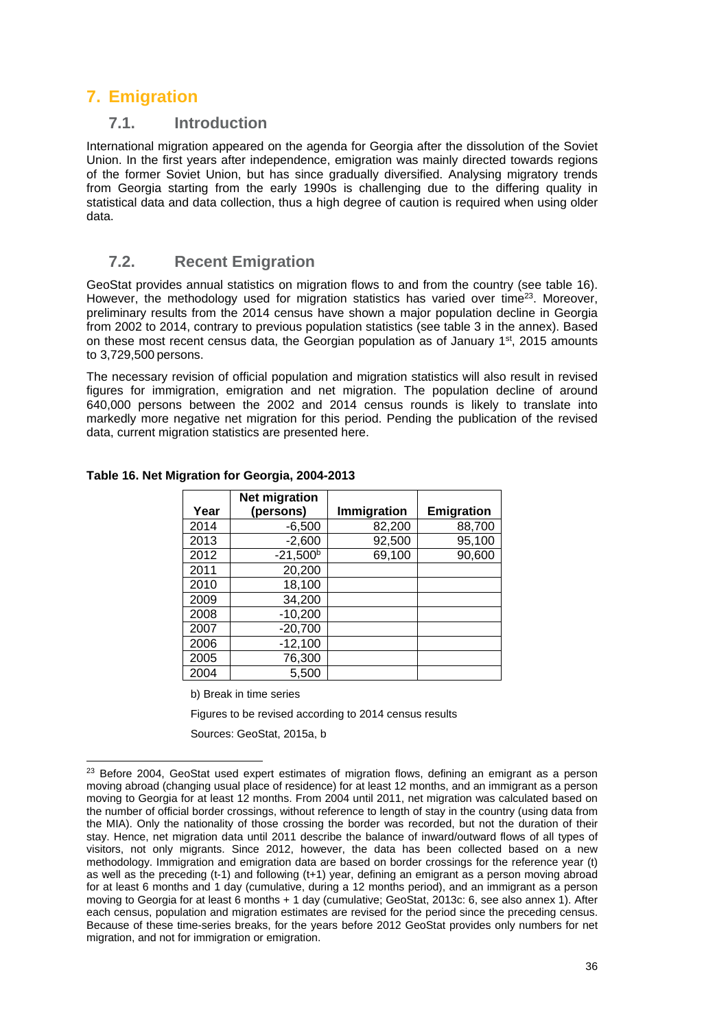# 7. Emigration

## 7.1. Introduction

International migration appeared on the agenda for Georgia after the dissolution of the Soviet Union. In the first years after independence, emigration was mainly directed towards regions of the former Soviet Union, but has since gradually diversified. Analysing migratory trends from Georgia starting from the early 1990s is challenging due to the differing quality in statistical data and data collection, thus a high degree of caution is required when using older data.

## 7.2. Recent Emigration

GeoStat provides annual statistics on migration flows to and from the country (see table 16). However, the methodology used for migration statistics has varied over time[23]. Moreover, preliminary results from the 2014 census have shown a major population decline in Georgia from 2002 to 2014, contrary to previous population statistics (see table 3 in the annex). Based on these most recent census data, the Georgian population as of January 1st, 2015 amounts to 3,729,500 persons.

The necessary revision of official population and migration statistics will also result in revised figures for immigration, emigration and net migration. The population decline of around 640,000 persons between the 2002 and 2014 census rounds is likely to translate into markedly more negative net migration for this period. Pending the publication of the revised data, current migration statistics are presented here.

**Table 16. Net Migration for Georgia, 2004-2013**

| Year | Net migration (persons) | Immigration | Emigration |
|---|---|---|---|
| 2014 | -6,500 | 82,200 | 88,700 |
| 2013 | -2,600 | 92,500 | 95,100 |
| 2012 | -21,500[b] | 69,100 | 90,600 |
| 2011 | 20,200 | | |
| 2010 | 18,100 | | |
| 2009 | 34,200 | | |
| 2008 | -10,200 | | |
| 2007 | -20,700 | | |
| 2006 | -12,100 | | |
| 2005 | 76,300 | | |
| 2004 | 5,500 | | |

b) Break in time series

Figures to be revised according to 2014 census results

Sources: GeoStat, 2015a, b

[23] Before 2004, GeoStat used expert estimates of migration flows, defining an emigrant as a person moving abroad (changing usual place of residence) for at least 12 months, and an immigrant as a person moving to Georgia for at least 12 months. From 2004 until 2011, net migration was calculated based on the number of official border crossings, without reference to length of stay in the country (using data from the MIA). Only the nationality of those crossing the border was recorded, but not the duration of their stay. Hence, net migration data until 2011 describe the balance of inward/outward flows of all types of visitors, not only migrants. Since 2012, however, the data has been collected based on a new methodology. Immigration and emigration data are based on border crossings for the reference year (t) as well as the preceding (t-1) and following (t+1) year, defining an emigrant as a person moving abroad for at least 6 months and 1 day (cumulative, during a 12 months period), and an immigrant as a person moving to Georgia for at least 6 months + 1 day (cumulative; GeoStat, 2013c: 6, see also annex 1). After each census, population and migration estimates are revised for the period since the preceding census. Because of these time-series breaks, for the years before 2012 GeoStat provides only numbers for net migration, and not for immigration or emigration.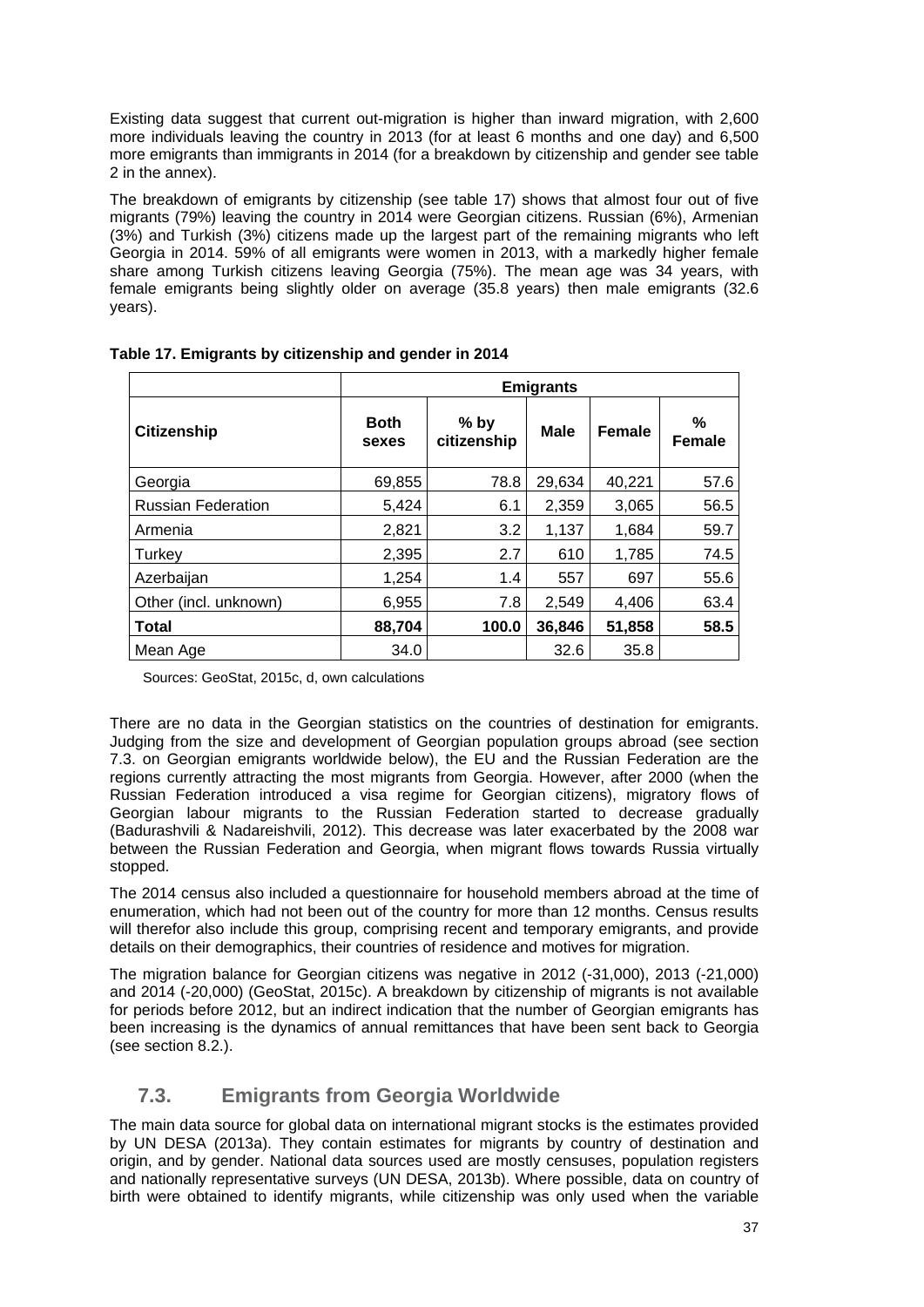Existing data suggest that current out-migration is higher than inward migration, with 2,600 more individuals leaving the country in 2013 (for at least 6 months and one day) and 6,500 more emigrants than immigrants in 2014 (for a breakdown by citizenship and gender see table 2 in the annex).

The breakdown of emigrants by citizenship (see table 17) shows that almost four out of five migrants (79%) leaving the country in 2014 were Georgian citizens. Russian (6%), Armenian (3%) and Turkish (3%) citizens made up the largest part of the remaining migrants who left Georgia in 2014. 59% of all emigrants were women in 2013, with a markedly higher female share among Turkish citizens leaving Georgia (75%). The mean age was 34 years, with female emigrants being slightly older on average (35.8 years) then male emigrants (32.6 years).

**Table 17. Emigrants by citizenship and gender in 2014**

| | Emigrants | | | | |
|---|---|---|---|---|---|
| **Citizenship** | **Both sexes** | **% by citizenship** | **Male** | **Female** | **% Female** |
| Georgia | 69,855 | 78.8 | 29,634 | 40,221 | 57.6 |
| Russian Federation | 5,424 | 6.1 | 2,359 | 3,065 | 56.5 |
| Armenia | 2,821 | 3.2 | 1,137 | 1,684 | 59.7 |
| Turkey | 2,395 | 2.7 | 610 | 1,785 | 74.5 |
| Azerbaijan | 1,254 | 1.4 | 557 | 697 | 55.6 |
| Other (incl. unknown) | 6,955 | 7.8 | 2,549 | 4,406 | 63.4 |
| **Total** | **88,704** | **100.0** | **36,846** | **51,858** | **58.5** |
| Mean Age | 34.0 | | 32.6 | 35.8 | |

Sources: GeoStat, 2015c, d, own calculations

There are no data in the Georgian statistics on the countries of destination for emigrants. Judging from the size and development of Georgian population groups abroad (see section 7.3. on Georgian emigrants worldwide below), the EU and the Russian Federation are the regions currently attracting the most migrants from Georgia. However, after 2000 (when the Russian Federation introduced a visa regime for Georgian citizens), migratory flows of Georgian labour migrants to the Russian Federation started to decrease gradually (Badurashvili & Nadareishvili, 2012). This decrease was later exacerbated by the 2008 war between the Russian Federation and Georgia, when migrant flows towards Russia virtually stopped.

The 2014 census also included a questionnaire for household members abroad at the time of enumeration, which had not been out of the country for more than 12 months. Census results will therefor also include this group, comprising recent and temporary emigrants, and provide details on their demographics, their countries of residence and motives for migration.

The migration balance for Georgian citizens was negative in 2012 (-31,000), 2013 (-21,000) and 2014 (-20,000) (GeoStat, 2015c). A breakdown by citizenship of migrants is not available for periods before 2012, but an indirect indication that the number of Georgian emigrants has been increasing is the dynamics of annual remittances that have been sent back to Georgia (see section 8.2.).

## 7.3. Emigrants from Georgia Worldwide

The main data source for global data on international migrant stocks is the estimates provided by UN DESA (2013a). They contain estimates for migrants by country of destination and origin, and by gender. National data sources used are mostly censuses, population registers and nationally representative surveys (UN DESA, 2013b). Where possible, data on country of birth were obtained to identify migrants, while citizenship was only used when the variable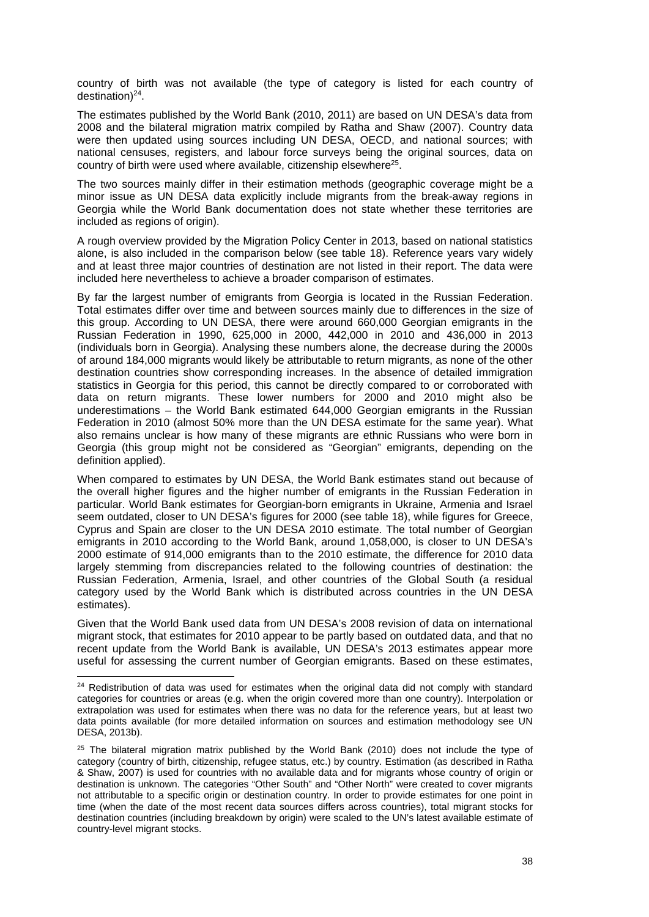country of birth was not available (the type of category is listed for each country of destination)[24].

The estimates published by the World Bank (2010, 2011) are based on UN DESA's data from 2008 and the bilateral migration matrix compiled by Ratha and Shaw (2007). Country data were then updated using sources including UN DESA, OECD, and national sources; with national censuses, registers, and labour force surveys being the original sources, data on country of birth were used where available, citizenship elsewhere[25].

The two sources mainly differ in their estimation methods (geographic coverage might be a minor issue as UN DESA data explicitly include migrants from the break-away regions in Georgia while the World Bank documentation does not state whether these territories are included as regions of origin).

A rough overview provided by the Migration Policy Center in 2013, based on national statistics alone, is also included in the comparison below (see table 18). Reference years vary widely and at least three major countries of destination are not listed in their report. The data were included here nevertheless to achieve a broader comparison of estimates.

By far the largest number of emigrants from Georgia is located in the Russian Federation. Total estimates differ over time and between sources mainly due to differences in the size of this group. According to UN DESA, there were around 660,000 Georgian emigrants in the Russian Federation in 1990, 625,000 in 2000, 442,000 in 2010 and 436,000 in 2013 (individuals born in Georgia). Analysing these numbers alone, the decrease during the 2000s of around 184,000 migrants would likely be attributable to return migrants, as none of the other destination countries show corresponding increases. In the absence of detailed immigration statistics in Georgia for this period, this cannot be directly compared to or corroborated with data on return migrants. These lower numbers for 2000 and 2010 might also be underestimations – the World Bank estimated 644,000 Georgian emigrants in the Russian Federation in 2010 (almost 50% more than the UN DESA estimate for the same year). What also remains unclear is how many of these migrants are ethnic Russians who were born in Georgia (this group might not be considered as "Georgian" emigrants, depending on the definition applied).

When compared to estimates by UN DESA, the World Bank estimates stand out because of the overall higher figures and the higher number of emigrants in the Russian Federation in particular. World Bank estimates for Georgian-born emigrants in Ukraine, Armenia and Israel seem outdated, closer to UN DESA's figures for 2000 (see table 18), while figures for Greece, Cyprus and Spain are closer to the UN DESA 2010 estimate. The total number of Georgian emigrants in 2010 according to the World Bank, around 1,058,000, is closer to UN DESA's 2000 estimate of 914,000 emigrants than to the 2010 estimate, the difference for 2010 data largely stemming from discrepancies related to the following countries of destination: the Russian Federation, Armenia, Israel, and other countries of the Global South (a residual category used by the World Bank which is distributed across countries in the UN DESA estimates).

Given that the World Bank used data from UN DESA's 2008 revision of data on international migrant stock, that estimates for 2010 appear to be partly based on outdated data, and that no recent update from the World Bank is available, UN DESA's 2013 estimates appear more useful for assessing the current number of Georgian emigrants. Based on these estimates,

[24] Redistribution of data was used for estimates when the original data did not comply with standard categories for countries or areas (e.g. when the origin covered more than one country). Interpolation or extrapolation was used for estimates when there was no data for the reference years, but at least two data points available (for more detailed information on sources and estimation methodology see UN DESA, 2013b).

[25] The bilateral migration matrix published by the World Bank (2010) does not include the type of category (country of birth, citizenship, refugee status, etc.) by country. Estimation (as described in Ratha & Shaw, 2007) is used for countries with no available data and for migrants whose country of origin or destination is unknown. The categories "Other South" and "Other North" were created to cover migrants not attributable to a specific origin or destination country. In order to provide estimates for one point in time (when the date of the most recent data sources differs across countries), total migrant stocks for destination countries (including breakdown by origin) were scaled to the UN's latest available estimate of country-level migrant stocks.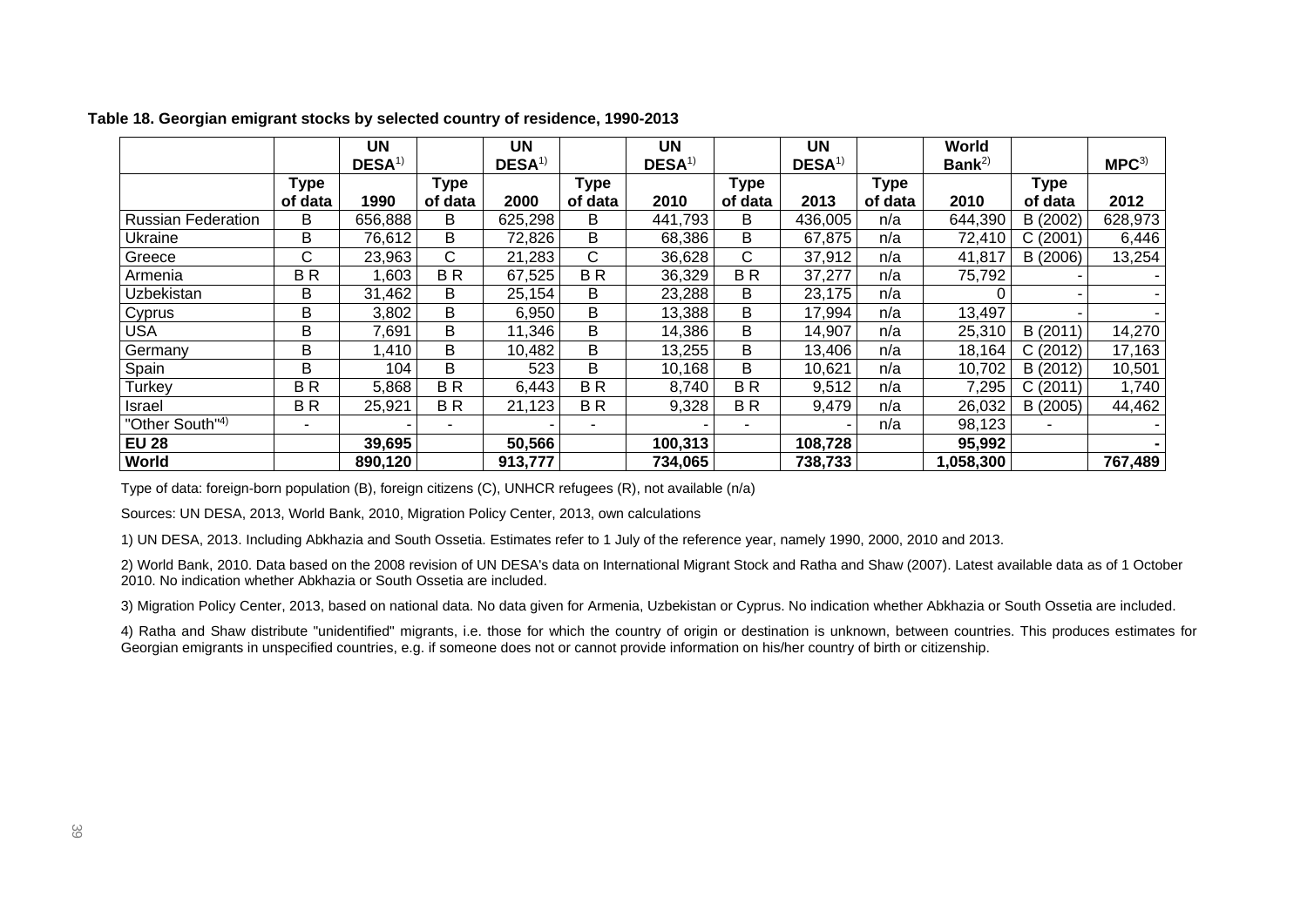**Table 18. Georgian emigrant stocks by selected country of residence, 1990-2013**

| | | UN DESA[1] | | UN DESA[1] | | UN DESA[1] | | UN DESA[1] | | World Bank[2] | | MPC[3] |
|---|---|---|---|---|---|---|---|---|---|---|---|---|
| | Type of data | 1990 | Type of data | 2000 | Type of data | 2010 | Type of data | 2013 | Type of data | 2010 | Type of data | 2012 |
| Russian Federation | B | 656,888 | B | 625,298 | B | 441,793 | B | 436,005 | n/a | 644,390 | B (2002) | 628,973 |
| Ukraine | B | 76,612 | B | 72,826 | B | 68,386 | B | 67,875 | n/a | 72,410 | C (2001) | 6,446 |
| Greece | C | 23,963 | C | 21,283 | C | 36,628 | C | 37,912 | n/a | 41,817 | B (2006) | 13,254 |
| Armenia | B R | 1,603 | B R | 67,525 | B R | 36,329 | B R | 37,277 | n/a | 75,792 | - | - |
| Uzbekistan | B | 31,462 | B | 25,154 | B | 23,288 | B | 23,175 | n/a | 0 | - | - |
| Cyprus | B | 3,802 | B | 6,950 | B | 13,388 | B | 17,994 | n/a | 13,497 | - | - |
| USA | B | 7,691 | B | 11,346 | B | 14,386 | B | 14,907 | n/a | 25,310 | B (2011) | 14,270 |
| Germany | B | 1,410 | B | 10,482 | B | 13,255 | B | 13,406 | n/a | 18,164 | C (2012) | 17,163 |
| Spain | B | 104 | B | 523 | B | 10,168 | B | 10,621 | n/a | 10,702 | B (2012) | 10,501 |
| Turkey | B R | 5,868 | B R | 6,443 | B R | 8,740 | B R | 9,512 | n/a | 7,295 | C (2011) | 1,740 |
| Israel | B R | 25,921 | B R | 21,123 | B R | 9,328 | B R | 9,479 | n/a | 26,032 | B (2005) | 44,462 |
| "Other South"[4] | - | - | - | - | - | - | - | - | n/a | 98,123 | - | - |
| **EU 28** | | **39,695** | | **50,566** | | **100,313** | | **108,728** | | **95,992** | | **-** |
| **World** | | **890,120** | | **913,777** | | **734,065** | | **738,733** | | **1,058,300** | | **767,489** |

Type of data: foreign-born population (B), foreign citizens (C), UNHCR refugees (R), not available (n/a)

Sources: UN DESA, 2013, World Bank, 2010, Migration Policy Center, 2013, own calculations

1) UN DESA, 2013. Including Abkhazia and South Ossetia. Estimates refer to 1 July of the reference year, namely 1990, 2000, 2010 and 2013.

2) World Bank, 2010. Data based on the 2008 revision of UN DESA's data on International Migrant Stock and Ratha and Shaw (2007). Latest available data as of 1 October 2010. No indication whether Abkhazia or South Ossetia are included.

3) Migration Policy Center, 2013, based on national data. No data given for Armenia, Uzbekistan or Cyprus. No indication whether Abkhazia or South Ossetia are included.

4) Ratha and Shaw distribute "unidentified" migrants, i.e. those for which the country of origin or destination is unknown, between countries. This produces estimates for Georgian emigrants in unspecified countries, e.g. if someone does not or cannot provide information on his/her country of birth or citizenship.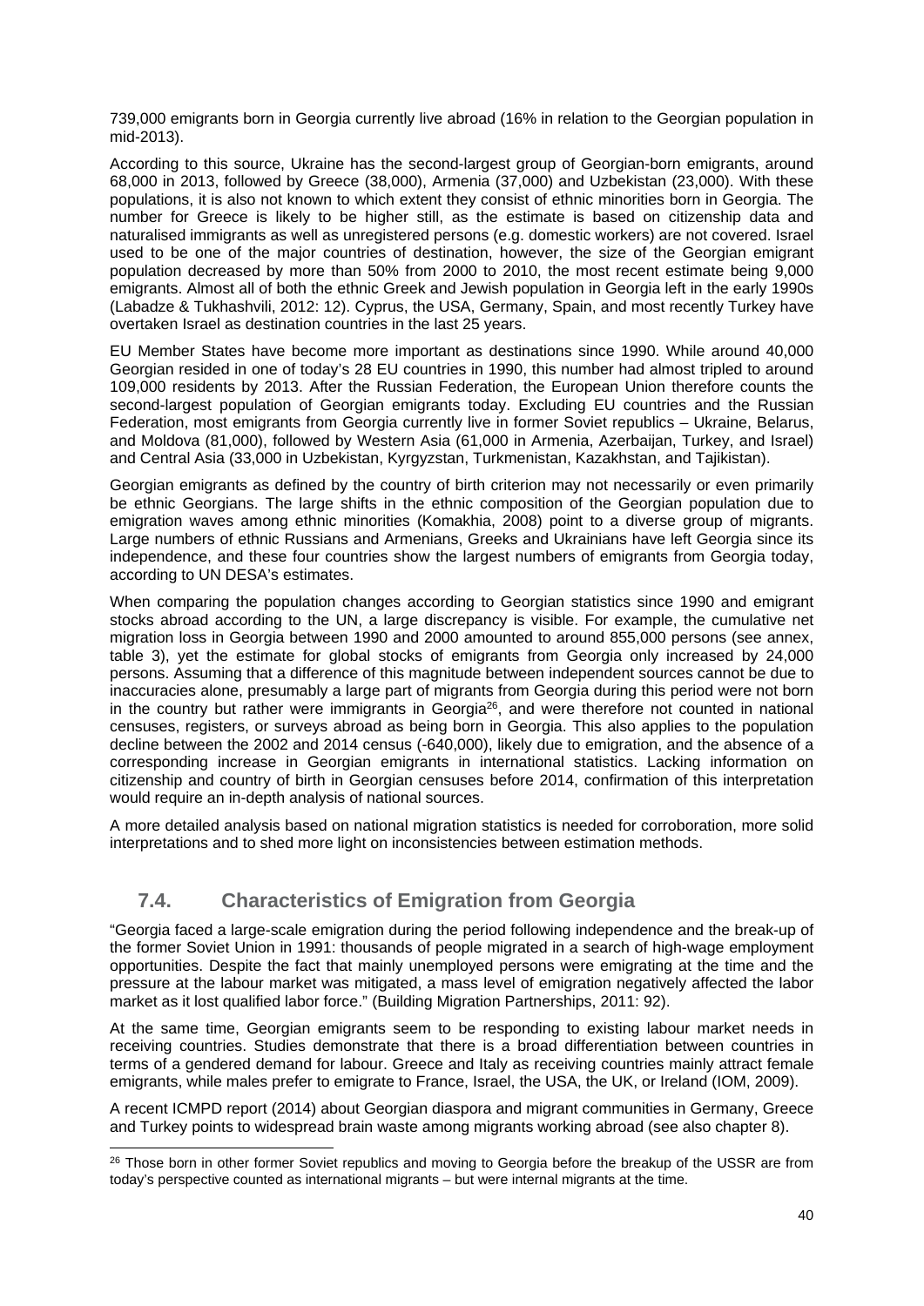739,000 emigrants born in Georgia currently live abroad (16% in relation to the Georgian population in mid-2013).

According to this source, Ukraine has the second-largest group of Georgian-born emigrants, around 68,000 in 2013, followed by Greece (38,000), Armenia (37,000) and Uzbekistan (23,000). With these populations, it is also not known to which extent they consist of ethnic minorities born in Georgia. The number for Greece is likely to be higher still, as the estimate is based on citizenship data and naturalised immigrants as well as unregistered persons (e.g. domestic workers) are not covered. Israel used to be one of the major countries of destination, however, the size of the Georgian emigrant population decreased by more than 50% from 2000 to 2010, the most recent estimate being 9,000 emigrants. Almost all of both the ethnic Greek and Jewish population in Georgia left in the early 1990s (Labadze & Tukhashvili, 2012: 12). Cyprus, the USA, Germany, Spain, and most recently Turkey have overtaken Israel as destination countries in the last 25 years.

EU Member States have become more important as destinations since 1990. While around 40,000 Georgian resided in one of today's 28 EU countries in 1990, this number had almost tripled to around 109,000 residents by 2013. After the Russian Federation, the European Union therefore counts the second-largest population of Georgian emigrants today. Excluding EU countries and the Russian Federation, most emigrants from Georgia currently live in former Soviet republics – Ukraine, Belarus, and Moldova (81,000), followed by Western Asia (61,000 in Armenia, Azerbaijan, Turkey, and Israel) and Central Asia (33,000 in Uzbekistan, Kyrgyzstan, Turkmenistan, Kazakhstan, and Tajikistan).

Georgian emigrants as defined by the country of birth criterion may not necessarily or even primarily be ethnic Georgians. The large shifts in the ethnic composition of the Georgian population due to emigration waves among ethnic minorities (Komakhia, 2008) point to a diverse group of migrants. Large numbers of ethnic Russians and Armenians, Greeks and Ukrainians have left Georgia since its independence, and these four countries show the largest numbers of emigrants from Georgia today, according to UN DESA's estimates.

When comparing the population changes according to Georgian statistics since 1990 and emigrant stocks abroad according to the UN, a large discrepancy is visible. For example, the cumulative net migration loss in Georgia between 1990 and 2000 amounted to around 855,000 persons (see annex, table 3), yet the estimate for global stocks of emigrants from Georgia only increased by 24,000 persons. Assuming that a difference of this magnitude between independent sources cannot be due to inaccuracies alone, presumably a large part of migrants from Georgia during this period were not born in the country but rather were immigrants in Georgia[26], and were therefore not counted in national censuses, registers, or surveys abroad as being born in Georgia. This also applies to the population decline between the 2002 and 2014 census (-640,000), likely due to emigration, and the absence of a corresponding increase in Georgian emigrants in international statistics. Lacking information on citizenship and country of birth in Georgian censuses before 2014, confirmation of this interpretation would require an in-depth analysis of national sources.

A more detailed analysis based on national migration statistics is needed for corroboration, more solid interpretations and to shed more light on inconsistencies between estimation methods.

## 7.4. Characteristics of Emigration from Georgia

"Georgia faced a large-scale emigration during the period following independence and the break-up of the former Soviet Union in 1991: thousands of people migrated in a search of high-wage employment opportunities. Despite the fact that mainly unemployed persons were emigrating at the time and the pressure at the labour market was mitigated, a mass level of emigration negatively affected the labor market as it lost qualified labor force." (Building Migration Partnerships, 2011: 92).

At the same time, Georgian emigrants seem to be responding to existing labour market needs in receiving countries. Studies demonstrate that there is a broad differentiation between countries in terms of a gendered demand for labour. Greece and Italy as receiving countries mainly attract female emigrants, while males prefer to emigrate to France, Israel, the USA, the UK, or Ireland (IOM, 2009).

A recent ICMPD report (2014) about Georgian diaspora and migrant communities in Germany, Greece and Turkey points to widespread brain waste among migrants working abroad (see also chapter 8).

[26] Those born in other former Soviet republics and moving to Georgia before the breakup of the USSR are from today's perspective counted as international migrants – but were internal migrants at the time.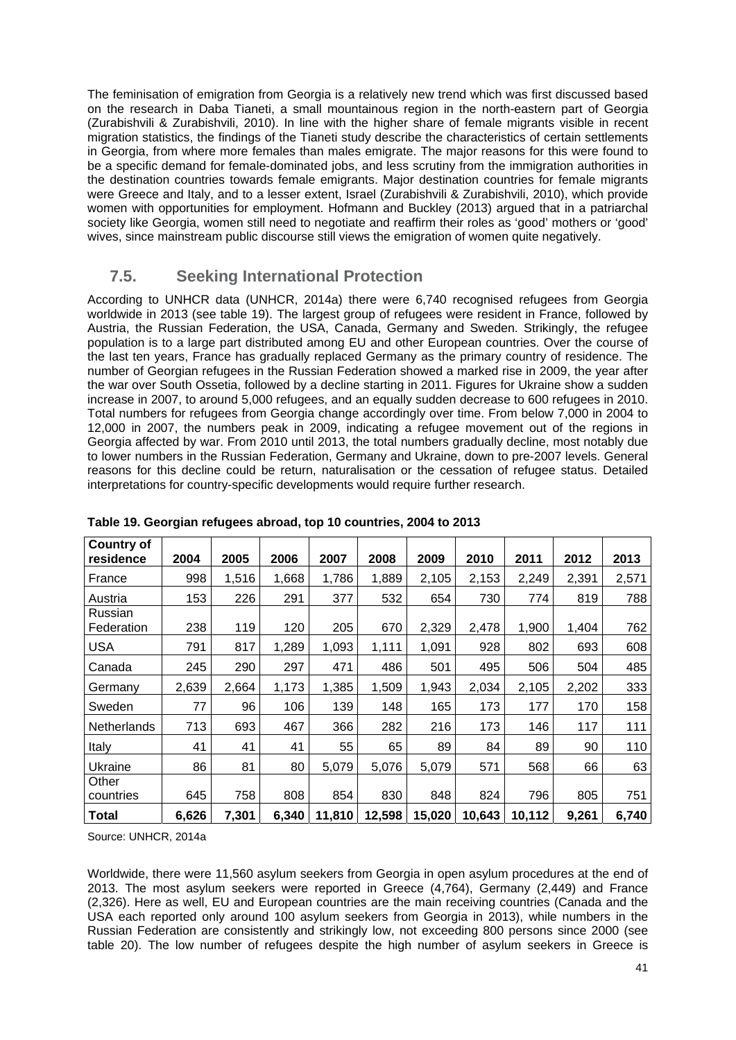The feminisation of emigration from Georgia is a relatively new trend which was first discussed based on the research in Daba Tianeti, a small mountainous region in the north-eastern part of Georgia (Zurabishvili & Zurabishvili, 2010). In line with the higher share of female migrants visible in recent migration statistics, the findings of the Tianeti study describe the characteristics of certain settlements in Georgia, from where more females than males emigrate. The major reasons for this were found to be a specific demand for female-dominated jobs, and less scrutiny from the immigration authorities in the destination countries towards female emigrants. Major destination countries for female migrants were Greece and Italy, and to a lesser extent, Israel (Zurabishvili & Zurabishvili, 2010), which provide women with opportunities for employment. Hofmann and Buckley (2013) argued that in a patriarchal society like Georgia, women still need to negotiate and reaffirm their roles as 'good' mothers or 'good' wives, since mainstream public discourse still views the emigration of women quite negatively.

## 7.5. Seeking International Protection

According to UNHCR data (UNHCR, 2014a) there were 6,740 recognised refugees from Georgia worldwide in 2013 (see table 19). The largest group of refugees were resident in France, followed by Austria, the Russian Federation, the USA, Canada, Germany and Sweden. Strikingly, the refugee population is to a large part distributed among EU and other European countries. Over the course of the last ten years, France has gradually replaced Germany as the primary country of residence. The number of Georgian refugees in the Russian Federation showed a marked rise in 2009, the year after the war over South Ossetia, followed by a decline starting in 2011. Figures for Ukraine show a sudden increase in 2007, to around 5,000 refugees, and an equally sudden decrease to 600 refugees in 2010. Total numbers for refugees from Georgia change accordingly over time. From below 7,000 in 2004 to 12,000 in 2007, the numbers peak in 2009, indicating a refugee movement out of the regions in Georgia affected by war. From 2010 until 2013, the total numbers gradually decline, most notably due to lower numbers in the Russian Federation, Germany and Ukraine, down to pre-2007 levels. General reasons for this decline could be return, naturalisation or the cessation of refugee status. Detailed interpretations for country-specific developments would require further research.

**Table 19. Georgian refugees abroad, top 10 countries, 2004 to 2013**

| Country of residence | 2004 | 2005 | 2006 | 2007 | 2008 | 2009 | 2010 | 2011 | 2012 | 2013 |
|---|---|---|---|---|---|---|---|---|---|---|
| France | 998 | 1,516 | 1,668 | 1,786 | 1,889 | 2,105 | 2,153 | 2,249 | 2,391 | 2,571 |
| Austria | 153 | 226 | 291 | 377 | 532 | 654 | 730 | 774 | 819 | 788 |
| Russian Federation | 238 | 119 | 120 | 205 | 670 | 2,329 | 2,478 | 1,900 | 1,404 | 762 |
| USA | 791 | 817 | 1,289 | 1,093 | 1,111 | 1,091 | 928 | 802 | 693 | 608 |
| Canada | 245 | 290 | 297 | 471 | 486 | 501 | 495 | 506 | 504 | 485 |
| Germany | 2,639 | 2,664 | 1,173 | 1,385 | 1,509 | 1,943 | 2,034 | 2,105 | 2,202 | 333 |
| Sweden | 77 | 96 | 106 | 139 | 148 | 165 | 173 | 177 | 170 | 158 |
| Netherlands | 713 | 693 | 467 | 366 | 282 | 216 | 173 | 146 | 117 | 111 |
| Italy | 41 | 41 | 41 | 55 | 65 | 89 | 84 | 89 | 90 | 110 |
| Ukraine | 86 | 81 | 80 | 5,079 | 5,076 | 5,079 | 571 | 568 | 66 | 63 |
| Other countries | 645 | 758 | 808 | 854 | 830 | 848 | 824 | 796 | 805 | 751 |
| **Total** | **6,626** | **7,301** | **6,340** | **11,810** | **12,598** | **15,020** | **10,643** | **10,112** | **9,261** | **6,740** |

Source: UNHCR, 2014a

Worldwide, there were 11,560 asylum seekers from Georgia in open asylum procedures at the end of 2013. The most asylum seekers were reported in Greece (4,764), Germany (2,449) and France (2,326). Here as well, EU and European countries are the main receiving countries (Canada and the USA each reported only around 100 asylum seekers from Georgia in 2013), while numbers in the Russian Federation are consistently and strikingly low, not exceeding 800 persons since 2000 (see table 20). The low number of refugees despite the high number of asylum seekers in Greece is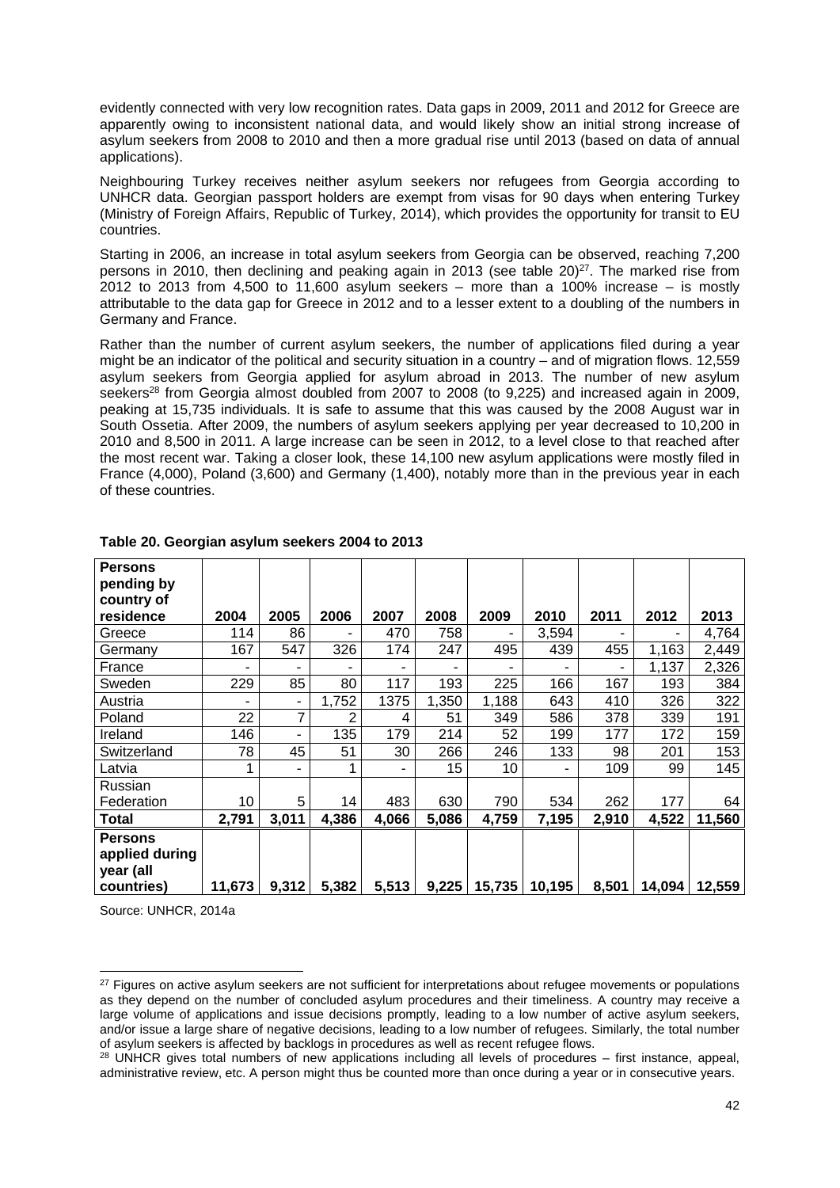evidently connected with very low recognition rates. Data gaps in 2009, 2011 and 2012 for Greece are apparently owing to inconsistent national data, and would likely show an initial strong increase of asylum seekers from 2008 to 2010 and then a more gradual rise until 2013 (based on data of annual applications).

Neighbouring Turkey receives neither asylum seekers nor refugees from Georgia according to UNHCR data. Georgian passport holders are exempt from visas for 90 days when entering Turkey (Ministry of Foreign Affairs, Republic of Turkey, 2014), which provides the opportunity for transit to EU countries.

Starting in 2006, an increase in total asylum seekers from Georgia can be observed, reaching 7,200 persons in 2010, then declining and peaking again in 2013 (see table 20)[27]. The marked rise from 2012 to 2013 from 4,500 to 11,600 asylum seekers – more than a 100% increase – is mostly attributable to the data gap for Greece in 2012 and to a lesser extent to a doubling of the numbers in Germany and France.

Rather than the number of current asylum seekers, the number of applications filed during a year might be an indicator of the political and security situation in a country – and of migration flows. 12,559 asylum seekers from Georgia applied for asylum abroad in 2013. The number of new asylum seekers[28] from Georgia almost doubled from 2007 to 2008 (to 9,225) and increased again in 2009, peaking at 15,735 individuals. It is safe to assume that this was caused by the 2008 August war in South Ossetia. After 2009, the numbers of asylum seekers applying per year decreased to 10,200 in 2010 and 8,500 in 2011. A large increase can be seen in 2012, to a level close to that reached after the most recent war. Taking a closer look, these 14,100 new asylum applications were mostly filed in France (4,000), Poland (3,600) and Germany (1,400), notably more than in the previous year in each of these countries.

**Table 20. Georgian asylum seekers 2004 to 2013**

| **Persons pending by country of residence** | **2004** | **2005** | **2006** | **2007** | **2008** | **2009** | **2010** | **2011** | **2012** | **2013** |
|---|---|---|---|---|---|---|---|---|---|---|
| Greece | 114 | 86 | - | 470 | 758 | - | 3,594 | - | - | 4,764 |
| Germany | 167 | 547 | 326 | 174 | 247 | 495 | 439 | 455 | 1,163 | 2,449 |
| France | - | - | - | - | - | - | - | - | 1,137 | 2,326 |
| Sweden | 229 | 85 | 80 | 117 | 193 | 225 | 166 | 167 | 193 | 384 |
| Austria | - | - | 1,752 | 1375 | 1,350 | 1,188 | 643 | 410 | 326 | 322 |
| Poland | 22 | 7 | 2 | 4 | 51 | 349 | 586 | 378 | 339 | 191 |
| Ireland | 146 | - | 135 | 179 | 214 | 52 | 199 | 177 | 172 | 159 |
| Switzerland | 78 | 45 | 51 | 30 | 266 | 246 | 133 | 98 | 201 | 153 |
| Latvia | 1 | - | 1 | - | 15 | 10 | - | 109 | 99 | 145 |
| Russian Federation | 10 | 5 | 14 | 483 | 630 | 790 | 534 | 262 | 177 | 64 |
| **Total** | **2,791** | **3,011** | **4,386** | **4,066** | **5,086** | **4,759** | **7,195** | **2,910** | **4,522** | **11,560** |
| **Persons applied during year (all countries)** | **11,673** | **9,312** | **5,382** | **5,513** | **9,225** | **15,735** | **10,195** | **8,501** | **14,094** | **12,559** |

Source: UNHCR, 2014a

[27] Figures on active asylum seekers are not sufficient for interpretations about refugee movements or populations as they depend on the number of concluded asylum procedures and their timeliness. A country may receive a large volume of applications and issue decisions promptly, leading to a low number of active asylum seekers, and/or issue a large share of negative decisions, leading to a low number of refugees. Similarly, the total number of asylum seekers is affected by backlogs in procedures as well as recent refugee flows.

[28] UNHCR gives total numbers of new applications including all levels of procedures – first instance, appeal, administrative review, etc. A person might thus be counted more than once during a year or in consecutive years.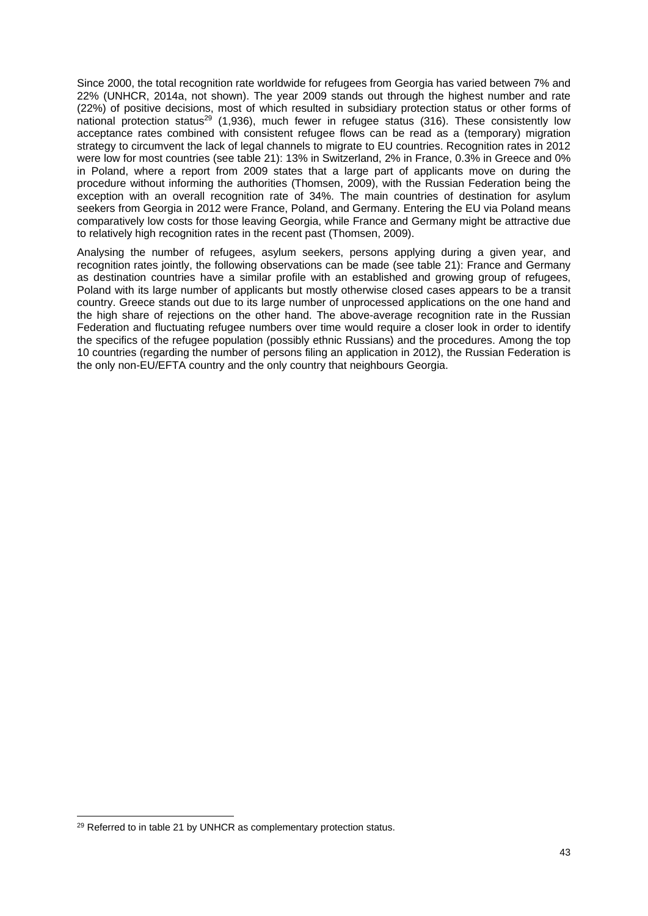Since 2000, the total recognition rate worldwide for refugees from Georgia has varied between 7% and 22% (UNHCR, 2014a, not shown). The year 2009 stands out through the highest number and rate (22%) of positive decisions, most of which resulted in subsidiary protection status or other forms of national protection status[29] (1,936), much fewer in refugee status (316). These consistently low acceptance rates combined with consistent refugee flows can be read as a (temporary) migration strategy to circumvent the lack of legal channels to migrate to EU countries. Recognition rates in 2012 were low for most countries (see table 21): 13% in Switzerland, 2% in France, 0.3% in Greece and 0% in Poland, where a report from 2009 states that a large part of applicants move on during the procedure without informing the authorities (Thomsen, 2009), with the Russian Federation being the exception with an overall recognition rate of 34%. The main countries of destination for asylum seekers from Georgia in 2012 were France, Poland, and Germany. Entering the EU via Poland means comparatively low costs for those leaving Georgia, while France and Germany might be attractive due to relatively high recognition rates in the recent past (Thomsen, 2009).

Analysing the number of refugees, asylum seekers, persons applying during a given year, and recognition rates jointly, the following observations can be made (see table 21): France and Germany as destination countries have a similar profile with an established and growing group of refugees, Poland with its large number of applicants but mostly otherwise closed cases appears to be a transit country. Greece stands out due to its large number of unprocessed applications on the one hand and the high share of rejections on the other hand. The above-average recognition rate in the Russian Federation and fluctuating refugee numbers over time would require a closer look in order to identify the specifics of the refugee population (possibly ethnic Russians) and the procedures. Among the top 10 countries (regarding the number of persons filing an application in 2012), the Russian Federation is the only non-EU/EFTA country and the only country that neighbours Georgia.

[29] Referred to in table 21 by UNHCR as complementary protection status.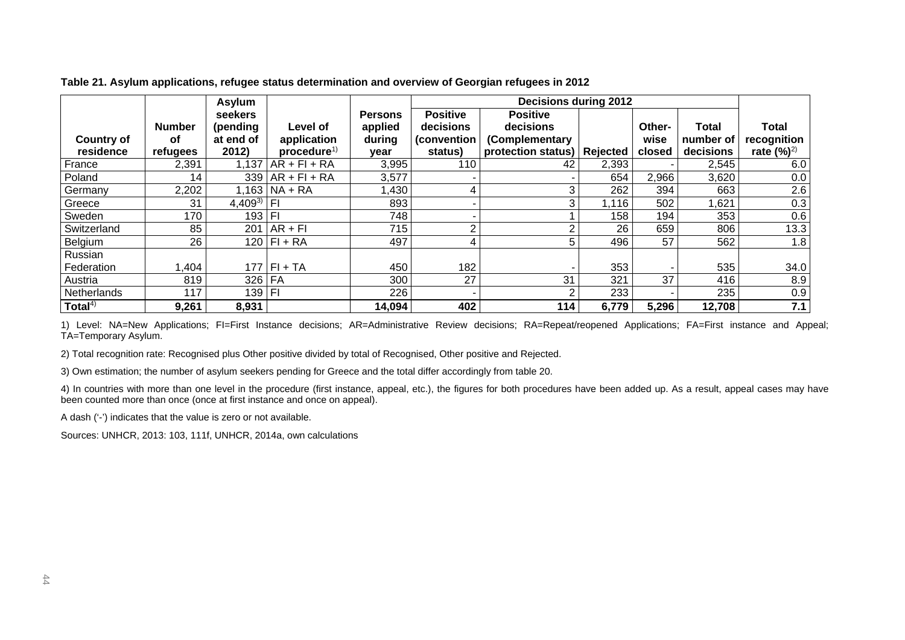**Table 21. Asylum applications, refugee status determination and overview of Georgian refugees in 2012**

| Country of residence | Number of refugees | Asylum seekers (pending at end of 2012) | Level of application procedure[1)] | Persons applied during year | Decisions during 2012 | | | | | Total recognition rate (%)[2)] |
|---|---|---|---|---|---|---|---|---|---|---|
| | | | | | Positive decisions (convention status) | Positive decisions (Complementary protection status) | Rejected | Other-wise closed | Total number of decisions | |
| France | 2,391 | 1,137 | AR + FI + RA | 3,995 | 110 | 42 | 2,393 | - | 2,545 | 6.0 |
| Poland | 14 | 339 | AR + FI + RA | 3,577 | - | - | 654 | 2,966 | 3,620 | 0.0 |
| Germany | 2,202 | 1,163 | NA + RA | 1,430 | 4 | 3 | 262 | 394 | 663 | 2.6 |
| Greece | 31 | 4,409[3)] | FI | 893 | - | 3 | 1,116 | 502 | 1,621 | 0.3 |
| Sweden | 170 | 193 | FI | 748 | - | 1 | 158 | 194 | 353 | 0.6 |
| Switzerland | 85 | 201 | AR + FI | 715 | 2 | 2 | 26 | 659 | 806 | 13.3 |
| Belgium | 26 | 120 | FI + RA | 497 | 4 | 5 | 496 | 57 | 562 | 1.8 |
| Russian Federation | 1,404 | 177 | FI + TA | 450 | 182 | - | 353 | - | 535 | 34.0 |
| Austria | 819 | 326 | FA | 300 | 27 | 31 | 321 | 37 | 416 | 8.9 |
| Netherlands | 117 | 139 | FI | 226 | - | 2 | 233 | - | 235 | 0.9 |
| **Total**[4)] | **9,261** | **8,931** | | **14,094** | **402** | **114** | **6,779** | **5,296** | **12,708** | **7.1** |

1) Level: NA=New Applications; FI=First Instance decisions; AR=Administrative Review decisions; RA=Repeat/reopened Applications; FA=First instance and Appeal; TA=Temporary Asylum.

2) Total recognition rate: Recognised plus Other positive divided by total of Recognised, Other positive and Rejected.

3) Own estimation; the number of asylum seekers pending for Greece and the total differ accordingly from table 20.

4) In countries with more than one level in the procedure (first instance, appeal, etc.), the figures for both procedures have been added up. As a result, appeal cases may have been counted more than once (once at first instance and once on appeal).

A dash ('-') indicates that the value is zero or not available.

Sources: UNHCR, 2013: 103, 111f, UNHCR, 2014a, own calculations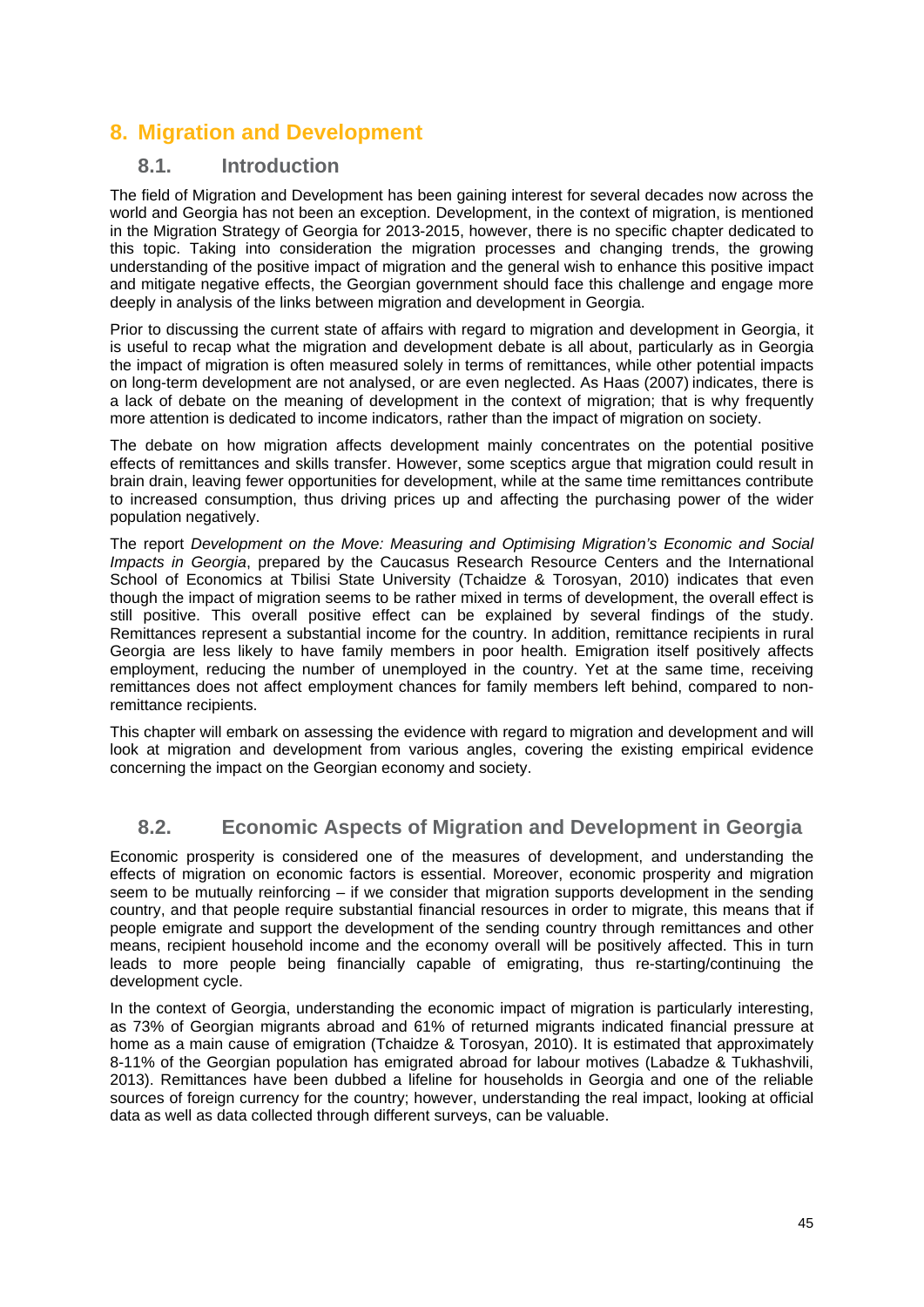# 8. Migration and Development

## 8.1. Introduction

The field of Migration and Development has been gaining interest for several decades now across the world and Georgia has not been an exception. Development, in the context of migration, is mentioned in the Migration Strategy of Georgia for 2013-2015, however, there is no specific chapter dedicated to this topic. Taking into consideration the migration processes and changing trends, the growing understanding of the positive impact of migration and the general wish to enhance this positive impact and mitigate negative effects, the Georgian government should face this challenge and engage more deeply in analysis of the links between migration and development in Georgia.

Prior to discussing the current state of affairs with regard to migration and development in Georgia, it is useful to recap what the migration and development debate is all about, particularly as in Georgia the impact of migration is often measured solely in terms of remittances, while other potential impacts on long-term development are not analysed, or are even neglected. As Haas (2007) indicates, there is a lack of debate on the meaning of development in the context of migration; that is why frequently more attention is dedicated to income indicators, rather than the impact of migration on society.

The debate on how migration affects development mainly concentrates on the potential positive effects of remittances and skills transfer. However, some sceptics argue that migration could result in brain drain, leaving fewer opportunities for development, while at the same time remittances contribute to increased consumption, thus driving prices up and affecting the purchasing power of the wider population negatively.

The report *Development on the Move: Measuring and Optimising Migration's Economic and Social Impacts in Georgia*, prepared by the Caucasus Research Resource Centers and the International School of Economics at Tbilisi State University (Tchaidze & Torosyan, 2010) indicates that even though the impact of migration seems to be rather mixed in terms of development, the overall effect is still positive. This overall positive effect can be explained by several findings of the study. Remittances represent a substantial income for the country. In addition, remittance recipients in rural Georgia are less likely to have family members in poor health. Emigration itself positively affects employment, reducing the number of unemployed in the country. Yet at the same time, receiving remittances does not affect employment chances for family members left behind, compared to non-remittance recipients.

This chapter will embark on assessing the evidence with regard to migration and development and will look at migration and development from various angles, covering the existing empirical evidence concerning the impact on the Georgian economy and society.

## 8.2. Economic Aspects of Migration and Development in Georgia

Economic prosperity is considered one of the measures of development, and understanding the effects of migration on economic factors is essential. Moreover, economic prosperity and migration seem to be mutually reinforcing – if we consider that migration supports development in the sending country, and that people require substantial financial resources in order to migrate, this means that if people emigrate and support the development of the sending country through remittances and other means, recipient household income and the economy overall will be positively affected. This in turn leads to more people being financially capable of emigrating, thus re-starting/continuing the development cycle.

In the context of Georgia, understanding the economic impact of migration is particularly interesting, as 73% of Georgian migrants abroad and 61% of returned migrants indicated financial pressure at home as a main cause of emigration (Tchaidze & Torosyan, 2010). It is estimated that approximately 8-11% of the Georgian population has emigrated abroad for labour motives (Labadze & Tukhashvili, 2013). Remittances have been dubbed a lifeline for households in Georgia and one of the reliable sources of foreign currency for the country; however, understanding the real impact, looking at official data as well as data collected through different surveys, can be valuable.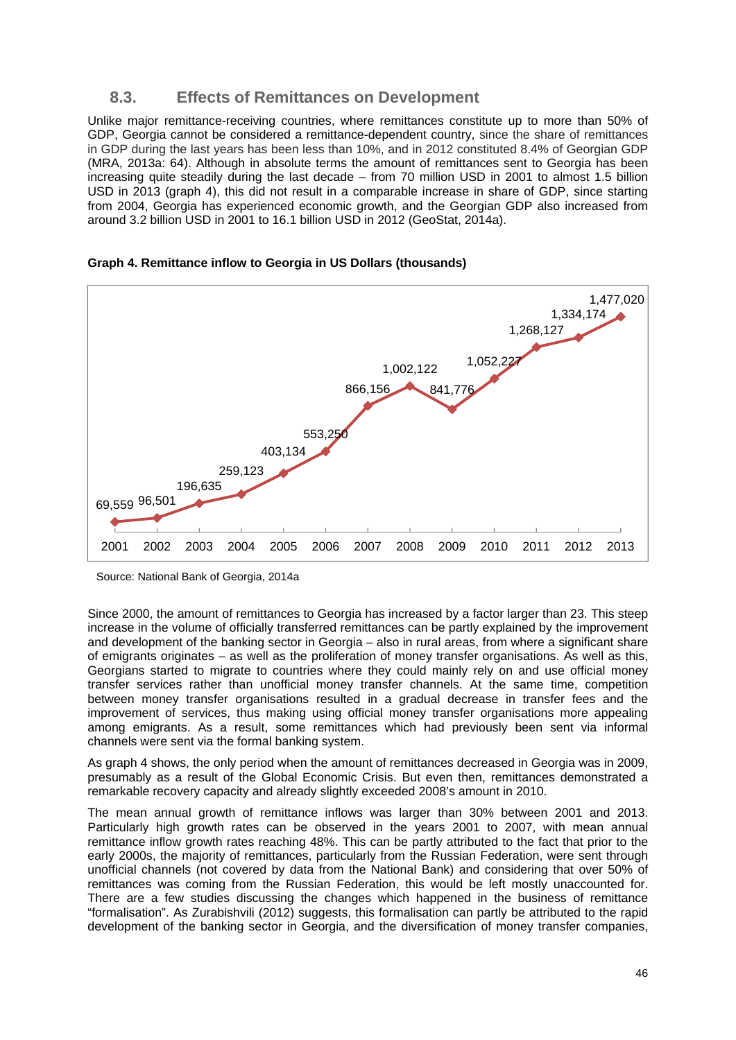## 8.3. Effects of Remittances on Development

Unlike major remittance-receiving countries, where remittances constitute up to more than 50% of GDP, Georgia cannot be considered a remittance-dependent country, since the share of remittances in GDP during the last years has been less than 10%, and in 2012 constituted 8.4% of Georgian GDP (MRA, 2013a: 64). Although in absolute terms the amount of remittances sent to Georgia has been increasing quite steadily during the last decade – from 70 million USD in 2001 to almost 1.5 billion USD in 2013 (graph 4), this did not result in a comparable increase in share of GDP, since starting from 2004, Georgia has experienced economic growth, and the Georgian GDP also increased from around 3.2 billion USD in 2001 to 16.1 billion USD in 2012 (GeoStat, 2014a).

**Graph 4. Remittance inflow to Georgia in US Dollars (thousands)**

| Year | Remittance inflow |
|---|---|
| 2001 | 69,559 |
| 2002 | 96,501 |
| 2003 | 196,635 |
| 2004 | 259,123 |
| 2005 | 403,134 |
| 2006 | 553,250 |
| 2007 | 866,156 |
| 2008 | 1,002,122 |
| 2009 | 841,776 |
| 2010 | 1,052,227 |
| 2011 | 1,268,127 |
| 2012 | 1,334,174 |
| 2013 | 1,477,020 |

Source: National Bank of Georgia, 2014a

Since 2000, the amount of remittances to Georgia has increased by a factor larger than 23. This steep increase in the volume of officially transferred remittances can be partly explained by the improvement and development of the banking sector in Georgia – also in rural areas, from where a significant share of emigrants originates – as well as the proliferation of money transfer organisations. As well as this, Georgians started to migrate to countries where they could mainly rely on and use official money transfer services rather than unofficial money transfer channels. At the same time, competition between money transfer organisations resulted in a gradual decrease in transfer fees and the improvement of services, thus making using official money transfer organisations more appealing among emigrants. As a result, some remittances which had previously been sent via informal channels were sent via the formal banking system.

As graph 4 shows, the only period when the amount of remittances decreased in Georgia was in 2009, presumably as a result of the Global Economic Crisis. But even then, remittances demonstrated a remarkable recovery capacity and already slightly exceeded 2008's amount in 2010.

The mean annual growth of remittance inflows was larger than 30% between 2001 and 2013. Particularly high growth rates can be observed in the years 2001 to 2007, with mean annual remittance inflow growth rates reaching 48%. This can be partly attributed to the fact that prior to the early 2000s, the majority of remittances, particularly from the Russian Federation, were sent through unofficial channels (not covered by data from the National Bank) and considering that over 50% of remittances was coming from the Russian Federation, this would be left mostly unaccounted for. There are a few studies discussing the changes which happened in the business of remittance "formalisation". As Zurabishvili (2012) suggests, this formalisation can partly be attributed to the rapid development of the banking sector in Georgia, and the diversification of money transfer companies,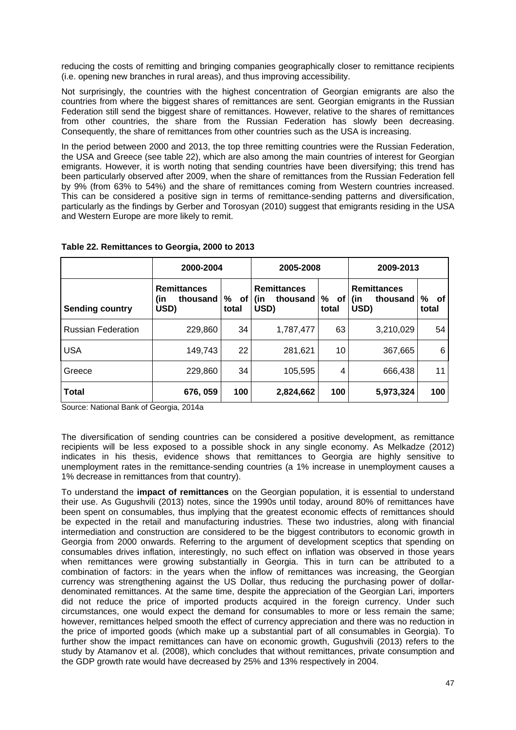reducing the costs of remitting and bringing companies geographically closer to remittance recipients (i.e. opening new branches in rural areas), and thus improving accessibility.

Not surprisingly, the countries with the highest concentration of Georgian emigrants are also the countries from where the biggest shares of remittances are sent. Georgian emigrants in the Russian Federation still send the biggest share of remittances. However, relative to the shares of remittances from other countries, the share from the Russian Federation has slowly been decreasing. Consequently, the share of remittances from other countries such as the USA is increasing.

In the period between 2000 and 2013, the top three remitting countries were the Russian Federation, the USA and Greece (see table 22), which are also among the main countries of interest for Georgian emigrants. However, it is worth noting that sending countries have been diversifying; this trend has been particularly observed after 2009, when the share of remittances from the Russian Federation fell by 9% (from 63% to 54%) and the share of remittances coming from Western countries increased. This can be considered a positive sign in terms of remittance-sending patterns and diversification, particularly as the findings by Gerber and Torosyan (2010) suggest that emigrants residing in the USA and Western Europe are more likely to remit.

**Table 22. Remittances to Georgia, 2000 to 2013**

| | 2000-2004 | | 2005-2008 | | 2009-2013 | |
|---|---|---|---|---|---|---|
| **Sending country** | **Remittances (in thousand USD)** | **% of total** | **Remittances (in thousand USD)** | **% of total** | **Remittances (in thousand USD)** | **% of total** |
| Russian Federation | 229,860 | 34 | 1,787,477 | 63 | 3,210,029 | 54 |
| USA | 149,743 | 22 | 281,621 | 10 | 367,665 | 6 |
| Greece | 229,860 | 34 | 105,595 | 4 | 666,438 | 11 |
| **Total** | **676, 059** | **100** | **2,824,662** | **100** | **5,973,324** | **100** |

Source: National Bank of Georgia, 2014a

The diversification of sending countries can be considered a positive development, as remittance recipients will be less exposed to a possible shock in any single economy. As Melkadze (2012) indicates in his thesis, evidence shows that remittances to Georgia are highly sensitive to unemployment rates in the remittance-sending countries (a 1% increase in unemployment causes a 1% decrease in remittances from that country).

To understand the **impact of remittances** on the Georgian population, it is essential to understand their use. As Gugushvili (2013) notes, since the 1990s until today, around 80% of remittances have been spent on consumables, thus implying that the greatest economic effects of remittances should be expected in the retail and manufacturing industries. These two industries, along with financial intermediation and construction are considered to be the biggest contributors to economic growth in Georgia from 2000 onwards. Referring to the argument of development sceptics that spending on consumables drives inflation, interestingly, no such effect on inflation was observed in those years when remittances were growing substantially in Georgia. This in turn can be attributed to a combination of factors: in the years when the inflow of remittances was increasing, the Georgian currency was strengthening against the US Dollar, thus reducing the purchasing power of dollar-denominated remittances. At the same time, despite the appreciation of the Georgian Lari, importers did not reduce the price of imported products acquired in the foreign currency. Under such circumstances, one would expect the demand for consumables to more or less remain the same; however, remittances helped smooth the effect of currency appreciation and there was no reduction in the price of imported goods (which make up a substantial part of all consumables in Georgia). To further show the impact remittances can have on economic growth, Gugushvili (2013) refers to the study by Atamanov et al. (2008), which concludes that without remittances, private consumption and the GDP growth rate would have decreased by 25% and 13% respectively in 2004.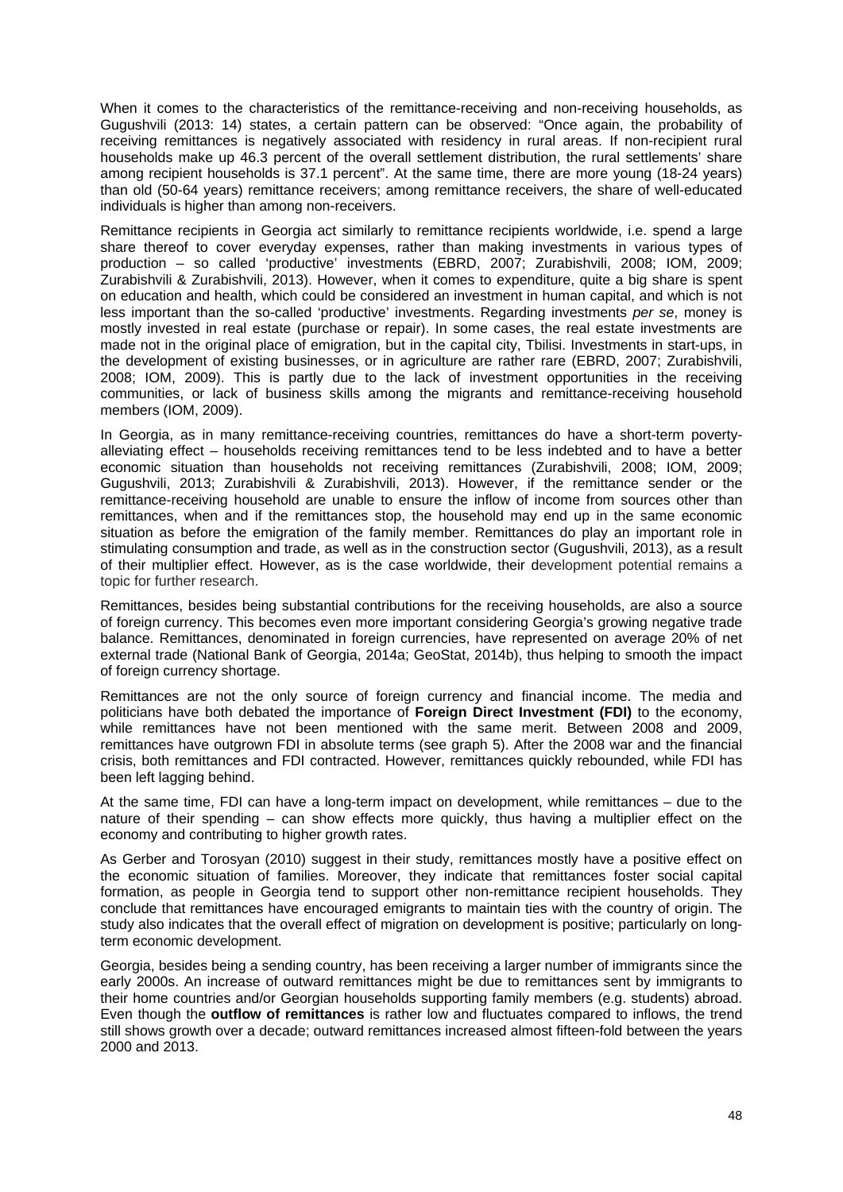When it comes to the characteristics of the remittance-receiving and non-receiving households, as Gugushvili (2013: 14) states, a certain pattern can be observed: "Once again, the probability of receiving remittances is negatively associated with residency in rural areas. If non-recipient rural households make up 46.3 percent of the overall settlement distribution, the rural settlements' share among recipient households is 37.1 percent". At the same time, there are more young (18-24 years) than old (50-64 years) remittance receivers; among remittance receivers, the share of well-educated individuals is higher than among non-receivers.

Remittance recipients in Georgia act similarly to remittance recipients worldwide, i.e. spend a large share thereof to cover everyday expenses, rather than making investments in various types of production – so called 'productive' investments (EBRD, 2007; Zurabishvili, 2008; IOM, 2009; Zurabishvili & Zurabishvili, 2013). However, when it comes to expenditure, quite a big share is spent on education and health, which could be considered an investment in human capital, and which is not less important than the so-called 'productive' investments. Regarding investments *per se*, money is mostly invested in real estate (purchase or repair). In some cases, the real estate investments are made not in the original place of emigration, but in the capital city, Tbilisi. Investments in start-ups, in the development of existing businesses, or in agriculture are rather rare (EBRD, 2007; Zurabishvili, 2008; IOM, 2009). This is partly due to the lack of investment opportunities in the receiving communities, or lack of business skills among the migrants and remittance-receiving household members (IOM, 2009).

In Georgia, as in many remittance-receiving countries, remittances do have a short-term poverty-alleviating effect – households receiving remittances tend to be less indebted and to have a better economic situation than households not receiving remittances (Zurabishvili, 2008; IOM, 2009; Gugushvili, 2013; Zurabishvili & Zurabishvili, 2013). However, if the remittance sender or the remittance-receiving household are unable to ensure the inflow of income from sources other than remittances, when and if the remittances stop, the household may end up in the same economic situation as before the emigration of the family member. Remittances do play an important role in stimulating consumption and trade, as well as in the construction sector (Gugushvili, 2013), as a result of their multiplier effect. However, as is the case worldwide, their development potential remains a topic for further research.

Remittances, besides being substantial contributions for the receiving households, are also a source of foreign currency. This becomes even more important considering Georgia's growing negative trade balance. Remittances, denominated in foreign currencies, have represented on average 20% of net external trade (National Bank of Georgia, 2014a; GeoStat, 2014b), thus helping to smooth the impact of foreign currency shortage.

Remittances are not the only source of foreign currency and financial income. The media and politicians have both debated the importance of **Foreign Direct Investment (FDI)** to the economy, while remittances have not been mentioned with the same merit. Between 2008 and 2009, remittances have outgrown FDI in absolute terms (see graph 5). After the 2008 war and the financial crisis, both remittances and FDI contracted. However, remittances quickly rebounded, while FDI has been left lagging behind.

At the same time, FDI can have a long-term impact on development, while remittances – due to the nature of their spending – can show effects more quickly, thus having a multiplier effect on the economy and contributing to higher growth rates.

As Gerber and Torosyan (2010) suggest in their study, remittances mostly have a positive effect on the economic situation of families. Moreover, they indicate that remittances foster social capital formation, as people in Georgia tend to support other non-remittance recipient households. They conclude that remittances have encouraged emigrants to maintain ties with the country of origin. The study also indicates that the overall effect of migration on development is positive; particularly on long-term economic development.

Georgia, besides being a sending country, has been receiving a larger number of immigrants since the early 2000s. An increase of outward remittances might be due to remittances sent by immigrants to their home countries and/or Georgian households supporting family members (e.g. students) abroad. Even though the **outflow of remittances** is rather low and fluctuates compared to inflows, the trend still shows growth over a decade; outward remittances increased almost fifteen-fold between the years 2000 and 2013.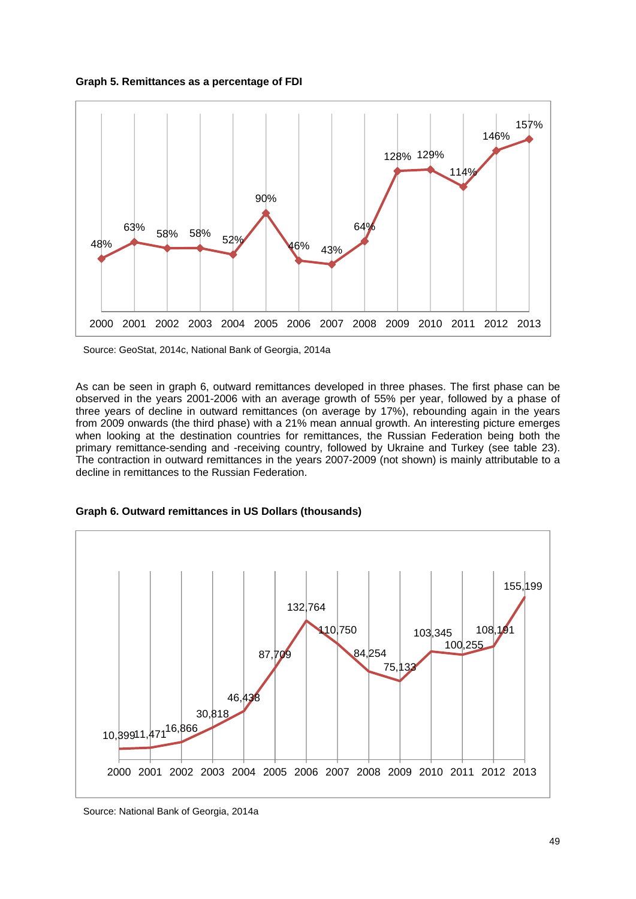**Graph 5. Remittances as a percentage of FDI**

| 2000 | 2001 | 2002 | 2003 | 2004 | 2005 | 2006 | 2007 | 2008 | 2009 | 2010 | 2011 | 2012 | 2013 |
|---|---|---|---|---|---|---|---|---|---|---|---|---|---|
| 48% | 63% | 58% | 58% | 52% | 90% | 46% | 43% | 64% | 128% | 129% | 114% | 146% | 157% |

Source: GeoStat, 2014c, National Bank of Georgia, 2014a

As can be seen in graph 6, outward remittances developed in three phases. The first phase can be observed in the years 2001-2006 with an average growth of 55% per year, followed by a phase of three years of decline in outward remittances (on average by 17%), rebounding again in the years from 2009 onwards (the third phase) with a 21% mean annual growth. An interesting picture emerges when looking at the destination countries for remittances, the Russian Federation being both the primary remittance-sending and -receiving country, followed by Ukraine and Turkey (see table 23). The contraction in outward remittances in the years 2007-2009 (not shown) is mainly attributable to a decline in remittances to the Russian Federation.

**Graph 6. Outward remittances in US Dollars (thousands)**

| 2000 | 2001 | 2002 | 2003 | 2004 | 2005 | 2006 | 2007 | 2008 | 2009 | 2010 | 2011 | 2012 | 2013 |
|---|---|---|---|---|---|---|---|---|---|---|---|---|---|
| 10,399 | 11,471 | 16,866 | 30,818 | 46,438 | 87,709 | 132,764 | 110,750 | 84,254 | 75,133 | 103,345 | 100,255 | 108,191 | 155,199 |

Source: National Bank of Georgia, 2014a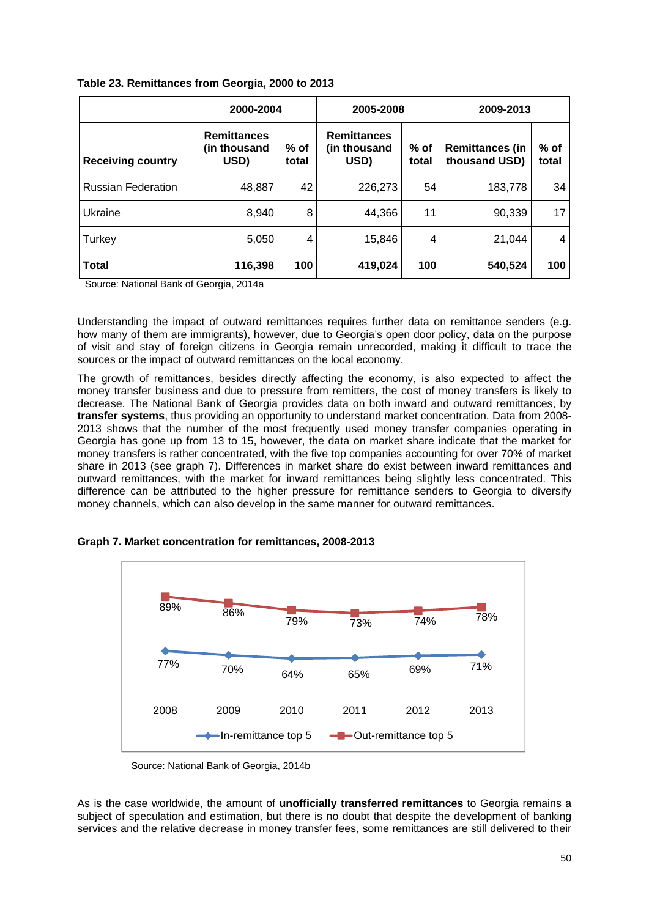**Table 23. Remittances from Georgia, 2000 to 2013**

| | 2000-2004 | | 2005-2008 | | 2009-2013 | |
|---|---|---|---|---|---|---|
| **Receiving country** | **Remittances (in thousand USD)** | **% of total** | **Remittances (in thousand USD)** | **% of total** | **Remittances (in thousand USD)** | **% of total** |
| Russian Federation | 48,887 | 42 | 226,273 | 54 | 183,778 | 34 |
| Ukraine | 8,940 | 8 | 44,366 | 11 | 90,339 | 17 |
| Turkey | 5,050 | 4 | 15,846 | 4 | 21,044 | 4 |
| **Total** | **116,398** | **100** | **419,024** | **100** | **540,524** | **100** |

Source: National Bank of Georgia, 2014a

Understanding the impact of outward remittances requires further data on remittance senders (e.g. how many of them are immigrants), however, due to Georgia's open door policy, data on the purpose of visit and stay of foreign citizens in Georgia remain unrecorded, making it difficult to trace the sources or the impact of outward remittances on the local economy.

The growth of remittances, besides directly affecting the economy, is also expected to affect the money transfer business and due to pressure from remitters, the cost of money transfers is likely to decrease. The National Bank of Georgia provides data on both inward and outward remittances, by **transfer systems**, thus providing an opportunity to understand market concentration. Data from 2008-2013 shows that the number of the most frequently used money transfer companies operating in Georgia has gone up from 13 to 15, however, the data on market share indicate that the market for money transfers is rather concentrated, with the five top companies accounting for over 70% of market share in 2013 (see graph 7). Differences in market share do exist between inward remittances and outward remittances, with the market for inward remittances being slightly less concentrated. This difference can be attributed to the higher pressure for remittance senders to Georgia to diversify money channels, which can also develop in the same manner for outward remittances.

**Graph 7. Market concentration for remittances, 2008-2013**

| | 2008 | 2009 | 2010 | 2011 | 2012 | 2013 |
|---|---|---|---|---|---|---|
| In-remittance top 5 | 77% | 70% | 64% | 65% | 69% | 71% |
| Out-remittance top 5 | 89% | 86% | 79% | 73% | 74% | 78% |

Source: National Bank of Georgia, 2014b

As is the case worldwide, the amount of **unofficially transferred remittances** to Georgia remains a subject of speculation and estimation, but there is no doubt that despite the development of banking services and the relative decrease in money transfer fees, some remittances are still delivered to their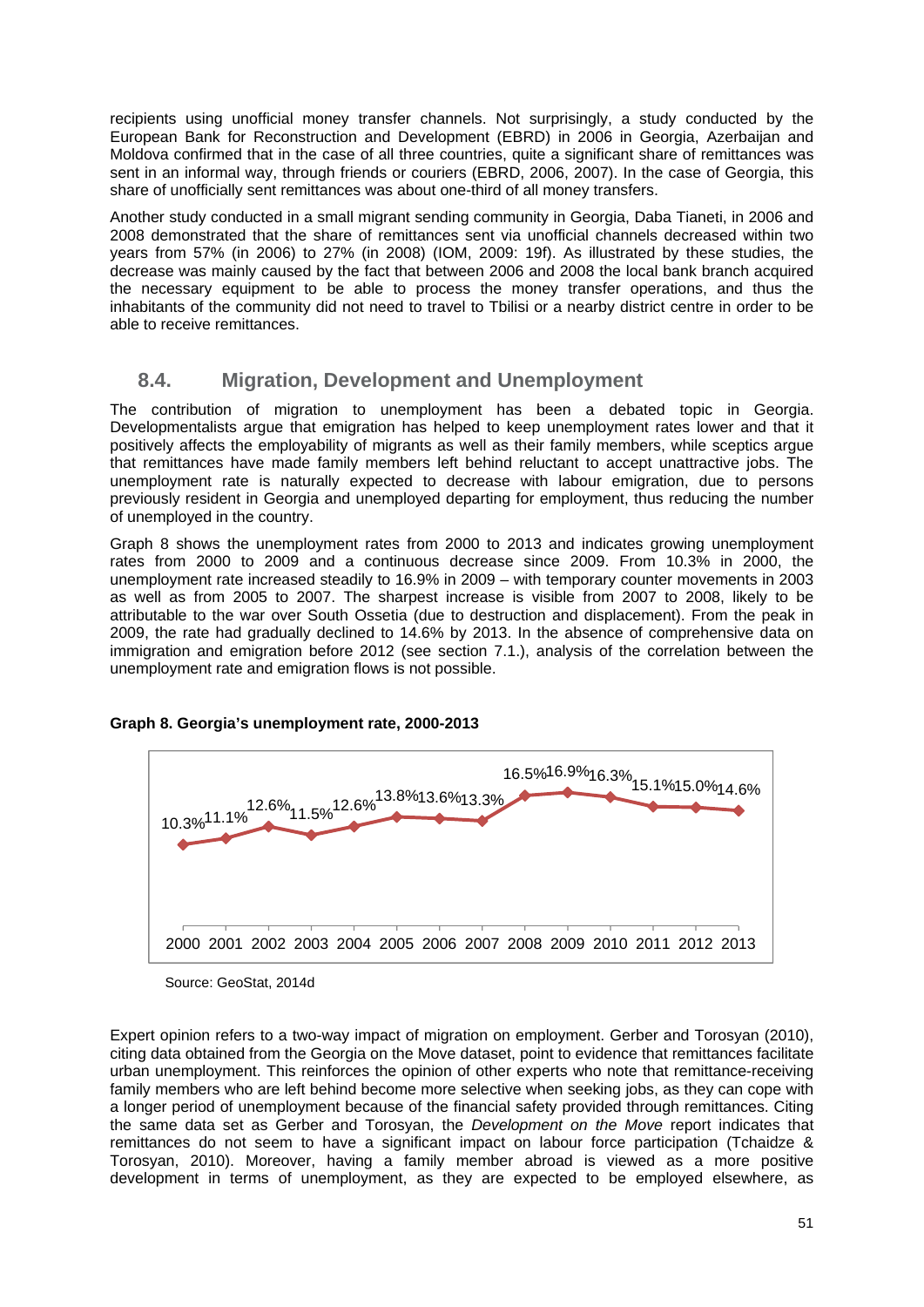recipients using unofficial money transfer channels. Not surprisingly, a study conducted by the European Bank for Reconstruction and Development (EBRD) in 2006 in Georgia, Azerbaijan and Moldova confirmed that in the case of all three countries, quite a significant share of remittances was sent in an informal way, through friends or couriers (EBRD, 2006, 2007). In the case of Georgia, this share of unofficially sent remittances was about one-third of all money transfers.

Another study conducted in a small migrant sending community in Georgia, Daba Tianeti, in 2006 and 2008 demonstrated that the share of remittances sent via unofficial channels decreased within two years from 57% (in 2006) to 27% (in 2008) (IOM, 2009: 19f). As illustrated by these studies, the decrease was mainly caused by the fact that between 2006 and 2008 the local bank branch acquired the necessary equipment to be able to process the money transfer operations, and thus the inhabitants of the community did not need to travel to Tbilisi or a nearby district centre in order to be able to receive remittances.

## 8.4. Migration, Development and Unemployment

The contribution of migration to unemployment has been a debated topic in Georgia. Developmentalists argue that emigration has helped to keep unemployment rates lower and that it positively affects the employability of migrants as well as their family members, while sceptics argue that remittances have made family members left behind reluctant to accept unattractive jobs. The unemployment rate is naturally expected to decrease with labour emigration, due to persons previously resident in Georgia and unemployed departing for employment, thus reducing the number of unemployed in the country.

Graph 8 shows the unemployment rates from 2000 to 2013 and indicates growing unemployment rates from 2000 to 2009 and a continuous decrease since 2009. From 10.3% in 2000, the unemployment rate increased steadily to 16.9% in 2009 – with temporary counter movements in 2003 as well as from 2005 to 2007. The sharpest increase is visible from 2007 to 2008, likely to be attributable to the war over South Ossetia (due to destruction and displacement). From the peak in 2009, the rate had gradually declined to 14.6% by 2013. In the absence of comprehensive data on immigration and emigration before 2012 (see section 7.1.), analysis of the correlation between the unemployment rate and emigration flows is not possible.

**Graph 8. Georgia's unemployment rate, 2000-2013**

| Year | 2000 | 2001 | 2002 | 2003 | 2004 | 2005 | 2006 | 2007 | 2008 | 2009 | 2010 | 2011 | 2012 | 2013 |
|---|---|---|---|---|---|---|---|---|---|---|---|---|---|---|
| Unemployment rate | 10.3% | 11.1% | 12.6% | 11.5% | 12.6% | 13.8% | 13.6% | 13.3% | 16.5% | 16.9% | 16.3% | 15.1% | 15.0% | 14.6% |

Source: GeoStat, 2014d

Expert opinion refers to a two-way impact of migration on employment. Gerber and Torosyan (2010), citing data obtained from the Georgia on the Move dataset, point to evidence that remittances facilitate urban unemployment. This reinforces the opinion of other experts who note that remittance-receiving family members who are left behind become more selective when seeking jobs, as they can cope with a longer period of unemployment because of the financial safety provided through remittances. Citing the same data set as Gerber and Torosyan, the *Development on the Move* report indicates that remittances do not seem to have a significant impact on labour force participation (Tchaidze & Torosyan, 2010). Moreover, having a family member abroad is viewed as a more positive development in terms of unemployment, as they are expected to be employed elsewhere, as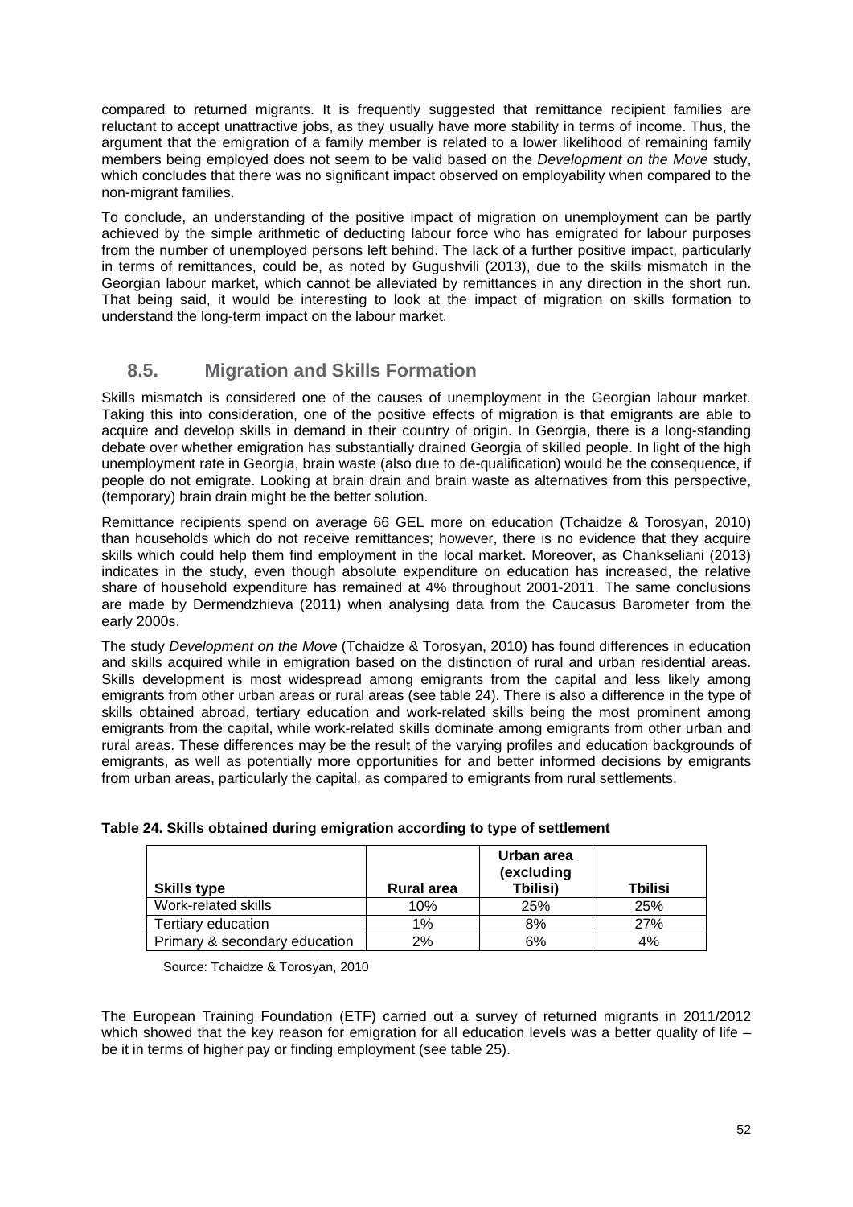compared to returned migrants. It is frequently suggested that remittance recipient families are reluctant to accept unattractive jobs, as they usually have more stability in terms of income. Thus, the argument that the emigration of a family member is related to a lower likelihood of remaining family members being employed does not seem to be valid based on the *Development on the Move* study, which concludes that there was no significant impact observed on employability when compared to the non-migrant families.

To conclude, an understanding of the positive impact of migration on unemployment can be partly achieved by the simple arithmetic of deducting labour force who has emigrated for labour purposes from the number of unemployed persons left behind. The lack of a further positive impact, particularly in terms of remittances, could be, as noted by Gugushvili (2013), due to the skills mismatch in the Georgian labour market, which cannot be alleviated by remittances in any direction in the short run. That being said, it would be interesting to look at the impact of migration on skills formation to understand the long-term impact on the labour market.

## 8.5. Migration and Skills Formation

Skills mismatch is considered one of the causes of unemployment in the Georgian labour market. Taking this into consideration, one of the positive effects of migration is that emigrants are able to acquire and develop skills in demand in their country of origin. In Georgia, there is a long-standing debate over whether emigration has substantially drained Georgia of skilled people. In light of the high unemployment rate in Georgia, brain waste (also due to de-qualification) would be the consequence, if people do not emigrate. Looking at brain drain and brain waste as alternatives from this perspective, (temporary) brain drain might be the better solution.

Remittance recipients spend on average 66 GEL more on education (Tchaidze & Torosyan, 2010) than households which do not receive remittances; however, there is no evidence that they acquire skills which could help them find employment in the local market. Moreover, as Chankseliani (2013) indicates in the study, even though absolute expenditure on education has increased, the relative share of household expenditure has remained at 4% throughout 2001-2011. The same conclusions are made by Dermendzhieva (2011) when analysing data from the Caucasus Barometer from the early 2000s.

The study *Development on the Move* (Tchaidze & Torosyan, 2010) has found differences in education and skills acquired while in emigration based on the distinction of rural and urban residential areas. Skills development is most widespread among emigrants from the capital and less likely among emigrants from other urban areas or rural areas (see table 24). There is also a difference in the type of skills obtained abroad, tertiary education and work-related skills being the most prominent among emigrants from the capital, while work-related skills dominate among emigrants from other urban and rural areas. These differences may be the result of the varying profiles and education backgrounds of emigrants, as well as potentially more opportunities for and better informed decisions by emigrants from urban areas, particularly the capital, as compared to emigrants from rural settlements.

**Table 24. Skills obtained during emigration according to type of settlement**

| Skills type | Rural area | Urban area (excluding Tbilisi) | Tbilisi |
|---|---|---|---|
| Work-related skills | 10% | 25% | 25% |
| Tertiary education | 1% | 8% | 27% |
| Primary & secondary education | 2% | 6% | 4% |

Source: Tchaidze & Torosyan, 2010

The European Training Foundation (ETF) carried out a survey of returned migrants in 2011/2012 which showed that the key reason for emigration for all education levels was a better quality of life – be it in terms of higher pay or finding employment (see table 25).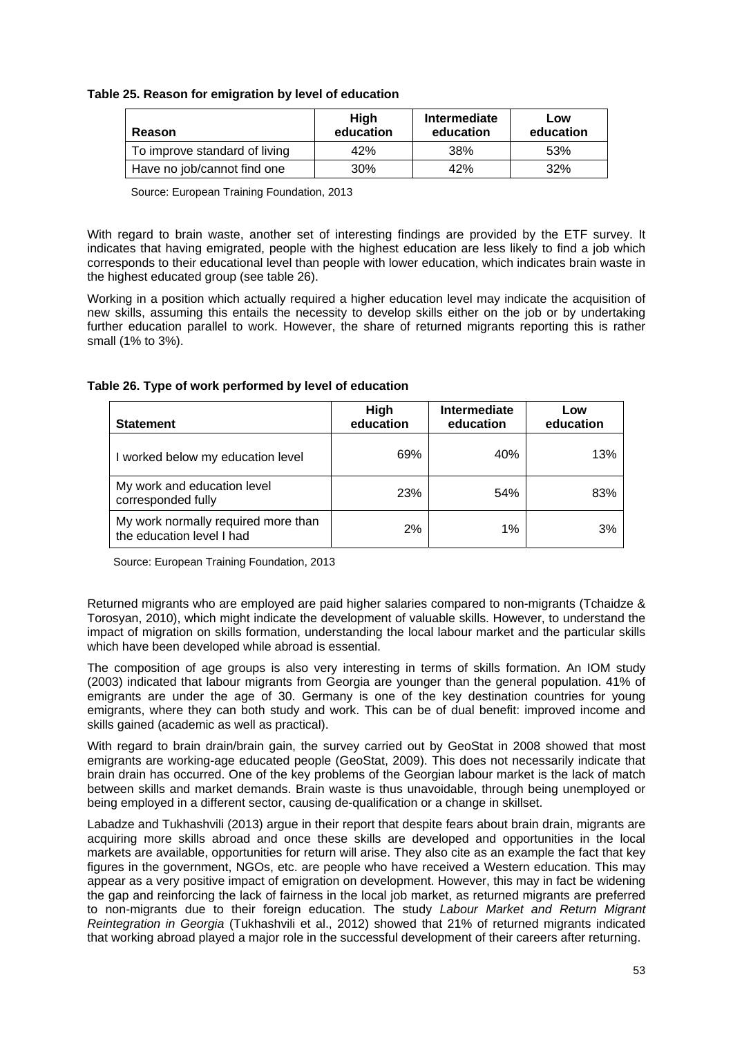**Table 25. Reason for emigration by level of education**

| Reason | High education | Intermediate education | Low education |
|---|---|---|---|
| To improve standard of living | 42% | 38% | 53% |
| Have no job/cannot find one | 30% | 42% | 32% |

Source: European Training Foundation, 2013

With regard to brain waste, another set of interesting findings are provided by the ETF survey. It indicates that having emigrated, people with the highest education are less likely to find a job which corresponds to their educational level than people with lower education, which indicates brain waste in the highest educated group (see table 26).

Working in a position which actually required a higher education level may indicate the acquisition of new skills, assuming this entails the necessity to develop skills either on the job or by undertaking further education parallel to work. However, the share of returned migrants reporting this is rather small (1% to 3%).

**Table 26. Type of work performed by level of education**

| Statement | High education | Intermediate education | Low education |
|---|---|---|---|
| I worked below my education level | 69% | 40% | 13% |
| My work and education level corresponded fully | 23% | 54% | 83% |
| My work normally required more than the education level I had | 2% | 1% | 3% |

Source: European Training Foundation, 2013

Returned migrants who are employed are paid higher salaries compared to non-migrants (Tchaidze & Torosyan, 2010), which might indicate the development of valuable skills. However, to understand the impact of migration on skills formation, understanding the local labour market and the particular skills which have been developed while abroad is essential.

The composition of age groups is also very interesting in terms of skills formation. An IOM study (2003) indicated that labour migrants from Georgia are younger than the general population. 41% of emigrants are under the age of 30. Germany is one of the key destination countries for young emigrants, where they can both study and work. This can be of dual benefit: improved income and skills gained (academic as well as practical).

With regard to brain drain/brain gain, the survey carried out by GeoStat in 2008 showed that most emigrants are working-age educated people (GeoStat, 2009). This does not necessarily indicate that brain drain has occurred. One of the key problems of the Georgian labour market is the lack of match between skills and market demands. Brain waste is thus unavoidable, through being unemployed or being employed in a different sector, causing de-qualification or a change in skillset.

Labadze and Tukhashvili (2013) argue in their report that despite fears about brain drain, migrants are acquiring more skills abroad and once these skills are developed and opportunities in the local markets are available, opportunities for return will arise. They also cite as an example the fact that key figures in the government, NGOs, etc. are people who have received a Western education. This may appear as a very positive impact of emigration on development. However, this may in fact be widening the gap and reinforcing the lack of fairness in the local job market, as returned migrants are preferred to non-migrants due to their foreign education. The study *Labour Market and Return Migrant Reintegration in Georgia* (Tukhashvili et al., 2012) showed that 21% of returned migrants indicated that working abroad played a major role in the successful development of their careers after returning.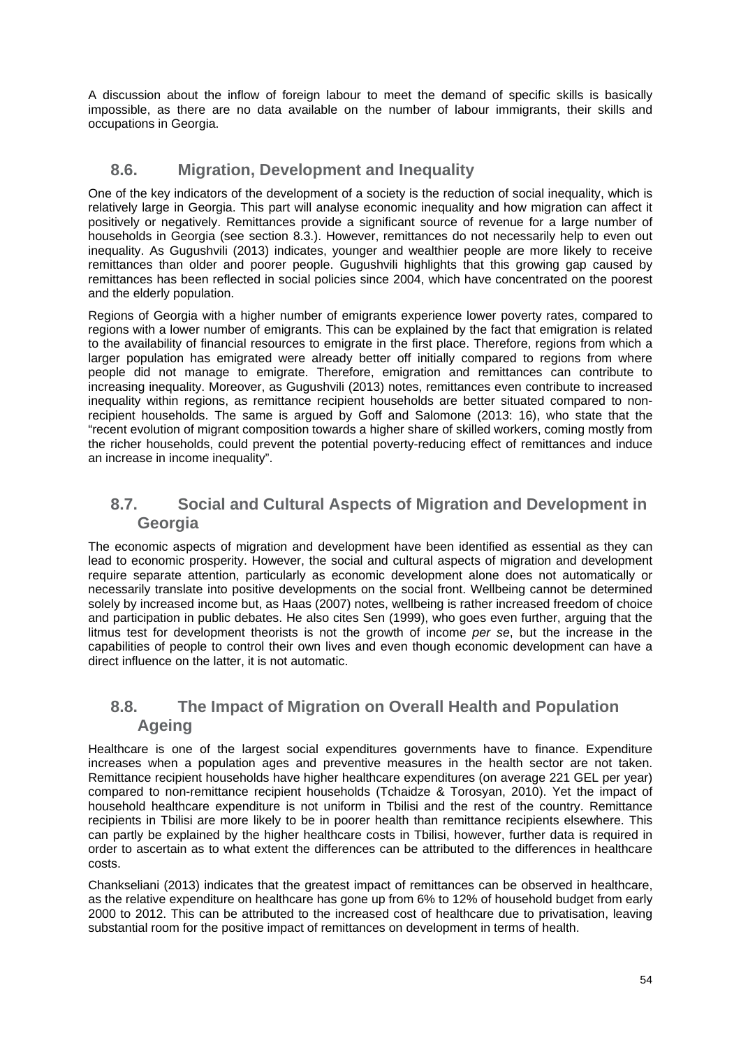A discussion about the inflow of foreign labour to meet the demand of specific skills is basically impossible, as there are no data available on the number of labour immigrants, their skills and occupations in Georgia.

## 8.6. Migration, Development and Inequality

One of the key indicators of the development of a society is the reduction of social inequality, which is relatively large in Georgia. This part will analyse economic inequality and how migration can affect it positively or negatively. Remittances provide a significant source of revenue for a large number of households in Georgia (see section 8.3.). However, remittances do not necessarily help to even out inequality. As Gugushvili (2013) indicates, younger and wealthier people are more likely to receive remittances than older and poorer people. Gugushvili highlights that this growing gap caused by remittances has been reflected in social policies since 2004, which have concentrated on the poorest and the elderly population.

Regions of Georgia with a higher number of emigrants experience lower poverty rates, compared to regions with a lower number of emigrants. This can be explained by the fact that emigration is related to the availability of financial resources to emigrate in the first place. Therefore, regions from which a larger population has emigrated were already better off initially compared to regions from where people did not manage to emigrate. Therefore, emigration and remittances can contribute to increasing inequality. Moreover, as Gugushvili (2013) notes, remittances even contribute to increased inequality within regions, as remittance recipient households are better situated compared to non-recipient households. The same is argued by Goff and Salomone (2013: 16), who state that the "recent evolution of migrant composition towards a higher share of skilled workers, coming mostly from the richer households, could prevent the potential poverty-reducing effect of remittances and induce an increase in income inequality".

## 8.7. Social and Cultural Aspects of Migration and Development in Georgia

The economic aspects of migration and development have been identified as essential as they can lead to economic prosperity. However, the social and cultural aspects of migration and development require separate attention, particularly as economic development alone does not automatically or necessarily translate into positive developments on the social front. Wellbeing cannot be determined solely by increased income but, as Haas (2007) notes, wellbeing is rather increased freedom of choice and participation in public debates. He also cites Sen (1999), who goes even further, arguing that the litmus test for development theorists is not the growth of income *per se*, but the increase in the capabilities of people to control their own lives and even though economic development can have a direct influence on the latter, it is not automatic.

## 8.8. The Impact of Migration on Overall Health and Population Ageing

Healthcare is one of the largest social expenditures governments have to finance. Expenditure increases when a population ages and preventive measures in the health sector are not taken. Remittance recipient households have higher healthcare expenditures (on average 221 GEL per year) compared to non-remittance recipient households (Tchaidze & Torosyan, 2010). Yet the impact of household healthcare expenditure is not uniform in Tbilisi and the rest of the country. Remittance recipients in Tbilisi are more likely to be in poorer health than remittance recipients elsewhere. This can partly be explained by the higher healthcare costs in Tbilisi, however, further data is required in order to ascertain as to what extent the differences can be attributed to the differences in healthcare costs.

Chankseliani (2013) indicates that the greatest impact of remittances can be observed in healthcare, as the relative expenditure on healthcare has gone up from 6% to 12% of household budget from early 2000 to 2012. This can be attributed to the increased cost of healthcare due to privatisation, leaving substantial room for the positive impact of remittances on development in terms of health.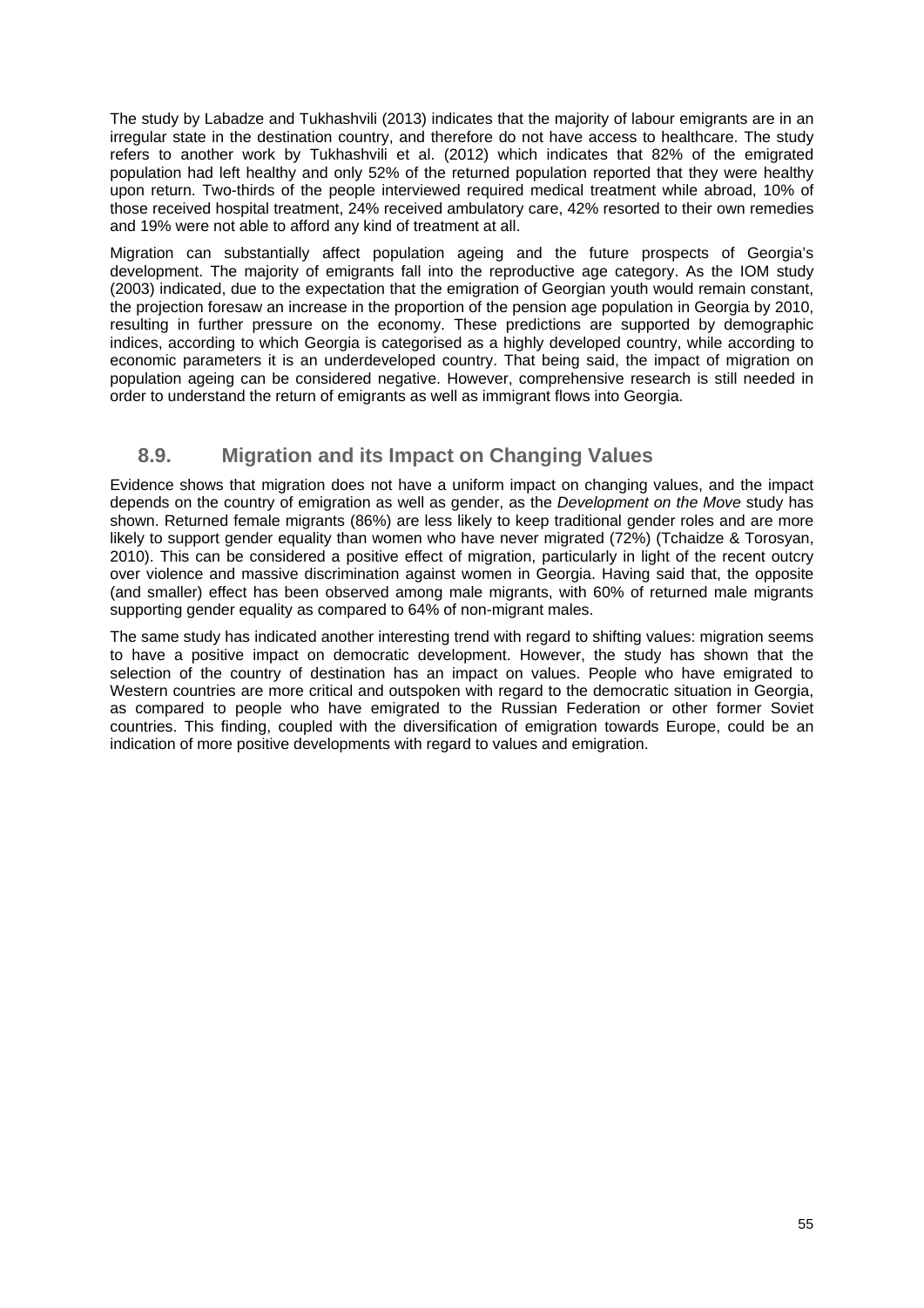The study by Labadze and Tukhashvili (2013) indicates that the majority of labour emigrants are in an irregular state in the destination country, and therefore do not have access to healthcare. The study refers to another work by Tukhashvili et al. (2012) which indicates that 82% of the emigrated population had left healthy and only 52% of the returned population reported that they were healthy upon return. Two-thirds of the people interviewed required medical treatment while abroad, 10% of those received hospital treatment, 24% received ambulatory care, 42% resorted to their own remedies and 19% were not able to afford any kind of treatment at all.

Migration can substantially affect population ageing and the future prospects of Georgia's development. The majority of emigrants fall into the reproductive age category. As the IOM study (2003) indicated, due to the expectation that the emigration of Georgian youth would remain constant, the projection foresaw an increase in the proportion of the pension age population in Georgia by 2010, resulting in further pressure on the economy. These predictions are supported by demographic indices, according to which Georgia is categorised as a highly developed country, while according to economic parameters it is an underdeveloped country. That being said, the impact of migration on population ageing can be considered negative. However, comprehensive research is still needed in order to understand the return of emigrants as well as immigrant flows into Georgia.

## 8.9. Migration and its Impact on Changing Values

Evidence shows that migration does not have a uniform impact on changing values, and the impact depends on the country of emigration as well as gender, as the *Development on the Move* study has shown. Returned female migrants (86%) are less likely to keep traditional gender roles and are more likely to support gender equality than women who have never migrated (72%) (Tchaidze & Torosyan, 2010). This can be considered a positive effect of migration, particularly in light of the recent outcry over violence and massive discrimination against women in Georgia. Having said that, the opposite (and smaller) effect has been observed among male migrants, with 60% of returned male migrants supporting gender equality as compared to 64% of non-migrant males.

The same study has indicated another interesting trend with regard to shifting values: migration seems to have a positive impact on democratic development. However, the study has shown that the selection of the country of destination has an impact on values. People who have emigrated to Western countries are more critical and outspoken with regard to the democratic situation in Georgia, as compared to people who have emigrated to the Russian Federation or other former Soviet countries. This finding, coupled with the diversification of emigration towards Europe, could be an indication of more positive developments with regard to values and emigration.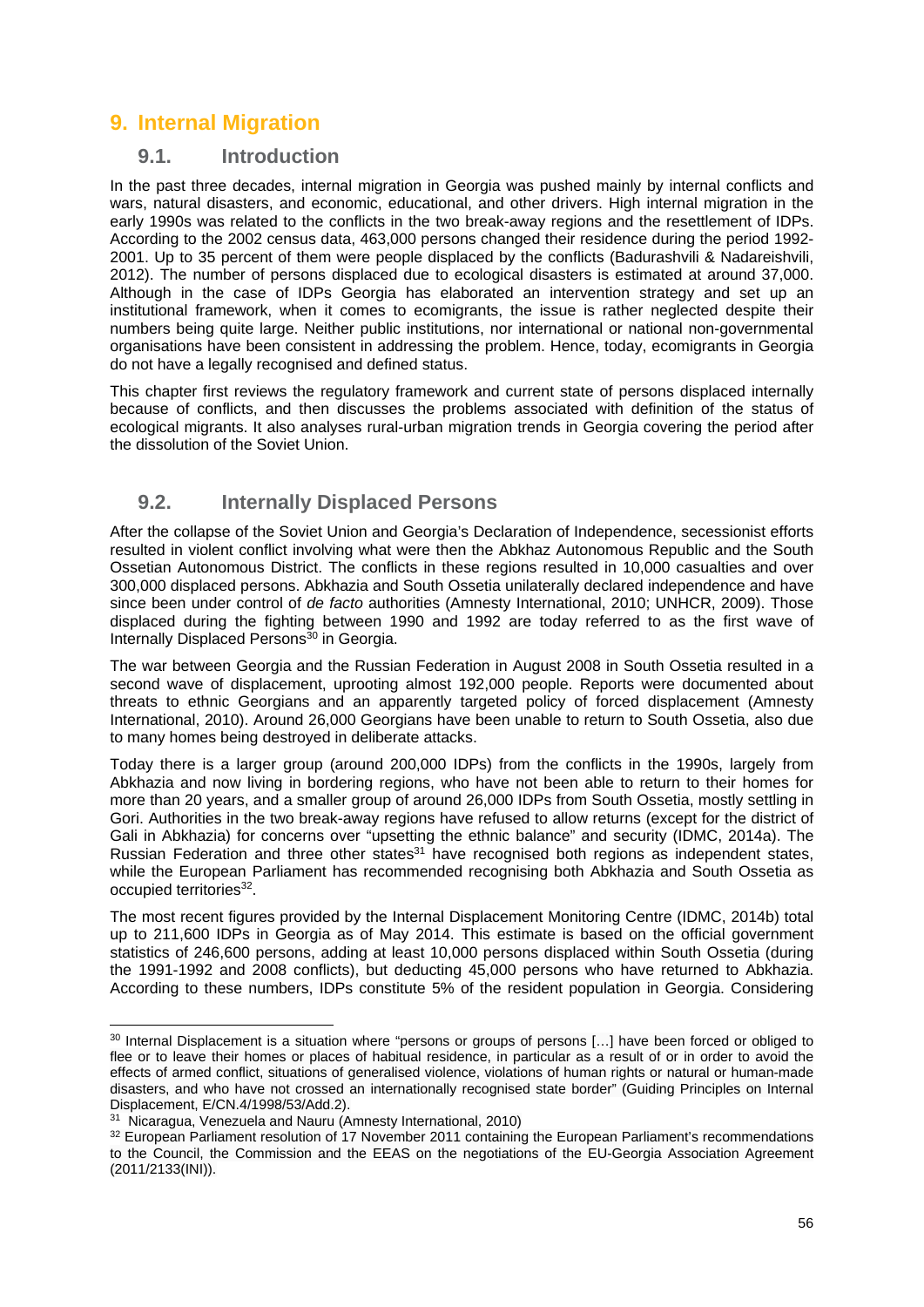# 9. Internal Migration

## 9.1. Introduction

In the past three decades, internal migration in Georgia was pushed mainly by internal conflicts and wars, natural disasters, and economic, educational, and other drivers. High internal migration in the early 1990s was related to the conflicts in the two break-away regions and the resettlement of IDPs. According to the 2002 census data, 463,000 persons changed their residence during the period 1992-2001. Up to 35 percent of them were people displaced by the conflicts (Badurashvili & Nadareishvili, 2012). The number of persons displaced due to ecological disasters is estimated at around 37,000. Although in the case of IDPs Georgia has elaborated an intervention strategy and set up an institutional framework, when it comes to ecomigrants, the issue is rather neglected despite their numbers being quite large. Neither public institutions, nor international or national non-governmental organisations have been consistent in addressing the problem. Hence, today, ecomigrants in Georgia do not have a legally recognised and defined status.

This chapter first reviews the regulatory framework and current state of persons displaced internally because of conflicts, and then discusses the problems associated with definition of the status of ecological migrants. It also analyses rural-urban migration trends in Georgia covering the period after the dissolution of the Soviet Union.

## 9.2. Internally Displaced Persons

After the collapse of the Soviet Union and Georgia's Declaration of Independence, secessionist efforts resulted in violent conflict involving what were then the Abkhaz Autonomous Republic and the South Ossetian Autonomous District. The conflicts in these regions resulted in 10,000 casualties and over 300,000 displaced persons. Abkhazia and South Ossetia unilaterally declared independence and have since been under control of *de facto* authorities (Amnesty International, 2010; UNHCR, 2009). Those displaced during the fighting between 1990 and 1992 are today referred to as the first wave of Internally Displaced Persons[30] in Georgia.

The war between Georgia and the Russian Federation in August 2008 in South Ossetia resulted in a second wave of displacement, uprooting almost 192,000 people. Reports were documented about threats to ethnic Georgians and an apparently targeted policy of forced displacement (Amnesty International, 2010). Around 26,000 Georgians have been unable to return to South Ossetia, also due to many homes being destroyed in deliberate attacks.

Today there is a larger group (around 200,000 IDPs) from the conflicts in the 1990s, largely from Abkhazia and now living in bordering regions, who have not been able to return to their homes for more than 20 years, and a smaller group of around 26,000 IDPs from South Ossetia, mostly settling in Gori. Authorities in the two break-away regions have refused to allow returns (except for the district of Gali in Abkhazia) for concerns over "upsetting the ethnic balance" and security (IDMC, 2014a). The Russian Federation and three other states[31] have recognised both regions as independent states, while the European Parliament has recommended recognising both Abkhazia and South Ossetia as occupied territories[32].

The most recent figures provided by the Internal Displacement Monitoring Centre (IDMC, 2014b) total up to 211,600 IDPs in Georgia as of May 2014. This estimate is based on the official government statistics of 246,600 persons, adding at least 10,000 persons displaced within South Ossetia (during the 1991-1992 and 2008 conflicts), but deducting 45,000 persons who have returned to Abkhazia. According to these numbers, IDPs constitute 5% of the resident population in Georgia. Considering

---

[30] Internal Displacement is a situation where "persons or groups of persons […] have been forced or obliged to flee or to leave their homes or places of habitual residence, in particular as a result of or in order to avoid the effects of armed conflict, situations of generalised violence, violations of human rights or natural or human-made disasters, and who have not crossed an internationally recognised state border" (Guiding Principles on Internal Displacement, E/CN.4/1998/53/Add.2).

[31] Nicaragua, Venezuela and Nauru (Amnesty International, 2010)

[32] European Parliament resolution of 17 November 2011 containing the European Parliament's recommendations to the Council, the Commission and the EEAS on the negotiations of the EU-Georgia Association Agreement (2011/2133(INI)).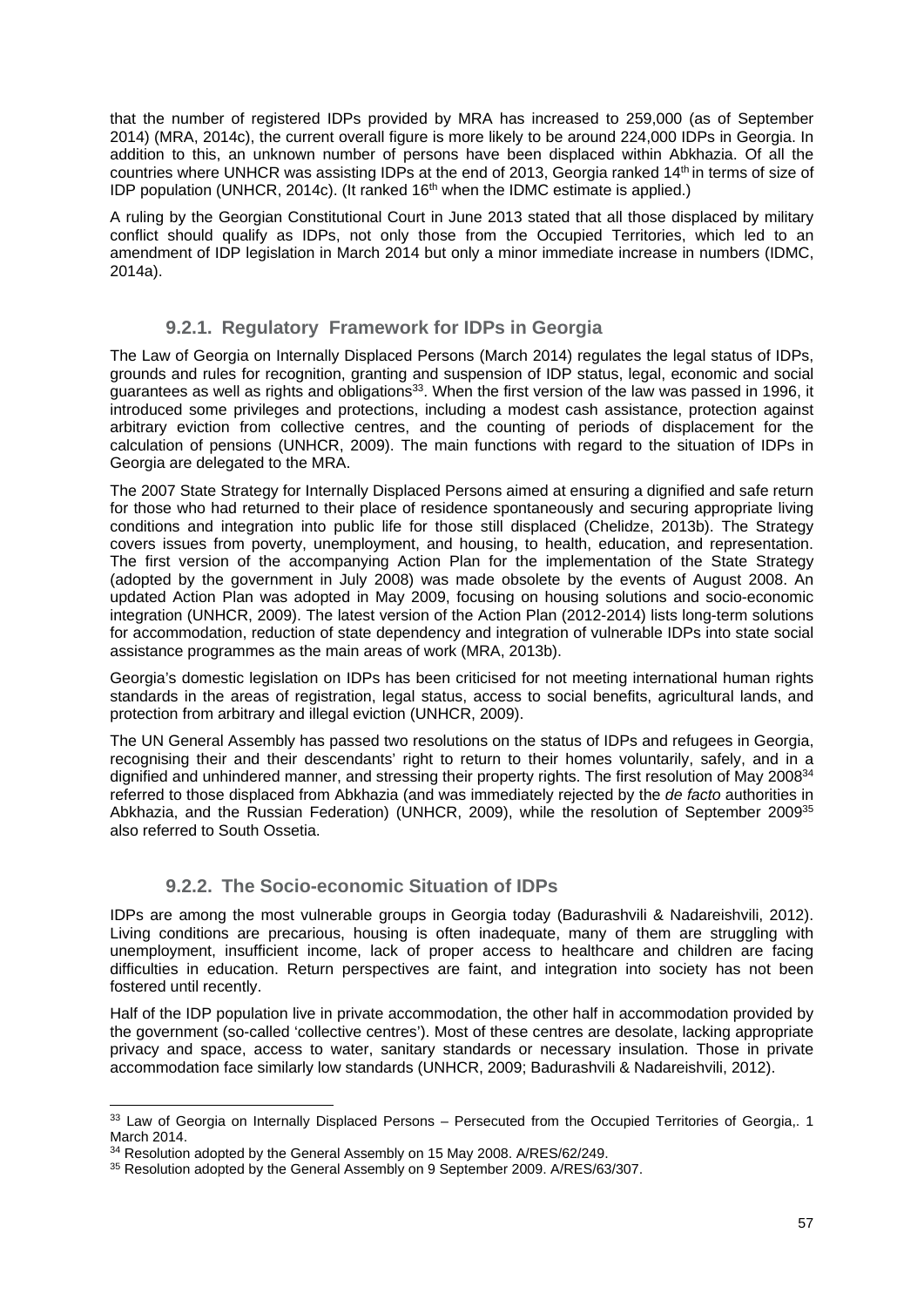that the number of registered IDPs provided by MRA has increased to 259,000 (as of September 2014) (MRA, 2014c), the current overall figure is more likely to be around 224,000 IDPs in Georgia. In addition to this, an unknown number of persons have been displaced within Abkhazia. Of all the countries where UNHCR was assisting IDPs at the end of 2013, Georgia ranked 14th in terms of size of IDP population (UNHCR, 2014c). (It ranked 16th when the IDMC estimate is applied.)

A ruling by the Georgian Constitutional Court in June 2013 stated that all those displaced by military conflict should qualify as IDPs, not only those from the Occupied Territories, which led to an amendment of IDP legislation in March 2014 but only a minor immediate increase in numbers (IDMC, 2014a).

### 9.2.1. Regulatory Framework for IDPs in Georgia

The Law of Georgia on Internally Displaced Persons (March 2014) regulates the legal status of IDPs, grounds and rules for recognition, granting and suspension of IDP status, legal, economic and social guarantees as well as rights and obligations[33]. When the first version of the law was passed in 1996, it introduced some privileges and protections, including a modest cash assistance, protection against arbitrary eviction from collective centres, and the counting of periods of displacement for the calculation of pensions (UNHCR, 2009). The main functions with regard to the situation of IDPs in Georgia are delegated to the MRA.

The 2007 State Strategy for Internally Displaced Persons aimed at ensuring a dignified and safe return for those who had returned to their place of residence spontaneously and securing appropriate living conditions and integration into public life for those still displaced (Chelidze, 2013b). The Strategy covers issues from poverty, unemployment, and housing, to health, education, and representation. The first version of the accompanying Action Plan for the implementation of the State Strategy (adopted by the government in July 2008) was made obsolete by the events of August 2008. An updated Action Plan was adopted in May 2009, focusing on housing solutions and socio-economic integration (UNHCR, 2009). The latest version of the Action Plan (2012-2014) lists long-term solutions for accommodation, reduction of state dependency and integration of vulnerable IDPs into state social assistance programmes as the main areas of work (MRA, 2013b).

Georgia's domestic legislation on IDPs has been criticised for not meeting international human rights standards in the areas of registration, legal status, access to social benefits, agricultural lands, and protection from arbitrary and illegal eviction (UNHCR, 2009).

The UN General Assembly has passed two resolutions on the status of IDPs and refugees in Georgia, recognising their and their descendants' right to return to their homes voluntarily, safely, and in a dignified and unhindered manner, and stressing their property rights. The first resolution of May 2008[34] referred to those displaced from Abkhazia (and was immediately rejected by the *de facto* authorities in Abkhazia, and the Russian Federation) (UNHCR, 2009), while the resolution of September 2009[35] also referred to South Ossetia.

### 9.2.2. The Socio-economic Situation of IDPs

IDPs are among the most vulnerable groups in Georgia today (Badurashvili & Nadareishvili, 2012). Living conditions are precarious, housing is often inadequate, many of them are struggling with unemployment, insufficient income, lack of proper access to healthcare and children are facing difficulties in education. Return perspectives are faint, and integration into society has not been fostered until recently.

Half of the IDP population live in private accommodation, the other half in accommodation provided by the government (so-called 'collective centres'). Most of these centres are desolate, lacking appropriate privacy and space, access to water, sanitary standards or necessary insulation. Those in private accommodation face similarly low standards (UNHCR, 2009; Badurashvili & Nadareishvili, 2012).

---

[33] Law of Georgia on Internally Displaced Persons – Persecuted from the Occupied Territories of Georgia,. 1 March 2014.

[34] Resolution adopted by the General Assembly on 15 May 2008. A/RES/62/249.

[35] Resolution adopted by the General Assembly on 9 September 2009. A/RES/63/307.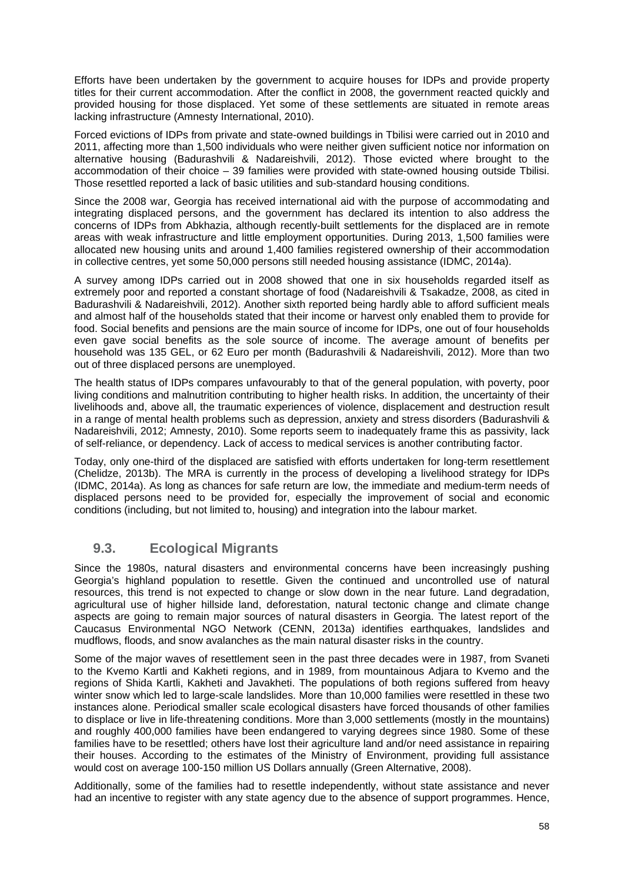Efforts have been undertaken by the government to acquire houses for IDPs and provide property titles for their current accommodation. After the conflict in 2008, the government reacted quickly and provided housing for those displaced. Yet some of these settlements are situated in remote areas lacking infrastructure (Amnesty International, 2010).

Forced evictions of IDPs from private and state-owned buildings in Tbilisi were carried out in 2010 and 2011, affecting more than 1,500 individuals who were neither given sufficient notice nor information on alternative housing (Badurashvili & Nadareishvili, 2012). Those evicted where brought to the accommodation of their choice – 39 families were provided with state-owned housing outside Tbilisi. Those resettled reported a lack of basic utilities and sub-standard housing conditions.

Since the 2008 war, Georgia has received international aid with the purpose of accommodating and integrating displaced persons, and the government has declared its intention to also address the concerns of IDPs from Abkhazia, although recently-built settlements for the displaced are in remote areas with weak infrastructure and little employment opportunities. During 2013, 1,500 families were allocated new housing units and around 1,400 families registered ownership of their accommodation in collective centres, yet some 50,000 persons still needed housing assistance (IDMC, 2014a).

A survey among IDPs carried out in 2008 showed that one in six households regarded itself as extremely poor and reported a constant shortage of food (Nadareishvili & Tsakadze, 2008, as cited in Badurashvili & Nadareishvili, 2012). Another sixth reported being hardly able to afford sufficient meals and almost half of the households stated that their income or harvest only enabled them to provide for food. Social benefits and pensions are the main source of income for IDPs, one out of four households even gave social benefits as the sole source of income. The average amount of benefits per household was 135 GEL, or 62 Euro per month (Badurashvili & Nadareishvili, 2012). More than two out of three displaced persons are unemployed.

The health status of IDPs compares unfavourably to that of the general population, with poverty, poor living conditions and malnutrition contributing to higher health risks. In addition, the uncertainty of their livelihoods and, above all, the traumatic experiences of violence, displacement and destruction result in a range of mental health problems such as depression, anxiety and stress disorders (Badurashvili & Nadareishvili, 2012; Amnesty, 2010). Some reports seem to inadequately frame this as passivity, lack of self-reliance, or dependency. Lack of access to medical services is another contributing factor.

Today, only one-third of the displaced are satisfied with efforts undertaken for long-term resettlement (Chelidze, 2013b). The MRA is currently in the process of developing a livelihood strategy for IDPs (IDMC, 2014a). As long as chances for safe return are low, the immediate and medium-term needs of displaced persons need to be provided for, especially the improvement of social and economic conditions (including, but not limited to, housing) and integration into the labour market.

## 9.3. Ecological Migrants

Since the 1980s, natural disasters and environmental concerns have been increasingly pushing Georgia's highland population to resettle. Given the continued and uncontrolled use of natural resources, this trend is not expected to change or slow down in the near future. Land degradation, agricultural use of higher hillside land, deforestation, natural tectonic change and climate change aspects are going to remain major sources of natural disasters in Georgia. The latest report of the Caucasus Environmental NGO Network (CENN, 2013a) identifies earthquakes, landslides and mudflows, floods, and snow avalanches as the main natural disaster risks in the country.

Some of the major waves of resettlement seen in the past three decades were in 1987, from Svaneti to the Kvemo Kartli and Kakheti regions, and in 1989, from mountainous Adjara to Kvemo and the regions of Shida Kartli, Kakheti and Javakheti. The populations of both regions suffered from heavy winter snow which led to large-scale landslides. More than 10,000 families were resettled in these two instances alone. Periodical smaller scale ecological disasters have forced thousands of other families to displace or live in life-threatening conditions. More than 3,000 settlements (mostly in the mountains) and roughly 400,000 families have been endangered to varying degrees since 1980. Some of these families have to be resettled; others have lost their agriculture land and/or need assistance in repairing their houses. According to the estimates of the Ministry of Environment, providing full assistance would cost on average 100-150 million US Dollars annually (Green Alternative, 2008).

Additionally, some of the families had to resettle independently, without state assistance and never had an incentive to register with any state agency due to the absence of support programmes. Hence,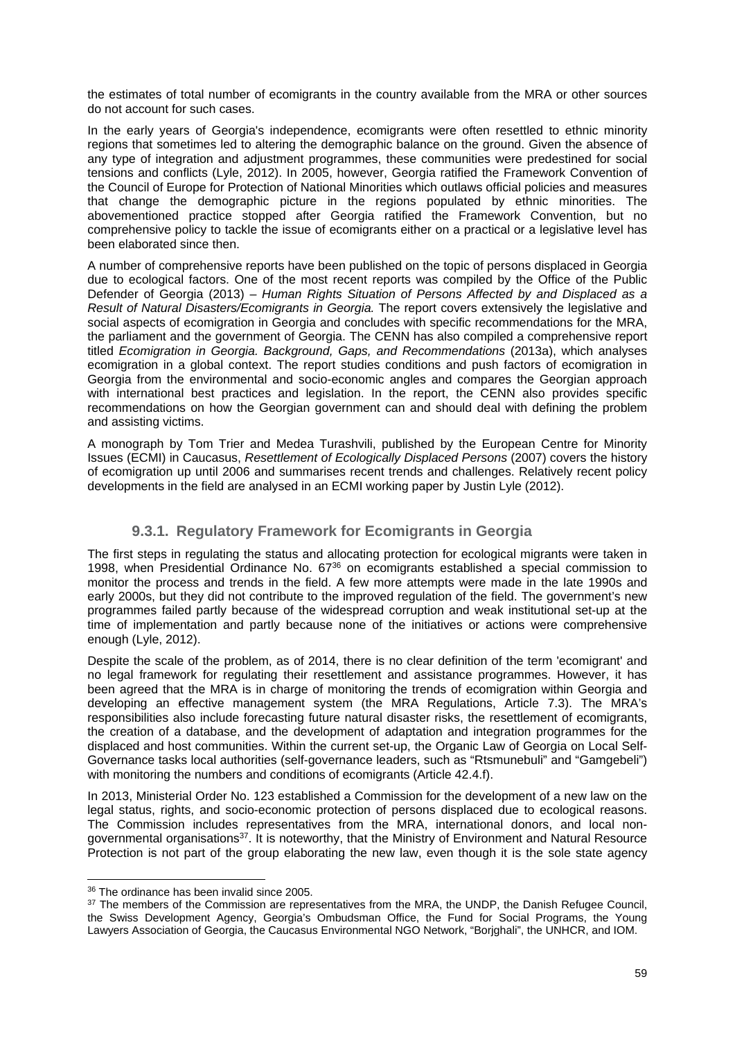the estimates of total number of ecomigrants in the country available from the MRA or other sources do not account for such cases.

In the early years of Georgia's independence, ecomigrants were often resettled to ethnic minority regions that sometimes led to altering the demographic balance on the ground. Given the absence of any type of integration and adjustment programmes, these communities were predestined for social tensions and conflicts (Lyle, 2012). In 2005, however, Georgia ratified the Framework Convention of the Council of Europe for Protection of National Minorities which outlaws official policies and measures that change the demographic picture in the regions populated by ethnic minorities. The abovementioned practice stopped after Georgia ratified the Framework Convention, but no comprehensive policy to tackle the issue of ecomigrants either on a practical or a legislative level has been elaborated since then.

A number of comprehensive reports have been published on the topic of persons displaced in Georgia due to ecological factors. One of the most recent reports was compiled by the Office of the Public Defender of Georgia (2013) – *Human Rights Situation of Persons Affected by and Displaced as a Result of Natural Disasters/Ecomigrants in Georgia.* The report covers extensively the legislative and social aspects of ecomigration in Georgia and concludes with specific recommendations for the MRA, the parliament and the government of Georgia. The CENN has also compiled a comprehensive report titled *Ecomigration in Georgia. Background, Gaps, and Recommendations* (2013a), which analyses ecomigration in a global context. The report studies conditions and push factors of ecomigration in Georgia from the environmental and socio-economic angles and compares the Georgian approach with international best practices and legislation. In the report, the CENN also provides specific recommendations on how the Georgian government can and should deal with defining the problem and assisting victims.

A monograph by Tom Trier and Medea Turashvili, published by the European Centre for Minority Issues (ECMI) in Caucasus, *Resettlement of Ecologically Displaced Persons* (2007) covers the history of ecomigration up until 2006 and summarises recent trends and challenges. Relatively recent policy developments in the field are analysed in an ECMI working paper by Justin Lyle (2012).

### 9.3.1. Regulatory Framework for Ecomigrants in Georgia

The first steps in regulating the status and allocating protection for ecological migrants were taken in 1998, when Presidential Ordinance No. 67[36] on ecomigrants established a special commission to monitor the process and trends in the field. A few more attempts were made in the late 1990s and early 2000s, but they did not contribute to the improved regulation of the field. The government's new programmes failed partly because of the widespread corruption and weak institutional set-up at the time of implementation and partly because none of the initiatives or actions were comprehensive enough (Lyle, 2012).

Despite the scale of the problem, as of 2014, there is no clear definition of the term 'ecomigrant' and no legal framework for regulating their resettlement and assistance programmes. However, it has been agreed that the MRA is in charge of monitoring the trends of ecomigration within Georgia and developing an effective management system (the MRA Regulations, Article 7.3). The MRA's responsibilities also include forecasting future natural disaster risks, the resettlement of ecomigrants, the creation of a database, and the development of adaptation and integration programmes for the displaced and host communities. Within the current set-up, the Organic Law of Georgia on Local Self-Governance tasks local authorities (self-governance leaders, such as "Rtsmunebuli" and "Gamgebeli") with monitoring the numbers and conditions of ecomigrants (Article 42.4.f).

In 2013, Ministerial Order No. 123 established a Commission for the development of a new law on the legal status, rights, and socio-economic protection of persons displaced due to ecological reasons. The Commission includes representatives from the MRA, international donors, and local non-governmental organisations[37]. It is noteworthy, that the Ministry of Environment and Natural Resource Protection is not part of the group elaborating the new law, even though it is the sole state agency

[36] The ordinance has been invalid since 2005.

[37] The members of the Commission are representatives from the MRA, the UNDP, the Danish Refugee Council, the Swiss Development Agency, Georgia's Ombudsman Office, the Fund for Social Programs, the Young Lawyers Association of Georgia, the Caucasus Environmental NGO Network, "Borjghali", the UNHCR, and IOM.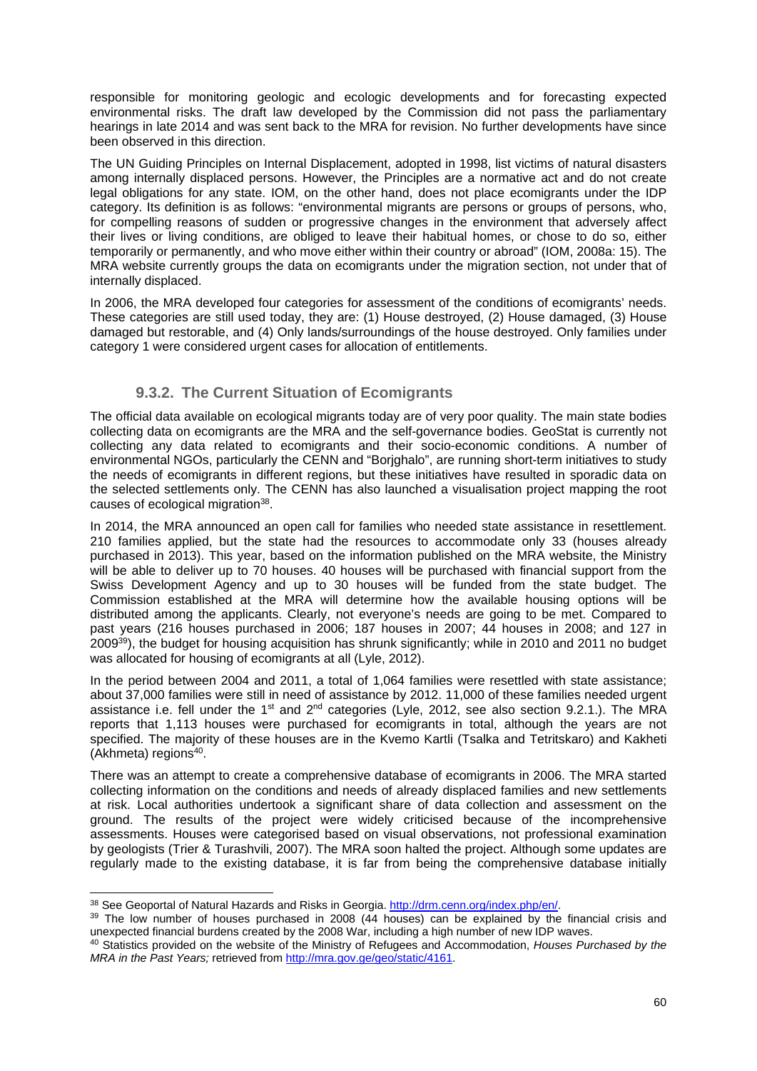responsible for monitoring geologic and ecologic developments and for forecasting expected environmental risks. The draft law developed by the Commission did not pass the parliamentary hearings in late 2014 and was sent back to the MRA for revision. No further developments have since been observed in this direction.

The UN Guiding Principles on Internal Displacement, adopted in 1998, list victims of natural disasters among internally displaced persons. However, the Principles are a normative act and do not create legal obligations for any state. IOM, on the other hand, does not place ecomigrants under the IDP category. Its definition is as follows: "environmental migrants are persons or groups of persons, who, for compelling reasons of sudden or progressive changes in the environment that adversely affect their lives or living conditions, are obliged to leave their habitual homes, or chose to do so, either temporarily or permanently, and who move either within their country or abroad" (IOM, 2008a: 15). The MRA website currently groups the data on ecomigrants under the migration section, not under that of internally displaced.

In 2006, the MRA developed four categories for assessment of the conditions of ecomigrants' needs. These categories are still used today, they are: (1) House destroyed, (2) House damaged, (3) House damaged but restorable, and (4) Only lands/surroundings of the house destroyed. Only families under category 1 were considered urgent cases for allocation of entitlements.

### 9.3.2. The Current Situation of Ecomigrants

The official data available on ecological migrants today are of very poor quality. The main state bodies collecting data on ecomigrants are the MRA and the self-governance bodies. GeoStat is currently not collecting any data related to ecomigrants and their socio-economic conditions. A number of environmental NGOs, particularly the CENN and "Borjghalo", are running short-term initiatives to study the needs of ecomigrants in different regions, but these initiatives have resulted in sporadic data on the selected settlements only. The CENN has also launched a visualisation project mapping the root causes of ecological migration[38].

In 2014, the MRA announced an open call for families who needed state assistance in resettlement. 210 families applied, but the state had the resources to accommodate only 33 (houses already purchased in 2013). This year, based on the information published on the MRA website, the Ministry will be able to deliver up to 70 houses. 40 houses will be purchased with financial support from the Swiss Development Agency and up to 30 houses will be funded from the state budget. The Commission established at the MRA will determine how the available housing options will be distributed among the applicants. Clearly, not everyone's needs are going to be met. Compared to past years (216 houses purchased in 2006; 187 houses in 2007; 44 houses in 2008; and 127 in 2009[39]), the budget for housing acquisition has shrunk significantly; while in 2010 and 2011 no budget was allocated for housing of ecomigrants at all (Lyle, 2012).

In the period between 2004 and 2011, a total of 1,064 families were resettled with state assistance; about 37,000 families were still in need of assistance by 2012. 11,000 of these families needed urgent assistance i.e. fell under the 1st and 2nd categories (Lyle, 2012, see also section 9.2.1.). The MRA reports that 1,113 houses were purchased for ecomigrants in total, although the years are not specified. The majority of these houses are in the Kvemo Kartli (Tsalka and Tetritskaro) and Kakheti (Akhmeta) regions[40].

There was an attempt to create a comprehensive database of ecomigrants in 2006. The MRA started collecting information on the conditions and needs of already displaced families and new settlements at risk. Local authorities undertook a significant share of data collection and assessment on the ground. The results of the project were widely criticised because of the incomprehensive assessments. Houses were categorised based on visual observations, not professional examination by geologists (Trier & Turashvili, 2007). The MRA soon halted the project. Although some updates are regularly made to the existing database, it is far from being the comprehensive database initially

---

[38] See Geoportal of Natural Hazards and Risks in Georgia. http://drm.cenn.org/index.php/en/.

[39] The low number of houses purchased in 2008 (44 houses) can be explained by the financial crisis and unexpected financial burdens created by the 2008 War, including a high number of new IDP waves.

[40] Statistics provided on the website of the Ministry of Refugees and Accommodation, *Houses Purchased by the MRA in the Past Years;* retrieved from http://mra.gov.ge/geo/static/4161.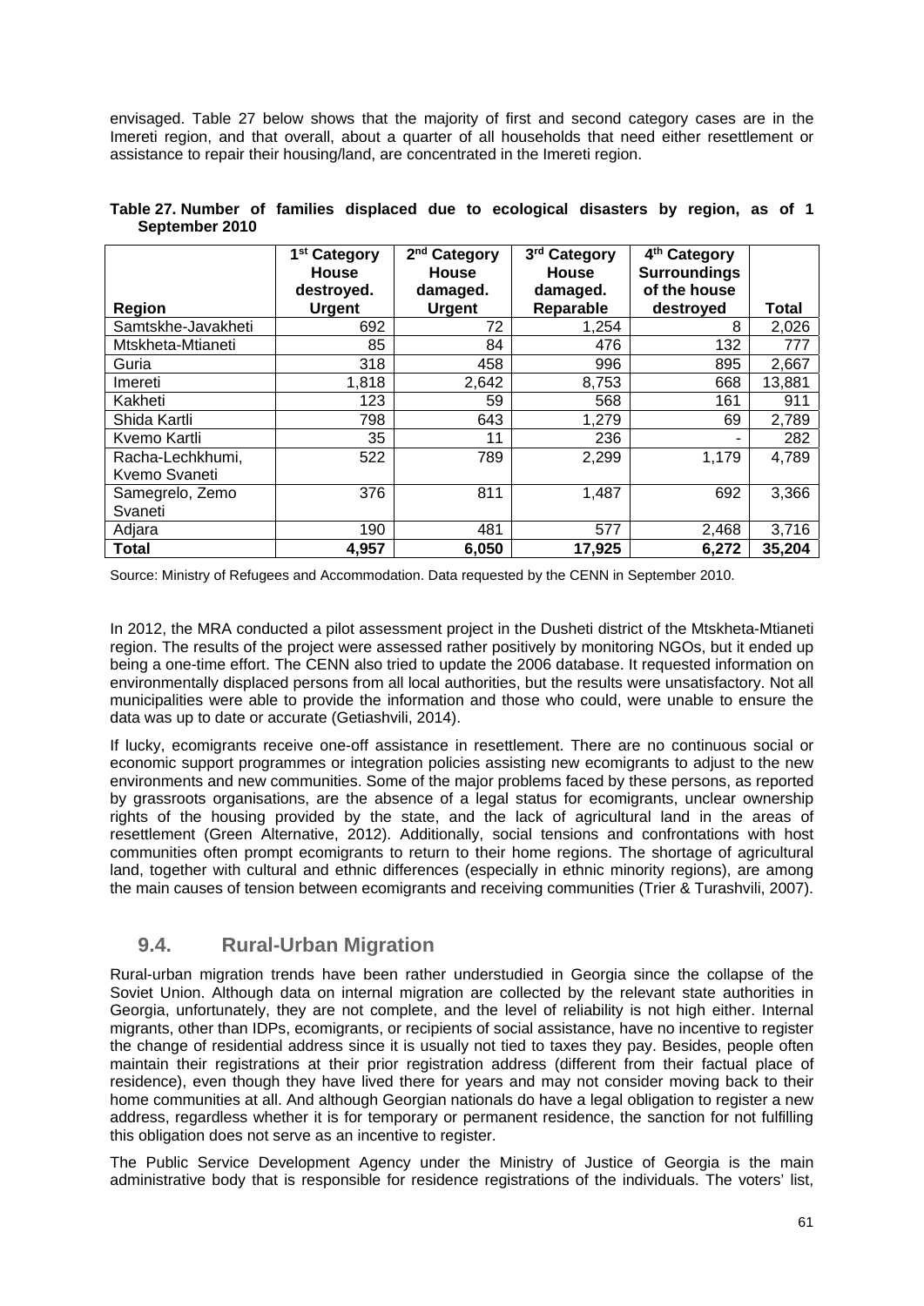envisaged. Table 27 below shows that the majority of first and second category cases are in the Imereti region, and that overall, about a quarter of all households that need either resettlement or assistance to repair their housing/land, are concentrated in the Imereti region.

**Table 27. Number of families displaced due to ecological disasters by region, as of 1 September 2010**

| Region | 1st Category House destroyed. Urgent | 2nd Category House damaged. Urgent | 3rd Category House damaged. Reparable | 4th Category Surroundings of the house destroyed | Total |
|---|---|---|---|---|---|
| Samtskhe-Javakheti | 692 | 72 | 1,254 | 8 | 2,026 |
| Mtskheta-Mtianeti | 85 | 84 | 476 | 132 | 777 |
| Guria | 318 | 458 | 996 | 895 | 2,667 |
| Imereti | 1,818 | 2,642 | 8,753 | 668 | 13,881 |
| Kakheti | 123 | 59 | 568 | 161 | 911 |
| Shida Kartli | 798 | 643 | 1,279 | 69 | 2,789 |
| Kvemo Kartli | 35 | 11 | 236 | - | 282 |
| Racha-Lechkhumi, Kvemo Svaneti | 522 | 789 | 2,299 | 1,179 | 4,789 |
| Samegrelo, Zemo Svaneti | 376 | 811 | 1,487 | 692 | 3,366 |
| Adjara | 190 | 481 | 577 | 2,468 | 3,716 |
| **Total** | **4,957** | **6,050** | **17,925** | **6,272** | **35,204** |

Source: Ministry of Refugees and Accommodation. Data requested by the CENN in September 2010.

In 2012, the MRA conducted a pilot assessment project in the Dusheti district of the Mtskheta-Mtianeti region. The results of the project were assessed rather positively by monitoring NGOs, but it ended up being a one-time effort. The CENN also tried to update the 2006 database. It requested information on environmentally displaced persons from all local authorities, but the results were unsatisfactory. Not all municipalities were able to provide the information and those who could, were unable to ensure the data was up to date or accurate (Getiashvili, 2014).

If lucky, ecomigrants receive one-off assistance in resettlement. There are no continuous social or economic support programmes or integration policies assisting new ecomigrants to adjust to the new environments and new communities. Some of the major problems faced by these persons, as reported by grassroots organisations, are the absence of a legal status for ecomigrants, unclear ownership rights of the housing provided by the state, and the lack of agricultural land in the areas of resettlement (Green Alternative, 2012). Additionally, social tensions and confrontations with host communities often prompt ecomigrants to return to their home regions. The shortage of agricultural land, together with cultural and ethnic differences (especially in ethnic minority regions), are among the main causes of tension between ecomigrants and receiving communities (Trier & Turashvili, 2007).

## 9.4. Rural-Urban Migration

Rural-urban migration trends have been rather understudied in Georgia since the collapse of the Soviet Union. Although data on internal migration are collected by the relevant state authorities in Georgia, unfortunately, they are not complete, and the level of reliability is not high either. Internal migrants, other than IDPs, ecomigrants, or recipients of social assistance, have no incentive to register the change of residential address since it is usually not tied to taxes they pay. Besides, people often maintain their registrations at their prior registration address (different from their factual place of residence), even though they have lived there for years and may not consider moving back to their home communities at all. And although Georgian nationals do have a legal obligation to register a new address, regardless whether it is for temporary or permanent residence, the sanction for not fulfilling this obligation does not serve as an incentive to register.

The Public Service Development Agency under the Ministry of Justice of Georgia is the main administrative body that is responsible for residence registrations of the individuals. The voters' list,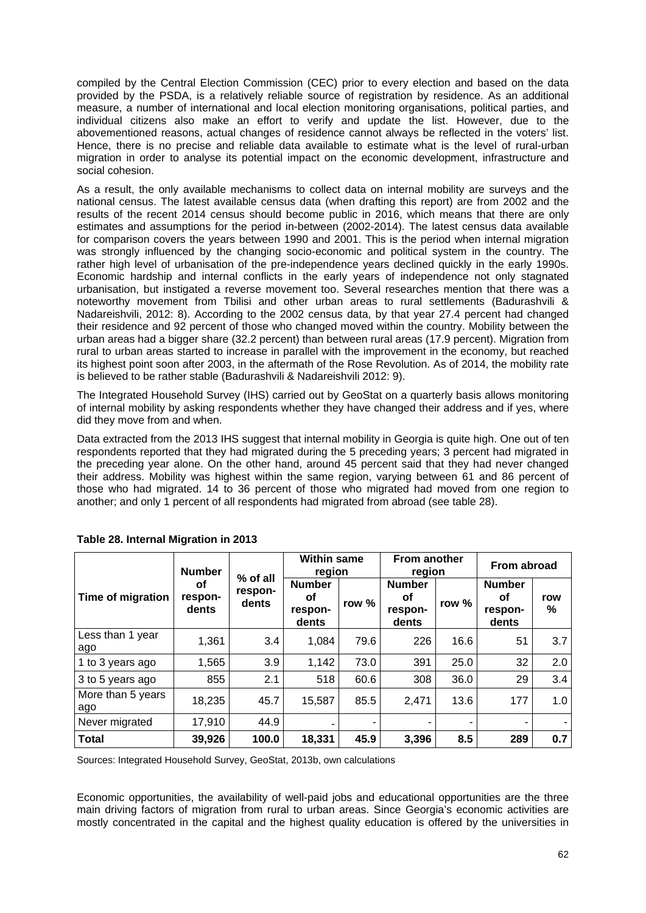compiled by the Central Election Commission (CEC) prior to every election and based on the data provided by the PSDA, is a relatively reliable source of registration by residence. As an additional measure, a number of international and local election monitoring organisations, political parties, and individual citizens also make an effort to verify and update the list. However, due to the abovementioned reasons, actual changes of residence cannot always be reflected in the voters' list. Hence, there is no precise and reliable data available to estimate what is the level of rural-urban migration in order to analyse its potential impact on the economic development, infrastructure and social cohesion.

As a result, the only available mechanisms to collect data on internal mobility are surveys and the national census. The latest available census data (when drafting this report) are from 2002 and the results of the recent 2014 census should become public in 2016, which means that there are only estimates and assumptions for the period in-between (2002-2014). The latest census data available for comparison covers the years between 1990 and 2001. This is the period when internal migration was strongly influenced by the changing socio-economic and political system in the country. The rather high level of urbanisation of the pre-independence years declined quickly in the early 1990s. Economic hardship and internal conflicts in the early years of independence not only stagnated urbanisation, but instigated a reverse movement too. Several researches mention that there was a noteworthy movement from Tbilisi and other urban areas to rural settlements (Badurashvili & Nadareishvili, 2012: 8). According to the 2002 census data, by that year 27.4 percent had changed their residence and 92 percent of those who changed moved within the country. Mobility between the urban areas had a bigger share (32.2 percent) than between rural areas (17.9 percent). Migration from rural to urban areas started to increase in parallel with the improvement in the economy, but reached its highest point soon after 2003, in the aftermath of the Rose Revolution. As of 2014, the mobility rate is believed to be rather stable (Badurashvili & Nadareishvili 2012: 9).

The Integrated Household Survey (IHS) carried out by GeoStat on a quarterly basis allows monitoring of internal mobility by asking respondents whether they have changed their address and if yes, where did they move from and when.

Data extracted from the 2013 IHS suggest that internal mobility in Georgia is quite high. One out of ten respondents reported that they had migrated during the 5 preceding years; 3 percent had migrated in the preceding year alone. On the other hand, around 45 percent said that they had never changed their address. Mobility was highest within the same region, varying between 61 and 86 percent of those who had migrated. 14 to 36 percent of those who migrated had moved from one region to another; and only 1 percent of all respondents had migrated from abroad (see table 28).

**Table 28. Internal Migration in 2013**

| Time of migration | Number of respondents | % of all respondents | Within same region | | From another region | | From abroad | |
|---|---|---|---|---|---|---|---|---|
| | | | Number of respondents | row % | Number of respondents | row % | Number of respondents | row % |
| Less than 1 year ago | 1,361 | 3.4 | 1,084 | 79.6 | 226 | 16.6 | 51 | 3.7 |
| 1 to 3 years ago | 1,565 | 3.9 | 1,142 | 73.0 | 391 | 25.0 | 32 | 2.0 |
| 3 to 5 years ago | 855 | 2.1 | 518 | 60.6 | 308 | 36.0 | 29 | 3.4 |
| More than 5 years ago | 18,235 | 45.7 | 15,587 | 85.5 | 2,471 | 13.6 | 177 | 1.0 |
| Never migrated | 17,910 | 44.9 | - | - | - | - | - | - |
| **Total** | **39,926** | **100.0** | **18,331** | **45.9** | **3,396** | **8.5** | **289** | **0.7** |

Sources: Integrated Household Survey, GeoStat, 2013b, own calculations

Economic opportunities, the availability of well-paid jobs and educational opportunities are the three main driving factors of migration from rural to urban areas. Since Georgia's economic activities are mostly concentrated in the capital and the highest quality education is offered by the universities in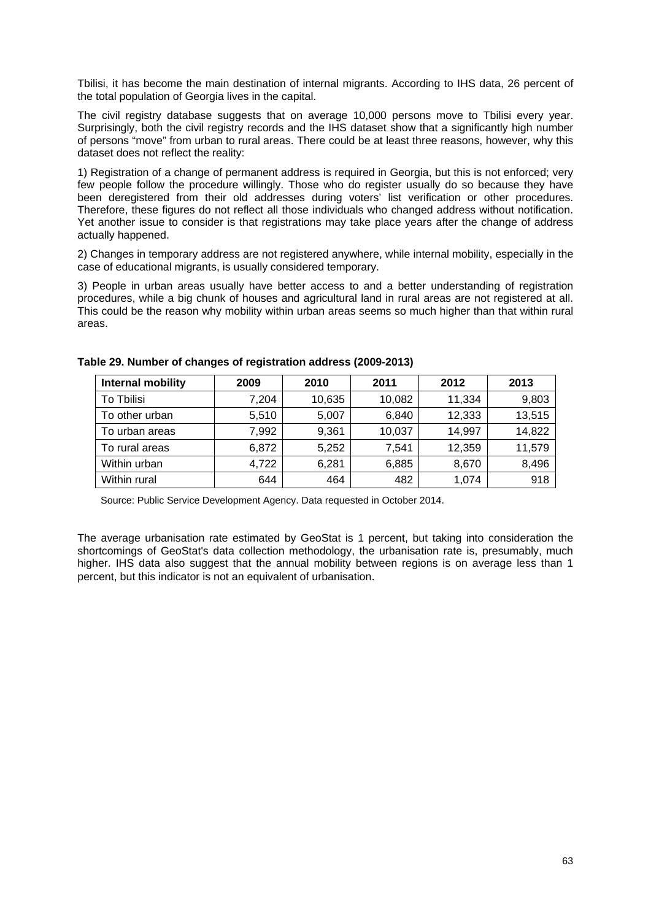Tbilisi, it has become the main destination of internal migrants. According to IHS data, 26 percent of the total population of Georgia lives in the capital.

The civil registry database suggests that on average 10,000 persons move to Tbilisi every year. Surprisingly, both the civil registry records and the IHS dataset show that a significantly high number of persons “move” from urban to rural areas. There could be at least three reasons, however, why this dataset does not reflect the reality:

1) Registration of a change of permanent address is required in Georgia, but this is not enforced; very few people follow the procedure willingly. Those who do register usually do so because they have been deregistered from their old addresses during voters’ list verification or other procedures. Therefore, these figures do not reflect all those individuals who changed address without notification. Yet another issue to consider is that registrations may take place years after the change of address actually happened.

2) Changes in temporary address are not registered anywhere, while internal mobility, especially in the case of educational migrants, is usually considered temporary.

3) People in urban areas usually have better access to and a better understanding of registration procedures, while a big chunk of houses and agricultural land in rural areas are not registered at all. This could be the reason why mobility within urban areas seems so much higher than that within rural areas.

**Table 29. Number of changes of registration address (2009-2013)**

| Internal mobility | 2009 | 2010 | 2011 | 2012 | 2013 |
|---|---|---|---|---|---|
| To Tbilisi | 7,204 | 10,635 | 10,082 | 11,334 | 9,803 |
| To other urban | 5,510 | 5,007 | 6,840 | 12,333 | 13,515 |
| To urban areas | 7,992 | 9,361 | 10,037 | 14,997 | 14,822 |
| To rural areas | 6,872 | 5,252 | 7,541 | 12,359 | 11,579 |
| Within urban | 4,722 | 6,281 | 6,885 | 8,670 | 8,496 |
| Within rural | 644 | 464 | 482 | 1,074 | 918 |

Source: Public Service Development Agency. Data requested in October 2014.

The average urbanisation rate estimated by GeoStat is 1 percent, but taking into consideration the shortcomings of GeoStat's data collection methodology, the urbanisation rate is, presumably, much higher. IHS data also suggest that the annual mobility between regions is on average less than 1 percent, but this indicator is not an equivalent of urbanisation.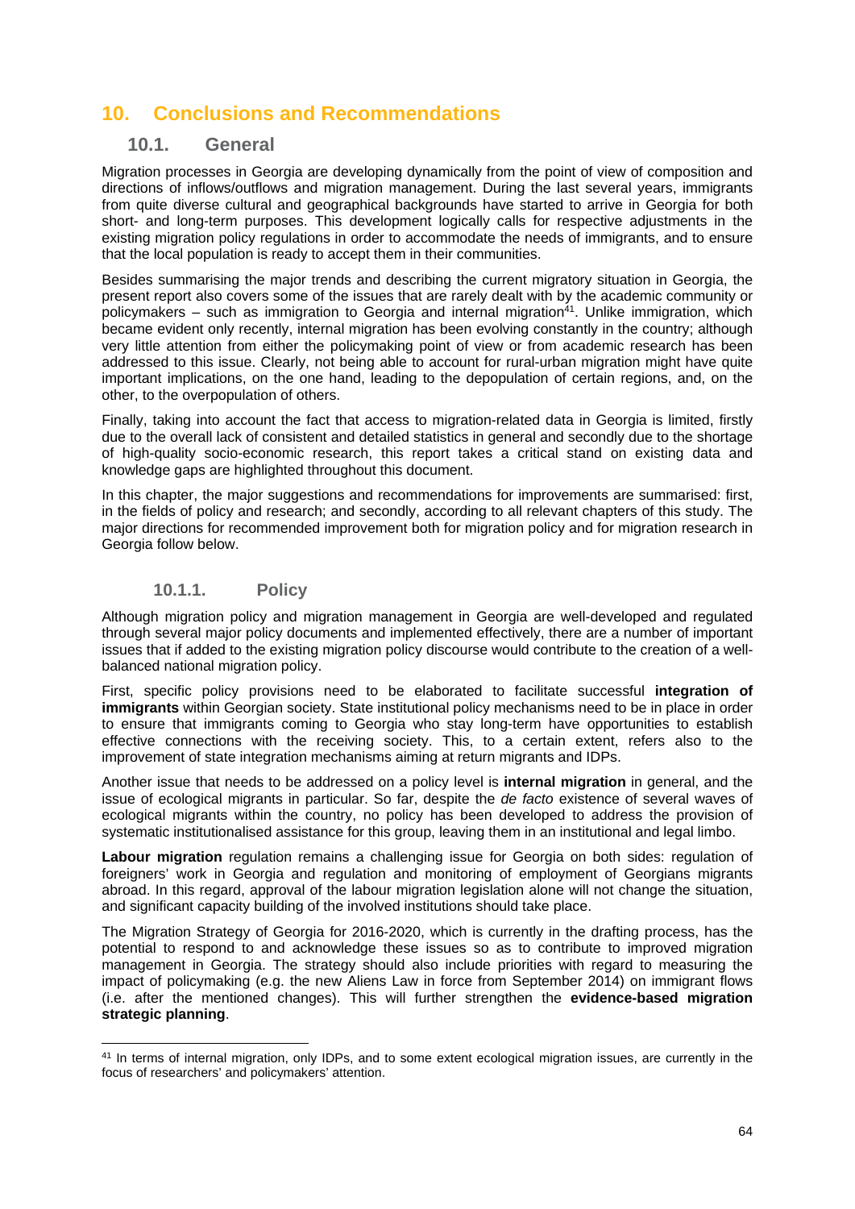# 10. Conclusions and Recommendations

## 10.1. General

Migration processes in Georgia are developing dynamically from the point of view of composition and directions of inflows/outflows and migration management. During the last several years, immigrants from quite diverse cultural and geographical backgrounds have started to arrive in Georgia for both short- and long-term purposes. This development logically calls for respective adjustments in the existing migration policy regulations in order to accommodate the needs of immigrants, and to ensure that the local population is ready to accept them in their communities.

Besides summarising the major trends and describing the current migratory situation in Georgia, the present report also covers some of the issues that are rarely dealt with by the academic community or policymakers – such as immigration to Georgia and internal migration[41]. Unlike immigration, which became evident only recently, internal migration has been evolving constantly in the country; although very little attention from either the policymaking point of view or from academic research has been addressed to this issue. Clearly, not being able to account for rural-urban migration might have quite important implications, on the one hand, leading to the depopulation of certain regions, and, on the other, to the overpopulation of others.

Finally, taking into account the fact that access to migration-related data in Georgia is limited, firstly due to the overall lack of consistent and detailed statistics in general and secondly due to the shortage of high-quality socio-economic research, this report takes a critical stand on existing data and knowledge gaps are highlighted throughout this document.

In this chapter, the major suggestions and recommendations for improvements are summarised: first, in the fields of policy and research; and secondly, according to all relevant chapters of this study. The major directions for recommended improvement both for migration policy and for migration research in Georgia follow below.

### 10.1.1. Policy

Although migration policy and migration management in Georgia are well-developed and regulated through several major policy documents and implemented effectively, there are a number of important issues that if added to the existing migration policy discourse would contribute to the creation of a well-balanced national migration policy.

First, specific policy provisions need to be elaborated to facilitate successful **integration of immigrants** within Georgian society. State institutional policy mechanisms need to be in place in order to ensure that immigrants coming to Georgia who stay long-term have opportunities to establish effective connections with the receiving society. This, to a certain extent, refers also to the improvement of state integration mechanisms aiming at return migrants and IDPs.

Another issue that needs to be addressed on a policy level is **internal migration** in general, and the issue of ecological migrants in particular. So far, despite the *de facto* existence of several waves of ecological migrants within the country, no policy has been developed to address the provision of systematic institutionalised assistance for this group, leaving them in an institutional and legal limbo.

**Labour migration** regulation remains a challenging issue for Georgia on both sides: regulation of foreigners' work in Georgia and regulation and monitoring of employment of Georgians migrants abroad. In this regard, approval of the labour migration legislation alone will not change the situation, and significant capacity building of the involved institutions should take place.

The Migration Strategy of Georgia for 2016-2020, which is currently in the drafting process, has the potential to respond to and acknowledge these issues so as to contribute to improved migration management in Georgia. The strategy should also include priorities with regard to measuring the impact of policymaking (e.g. the new Aliens Law in force from September 2014) on immigrant flows (i.e. after the mentioned changes). This will further strengthen the **evidence-based migration strategic planning**.

[41] In terms of internal migration, only IDPs, and to some extent ecological migration issues, are currently in the focus of researchers' and policymakers' attention.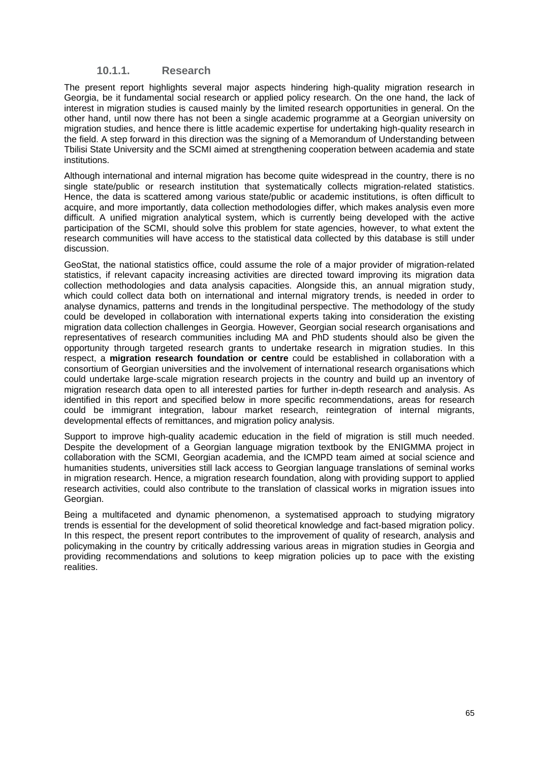#### 10.1.1. Research

The present report highlights several major aspects hindering high-quality migration research in Georgia, be it fundamental social research or applied policy research. On the one hand, the lack of interest in migration studies is caused mainly by the limited research opportunities in general. On the other hand, until now there has not been a single academic programme at a Georgian university on migration studies, and hence there is little academic expertise for undertaking high-quality research in the field. A step forward in this direction was the signing of a Memorandum of Understanding between Tbilisi State University and the SCMI aimed at strengthening cooperation between academia and state institutions.

Although international and internal migration has become quite widespread in the country, there is no single state/public or research institution that systematically collects migration-related statistics. Hence, the data is scattered among various state/public or academic institutions, is often difficult to acquire, and more importantly, data collection methodologies differ, which makes analysis even more difficult. A unified migration analytical system, which is currently being developed with the active participation of the SCMI, should solve this problem for state agencies, however, to what extent the research communities will have access to the statistical data collected by this database is still under discussion.

GeoStat, the national statistics office, could assume the role of a major provider of migration-related statistics, if relevant capacity increasing activities are directed toward improving its migration data collection methodologies and data analysis capacities. Alongside this, an annual migration study, which could collect data both on international and internal migratory trends, is needed in order to analyse dynamics, patterns and trends in the longitudinal perspective. The methodology of the study could be developed in collaboration with international experts taking into consideration the existing migration data collection challenges in Georgia. However, Georgian social research organisations and representatives of research communities including MA and PhD students should also be given the opportunity through targeted research grants to undertake research in migration studies. In this respect, a **migration research foundation or centre** could be established in collaboration with a consortium of Georgian universities and the involvement of international research organisations which could undertake large-scale migration research projects in the country and build up an inventory of migration research data open to all interested parties for further in-depth research and analysis. As identified in this report and specified below in more specific recommendations, areas for research could be immigrant integration, labour market research, reintegration of internal migrants, developmental effects of remittances, and migration policy analysis.

Support to improve high-quality academic education in the field of migration is still much needed. Despite the development of a Georgian language migration textbook by the ENIGMMA project in collaboration with the SCMI, Georgian academia, and the ICMPD team aimed at social science and humanities students, universities still lack access to Georgian language translations of seminal works in migration research. Hence, a migration research foundation, along with providing support to applied research activities, could also contribute to the translation of classical works in migration issues into Georgian.

Being a multifaceted and dynamic phenomenon, a systematised approach to studying migratory trends is essential for the development of solid theoretical knowledge and fact-based migration policy. In this respect, the present report contributes to the improvement of quality of research, analysis and policymaking in the country by critically addressing various areas in migration studies in Georgia and providing recommendations and solutions to keep migration policies up to pace with the existing realities.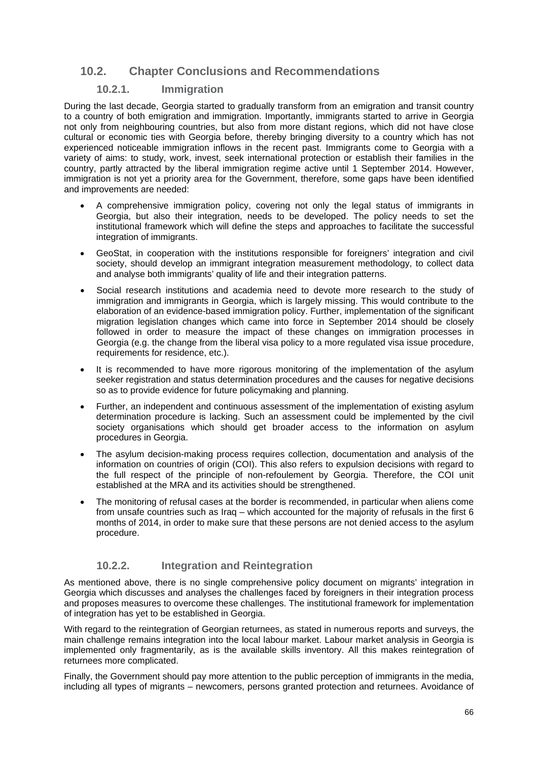## 10.2. Chapter Conclusions and Recommendations

### 10.2.1. Immigration

During the last decade, Georgia started to gradually transform from an emigration and transit country to a country of both emigration and immigration. Importantly, immigrants started to arrive in Georgia not only from neighbouring countries, but also from more distant regions, which did not have close cultural or economic ties with Georgia before, thereby bringing diversity to a country which has not experienced noticeable immigration inflows in the recent past. Immigrants come to Georgia with a variety of aims: to study, work, invest, seek international protection or establish their families in the country, partly attracted by the liberal immigration regime active until 1 September 2014. However, immigration is not yet a priority area for the Government, therefore, some gaps have been identified and improvements are needed:

- A comprehensive immigration policy, covering not only the legal status of immigrants in Georgia, but also their integration, needs to be developed. The policy needs to set the institutional framework which will define the steps and approaches to facilitate the successful integration of immigrants.
- GeoStat, in cooperation with the institutions responsible for foreigners' integration and civil society, should develop an immigrant integration measurement methodology, to collect data and analyse both immigrants' quality of life and their integration patterns.
- Social research institutions and academia need to devote more research to the study of immigration and immigrants in Georgia, which is largely missing. This would contribute to the elaboration of an evidence-based immigration policy. Further, implementation of the significant migration legislation changes which came into force in September 2014 should be closely followed in order to measure the impact of these changes on immigration processes in Georgia (e.g. the change from the liberal visa policy to a more regulated visa issue procedure, requirements for residence, etc.).
- It is recommended to have more rigorous monitoring of the implementation of the asylum seeker registration and status determination procedures and the causes for negative decisions so as to provide evidence for future policymaking and planning.
- Further, an independent and continuous assessment of the implementation of existing asylum determination procedure is lacking. Such an assessment could be implemented by the civil society organisations which should get broader access to the information on asylum procedures in Georgia.
- The asylum decision-making process requires collection, documentation and analysis of the information on countries of origin (COI). This also refers to expulsion decisions with regard to the full respect of the principle of non-refoulement by Georgia. Therefore, the COI unit established at the MRA and its activities should be strengthened.
- The monitoring of refusal cases at the border is recommended, in particular when aliens come from unsafe countries such as Iraq – which accounted for the majority of refusals in the first 6 months of 2014, in order to make sure that these persons are not denied access to the asylum procedure.

### 10.2.2. Integration and Reintegration

As mentioned above, there is no single comprehensive policy document on migrants' integration in Georgia which discusses and analyses the challenges faced by foreigners in their integration process and proposes measures to overcome these challenges. The institutional framework for implementation of integration has yet to be established in Georgia.

With regard to the reintegration of Georgian returnees, as stated in numerous reports and surveys, the main challenge remains integration into the local labour market. Labour market analysis in Georgia is implemented only fragmentarily, as is the available skills inventory. All this makes reintegration of returnees more complicated.

Finally, the Government should pay more attention to the public perception of immigrants in the media, including all types of migrants – newcomers, persons granted protection and returnees. Avoidance of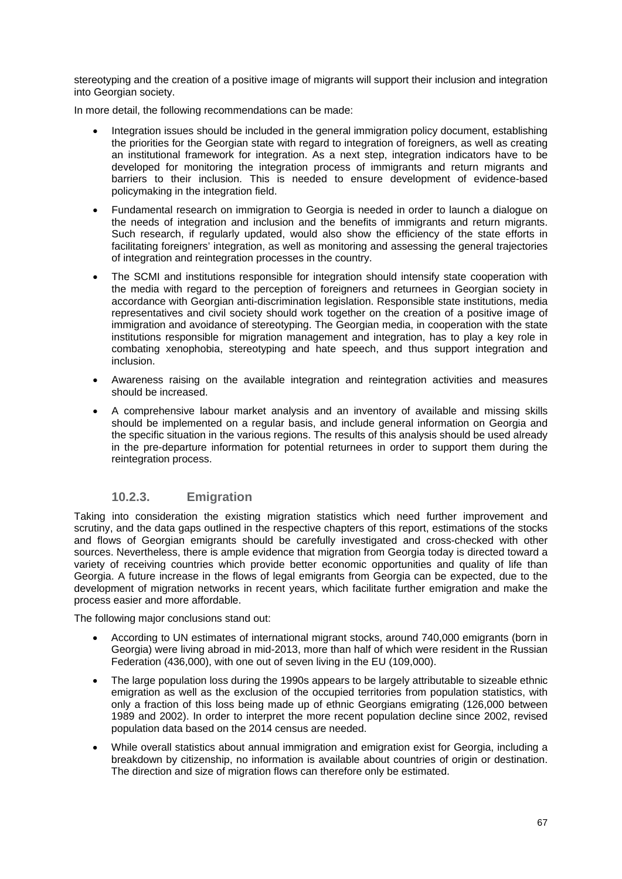stereotyping and the creation of a positive image of migrants will support their inclusion and integration into Georgian society.

In more detail, the following recommendations can be made:

- Integration issues should be included in the general immigration policy document, establishing the priorities for the Georgian state with regard to integration of foreigners, as well as creating an institutional framework for integration. As a next step, integration indicators have to be developed for monitoring the integration process of immigrants and return migrants and barriers to their inclusion. This is needed to ensure development of evidence-based policymaking in the integration field.
- Fundamental research on immigration to Georgia is needed in order to launch a dialogue on the needs of integration and inclusion and the benefits of immigrants and return migrants. Such research, if regularly updated, would also show the efficiency of the state efforts in facilitating foreigners' integration, as well as monitoring and assessing the general trajectories of integration and reintegration processes in the country.
- The SCMI and institutions responsible for integration should intensify state cooperation with the media with regard to the perception of foreigners and returnees in Georgian society in accordance with Georgian anti-discrimination legislation. Responsible state institutions, media representatives and civil society should work together on the creation of a positive image of immigration and avoidance of stereotyping. The Georgian media, in cooperation with the state institutions responsible for migration management and integration, has to play a key role in combating xenophobia, stereotyping and hate speech, and thus support integration and inclusion.
- Awareness raising on the available integration and reintegration activities and measures should be increased.
- A comprehensive labour market analysis and an inventory of available and missing skills should be implemented on a regular basis, and include general information on Georgia and the specific situation in the various regions. The results of this analysis should be used already in the pre-departure information for potential returnees in order to support them during the reintegration process.

### 10.2.3. Emigration

Taking into consideration the existing migration statistics which need further improvement and scrutiny, and the data gaps outlined in the respective chapters of this report, estimations of the stocks and flows of Georgian emigrants should be carefully investigated and cross-checked with other sources. Nevertheless, there is ample evidence that migration from Georgia today is directed toward a variety of receiving countries which provide better economic opportunities and quality of life than Georgia. A future increase in the flows of legal emigrants from Georgia can be expected, due to the development of migration networks in recent years, which facilitate further emigration and make the process easier and more affordable.

The following major conclusions stand out:

- According to UN estimates of international migrant stocks, around 740,000 emigrants (born in Georgia) were living abroad in mid-2013, more than half of which were resident in the Russian Federation (436,000), with one out of seven living in the EU (109,000).
- The large population loss during the 1990s appears to be largely attributable to sizeable ethnic emigration as well as the exclusion of the occupied territories from population statistics, with only a fraction of this loss being made up of ethnic Georgians emigrating (126,000 between 1989 and 2002). In order to interpret the more recent population decline since 2002, revised population data based on the 2014 census are needed.
- While overall statistics about annual immigration and emigration exist for Georgia, including a breakdown by citizenship, no information is available about countries of origin or destination. The direction and size of migration flows can therefore only be estimated.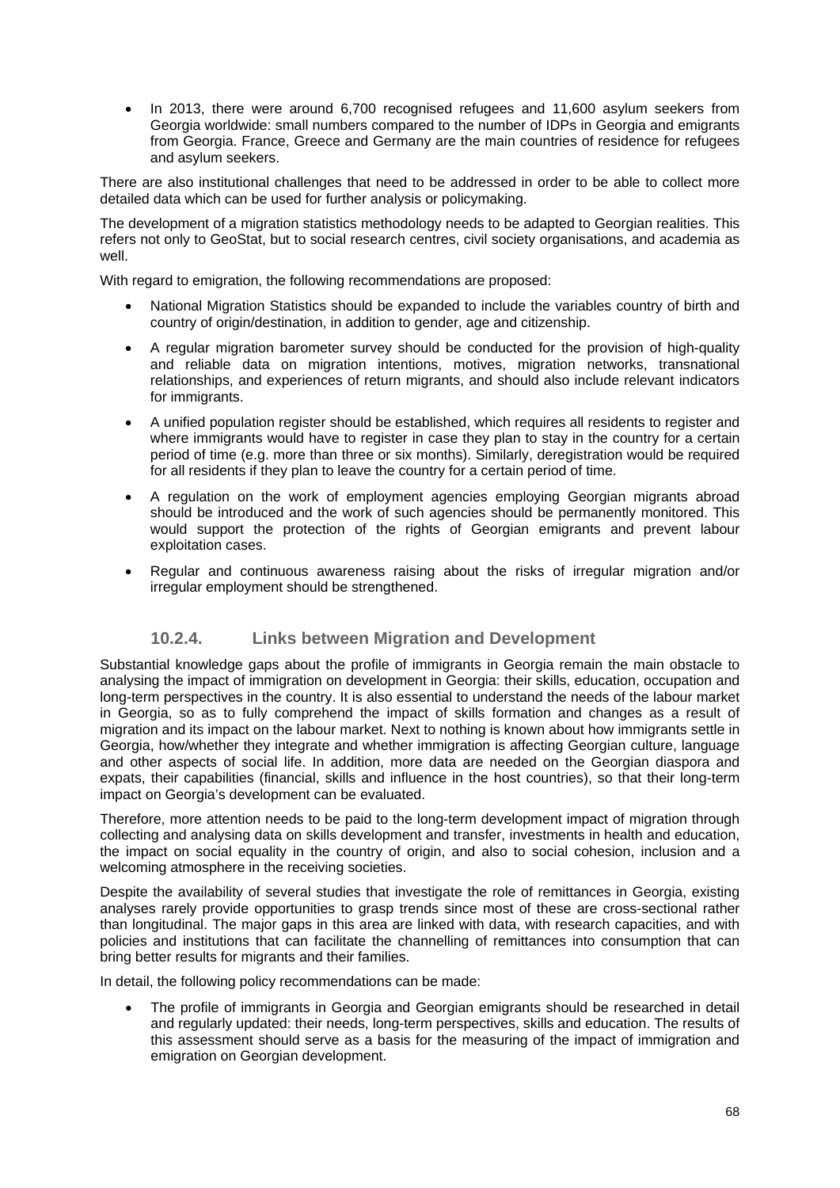- In 2013, there were around 6,700 recognised refugees and 11,600 asylum seekers from Georgia worldwide: small numbers compared to the number of IDPs in Georgia and emigrants from Georgia. France, Greece and Germany are the main countries of residence for refugees and asylum seekers.

There are also institutional challenges that need to be addressed in order to be able to collect more detailed data which can be used for further analysis or policymaking.

The development of a migration statistics methodology needs to be adapted to Georgian realities. This refers not only to GeoStat, but to social research centres, civil society organisations, and academia as well.

With regard to emigration, the following recommendations are proposed:

- National Migration Statistics should be expanded to include the variables country of birth and country of origin/destination, in addition to gender, age and citizenship.
- A regular migration barometer survey should be conducted for the provision of high-quality and reliable data on migration intentions, motives, migration networks, transnational relationships, and experiences of return migrants, and should also include relevant indicators for immigrants.
- A unified population register should be established, which requires all residents to register and where immigrants would have to register in case they plan to stay in the country for a certain period of time (e.g. more than three or six months). Similarly, deregistration would be required for all residents if they plan to leave the country for a certain period of time.
- A regulation on the work of employment agencies employing Georgian migrants abroad should be introduced and the work of such agencies should be permanently monitored. This would support the protection of the rights of Georgian emigrants and prevent labour exploitation cases.
- Regular and continuous awareness raising about the risks of irregular migration and/or irregular employment should be strengthened.

### 10.2.4. Links between Migration and Development

Substantial knowledge gaps about the profile of immigrants in Georgia remain the main obstacle to analysing the impact of immigration on development in Georgia: their skills, education, occupation and long-term perspectives in the country. It is also essential to understand the needs of the labour market in Georgia, so as to fully comprehend the impact of skills formation and changes as a result of migration and its impact on the labour market. Next to nothing is known about how immigrants settle in Georgia, how/whether they integrate and whether immigration is affecting Georgian culture, language and other aspects of social life. In addition, more data are needed on the Georgian diaspora and expats, their capabilities (financial, skills and influence in the host countries), so that their long-term impact on Georgia's development can be evaluated.

Therefore, more attention needs to be paid to the long-term development impact of migration through collecting and analysing data on skills development and transfer, investments in health and education, the impact on social equality in the country of origin, and also to social cohesion, inclusion and a welcoming atmosphere in the receiving societies.

Despite the availability of several studies that investigate the role of remittances in Georgia, existing analyses rarely provide opportunities to grasp trends since most of these are cross-sectional rather than longitudinal. The major gaps in this area are linked with data, with research capacities, and with policies and institutions that can facilitate the channelling of remittances into consumption that can bring better results for migrants and their families.

In detail, the following policy recommendations can be made:

- The profile of immigrants in Georgia and Georgian emigrants should be researched in detail and regularly updated: their needs, long-term perspectives, skills and education. The results of this assessment should serve as a basis for the measuring of the impact of immigration and emigration on Georgian development.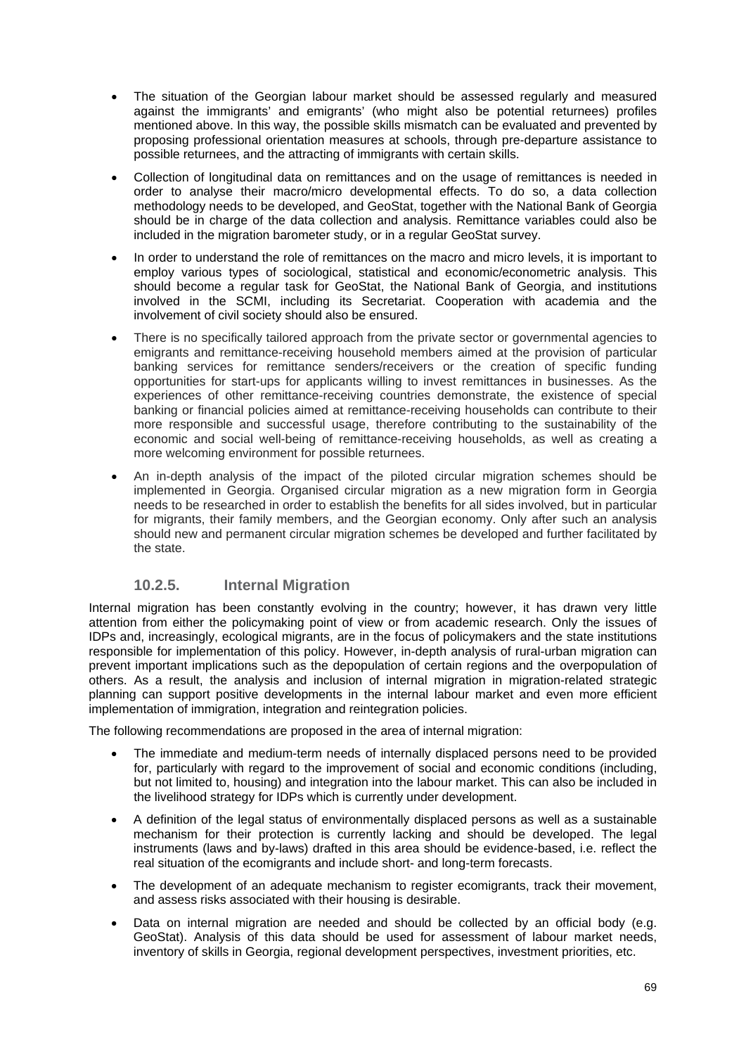- The situation of the Georgian labour market should be assessed regularly and measured against the immigrants' and emigrants' (who might also be potential returnees) profiles mentioned above. In this way, the possible skills mismatch can be evaluated and prevented by proposing professional orientation measures at schools, through pre-departure assistance to possible returnees, and the attracting of immigrants with certain skills.
- Collection of longitudinal data on remittances and on the usage of remittances is needed in order to analyse their macro/micro developmental effects. To do so, a data collection methodology needs to be developed, and GeoStat, together with the National Bank of Georgia should be in charge of the data collection and analysis. Remittance variables could also be included in the migration barometer study, or in a regular GeoStat survey.
- In order to understand the role of remittances on the macro and micro levels, it is important to employ various types of sociological, statistical and economic/econometric analysis. This should become a regular task for GeoStat, the National Bank of Georgia, and institutions involved in the SCMI, including its Secretariat. Cooperation with academia and the involvement of civil society should also be ensured.
- There is no specifically tailored approach from the private sector or governmental agencies to emigrants and remittance-receiving household members aimed at the provision of particular banking services for remittance senders/receivers or the creation of specific funding opportunities for start-ups for applicants willing to invest remittances in businesses. As the experiences of other remittance-receiving countries demonstrate, the existence of special banking or financial policies aimed at remittance-receiving households can contribute to their more responsible and successful usage, therefore contributing to the sustainability of the economic and social well-being of remittance-receiving households, as well as creating a more welcoming environment for possible returnees.
- An in-depth analysis of the impact of the piloted circular migration schemes should be implemented in Georgia. Organised circular migration as a new migration form in Georgia needs to be researched in order to establish the benefits for all sides involved, but in particular for migrants, their family members, and the Georgian economy. Only after such an analysis should new and permanent circular migration schemes be developed and further facilitated by the state.

### 10.2.5. Internal Migration

Internal migration has been constantly evolving in the country; however, it has drawn very little attention from either the policymaking point of view or from academic research. Only the issues of IDPs and, increasingly, ecological migrants, are in the focus of policymakers and the state institutions responsible for implementation of this policy. However, in-depth analysis of rural-urban migration can prevent important implications such as the depopulation of certain regions and the overpopulation of others. As a result, the analysis and inclusion of internal migration in migration-related strategic planning can support positive developments in the internal labour market and even more efficient implementation of immigration, integration and reintegration policies.

The following recommendations are proposed in the area of internal migration:

- The immediate and medium-term needs of internally displaced persons need to be provided for, particularly with regard to the improvement of social and economic conditions (including, but not limited to, housing) and integration into the labour market. This can also be included in the livelihood strategy for IDPs which is currently under development.
- A definition of the legal status of environmentally displaced persons as well as a sustainable mechanism for their protection is currently lacking and should be developed. The legal instruments (laws and by-laws) drafted in this area should be evidence-based, i.e. reflect the real situation of the ecomigrants and include short- and long-term forecasts.
- The development of an adequate mechanism to register ecomigrants, track their movement, and assess risks associated with their housing is desirable.
- Data on internal migration are needed and should be collected by an official body (e.g. GeoStat). Analysis of this data should be used for assessment of labour market needs, inventory of skills in Georgia, regional development perspectives, investment priorities, etc.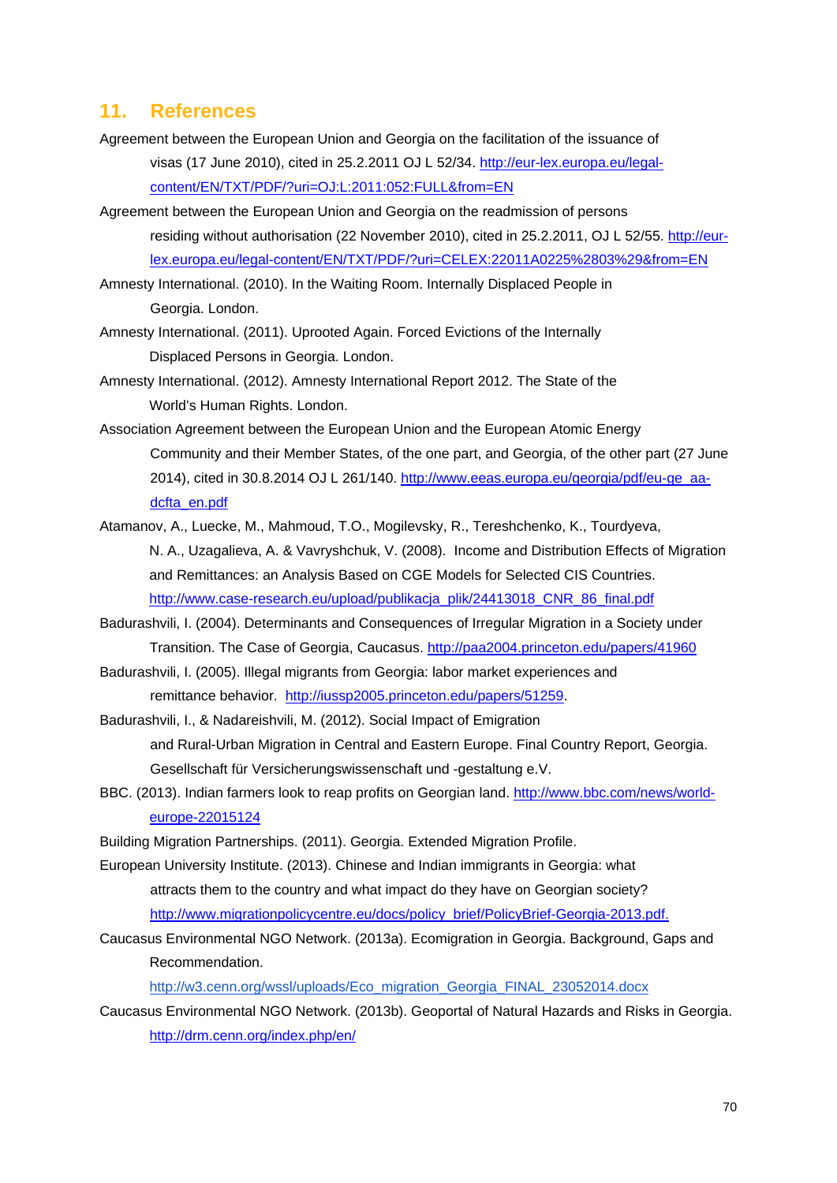## 11. References

Agreement between the European Union and Georgia on the facilitation of the issuance of visas (17 June 2010), cited in 25.2.2011 OJ L 52/34. http://eur-lex.europa.eu/legal-content/EN/TXT/PDF/?uri=OJ:L:2011:052:FULL&from=EN

Agreement between the European Union and Georgia on the readmission of persons residing without authorisation (22 November 2010), cited in 25.2.2011, OJ L 52/55. http://eur-lex.europa.eu/legal-content/EN/TXT/PDF/?uri=CELEX:22011A0225%2803%29&from=EN

Amnesty International. (2010). In the Waiting Room. Internally Displaced People in Georgia. London.

Amnesty International. (2011). Uprooted Again. Forced Evictions of the Internally Displaced Persons in Georgia. London.

Amnesty International. (2012). Amnesty International Report 2012. The State of the World's Human Rights. London.

Association Agreement between the European Union and the European Atomic Energy Community and their Member States, of the one part, and Georgia, of the other part (27 June 2014), cited in 30.8.2014 OJ L 261/140. http://www.eeas.europa.eu/georgia/pdf/eu-ge_aa-dcfta_en.pdf

Atamanov, A., Luecke, M., Mahmoud, T.O., Mogilevsky, R., Tereshchenko, K., Tourdyeva, N. A., Uzagalieva, A. & Vavryshchuk, V. (2008). Income and Distribution Effects of Migration and Remittances: an Analysis Based on CGE Models for Selected CIS Countries. http://www.case-research.eu/upload/publikacja_plik/24413018_CNR_86_final.pdf

Badurashvili, I. (2004). Determinants and Consequences of Irregular Migration in a Society under Transition. The Case of Georgia, Caucasus. http://paa2004.princeton.edu/papers/41960

Badurashvili, I. (2005). Illegal migrants from Georgia: labor market experiences and remittance behavior. http://iussp2005.princeton.edu/papers/51259.

Badurashvili, I., & Nadareishvili, M. (2012). Social Impact of Emigration and Rural-Urban Migration in Central and Eastern Europe. Final Country Report, Georgia. Gesellschaft für Versicherungswissenschaft und -gestaltung e.V.

BBC. (2013). Indian farmers look to reap profits on Georgian land. http://www.bbc.com/news/world-europe-22015124

Building Migration Partnerships. (2011). Georgia. Extended Migration Profile.

European University Institute. (2013). Chinese and Indian immigrants in Georgia: what attracts them to the country and what impact do they have on Georgian society? http://www.migrationpolicycentre.eu/docs/policy_brief/PolicyBrief-Georgia-2013.pdf.

Caucasus Environmental NGO Network. (2013a). Ecomigration in Georgia. Background, Gaps and Recommendation. http://w3.cenn.org/wssl/uploads/Eco_migration_Georgia_FINAL_23052014.docx

Caucasus Environmental NGO Network. (2013b). Geoportal of Natural Hazards and Risks in Georgia. http://drm.cenn.org/index.php/en/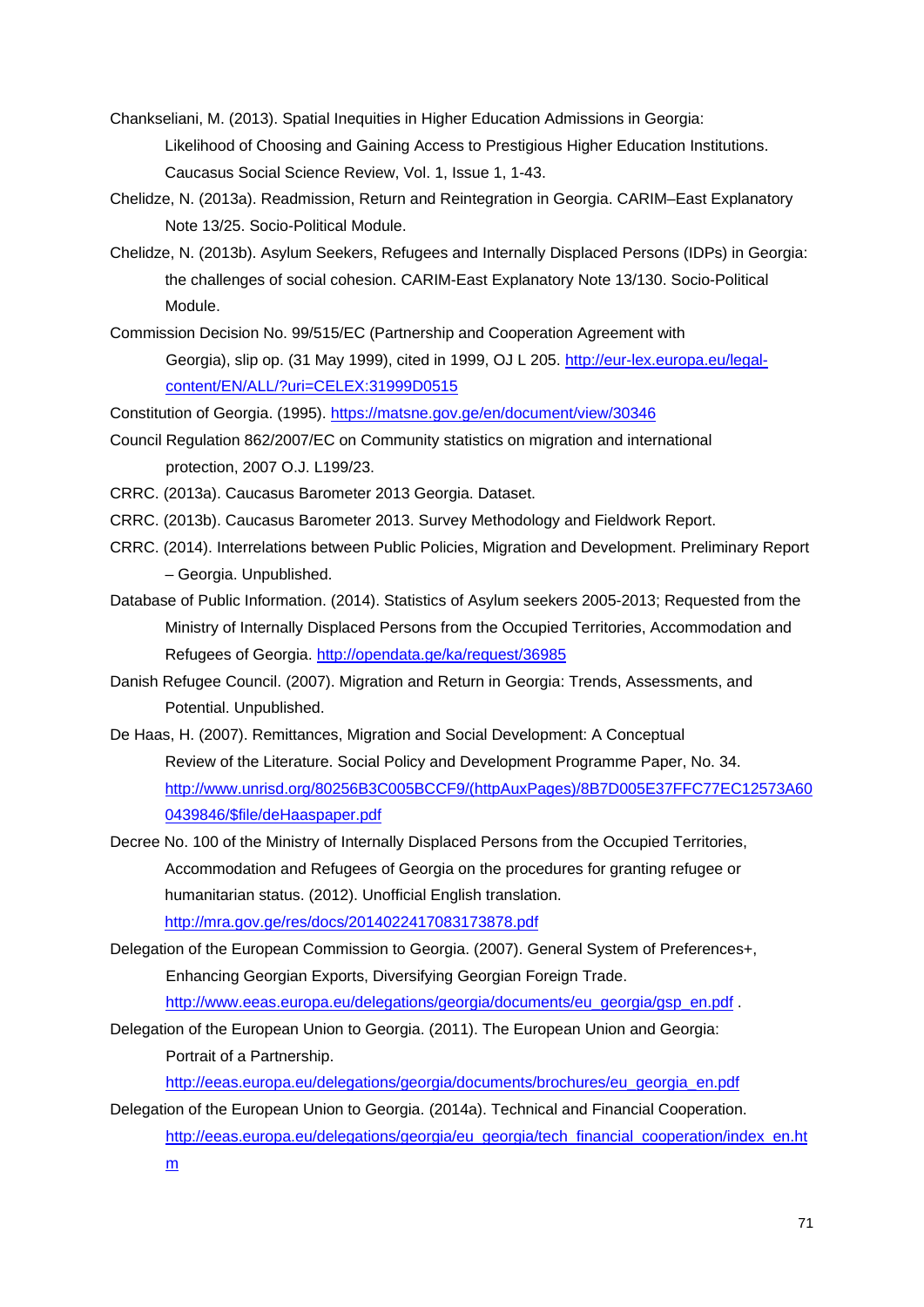Chankseliani, M. (2013). Spatial Inequities in Higher Education Admissions in Georgia: Likelihood of Choosing and Gaining Access to Prestigious Higher Education Institutions. Caucasus Social Science Review, Vol. 1, Issue 1, 1-43.

Chelidze, N. (2013a). Readmission, Return and Reintegration in Georgia. CARIM–East Explanatory Note 13/25. Socio-Political Module.

Chelidze, N. (2013b). Asylum Seekers, Refugees and Internally Displaced Persons (IDPs) in Georgia: the challenges of social cohesion. CARIM-East Explanatory Note 13/130. Socio-Political Module.

Commission Decision No. 99/515/EC (Partnership and Cooperation Agreement with Georgia), slip op. (31 May 1999), cited in 1999, OJ L 205. http://eur-lex.europa.eu/legal-content/EN/ALL/?uri=CELEX:31999D0515

Constitution of Georgia. (1995). https://matsne.gov.ge/en/document/view/30346

Council Regulation 862/2007/EC on Community statistics on migration and international protection, 2007 O.J. L199/23.

CRRC. (2013a). Caucasus Barometer 2013 Georgia. Dataset.

CRRC. (2013b). Caucasus Barometer 2013. Survey Methodology and Fieldwork Report.

CRRC. (2014). Interrelations between Public Policies, Migration and Development. Preliminary Report – Georgia. Unpublished.

Database of Public Information. (2014). Statistics of Asylum seekers 2005-2013; Requested from the Ministry of Internally Displaced Persons from the Occupied Territories, Accommodation and Refugees of Georgia. http://opendata.ge/ka/request/36985

Danish Refugee Council. (2007). Migration and Return in Georgia: Trends, Assessments, and Potential. Unpublished.

De Haas, H. (2007). Remittances, Migration and Social Development: A Conceptual Review of the Literature. Social Policy and Development Programme Paper, No. 34. http://www.unrisd.org/80256B3C005BCCF9/(httpAuxPages)/8B7D005E37FFC77EC12573A600439846/$file/deHaaspaper.pdf

Decree No. 100 of the Ministry of Internally Displaced Persons from the Occupied Territories, Accommodation and Refugees of Georgia on the procedures for granting refugee or humanitarian status. (2012). Unofficial English translation. http://mra.gov.ge/res/docs/2014022417083173878.pdf

Delegation of the European Commission to Georgia. (2007). General System of Preferences+, Enhancing Georgian Exports, Diversifying Georgian Foreign Trade. http://www.eeas.europa.eu/delegations/georgia/documents/eu_georgia/gsp_en.pdf .

Delegation of the European Union to Georgia. (2011). The European Union and Georgia: Portrait of a Partnership. http://eeas.europa.eu/delegations/georgia/documents/brochures/eu_georgia_en.pdf

Delegation of the European Union to Georgia. (2014a). Technical and Financial Cooperation. http://eeas.europa.eu/delegations/georgia/eu_georgia/tech_financial_cooperation/index_en.htm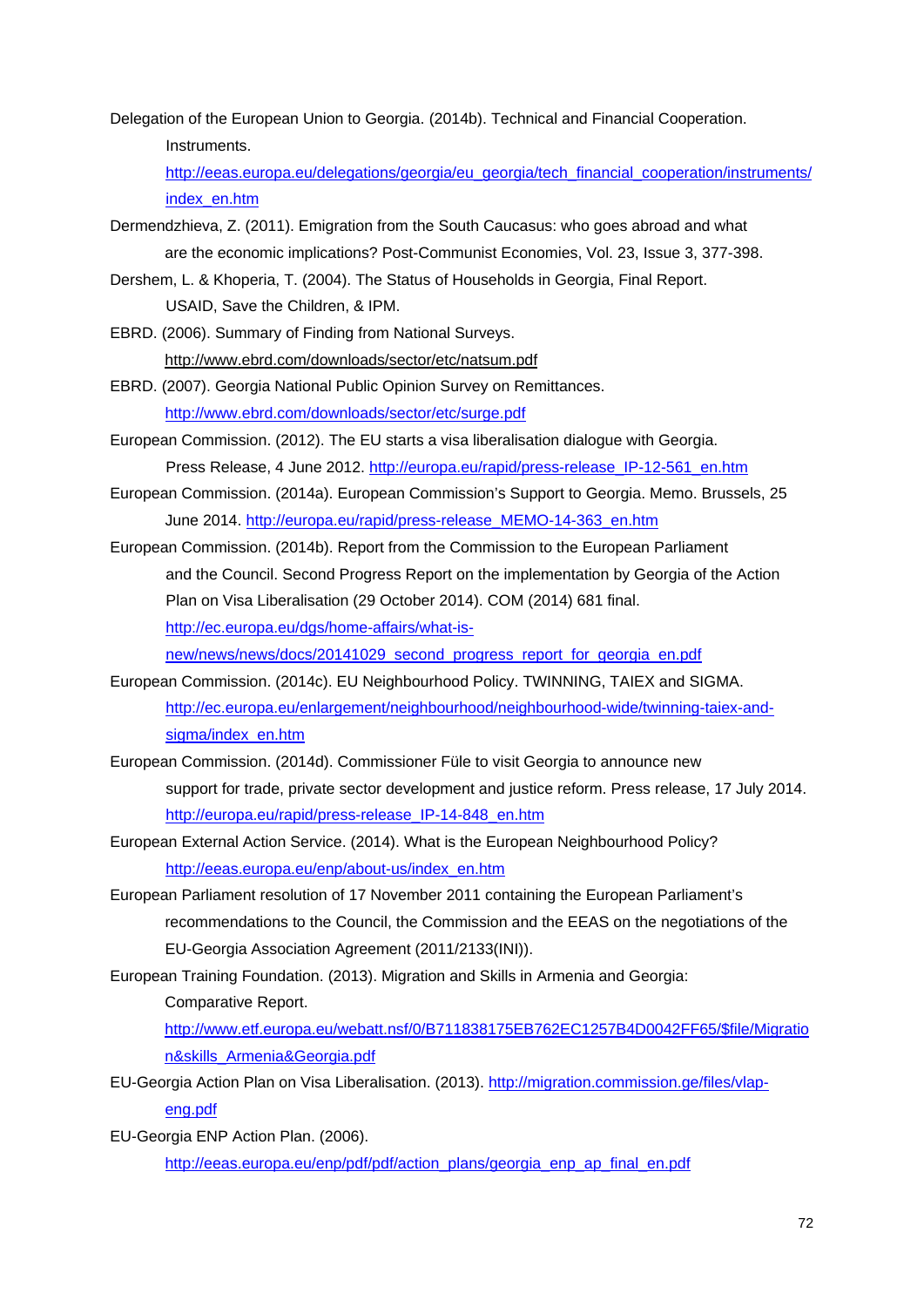Delegation of the European Union to Georgia. (2014b). Technical and Financial Cooperation. Instruments. http://eeas.europa.eu/delegations/georgia/eu_georgia/tech_financial_cooperation/instruments/index_en.htm

Dermendzhieva, Z. (2011). Emigration from the South Caucasus: who goes abroad and what are the economic implications? Post-Communist Economies, Vol. 23, Issue 3, 377-398.

Dershem, L. & Khoperia, T. (2004). The Status of Households in Georgia, Final Report. USAID, Save the Children, & IPM.

EBRD. (2006). Summary of Finding from National Surveys. http://www.ebrd.com/downloads/sector/etc/natsum.pdf

EBRD. (2007). Georgia National Public Opinion Survey on Remittances. http://www.ebrd.com/downloads/sector/etc/surge.pdf

European Commission. (2012). The EU starts a visa liberalisation dialogue with Georgia. Press Release, 4 June 2012. http://europa.eu/rapid/press-release_IP-12-561_en.htm

European Commission. (2014a). European Commission's Support to Georgia. Memo. Brussels, 25 June 2014. http://europa.eu/rapid/press-release_MEMO-14-363_en.htm

European Commission. (2014b). Report from the Commission to the European Parliament and the Council. Second Progress Report on the implementation by Georgia of the Action Plan on Visa Liberalisation (29 October 2014). COM (2014) 681 final. http://ec.europa.eu/dgs/home-affairs/what-is-new/news/news/docs/20141029_second_progress_report_for_georgia_en.pdf

European Commission. (2014c). EU Neighbourhood Policy. TWINNING, TAIEX and SIGMA. http://ec.europa.eu/enlargement/neighbourhood/neighbourhood-wide/twinning-taiex-and-sigma/index_en.htm

European Commission. (2014d). Commissioner Füle to visit Georgia to announce new support for trade, private sector development and justice reform. Press release, 17 July 2014. http://europa.eu/rapid/press-release_IP-14-848_en.htm

European External Action Service. (2014). What is the European Neighbourhood Policy? http://eeas.europa.eu/enp/about-us/index_en.htm

European Parliament resolution of 17 November 2011 containing the European Parliament's recommendations to the Council, the Commission and the EEAS on the negotiations of the EU-Georgia Association Agreement (2011/2133(INI)).

European Training Foundation. (2013). Migration and Skills in Armenia and Georgia: Comparative Report. http://www.etf.europa.eu/webatt.nsf/0/B711838175EB762EC1257B4D0042FF65/$file/Migration&skills_Armenia&Georgia.pdf

EU-Georgia Action Plan on Visa Liberalisation. (2013). http://migration.commission.ge/files/vlap-eng.pdf

EU-Georgia ENP Action Plan. (2006). http://eeas.europa.eu/enp/pdf/pdf/action_plans/georgia_enp_ap_final_en.pdf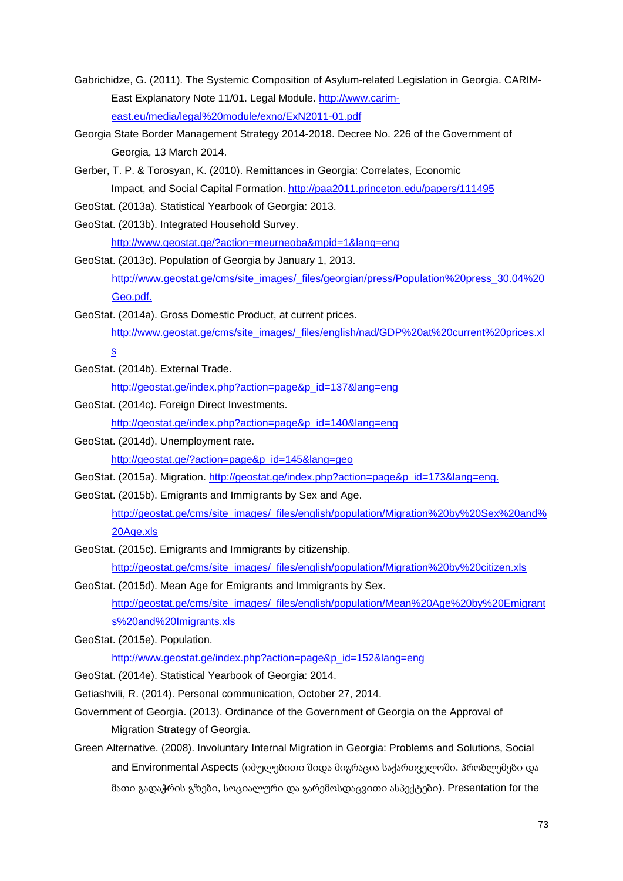Gabrichidze, G. (2011). The Systemic Composition of Asylum-related Legislation in Georgia. CARIM-East Explanatory Note 11/01. Legal Module. http://www.carim-east.eu/media/legal%20module/exno/ExN2011-01.pdf

Georgia State Border Management Strategy 2014-2018. Decree No. 226 of the Government of Georgia, 13 March 2014.

Gerber, T. P. & Torosyan, K. (2010). Remittances in Georgia: Correlates, Economic Impact, and Social Capital Formation. http://paa2011.princeton.edu/papers/111495

GeoStat. (2013a). Statistical Yearbook of Georgia: 2013.

GeoStat. (2013b). Integrated Household Survey. http://www.geostat.ge/?action=meurneoba&mpid=1&lang=eng

GeoStat. (2013c). Population of Georgia by January 1, 2013. http://www.geostat.ge/cms/site_images/_files/georgian/press/Population%20press_30.04%20Geo.pdf.

GeoStat. (2014a). Gross Domestic Product, at current prices. http://www.geostat.ge/cms/site_images/_files/english/nad/GDP%20at%20current%20prices.xls

GeoStat. (2014b). External Trade. http://geostat.ge/index.php?action=page&p_id=137&lang=eng

GeoStat. (2014c). Foreign Direct Investments. http://geostat.ge/index.php?action=page&p_id=140&lang=eng

GeoStat. (2014d). Unemployment rate. http://geostat.ge/?action=page&p_id=145&lang=geo

GeoStat. (2015a). Migration. http://geostat.ge/index.php?action=page&p_id=173&lang=eng.

GeoStat. (2015b). Emigrants and Immigrants by Sex and Age. http://geostat.ge/cms/site_images/_files/english/population/Migration%20by%20Sex%20and%20Age.xls

GeoStat. (2015c). Emigrants and Immigrants by citizenship. http://geostat.ge/cms/site_images/_files/english/population/Migration%20by%20citizen.xls

GeoStat. (2015d). Mean Age for Emigrants and Immigrants by Sex. http://geostat.ge/cms/site_images/_files/english/population/Mean%20Age%20by%20Emigrants%20and%20Imigrants.xls

GeoStat. (2015e). Population. http://www.geostat.ge/index.php?action=page&p_id=152&lang=eng

GeoStat. (2014e). Statistical Yearbook of Georgia: 2014.

Getiashvili, R. (2014). Personal communication, October 27, 2014.

Government of Georgia. (2013). Ordinance of the Government of Georgia on the Approval of Migration Strategy of Georgia.

Green Alternative. (2008). Involuntary Internal Migration in Georgia: Problems and Solutions, Social and Environmental Aspects (იძულებითი შიდა მიგრაცია საქართველოში. პრობლემები და მათი გადაჭრის გზები, სოციალური და გარემოსდაცვითი ასპექტები). Presentation for the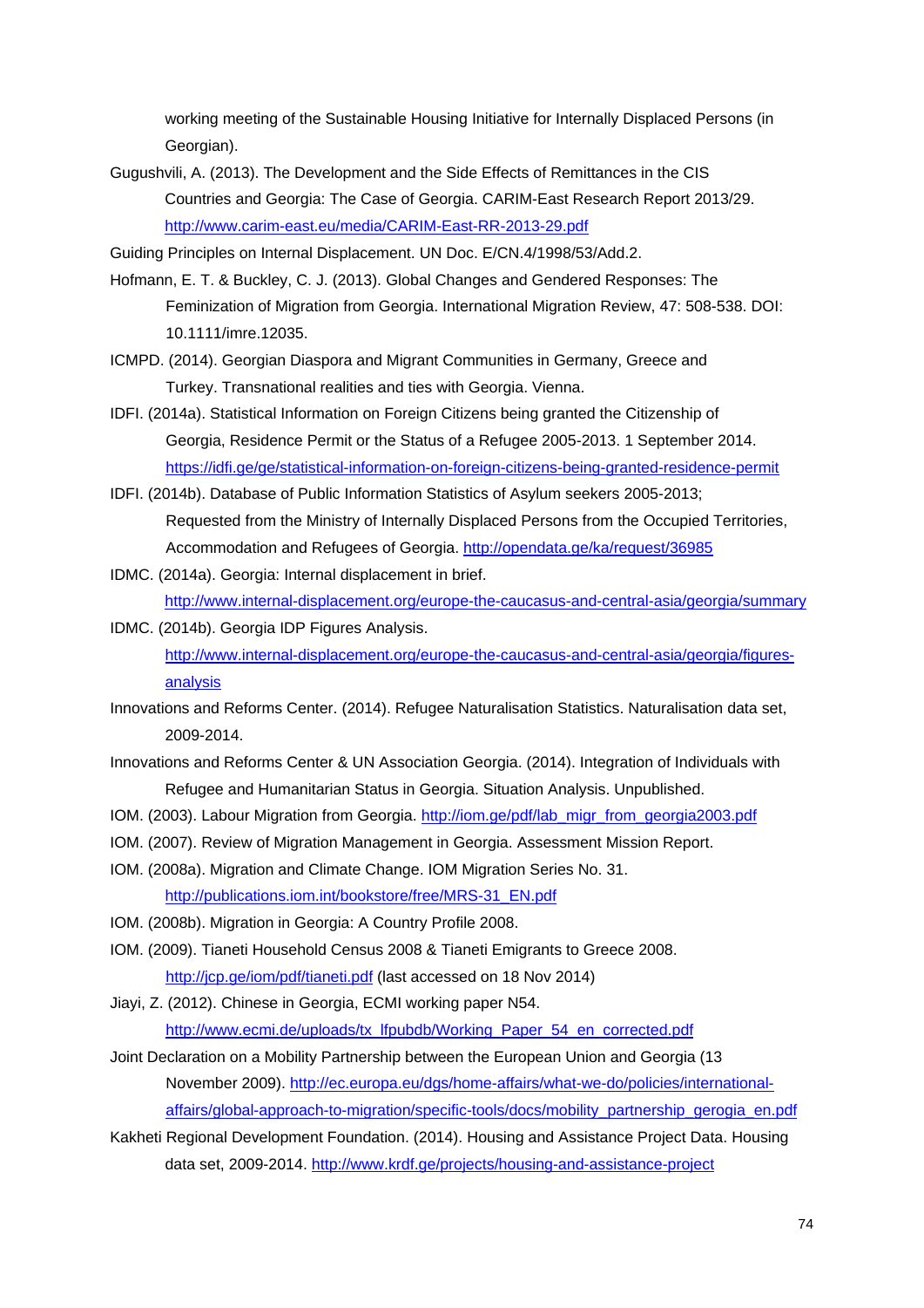working meeting of the Sustainable Housing Initiative for Internally Displaced Persons (in Georgian).

Gugushvili, A. (2013). The Development and the Side Effects of Remittances in the CIS Countries and Georgia: The Case of Georgia. CARIM-East Research Report 2013/29. http://www.carim-east.eu/media/CARIM-East-RR-2013-29.pdf

Guiding Principles on Internal Displacement. UN Doc. E/CN.4/1998/53/Add.2.

Hofmann, E. T. & Buckley, C. J. (2013). Global Changes and Gendered Responses: The Feminization of Migration from Georgia. International Migration Review, 47: 508-538. DOI: 10.1111/imre.12035.

ICMPD. (2014). Georgian Diaspora and Migrant Communities in Germany, Greece and Turkey. Transnational realities and ties with Georgia. Vienna.

IDFI. (2014a). Statistical Information on Foreign Citizens being granted the Citizenship of Georgia, Residence Permit or the Status of a Refugee 2005-2013. 1 September 2014. https://idfi.ge/ge/statistical-information-on-foreign-citizens-being-granted-residence-permit

IDFI. (2014b). Database of Public Information Statistics of Asylum seekers 2005-2013; Requested from the Ministry of Internally Displaced Persons from the Occupied Territories, Accommodation and Refugees of Georgia. http://opendata.ge/ka/request/36985

IDMC. (2014a). Georgia: Internal displacement in brief. http://www.internal-displacement.org/europe-the-caucasus-and-central-asia/georgia/summary

IDMC. (2014b). Georgia IDP Figures Analysis. http://www.internal-displacement.org/europe-the-caucasus-and-central-asia/georgia/figures-analysis

Innovations and Reforms Center. (2014). Refugee Naturalisation Statistics. Naturalisation data set, 2009-2014.

Innovations and Reforms Center & UN Association Georgia. (2014). Integration of Individuals with Refugee and Humanitarian Status in Georgia. Situation Analysis. Unpublished.

IOM. (2003). Labour Migration from Georgia. http://iom.ge/pdf/lab_migr_from_georgia2003.pdf

IOM. (2007). Review of Migration Management in Georgia. Assessment Mission Report.

IOM. (2008a). Migration and Climate Change. IOM Migration Series No. 31. http://publications.iom.int/bookstore/free/MRS-31_EN.pdf

IOM. (2008b). Migration in Georgia: A Country Profile 2008.

IOM. (2009). Tianeti Household Census 2008 & Tianeti Emigrants to Greece 2008. http://jcp.ge/iom/pdf/tianeti.pdf (last accessed on 18 Nov 2014)

Jiayi, Z. (2012). Chinese in Georgia, ECMI working paper N54. http://www.ecmi.de/uploads/tx_lfpubdb/Working_Paper_54_en_corrected.pdf

Joint Declaration on a Mobility Partnership between the European Union and Georgia (13 November 2009). http://ec.europa.eu/dgs/home-affairs/what-we-do/policies/international-affairs/global-approach-to-migration/specific-tools/docs/mobility_partnership_gerogia_en.pdf

Kakheti Regional Development Foundation. (2014). Housing and Assistance Project Data. Housing data set, 2009-2014. http://www.krdf.ge/projects/housing-and-assistance-project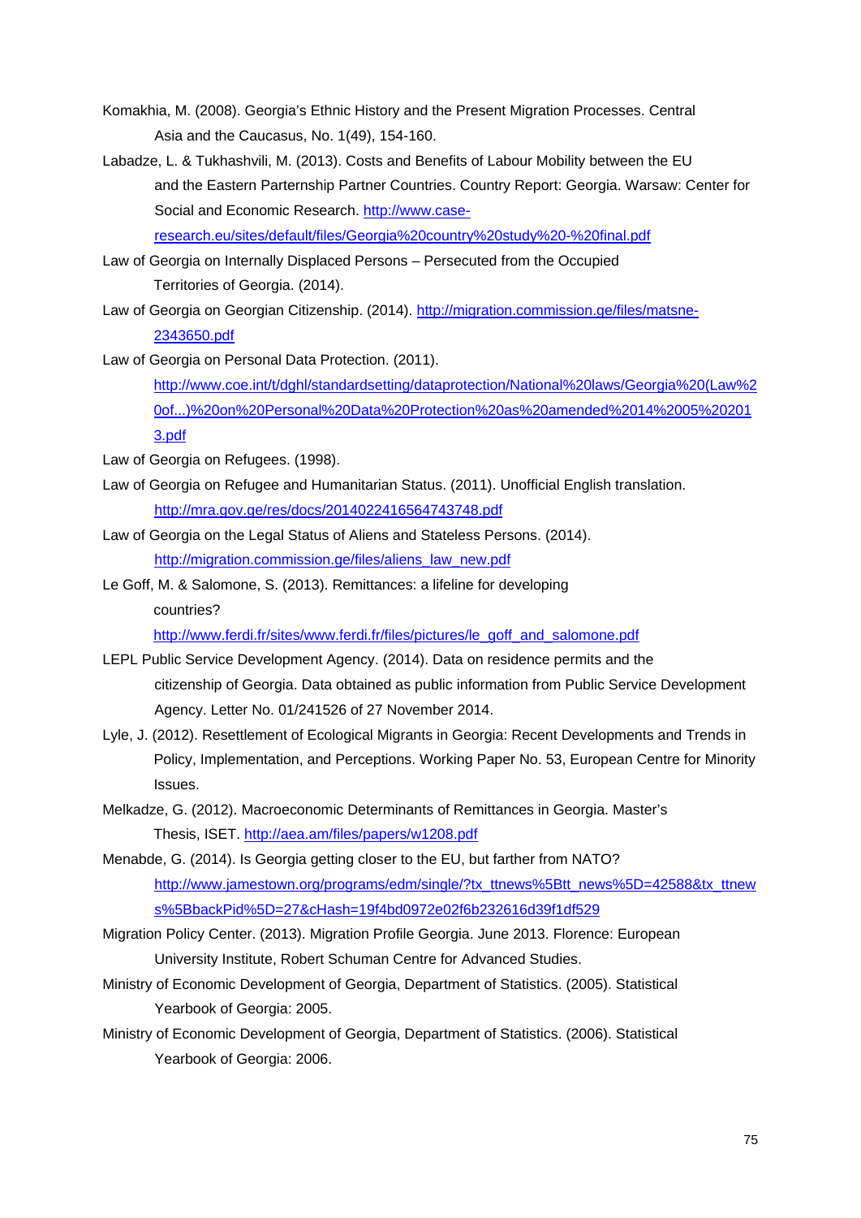Komakhia, M. (2008). Georgia's Ethnic History and the Present Migration Processes. Central Asia and the Caucasus, No. 1(49), 154-160.

Labadze, L. & Tukhashvili, M. (2013). Costs and Benefits of Labour Mobility between the EU and the Eastern Parternship Partner Countries. Country Report: Georgia. Warsaw: Center for Social and Economic Research. http://www.case-research.eu/sites/default/files/Georgia%20country%20study%20-%20final.pdf

Law of Georgia on Internally Displaced Persons – Persecuted from the Occupied Territories of Georgia. (2014).

Law of Georgia on Georgian Citizenship. (2014). http://migration.commission.ge/files/matsne-2343650.pdf

Law of Georgia on Personal Data Protection. (2011). http://www.coe.int/t/dghl/standardsetting/dataprotection/National%20laws/Georgia%20(Law%20of...)%20on%20Personal%20Data%20Protection%20as%20amended%2014%2005%202013.pdf

Law of Georgia on Refugees. (1998).

Law of Georgia on Refugee and Humanitarian Status. (2011). Unofficial English translation. http://mra.gov.ge/res/docs/2014022416564743748.pdf

Law of Georgia on the Legal Status of Aliens and Stateless Persons. (2014). http://migration.commission.ge/files/aliens_law_new.pdf

Le Goff, M. & Salomone, S. (2013). Remittances: a lifeline for developing countries? http://www.ferdi.fr/sites/www.ferdi.fr/files/pictures/le_goff_and_salomone.pdf

LEPL Public Service Development Agency. (2014). Data on residence permits and the citizenship of Georgia. Data obtained as public information from Public Service Development Agency. Letter No. 01/241526 of 27 November 2014.

Lyle, J. (2012). Resettlement of Ecological Migrants in Georgia: Recent Developments and Trends in Policy, Implementation, and Perceptions. Working Paper No. 53, European Centre for Minority Issues.

Melkadze, G. (2012). Macroeconomic Determinants of Remittances in Georgia. Master's Thesis, ISET. http://aea.am/files/papers/w1208.pdf

Menabde, G. (2014). Is Georgia getting closer to the EU, but farther from NATO? http://www.jamestown.org/programs/edm/single/?tx_ttnews%5Btt_news%5D=42588&tx_ttnews%5BbackPid%5D=27&cHash=19f4bd0972e02f6b232616d39f1df529

Migration Policy Center. (2013). Migration Profile Georgia. June 2013. Florence: European University Institute, Robert Schuman Centre for Advanced Studies.

Ministry of Economic Development of Georgia, Department of Statistics. (2005). Statistical Yearbook of Georgia: 2005.

Ministry of Economic Development of Georgia, Department of Statistics. (2006). Statistical Yearbook of Georgia: 2006.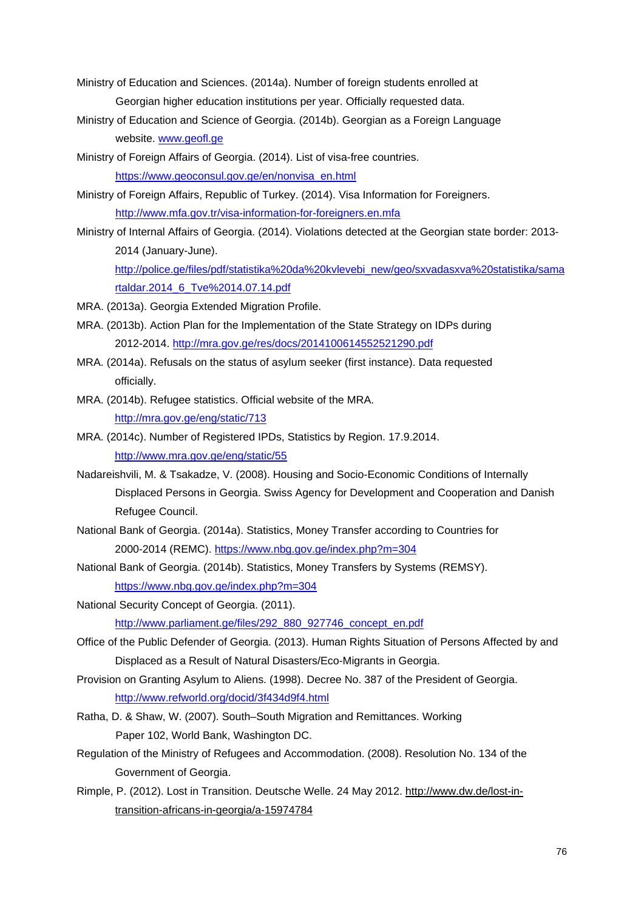Ministry of Education and Sciences. (2014a). Number of foreign students enrolled at Georgian higher education institutions per year. Officially requested data.

Ministry of Education and Science of Georgia. (2014b). Georgian as a Foreign Language website. www.geofl.ge

Ministry of Foreign Affairs of Georgia. (2014). List of visa-free countries. https://www.geoconsul.gov.ge/en/nonvisa_en.html

Ministry of Foreign Affairs, Republic of Turkey. (2014). Visa Information for Foreigners. http://www.mfa.gov.tr/visa-information-for-foreigners.en.mfa

Ministry of Internal Affairs of Georgia. (2014). Violations detected at the Georgian state border: 2013-2014 (January-June). http://police.ge/files/pdf/statistika%20da%20kvlevebi_new/geo/sxvadasxva%20statistika/samartaldar.2014_6_Tve%2014.07.14.pdf

MRA. (2013a). Georgia Extended Migration Profile.

MRA. (2013b). Action Plan for the Implementation of the State Strategy on IDPs during 2012-2014. http://mra.gov.ge/res/docs/2014100614552521290.pdf

MRA. (2014a). Refusals on the status of asylum seeker (first instance). Data requested officially.

MRA. (2014b). Refugee statistics. Official website of the MRA. http://mra.gov.ge/eng/static/713

MRA. (2014c). Number of Registered IPDs, Statistics by Region. 17.9.2014. http://www.mra.gov.ge/eng/static/55

Nadareishvili, M. & Tsakadze, V. (2008). Housing and Socio-Economic Conditions of Internally Displaced Persons in Georgia. Swiss Agency for Development and Cooperation and Danish Refugee Council.

National Bank of Georgia. (2014a). Statistics, Money Transfer according to Countries for 2000-2014 (REMC). https://www.nbg.gov.ge/index.php?m=304

National Bank of Georgia. (2014b). Statistics, Money Transfers by Systems (REMSY). https://www.nbg.gov.ge/index.php?m=304

National Security Concept of Georgia. (2011). http://www.parliament.ge/files/292_880_927746_concept_en.pdf

Office of the Public Defender of Georgia. (2013). Human Rights Situation of Persons Affected by and Displaced as a Result of Natural Disasters/Eco-Migrants in Georgia.

Provision on Granting Asylum to Aliens. (1998). Decree No. 387 of the President of Georgia. http://www.refworld.org/docid/3f434d9f4.html

Ratha, D. & Shaw, W. (2007). South–South Migration and Remittances. Working Paper 102, World Bank, Washington DC.

Regulation of the Ministry of Refugees and Accommodation. (2008). Resolution No. 134 of the Government of Georgia.

Rimple, P. (2012). Lost in Transition. Deutsche Welle. 24 May 2012. http://www.dw.de/lost-in-transition-africans-in-georgia/a-15974784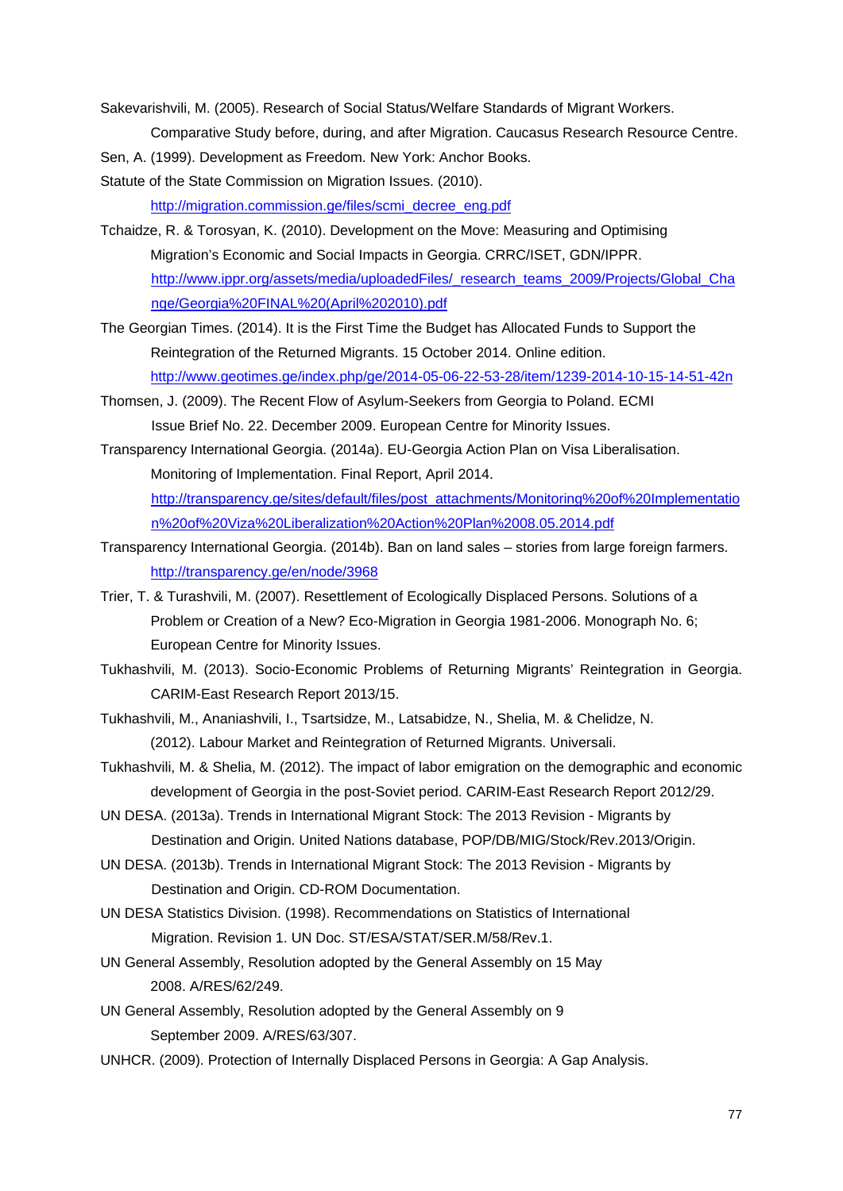Sakevarishvili, M. (2005). Research of Social Status/Welfare Standards of Migrant Workers. Comparative Study before, during, and after Migration. Caucasus Research Resource Centre.

Sen, A. (1999). Development as Freedom. New York: Anchor Books.

Statute of the State Commission on Migration Issues. (2010). http://migration.commission.ge/files/scmi_decree_eng.pdf

Tchaidze, R. & Torosyan, K. (2010). Development on the Move: Measuring and Optimising Migration's Economic and Social Impacts in Georgia. CRRC/ISET, GDN/IPPR. http://www.ippr.org/assets/media/uploadedFiles/_research_teams_2009/Projects/Global_Change/Georgia%20FINAL%20(April%202010).pdf

The Georgian Times. (2014). It is the First Time the Budget has Allocated Funds to Support the Reintegration of the Returned Migrants. 15 October 2014. Online edition. http://www.geotimes.ge/index.php/ge/2014-05-06-22-53-28/item/1239-2014-10-15-14-51-42n

Thomsen, J. (2009). The Recent Flow of Asylum-Seekers from Georgia to Poland. ECMI Issue Brief No. 22. December 2009. European Centre for Minority Issues.

Transparency International Georgia. (2014a). EU-Georgia Action Plan on Visa Liberalisation. Monitoring of Implementation. Final Report, April 2014. http://transparency.ge/sites/default/files/post_attachments/Monitoring%20of%20Implementation%20of%20Viza%20Liberalization%20Action%20Plan%2008.05.2014.pdf

Transparency International Georgia. (2014b). Ban on land sales – stories from large foreign farmers. http://transparency.ge/en/node/3968

Trier, T. & Turashvili, M. (2007). Resettlement of Ecologically Displaced Persons. Solutions of a Problem or Creation of a New? Eco-Migration in Georgia 1981-2006. Monograph No. 6; European Centre for Minority Issues.

Tukhashvili, M. (2013). Socio-Economic Problems of Returning Migrants' Reintegration in Georgia. CARIM-East Research Report 2013/15.

Tukhashvili, M., Ananiashvili, I., Tsartsidze, M., Latsabidze, N., Shelia, M. & Chelidze, N. (2012). Labour Market and Reintegration of Returned Migrants. Universali.

Tukhashvili, M. & Shelia, M. (2012). The impact of labor emigration on the demographic and economic development of Georgia in the post-Soviet period. CARIM-East Research Report 2012/29.

UN DESA. (2013a). Trends in International Migrant Stock: The 2013 Revision - Migrants by Destination and Origin. United Nations database, POP/DB/MIG/Stock/Rev.2013/Origin.

UN DESA. (2013b). Trends in International Migrant Stock: The 2013 Revision - Migrants by Destination and Origin. CD-ROM Documentation.

UN DESA Statistics Division. (1998). Recommendations on Statistics of International Migration. Revision 1. UN Doc. ST/ESA/STAT/SER.M/58/Rev.1.

UN General Assembly, Resolution adopted by the General Assembly on 15 May 2008. A/RES/62/249.

UN General Assembly, Resolution adopted by the General Assembly on 9 September 2009. A/RES/63/307.

UNHCR. (2009). Protection of Internally Displaced Persons in Georgia: A Gap Analysis.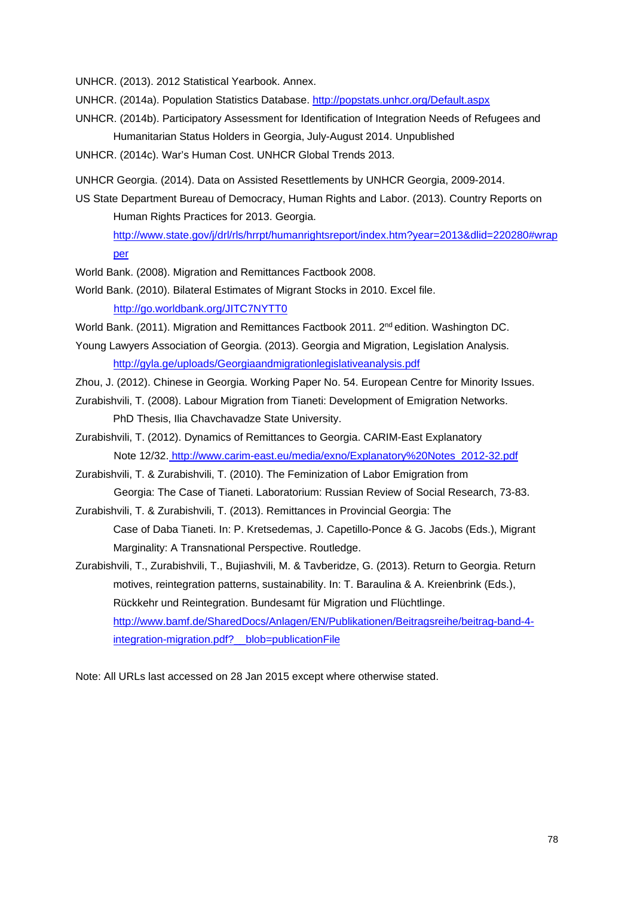UNHCR. (2013). 2012 Statistical Yearbook. Annex.

UNHCR. (2014a). Population Statistics Database. http://popstats.unhcr.org/Default.aspx

UNHCR. (2014b). Participatory Assessment for Identification of Integration Needs of Refugees and Humanitarian Status Holders in Georgia, July-August 2014. Unpublished

UNHCR. (2014c). War's Human Cost. UNHCR Global Trends 2013.

UNHCR Georgia. (2014). Data on Assisted Resettlements by UNHCR Georgia, 2009-2014.

US State Department Bureau of Democracy, Human Rights and Labor. (2013). Country Reports on Human Rights Practices for 2013. Georgia. http://www.state.gov/j/drl/rls/hrrpt/humanrightsreport/index.htm?year=2013&dlid=220280#wrapper

World Bank. (2008). Migration and Remittances Factbook 2008.

World Bank. (2010). Bilateral Estimates of Migrant Stocks in 2010. Excel file. http://go.worldbank.org/JITC7NYTT0

World Bank. (2011). Migration and Remittances Factbook 2011. 2nd edition. Washington DC.

Young Lawyers Association of Georgia. (2013). Georgia and Migration, Legislation Analysis. http://gyla.ge/uploads/Georgiaandmigrationlegislativeanalysis.pdf

Zhou, J. (2012). Chinese in Georgia. Working Paper No. 54. European Centre for Minority Issues.

Zurabishvili, T. (2008). Labour Migration from Tianeti: Development of Emigration Networks. PhD Thesis, Ilia Chavchavadze State University.

Zurabishvili, T. (2012). Dynamics of Remittances to Georgia. CARIM-East Explanatory Note 12/32. http://www.carim-east.eu/media/exno/Explanatory%20Notes_2012-32.pdf

Zurabishvili, T. & Zurabishvili, T. (2010). The Feminization of Labor Emigration from Georgia: The Case of Tianeti. Laboratorium: Russian Review of Social Research, 73-83.

Zurabishvili, T. & Zurabishvili, T. (2013). Remittances in Provincial Georgia: The Case of Daba Tianeti. In: P. Kretsedemas, J. Capetillo-Ponce & G. Jacobs (Eds.), Migrant Marginality: A Transnational Perspective. Routledge.

Zurabishvili, T., Zurabishvili, T., Bujiashvili, M. & Tavberidze, G. (2013). Return to Georgia. Return motives, reintegration patterns, sustainability. In: T. Baraulina & A. Kreienbrink (Eds.), Rückkehr und Reintegration. Bundesamt für Migration und Flüchtlinge. http://www.bamf.de/SharedDocs/Anlagen/EN/Publikationen/Beitragsreihe/beitrag-band-4-integration-migration.pdf?__blob=publicationFile

Note: All URLs last accessed on 28 Jan 2015 except where otherwise stated.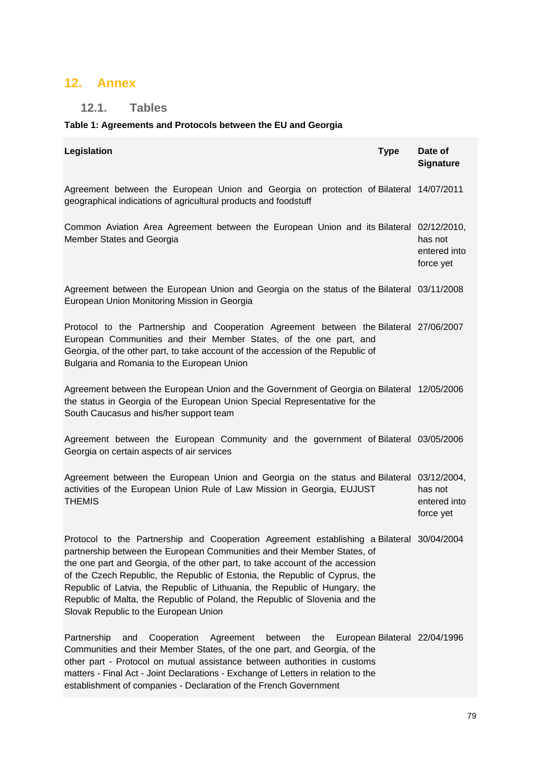# 12. Annex

## 12.1. Tables

**Table 1: Agreements and Protocols between the EU and Georgia**

| Legislation | Type | Date of Signature |
|---|---|---|
| Agreement between the European Union and Georgia on protection of geographical indications of agricultural products and foodstuff | Bilateral | 14/07/2011 |
| Common Aviation Area Agreement between the European Union and its Member States and Georgia | Bilateral | 02/12/2010, has not entered into force yet |
| Agreement between the European Union and Georgia on the status of the European Union Monitoring Mission in Georgia | Bilateral | 03/11/2008 |
| Protocol to the Partnership and Cooperation Agreement between the European Communities and their Member States, of the one part, and Georgia, of the other part, to take account of the accession of the Republic of Bulgaria and Romania to the European Union | Bilateral | 27/06/2007 |
| Agreement between the European Union and the Government of Georgia on the status in Georgia of the European Union Special Representative for the South Caucasus and his/her support team | Bilateral | 12/05/2006 |
| Agreement between the European Community and the government of Georgia on certain aspects of air services | Bilateral | 03/05/2006 |
| Agreement between the European Union and Georgia on the status and activities of the European Union Rule of Law Mission in Georgia, EUJUST THEMIS | Bilateral | 03/12/2004, has not entered into force yet |
| Protocol to the Partnership and Cooperation Agreement establishing a partnership between the European Communities and their Member States, of the one part and Georgia, of the other part, to take account of the accession of the Czech Republic, the Republic of Estonia, the Republic of Cyprus, the Republic of Latvia, the Republic of Lithuania, the Republic of Hungary, the Republic of Malta, the Republic of Poland, the Republic of Slovenia and the Slovak Republic to the European Union | Bilateral | 30/04/2004 |
| Partnership and Cooperation Agreement between the European Communities and their Member States, of the one part, and Georgia, of the other part - Protocol on mutual assistance between authorities in customs matters - Final Act - Joint Declarations - Exchange of Letters in relation to the establishment of companies - Declaration of the French Government | Bilateral | 22/04/1996 |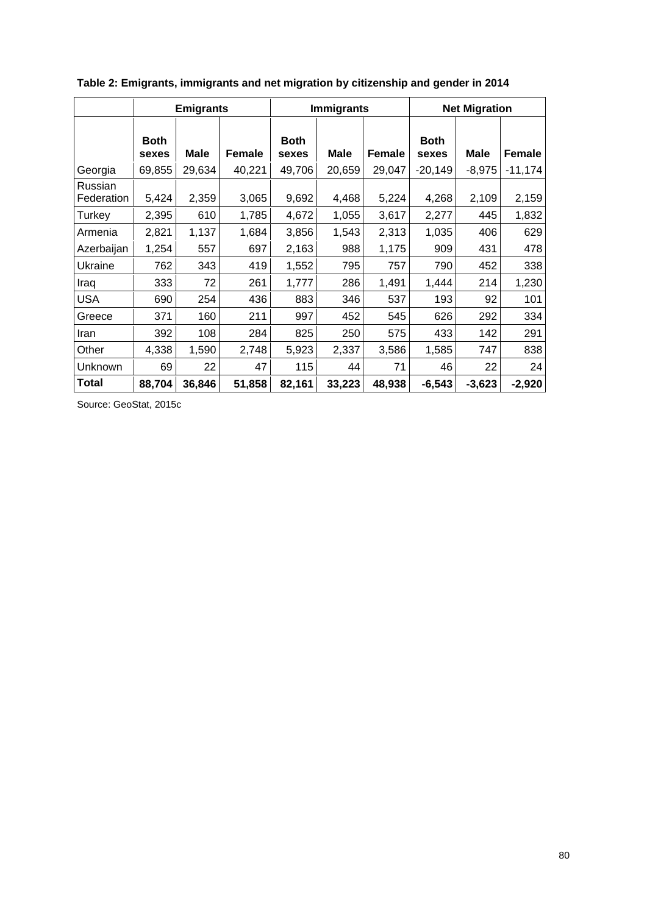**Table 2: Emigrants, immigrants and net migration by citizenship and gender in 2014**

| | Emigrants | | | Immigrants | | | Net Migration | | |
|---|---|---|---|---|---|---|---|---|---|
| | **Both sexes** | **Male** | **Female** | **Both sexes** | **Male** | **Female** | **Both sexes** | **Male** | **Female** |
| Georgia | 69,855 | 29,634 | 40,221 | 49,706 | 20,659 | 29,047 | -20,149 | -8,975 | -11,174 |
| Russian Federation | 5,424 | 2,359 | 3,065 | 9,692 | 4,468 | 5,224 | 4,268 | 2,109 | 2,159 |
| Turkey | 2,395 | 610 | 1,785 | 4,672 | 1,055 | 3,617 | 2,277 | 445 | 1,832 |
| Armenia | 2,821 | 1,137 | 1,684 | 3,856 | 1,543 | 2,313 | 1,035 | 406 | 629 |
| Azerbaijan | 1,254 | 557 | 697 | 2,163 | 988 | 1,175 | 909 | 431 | 478 |
| Ukraine | 762 | 343 | 419 | 1,552 | 795 | 757 | 790 | 452 | 338 |
| Iraq | 333 | 72 | 261 | 1,777 | 286 | 1,491 | 1,444 | 214 | 1,230 |
| USA | 690 | 254 | 436 | 883 | 346 | 537 | 193 | 92 | 101 |
| Greece | 371 | 160 | 211 | 997 | 452 | 545 | 626 | 292 | 334 |
| Iran | 392 | 108 | 284 | 825 | 250 | 575 | 433 | 142 | 291 |
| Other | 4,338 | 1,590 | 2,748 | 5,923 | 2,337 | 3,586 | 1,585 | 747 | 838 |
| Unknown | 69 | 22 | 47 | 115 | 44 | 71 | 46 | 22 | 24 |
| **Total** | **88,704** | **36,846** | **51,858** | **82,161** | **33,223** | **48,938** | **-6,543** | **-3,623** | **-2,920** |

Source: GeoStat, 2015c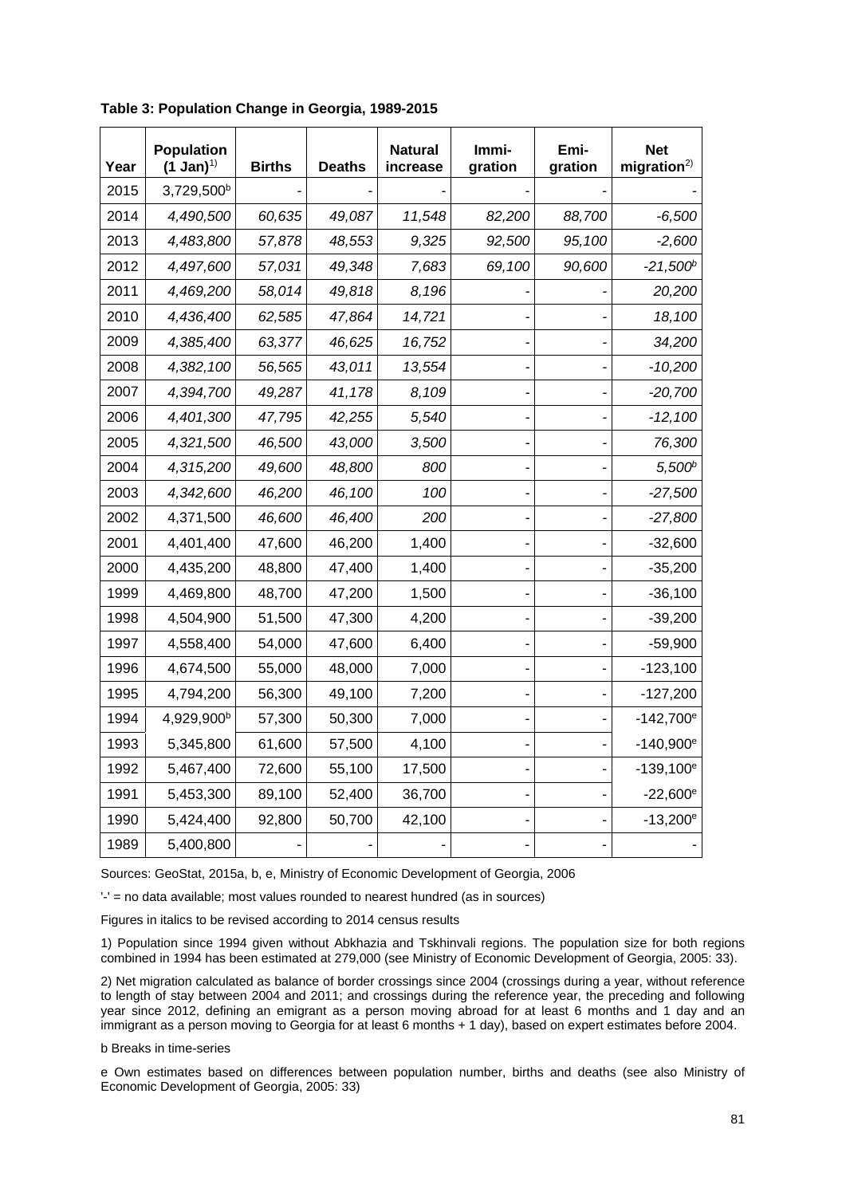**Table 3: Population Change in Georgia, 1989-2015**

| Year | Population (1 Jan)[1)] | Births | Deaths | Natural increase | Immi-gration | Emi-gration | Net migration[2)] |
|---|---|---|---|---|---|---|---|
| 2015 | 3,729,500[b] | - | - | - | - | - | - |
| 2014 | *4,490,500* | *60,635* | *49,087* | *11,548* | *82,200* | *88,700* | *-6,500* |
| 2013 | *4,483,800* | *57,878* | *48,553* | *9,325* | *92,500* | *95,100* | *-2,600* |
| 2012 | *4,497,600* | *57,031* | *49,348* | *7,683* | *69,100* | *90,600* | *-21,500*[b] |
| 2011 | *4,469,200* | *58,014* | *49,818* | *8,196* | - | - | *20,200* |
| 2010 | *4,436,400* | *62,585* | *47,864* | *14,721* | - | - | *18,100* |
| 2009 | *4,385,400* | *63,377* | *46,625* | *16,752* | - | - | *34,200* |
| 2008 | *4,382,100* | *56,565* | *43,011* | *13,554* | - | - | *-10,200* |
| 2007 | *4,394,700* | *49,287* | *41,178* | *8,109* | - | - | *-20,700* |
| 2006 | *4,401,300* | *47,795* | *42,255* | *5,540* | - | - | *-12,100* |
| 2005 | *4,321,500* | *46,500* | *43,000* | *3,500* | - | - | *76,300* |
| 2004 | *4,315,200* | *49,600* | *48,800* | *800* | - | - | *5,500*[b] |
| 2003 | *4,342,600* | *46,200* | *46,100* | *100* | - | - | *-27,500* |
| 2002 | 4,371,500 | *46,600* | *46,400* | *200* | - | - | *-27,800* |
| 2001 | 4,401,400 | 47,600 | 46,200 | 1,400 | - | - | -32,600 |
| 2000 | 4,435,200 | 48,800 | 47,400 | 1,400 | - | - | -35,200 |
| 1999 | 4,469,800 | 48,700 | 47,200 | 1,500 | - | - | -36,100 |
| 1998 | 4,504,900 | 51,500 | 47,300 | 4,200 | - | - | -39,200 |
| 1997 | 4,558,400 | 54,000 | 47,600 | 6,400 | - | - | -59,900 |
| 1996 | 4,674,500 | 55,000 | 48,000 | 7,000 | - | - | -123,100 |
| 1995 | 4,794,200 | 56,300 | 49,100 | 7,200 | - | - | -127,200 |
| 1994 | 4,929,900[b] | 57,300 | 50,300 | 7,000 | - | - | -142,700[e] |
| 1993 | 5,345,800 | 61,600 | 57,500 | 4,100 | - | - | -140,900[e] |
| 1992 | 5,467,400 | 72,600 | 55,100 | 17,500 | - | - | -139,100[e] |
| 1991 | 5,453,300 | 89,100 | 52,400 | 36,700 | - | - | -22,600[e] |
| 1990 | 5,424,400 | 92,800 | 50,700 | 42,100 | - | - | -13,200[e] |
| 1989 | 5,400,800 | - | - | - | - | - | - |

Sources: GeoStat, 2015a, b, e, Ministry of Economic Development of Georgia, 2006

'-' = no data available; most values rounded to nearest hundred (as in sources)

Figures in italics to be revised according to 2014 census results

1) Population since 1994 given without Abkhazia and Tskhinvali regions. The population size for both regions combined in 1994 has been estimated at 279,000 (see Ministry of Economic Development of Georgia, 2005: 33).

2) Net migration calculated as balance of border crossings since 2004 (crossings during a year, without reference to length of stay between 2004 and 2011; and crossings during the reference year, the preceding and following year since 2012, defining an emigrant as a person moving abroad for at least 6 months and 1 day and an immigrant as a person moving to Georgia for at least 6 months + 1 day), based on expert estimates before 2004.

b Breaks in time-series

e Own estimates based on differences between population number, births and deaths (see also Ministry of Economic Development of Georgia, 2005: 33)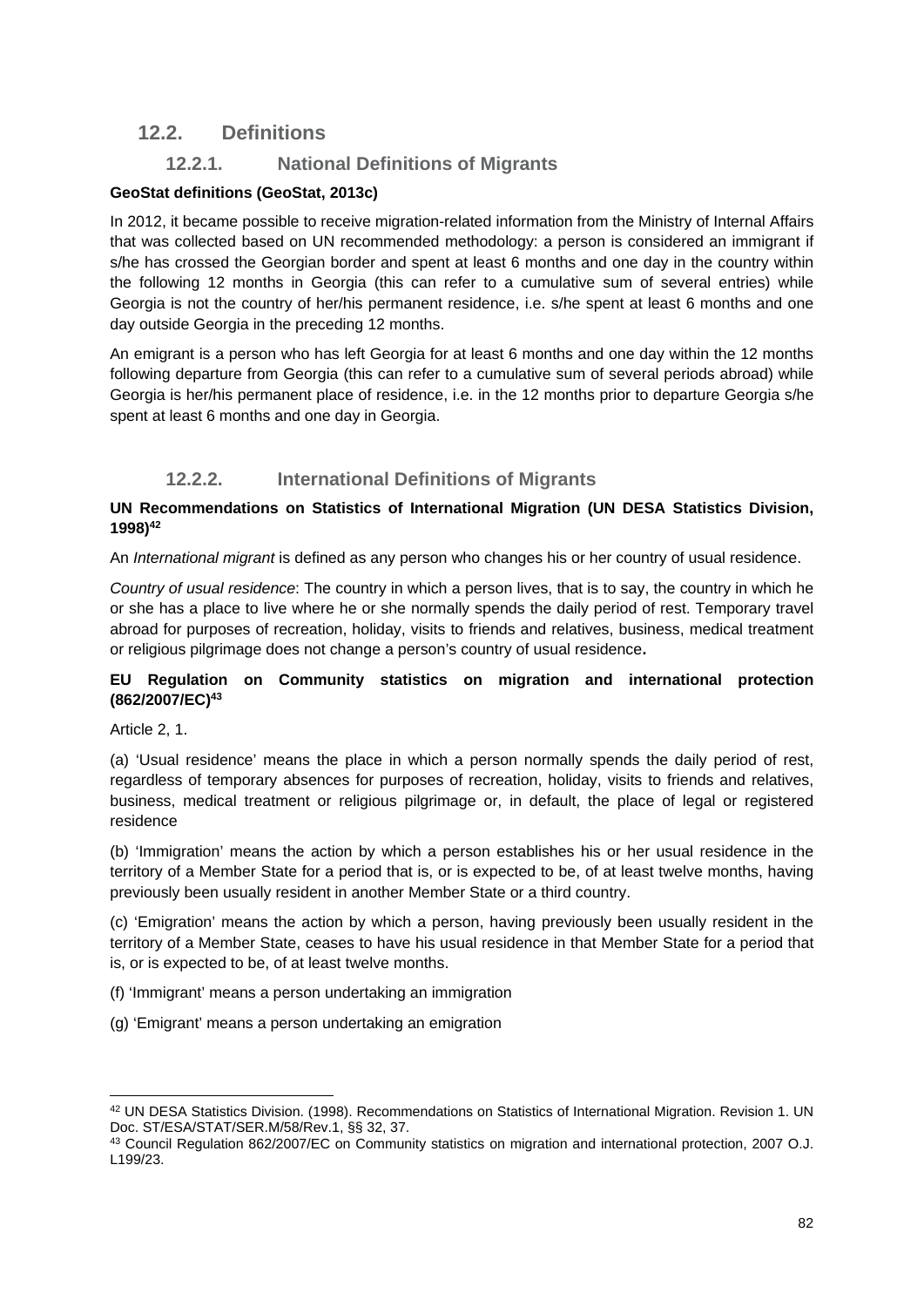## 12.2. Definitions

### 12.2.1. National Definitions of Migrants

**GeoStat definitions (GeoStat, 2013c)**

In 2012, it became possible to receive migration-related information from the Ministry of Internal Affairs that was collected based on UN recommended methodology: a person is considered an immigrant if s/he has crossed the Georgian border and spent at least 6 months and one day in the country within the following 12 months in Georgia (this can refer to a cumulative sum of several entries) while Georgia is not the country of her/his permanent residence, i.e. s/he spent at least 6 months and one day outside Georgia in the preceding 12 months.

An emigrant is a person who has left Georgia for at least 6 months and one day within the 12 months following departure from Georgia (this can refer to a cumulative sum of several periods abroad) while Georgia is her/his permanent place of residence, i.e. in the 12 months prior to departure Georgia s/he spent at least 6 months and one day in Georgia.

### 12.2.2. International Definitions of Migrants

**UN Recommendations on Statistics of International Migration (UN DESA Statistics Division, 1998)[42]**

An *International migrant* is defined as any person who changes his or her country of usual residence.

*Country of usual residence*: The country in which a person lives, that is to say, the country in which he or she has a place to live where he or she normally spends the daily period of rest. Temporary travel abroad for purposes of recreation, holiday, visits to friends and relatives, business, medical treatment or religious pilgrimage does not change a person's country of usual residence**.**

**EU Regulation on Community statistics on migration and international protection (862/2007/EC)[43]**

Article 2, 1.

(a) 'Usual residence' means the place in which a person normally spends the daily period of rest, regardless of temporary absences for purposes of recreation, holiday, visits to friends and relatives, business, medical treatment or religious pilgrimage or, in default, the place of legal or registered residence

(b) 'Immigration' means the action by which a person establishes his or her usual residence in the territory of a Member State for a period that is, or is expected to be, of at least twelve months, having previously been usually resident in another Member State or a third country.

(c) 'Emigration' means the action by which a person, having previously been usually resident in the territory of a Member State, ceases to have his usual residence in that Member State for a period that is, or is expected to be, of at least twelve months.

(f) 'Immigrant' means a person undertaking an immigration

(g) 'Emigrant' means a person undertaking an emigration

---

[42] UN DESA Statistics Division. (1998). Recommendations on Statistics of International Migration. Revision 1. UN Doc. ST/ESA/STAT/SER.M/58/Rev.1, §§ 32, 37.

[43] Council Regulation 862/2007/EC on Community statistics on migration and international protection, 2007 O.J. L199/23.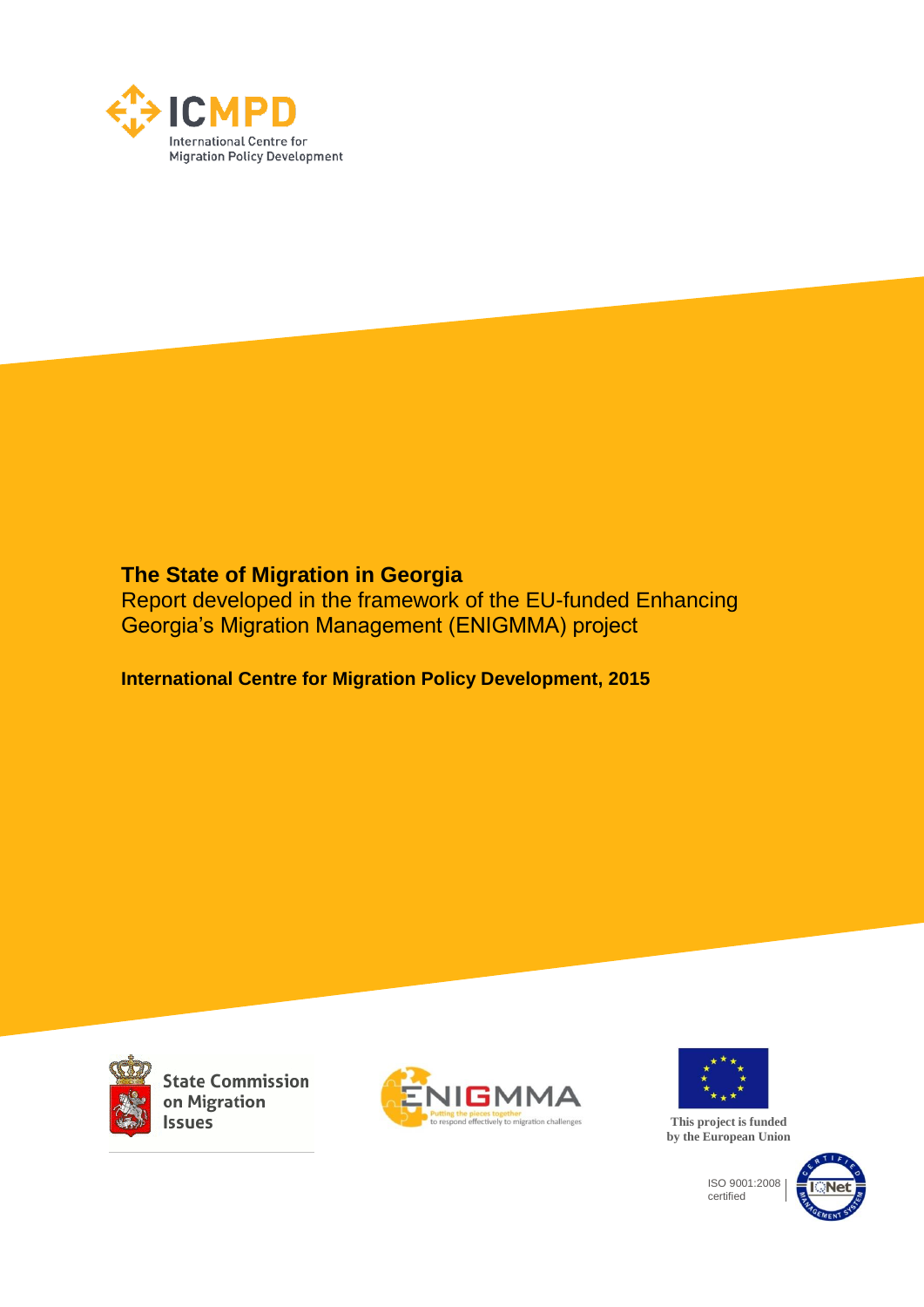ICMPD

International Centre for Migration Policy Development

**The State of Migration in Georgia**

Report developed in the framework of the EU-funded Enhancing Georgia's Migration Management (ENIGMMA) project

**International Centre for Migration Policy Development, 2015**

State Commission on Migration Issues

ENIGMMA

Putting the pieces together to respond effectively to migration challenges

This project is funded by the European Union

ISO 9001:2008 certified